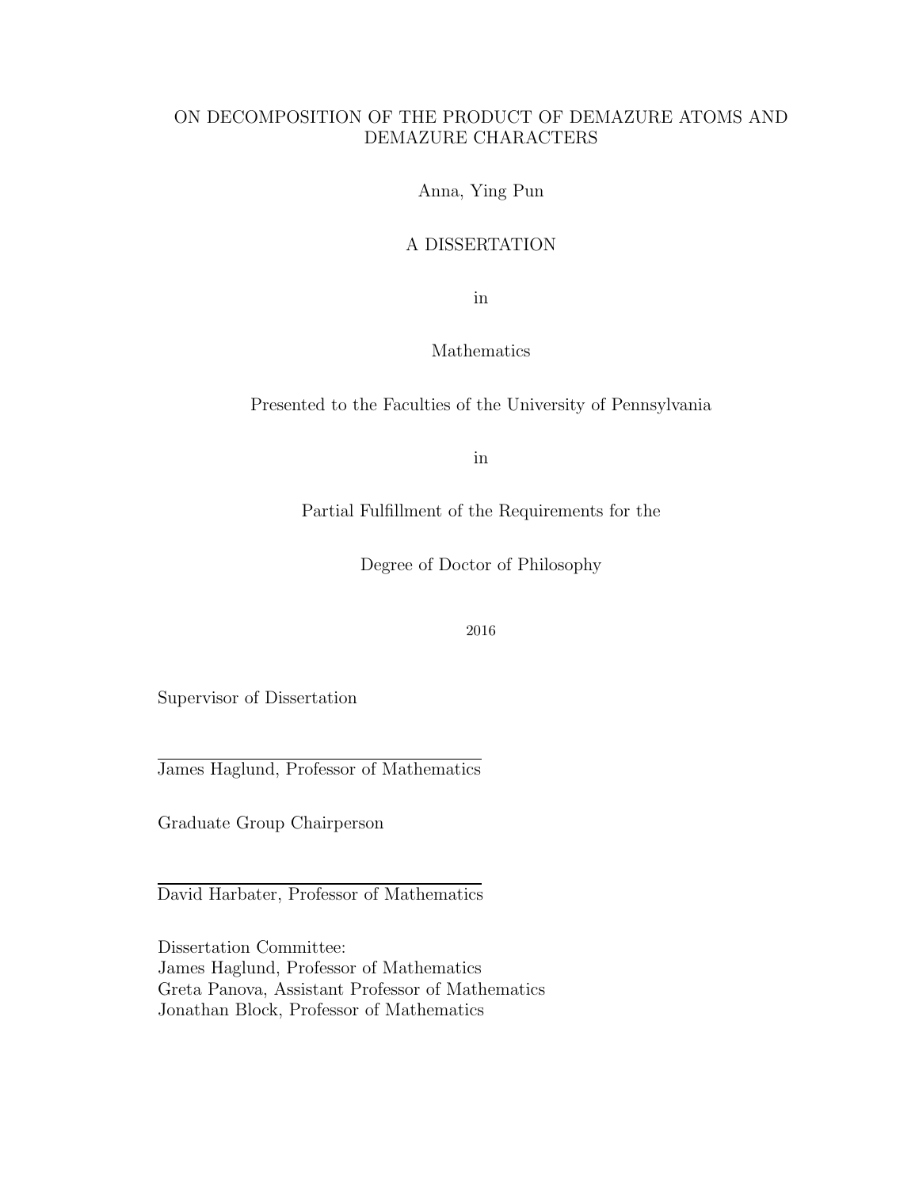# ON DECOMPOSITION OF THE PRODUCT OF DEMAZURE ATOMS AND DEMAZURE CHARACTERS

Anna, Ying Pun

A DISSERTATION

in

Mathematics

Presented to the Faculties of the University of Pennsylvania

in

Partial Fulfillment of the Requirements for the

Degree of Doctor of Philosophy

2016

Supervisor of Dissertation

James Haglund, Professor of Mathematics

Graduate Group Chairperson

David Harbater, Professor of Mathematics

Dissertation Committee:
James Haglund, Professor of Mathematics
Greta Panova, Assistant Professor of Mathematics
Jonathan Block, Professor of Mathematics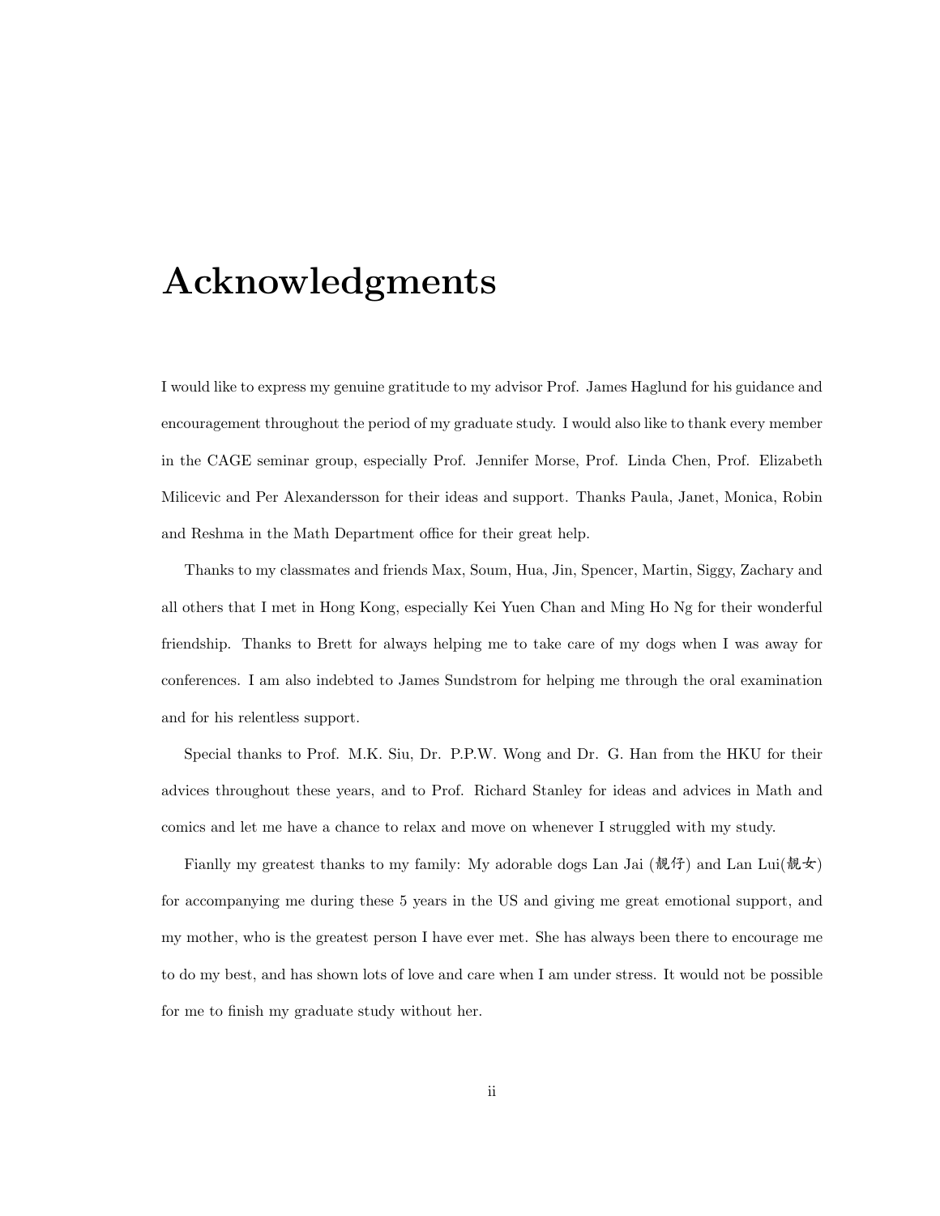# Acknowledgments

I would like to express my genuine gratitude to my advisor Prof. James Haglund for his guidance and encouragement throughout the period of my graduate study. I would also like to thank every member in the CAGE seminar group, especially Prof. Jennifer Morse, Prof. Linda Chen, Prof. Elizabeth Milicevic and Per Alexandersson for their ideas and support. Thanks Paula, Janet, Monica, Robin and Reshma in the Math Department office for their great help.

Thanks to my classmates and friends Max, Soum, Hua, Jin, Spencer, Martin, Siggy, Zachary and all others that I met in Hong Kong, especially Kei Yuen Chan and Ming Ho Ng for their wonderful friendship. Thanks to Brett for always helping me to take care of my dogs when I was away for conferences. I am also indebted to James Sundstrom for helping me through the oral examination and for his relentless support.

Special thanks to Prof. M.K. Siu, Dr. P.P.W. Wong and Dr. G. Han from the HKU for their advices throughout these years, and to Prof. Richard Stanley for ideas and advices in Math and comics and let me have a chance to relax and move on whenever I struggled with my study.

Fianlly my greatest thanks to my family: My adorable dogs Lan Jai (靚仔) and Lan Lui(靚女) for accompanying me during these 5 years in the US and giving me great emotional support, and my mother, who is the greatest person I have ever met. She has always been there to encourage me to do my best, and has shown lots of love and care when I am under stress. It would not be possible for me to finish my graduate study without her.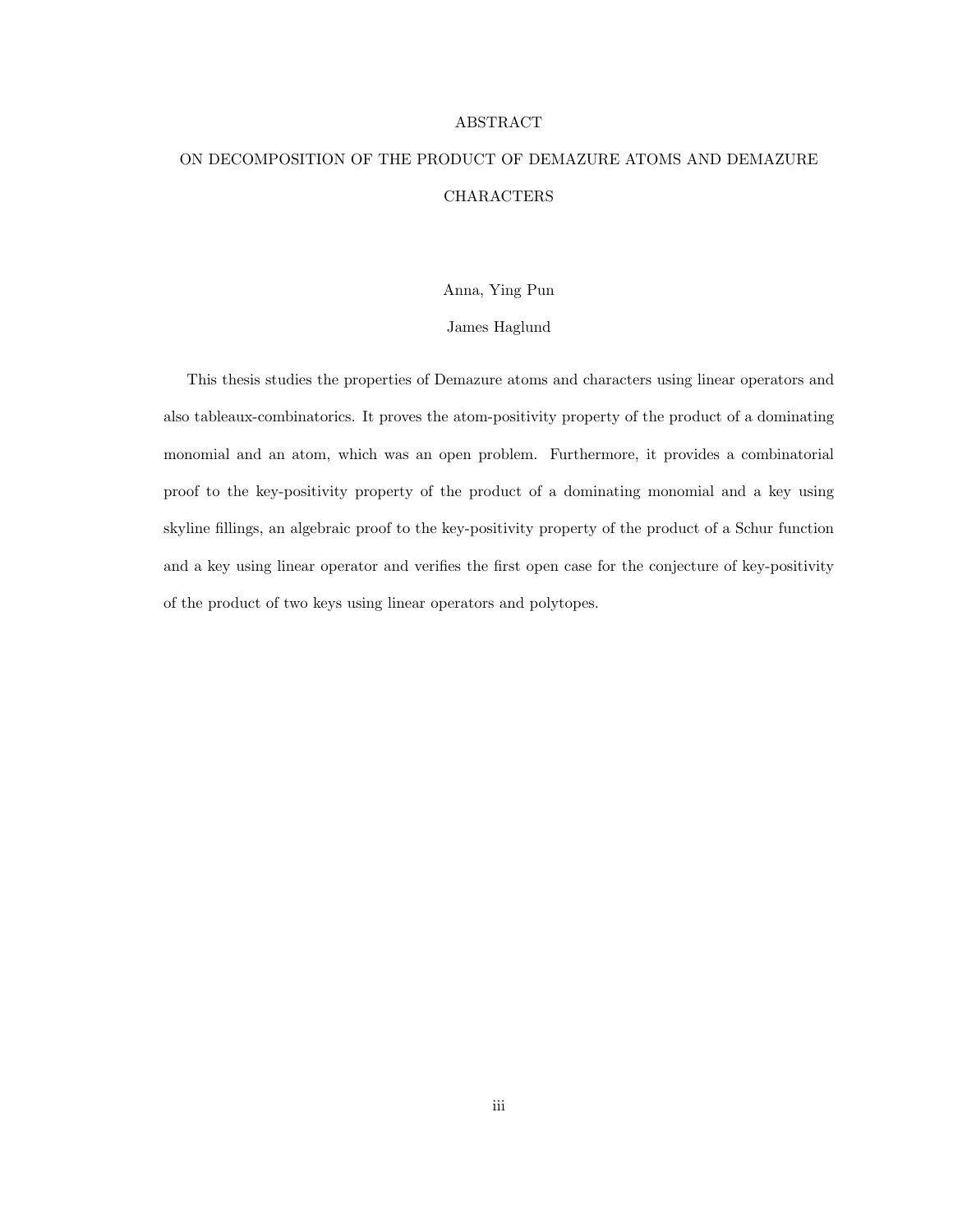# ABSTRACT

## ON DECOMPOSITION OF THE PRODUCT OF DEMAZURE ATOMS AND DEMAZURE CHARACTERS

Anna, Ying Pun

James Haglund

This thesis studies the properties of Demazure atoms and characters using linear operators and also tableaux-combinatorics. It proves the atom-positivity property of the product of a dominating monomial and an atom, which was an open problem. Furthermore, it provides a combinatorial proof to the key-positivity property of the product of a dominating monomial and a key using skyline fillings, an algebraic proof to the key-positivity property of the product of a Schur function and a key using linear operator and verifies the first open case for the conjecture of key-positivity of the product of two keys using linear operators and polytopes.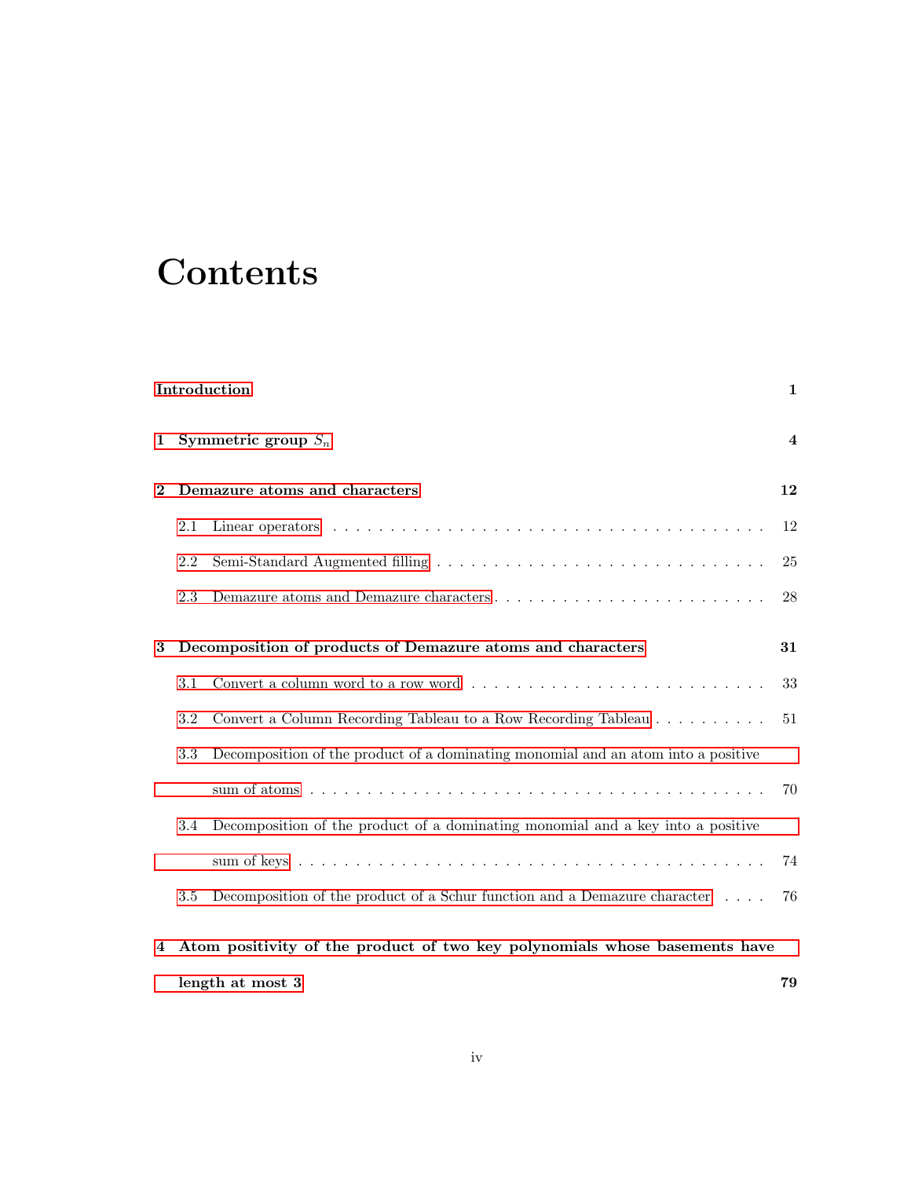# Contents

**Introduction** **1**

**1 Symmetric group $S_n$** **4**

**2 Demazure atoms and characters** **12**

- 2.1 Linear operators . . . . . . . . . . . . . . . . . . . . . . . . . . . . . . . . . . . 12
- 2.2 Semi-Standard Augmented filling . . . . . . . . . . . . . . . . . . . . . . . . . . 25
- 2.3 Demazure atoms and Demazure characters . . . . . . . . . . . . . . . . . . . . . 28

**3 Decomposition of products of Demazure atoms and characters** **31**

- 3.1 Convert a column word to a row word . . . . . . . . . . . . . . . . . . . . . . . . 33
- 3.2 Convert a Column Recording Tableau to a Row Recording Tableau . . . . . . . . . 51
- 3.3 Decomposition of the product of a dominating monomial and an atom into a positive sum of atoms . . . . . . . . . . . . . . . . . . . . . . . . . . . . . . . . . . 70
- 3.4 Decomposition of the product of a dominating monomial and a key into a positive sum of keys . . . . . . . . . . . . . . . . . . . . . . . . . . . . . . . . . . . 74
- 3.5 Decomposition of the product of a Schur function and a Demazure character . . . . 76

**4 Atom positivity of the product of two key polynomials whose basements have length at most 3** **79**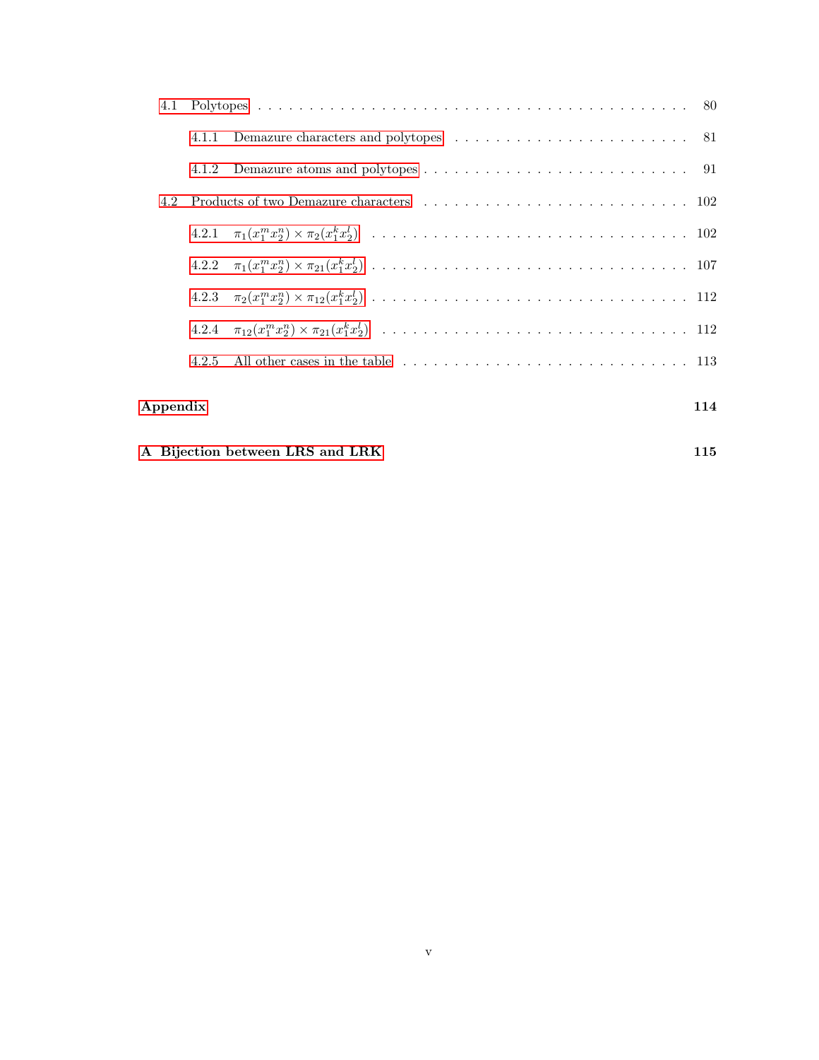- 4.1 Polytopes . . . . . . . . . . 80
  - 4.1.1 Demazure characters and polytopes . . . . . . . . . . 81
  - 4.1.2 Demazure atoms and polytopes . . . . . . . . . . 91
- 4.2 Products of two Demazure characters . . . . . . . . . . 102
  - 4.2.1 $\pi_1(x_1^m x_2^n) \times \pi_2(x_1^k x_2^l)$ . . . . . . . . . . 102
  - 4.2.2 $\pi_1(x_1^m x_2^n) \times \pi_{21}(x_1^k x_2^l)$ . . . . . . . . . . 107
  - 4.2.3 $\pi_2(x_1^m x_2^n) \times \pi_{12}(x_1^k x_2^l)$ . . . . . . . . . . 112
  - 4.2.4 $\pi_{12}(x_1^m x_2^n) \times \pi_{21}(x_1^k x_2^l)$ . . . . . . . . . . 112
  - 4.2.5 All other cases in the table . . . . . . . . . . 113

**Appendix** **114**

**A Bijection between LRS and LRK** **115**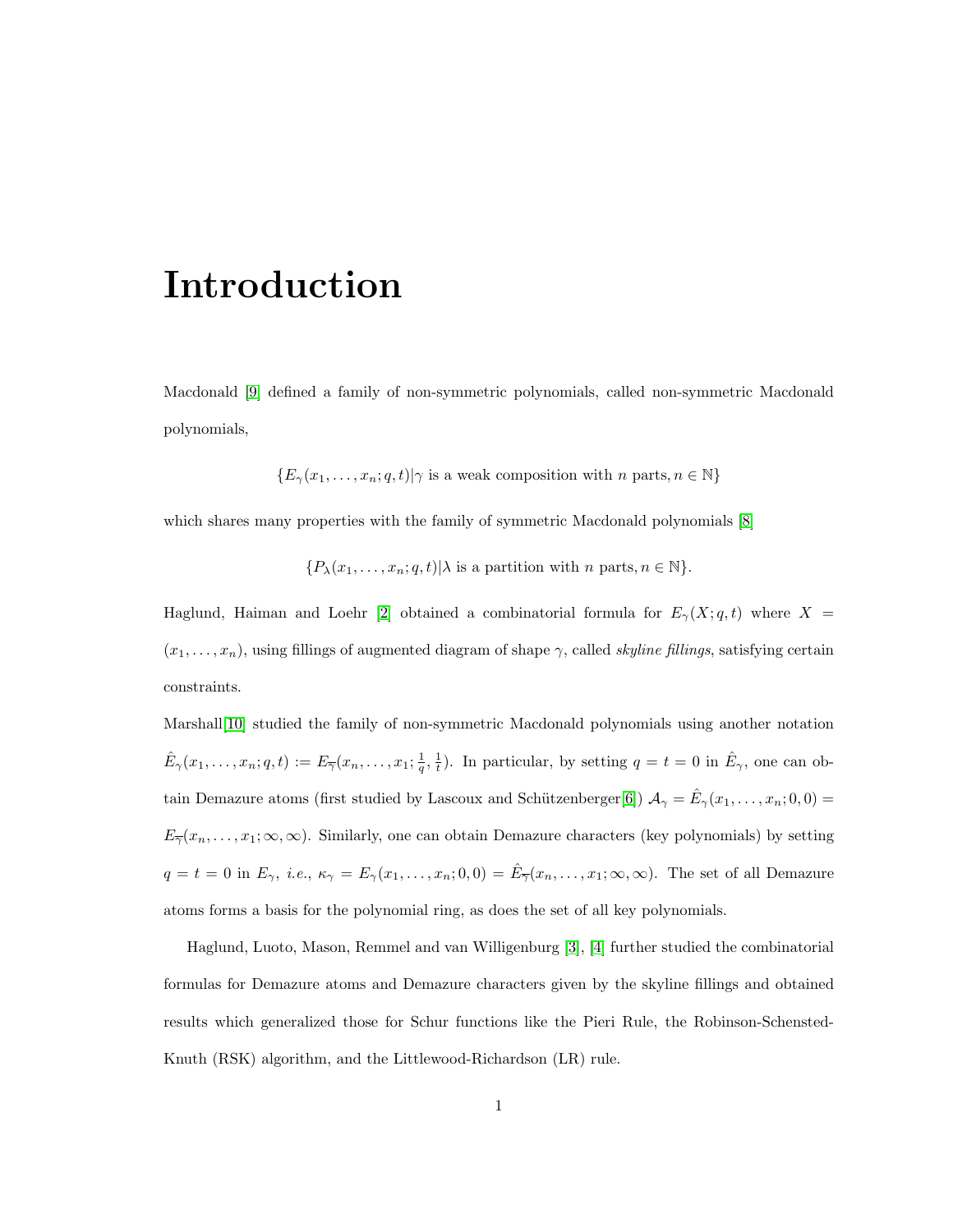# Introduction

Macdonald [9] defined a family of non-symmetric polynomials, called non-symmetric Macdonald polynomials,

$$\{E_\gamma(x_1,\ldots,x_n;q,t)|\gamma \text{ is a weak composition with } n \text{ parts}, n\in\mathbb{N}\}$$

which shares many properties with the family of symmetric Macdonald polynomials [8]

$$\{P_\lambda(x_1,\ldots,x_n;q,t)|\lambda \text{ is a partition with } n \text{ parts}, n\in\mathbb{N}\}.$$

Haglund, Haiman and Loehr [2] obtained a combinatorial formula for $E_\gamma(X;q,t)$ where $X = (x_1,\ldots,x_n)$, using fillings of augmented diagram of shape $\gamma$, called *skyline fillings*, satisfying certain constraints.

Marshall[10] studied the family of non-symmetric Macdonald polynomials using another notation $\hat{E}_\gamma(x_1,\ldots,x_n;q,t) := E_{\overline{\gamma}}(x_n,\ldots,x_1;\frac{1}{q},\frac{1}{t})$. In particular, by setting $q=t=0$ in $\hat{E}_\gamma$, one can obtain Demazure atoms (first studied by Lascoux and Schützenberger[6]) $\mathcal{A}_\gamma = \hat{E}_\gamma(x_1,\ldots,x_n;0,0) = E_{\overline{\gamma}}(x_n,\ldots,x_1;\infty,\infty)$. Similarly, one can obtain Demazure characters (key polynomials) by setting $q=t=0$ in $E_\gamma$, *i.e.*, $\kappa_\gamma = E_\gamma(x_1,\ldots,x_n;0,0) = \hat{E}_{\overline{\gamma}}(x_n,\ldots,x_1;\infty,\infty)$. The set of all Demazure atoms forms a basis for the polynomial ring, as does the set of all key polynomials.

Haglund, Luoto, Mason, Remmel and van Willigenburg [3], [4] further studied the combinatorial formulas for Demazure atoms and Demazure characters given by the skyline fillings and obtained results which generalized those for Schur functions like the Pieri Rule, the Robinson-Schensted-Knuth (RSK) algorithm, and the Littlewood-Richardson (LR) rule.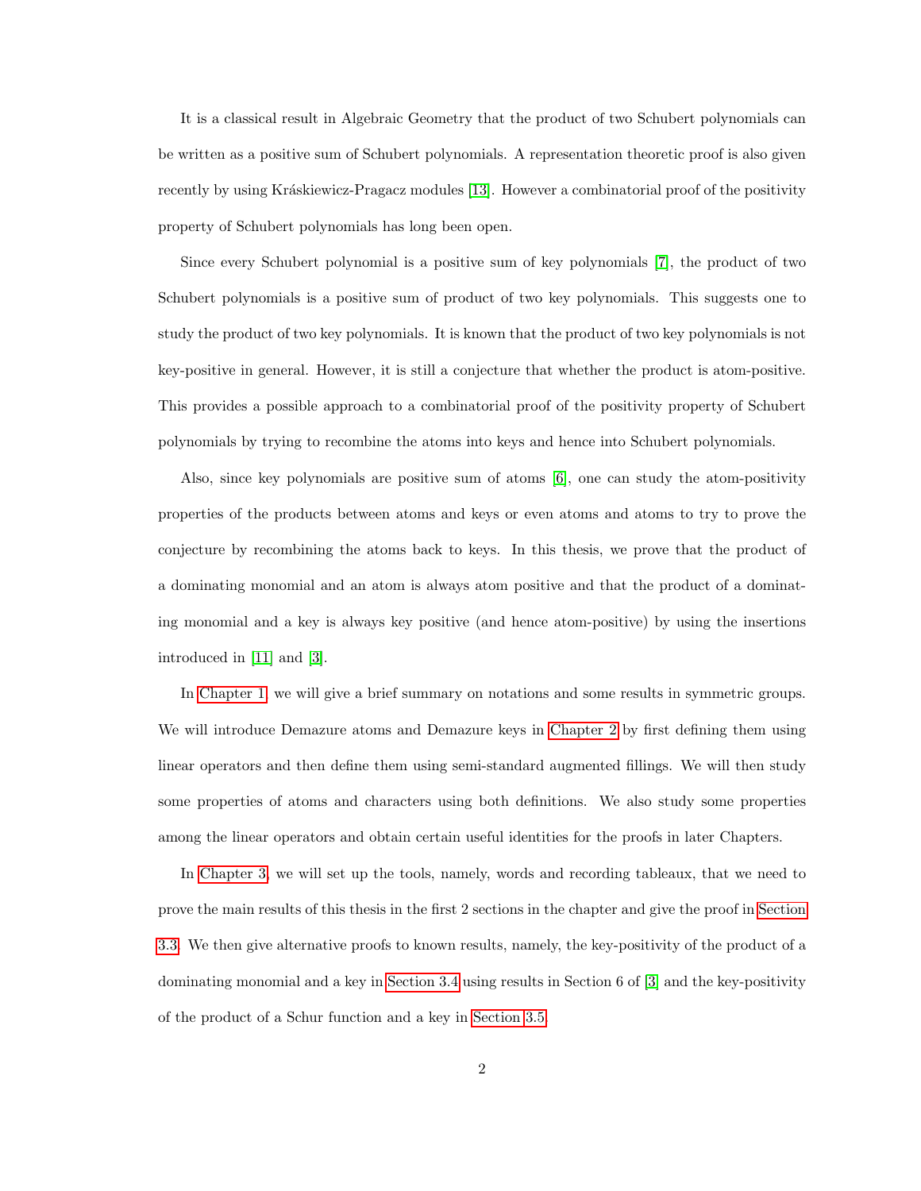It is a classical result in Algebraic Geometry that the product of two Schubert polynomials can be written as a positive sum of Schubert polynomials. A representation theoretic proof is also given recently by using Kráskiewicz-Pragacz modules [13]. However a combinatorial proof of the positivity property of Schubert polynomials has long been open.

Since every Schubert polynomial is a positive sum of key polynomials [7], the product of two Schubert polynomials is a positive sum of product of two key polynomials. This suggests one to study the product of two key polynomials. It is known that the product of two key polynomials is not key-positive in general. However, it is still a conjecture that whether the product is atom-positive. This provides a possible approach to a combinatorial proof of the positivity property of Schubert polynomials by trying to recombine the atoms into keys and hence into Schubert polynomials.

Also, since key polynomials are positive sum of atoms [6], one can study the atom-positivity properties of the products between atoms and keys or even atoms and atoms to try to prove the conjecture by recombining the atoms back to keys. In this thesis, we prove that the product of a dominating monomial and an atom is always atom positive and that the product of a dominating monomial and a key is always key positive (and hence atom-positive) by using the insertions introduced in [11] and [3].

In Chapter 1, we will give a brief summary on notations and some results in symmetric groups. We will introduce Demazure atoms and Demazure keys in Chapter 2 by first defining them using linear operators and then define them using semi-standard augmented fillings. We will then study some properties of atoms and characters using both definitions. We also study some properties among the linear operators and obtain certain useful identities for the proofs in later Chapters.

In Chapter 3, we will set up the tools, namely, words and recording tableaux, that we need to prove the main results of this thesis in the first 2 sections in the chapter and give the proof in Section 3.3. We then give alternative proofs to known results, namely, the key-positivity of the product of a dominating monomial and a key in Section 3.4 using results in Section 6 of [3] and the key-positivity of the product of a Schur function and a key in Section 3.5.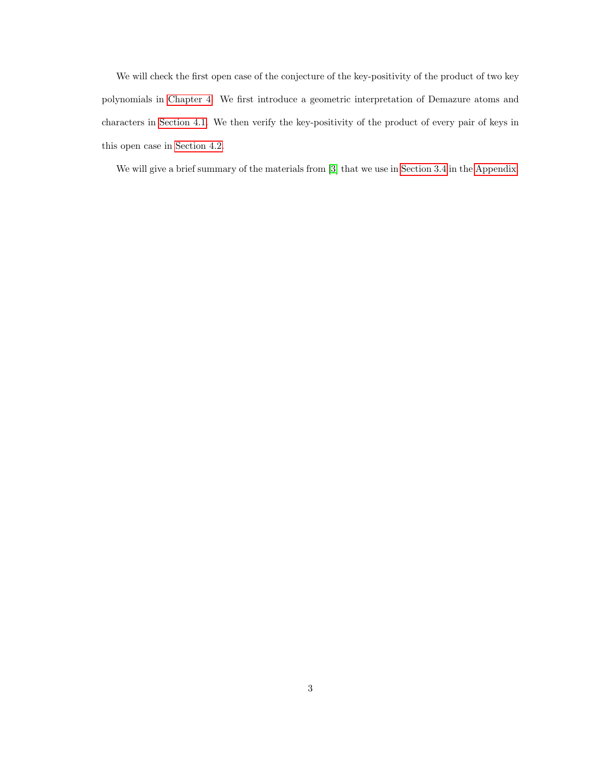We will check the first open case of the conjecture of the key-positivity of the product of two key polynomials in Chapter 4. We first introduce a geometric interpretation of Demazure atoms and characters in Section 4.1. We then verify the key-positivity of the product of every pair of keys in this open case in Section 4.2.

We will give a brief summary of the materials from [3] that we use in Section 3.4 in the Appendix.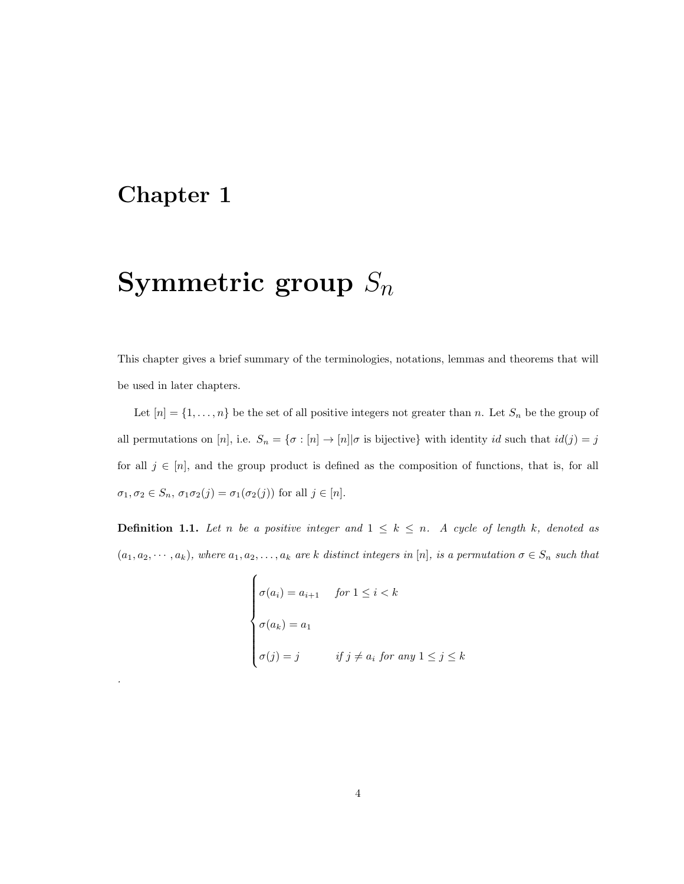# Chapter 1

# Symmetric group $S_n$

This chapter gives a brief summary of the terminologies, notations, lemmas and theorems that will be used in later chapters.

Let $[n] = \{1, \ldots, n\}$ be the set of all positive integers not greater than $n$. Let $S_n$ be the group of all permutations on $[n]$, i.e. $S_n = \{\sigma : [n] \to [n] | \sigma \text{ is bijective}\}$ with identity $id$ such that $id(j) = j$ for all $j \in [n]$, and the group product is defined as the composition of functions, that is, for all $\sigma_1, \sigma_2 \in S_n$, $\sigma_1\sigma_2(j) = \sigma_1(\sigma_2(j))$ for all $j \in [n]$.

**Definition 1.1.** *Let $n$ be a positive integer and $1 \leq k \leq n$. A cycle of length $k$, denoted as $(a_1, a_2, \cdots, a_k)$, where $a_1, a_2, \ldots, a_k$ are $k$ distinct integers in $[n]$, is a permutation $\sigma \in S_n$ such that*

$$
\begin{cases}
\sigma(a_i) = a_{i+1} & \text{for } 1 \leq i < k \\
\sigma(a_k) = a_1 & \\
\sigma(j) = j & \text{if } j \neq a_i \text{ for any } 1 \leq j \leq k
\end{cases}
$$

.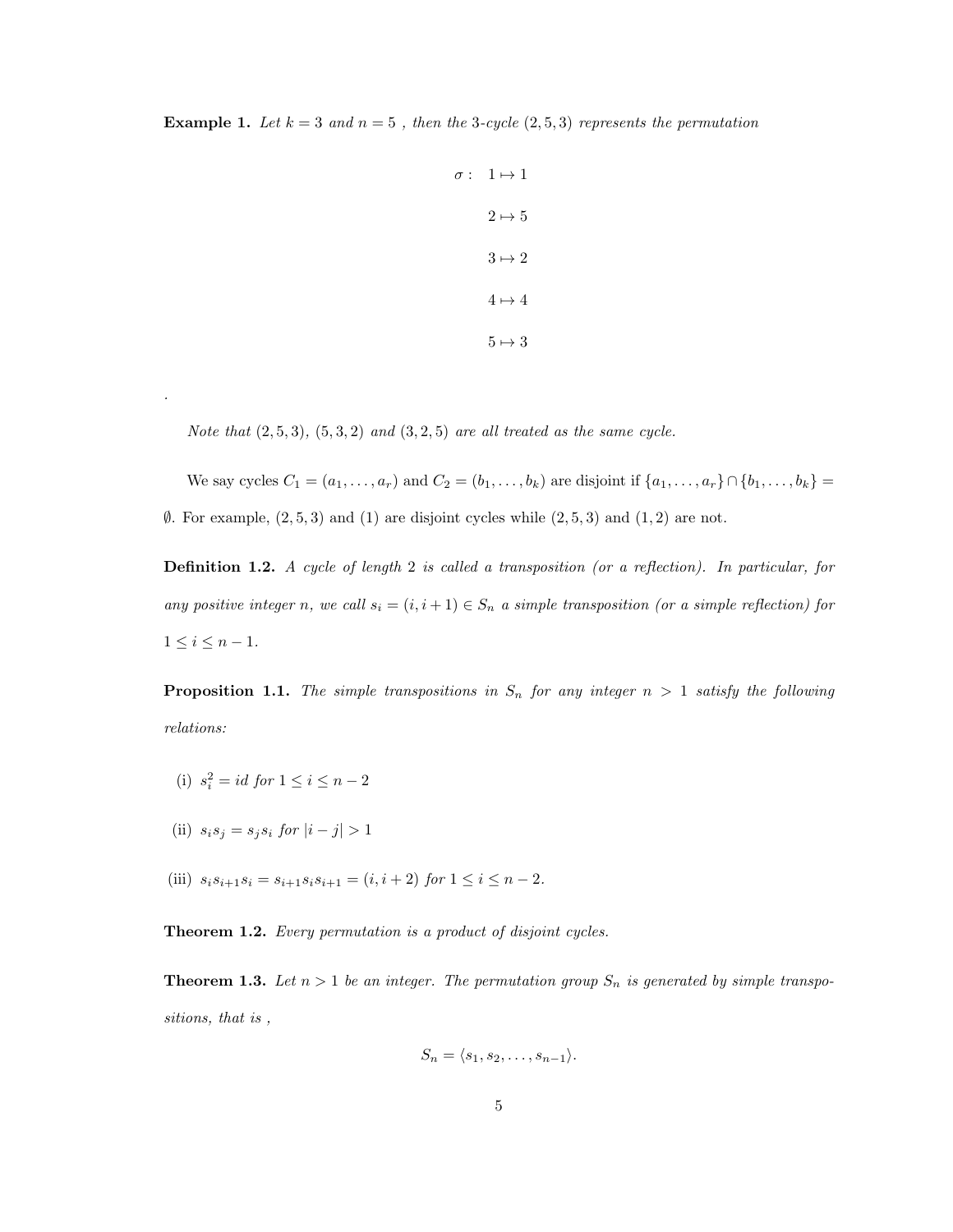**Example 1.** *Let $k = 3$ and $n = 5$ , then the 3-cycle $(2, 5, 3)$ represents the permutation*

$$
\begin{aligned}
\sigma: \quad & 1 \mapsto 1 \\
& 2 \mapsto 5 \\
& 3 \mapsto 2 \\
& 4 \mapsto 4 \\
& 5 \mapsto 3
\end{aligned}
$$

.

*Note that $(2, 5, 3)$, $(5, 3, 2)$ and $(3, 2, 5)$ are all treated as the same cycle.*

We say cycles $C_1 = (a_1, \ldots, a_r)$ and $C_2 = (b_1, \ldots, b_k)$ are disjoint if $\{a_1, \ldots, a_r\} \cap \{b_1, \ldots, b_k\} = \emptyset$. For example, $(2, 5, 3)$ and $(1)$ are disjoint cycles while $(2, 5, 3)$ and $(1, 2)$ are not.

**Definition 1.2.** *A cycle of length 2 is called a transposition (or a reflection). In particular, for any positive integer $n$, we call $s_i = (i, i + 1) \in S_n$ a simple transposition (or a simple reflection) for $1 \leq i \leq n - 1$.*

**Proposition 1.1.** *The simple transpositions in $S_n$ for any integer $n > 1$ satisfy the following relations:*

(i) $s_i^2 = id$ *for* $1 \leq i \leq n - 2$

(ii) $s_i s_j = s_j s_i$ *for* $|i - j| > 1$

(iii) $s_i s_{i+1} s_i = s_{i+1} s_i s_{i+1} = (i, i + 2)$ *for* $1 \leq i \leq n - 2$.

**Theorem 1.2.** *Every permutation is a product of disjoint cycles.*

**Theorem 1.3.** *Let $n > 1$ be an integer. The permutation group $S_n$ is generated by simple transpositions, that is ,*

$$S_n = \langle s_1, s_2, \ldots, s_{n-1} \rangle.$$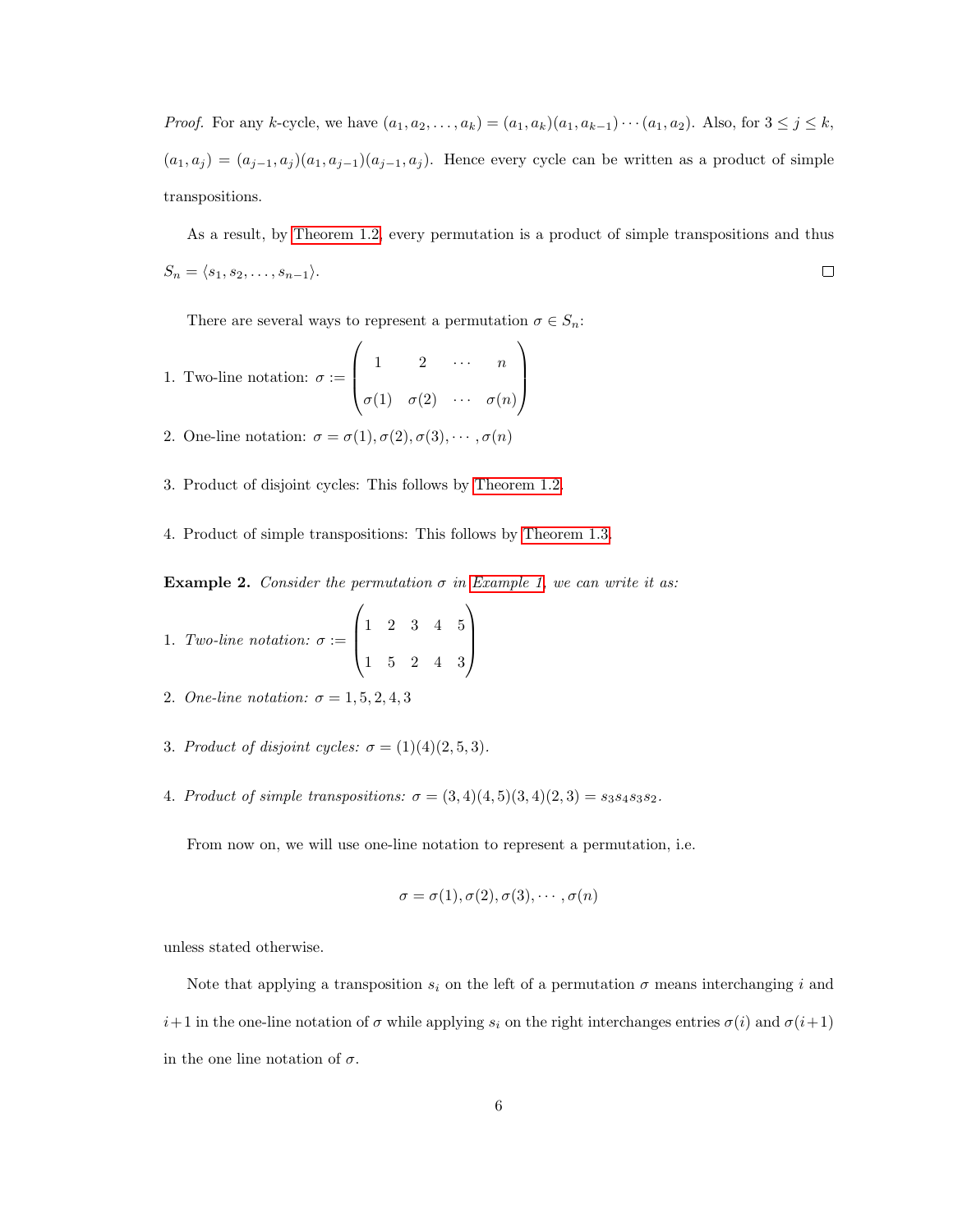*Proof.* For any $k$-cycle, we have $(a_1, a_2, \ldots, a_k) = (a_1, a_k)(a_1, a_{k-1}) \cdots (a_1, a_2)$. Also, for $3 \le j \le k$, $(a_1, a_j) = (a_{j-1}, a_j)(a_1, a_{j-1})(a_{j-1}, a_j)$. Hence every cycle can be written as a product of simple transpositions.

As a result, by Theorem 1.2, every permutation is a product of simple transpositions and thus $S_n = \langle s_1, s_2, \ldots, s_{n-1} \rangle$. $\square$

There are several ways to represent a permutation $\sigma \in S_n$:

1. Two-line notation: $\sigma := \begin{pmatrix} 1 & 2 & \cdots & n \\ \sigma(1) & \sigma(2) & \cdots & \sigma(n) \end{pmatrix}$
2. One-line notation: $\sigma = \sigma(1), \sigma(2), \sigma(3), \cdots, \sigma(n)$
3. Product of disjoint cycles: This follows by Theorem 1.2.
4. Product of simple transpositions: This follows by Theorem 1.3.

**Example 2.** *Consider the permutation $\sigma$ in Example 1, we can write it as:*

1. *Two-line notation:* $\sigma := \begin{pmatrix} 1 & 2 & 3 & 4 & 5 \\ 1 & 5 & 2 & 4 & 3 \end{pmatrix}$
2. *One-line notation:* $\sigma = 1, 5, 2, 4, 3$
3. *Product of disjoint cycles:* $\sigma = (1)(4)(2, 5, 3)$.
4. *Product of simple transpositions:* $\sigma = (3, 4)(4, 5)(3, 4)(2, 3) = s_3 s_4 s_3 s_2$.

From now on, we will use one-line notation to represent a permutation, i.e.

$$\sigma = \sigma(1), \sigma(2), \sigma(3), \cdots, \sigma(n)$$

unless stated otherwise.

Note that applying a transposition $s_i$ on the left of a permutation $\sigma$ means interchanging $i$ and $i+1$ in the one-line notation of $\sigma$ while applying $s_i$ on the right interchanges entries $\sigma(i)$ and $\sigma(i+1)$ in the one line notation of $\sigma$.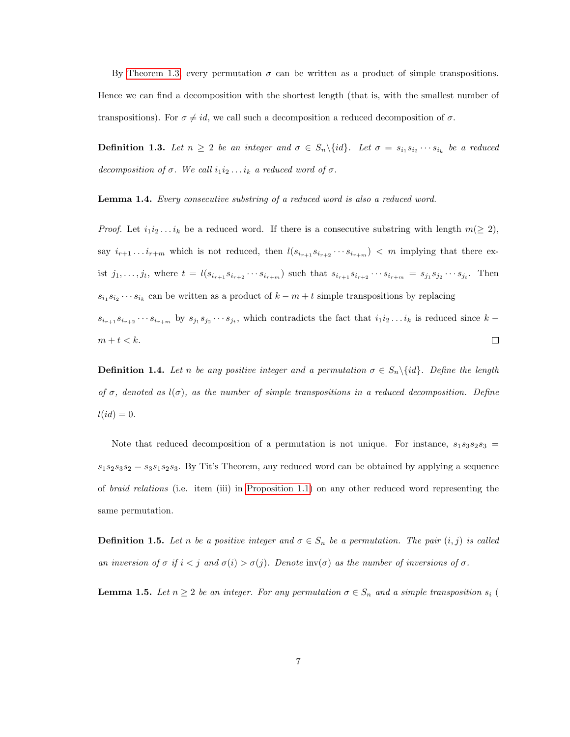By Theorem 1.3, every permutation $\sigma$ can be written as a product of simple transpositions. Hence we can find a decomposition with the shortest length (that is, with the smallest number of transpositions). For $\sigma \neq id$, we call such a decomposition a reduced decomposition of $\sigma$.

**Definition 1.3.** *Let $n \geq 2$ be an integer and $\sigma \in S_n \backslash \{id\}$. Let $\sigma = s_{i_1} s_{i_2} \cdots s_{i_k}$ be a reduced decomposition of $\sigma$. We call $i_1 i_2 \ldots i_k$ a reduced word of $\sigma$.*

**Lemma 1.4.** *Every consecutive substring of a reduced word is also a reduced word.*

*Proof.* Let $i_1 i_2 \ldots i_k$ be a reduced word. If there is a consecutive substring with length $m (\geq 2)$, say $i_{r+1} \ldots i_{r+m}$ which is not reduced, then $l(s_{i_{r+1}} s_{i_{r+2}} \cdots s_{i_{r+m}}) < m$ implying that there exist $j_1, \ldots, j_t$, where $t = l(s_{i_{r+1}} s_{i_{r+2}} \cdots s_{i_{r+m}})$ such that $s_{i_{r+1}} s_{i_{r+2}} \cdots s_{i_{r+m}} = s_{j_1} s_{j_2} \cdots s_{j_t}$. Then $s_{i_1} s_{i_2} \cdots s_{i_k}$ can be written as a product of $k - m + t$ simple transpositions by replacing $s_{i_{r+1}} s_{i_{r+2}} \cdots s_{i_{r+m}}$ by $s_{j_1} s_{j_2} \cdots s_{j_t}$, which contradicts the fact that $i_1 i_2 \ldots i_k$ is reduced since $k - m + t < k$. □

**Definition 1.4.** *Let $n$ be any positive integer and a permutation $\sigma \in S_n \backslash \{id\}$. Define the length of $\sigma$, denoted as $l(\sigma)$, as the number of simple transpositions in a reduced decomposition. Define $l(id) = 0$.*

Note that reduced decomposition of a permutation is not unique. For instance, $s_1 s_3 s_2 s_3 = s_1 s_2 s_3 s_2 = s_3 s_1 s_2 s_3$. By Tit's Theorem, any reduced word can be obtained by applying a sequence of *braid relations* (i.e. item (iii) in Proposition 1.1) on any other reduced word representing the same permutation.

**Definition 1.5.** *Let $n$ be a positive integer and $\sigma \in S_n$ be a permutation. The pair $(i, j)$ is called an inversion of $\sigma$ if $i < j$ and $\sigma(i) > \sigma(j)$. Denote $\text{inv}(\sigma)$ as the number of inversions of $\sigma$.*

**Lemma 1.5.** *Let $n \geq 2$ be an integer. For any permutation $\sigma \in S_n$ and a simple transposition $s_i$ (*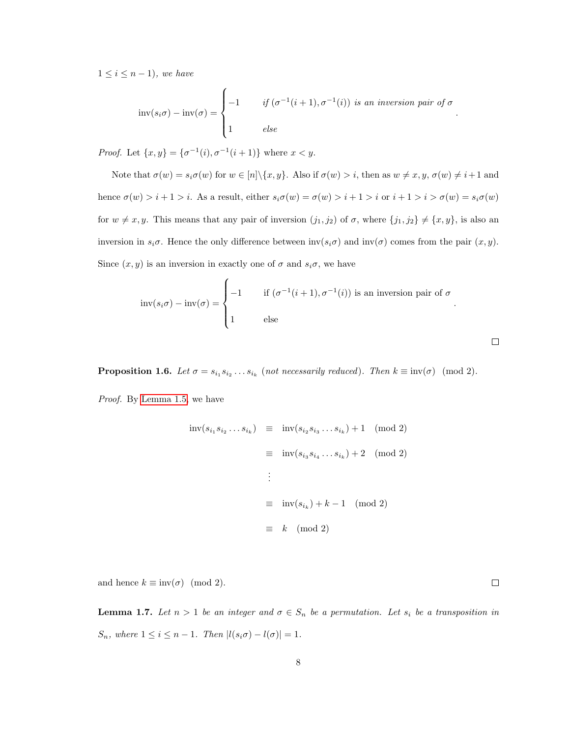$1 \le i \le n-1$), *we have*

$$\operatorname{inv}(s_i\sigma) - \operatorname{inv}(\sigma) = \begin{cases} -1 & \text{if } (\sigma^{-1}(i+1), \sigma^{-1}(i)) \text{ is an inversion pair of } \sigma \\ 1 & \text{else} \end{cases}.$$

*Proof.* Let $\{x, y\} = \{\sigma^{-1}(i), \sigma^{-1}(i+1)\}$ where $x < y$.

Note that $\sigma(w) = s_i\sigma(w)$ for $w \in [n] \backslash \{x, y\}$. Also if $\sigma(w) > i$, then as $w \neq x, y$, $\sigma(w) \neq i+1$ and hence $\sigma(w) > i+1 > i$. As a result, either $s_i\sigma(w) = \sigma(w) > i+1 > i$ or $i+1 > i > \sigma(w) = s_i\sigma(w)$ for $w \neq x, y$. This means that any pair of inversion $(j_1, j_2)$ of $\sigma$, where $\{j_1, j_2\} \neq \{x, y\}$, is also an inversion in $s_i\sigma$. Hence the only difference between $\operatorname{inv}(s_i\sigma)$ and $\operatorname{inv}(\sigma)$ comes from the pair $(x, y)$. Since $(x, y)$ is an inversion in exactly one of $\sigma$ and $s_i\sigma$, we have

$$\operatorname{inv}(s_i\sigma) - \operatorname{inv}(\sigma) = \begin{cases} -1 & \text{if } (\sigma^{-1}(i+1), \sigma^{-1}(i)) \text{ is an inversion pair of } \sigma \\ 1 & \text{else} \end{cases}.$$

□

**Proposition 1.6.** *Let $\sigma = s_{i_1}s_{i_2}\dots s_{i_k}$ (not necessarily reduced). Then $k \equiv \operatorname{inv}(\sigma) \pmod 2$.*

*Proof.* By Lemma 1.5, we have

$$\begin{aligned}
\operatorname{inv}(s_{i_1}s_{i_2}\dots s_{i_k}) &\equiv \operatorname{inv}(s_{i_2}s_{i_3}\dots s_{i_k}) + 1 \pmod 2 \\
&\equiv \operatorname{inv}(s_{i_3}s_{i_4}\dots s_{i_k}) + 2 \pmod 2 \\
&\vdots \\
&\equiv \operatorname{inv}(s_{i_k}) + k - 1 \pmod 2 \\
&\equiv k \pmod 2
\end{aligned}$$

and hence $k \equiv \operatorname{inv}(\sigma) \pmod 2$. □

**Lemma 1.7.** *Let $n > 1$ be an integer and $\sigma \in S_n$ be a permutation. Let $s_i$ be a transposition in $S_n$, where $1 \le i \le n-1$. Then $|l(s_i\sigma) - l(\sigma)| = 1$.*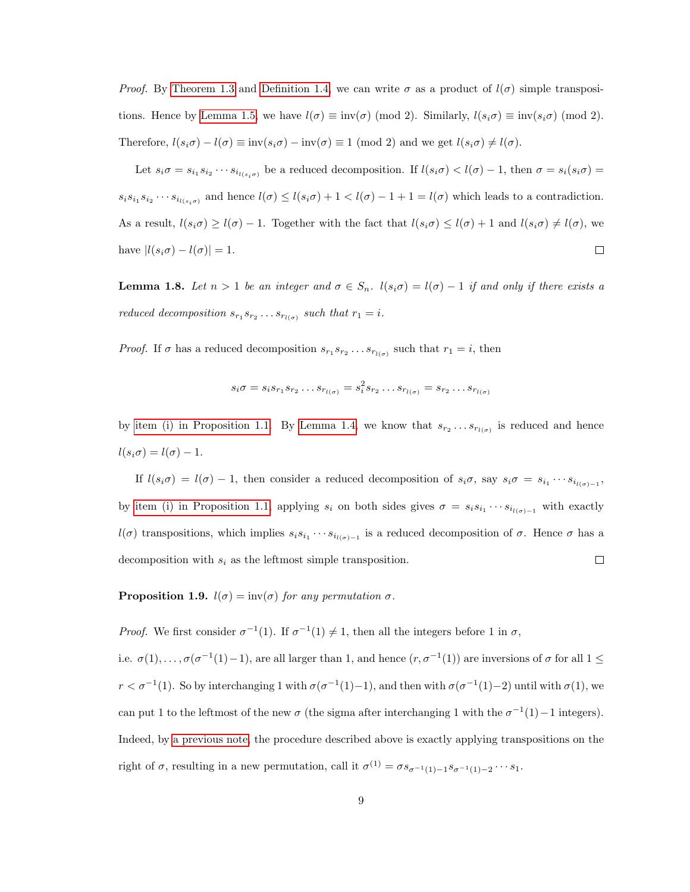*Proof.* By Theorem 1.3 and Definition 1.4, we can write $\sigma$ as a product of $l(\sigma)$ simple transpositions. Hence by Lemma 1.5, we have $l(\sigma) \equiv \text{inv}(\sigma) \pmod 2$. Similarly, $l(s_i\sigma) \equiv \text{inv}(s_i\sigma) \pmod 2$. Therefore, $l(s_i\sigma) - l(\sigma) \equiv \text{inv}(s_i\sigma) - \text{inv}(\sigma) \equiv 1 \pmod 2$ and we get $l(s_i\sigma) \neq l(\sigma)$.

Let $s_i\sigma = s_{i_1}s_{i_2}\cdots s_{i_{l(s_i\sigma)}}$ be a reduced decomposition. If $l(s_i\sigma) < l(\sigma) - 1$, then $\sigma = s_i(s_i\sigma) = s_is_{i_1}s_{i_2}\cdots s_{i_{l(s_i\sigma)}}$ and hence $l(\sigma) \leq l(s_i\sigma) + 1 < l(\sigma) - 1 + 1 = l(\sigma)$ which leads to a contradiction. As a result, $l(s_i\sigma) \geq l(\sigma) - 1$. Together with the fact that $l(s_i\sigma) \leq l(\sigma) + 1$ and $l(s_i\sigma) \neq l(\sigma)$, we have $|l(s_i\sigma) - l(\sigma)| = 1$. $\square$

**Lemma 1.8.** *Let $n > 1$ be an integer and $\sigma \in S_n$. $l(s_i\sigma) = l(\sigma) - 1$ if and only if there exists a reduced decomposition $s_{r_1}s_{r_2}\ldots s_{r_{l(\sigma)}}$ such that $r_1 = i$.*

*Proof.* If $\sigma$ has a reduced decomposition $s_{r_1}s_{r_2}\ldots s_{r_{l(\sigma)}}$ such that $r_1 = i$, then

$$s_i\sigma = s_is_{r_1}s_{r_2}\ldots s_{r_{l(\sigma)}} = s_i^2s_{r_2}\ldots s_{r_{l(\sigma)}} = s_{r_2}\ldots s_{r_{l(\sigma)}}$$

by item (i) in Proposition 1.1. By Lemma 1.4, we know that $s_{r_2}\ldots s_{r_{l(\sigma)}}$ is reduced and hence $l(s_i\sigma) = l(\sigma) - 1$.

If $l(s_i\sigma) = l(\sigma) - 1$, then consider a reduced decomposition of $s_i\sigma$, say $s_i\sigma = s_{i_1}\cdots s_{i_{l(\sigma)-1}}$, by item (i) in Proposition 1.1, applying $s_i$ on both sides gives $\sigma = s_is_{i_1}\cdots s_{i_{l(\sigma)-1}}$ with exactly $l(\sigma)$ transpositions, which implies $s_is_{i_1}\cdots s_{i_{l(\sigma)-1}}$ is a reduced decomposition of $\sigma$. Hence $\sigma$ has a decomposition with $s_i$ as the leftmost simple transposition. $\square$

**Proposition 1.9.** *$l(\sigma) = \text{inv}(\sigma)$ for any permutation $\sigma$.*

*Proof.* We first consider $\sigma^{-1}(1)$. If $\sigma^{-1}(1) \neq 1$, then all the integers before 1 in $\sigma$, i.e. $\sigma(1), \ldots, \sigma(\sigma^{-1}(1)-1)$, are all larger than 1, and hence $(r, \sigma^{-1}(1))$ are inversions of $\sigma$ for all $1 \leq r < \sigma^{-1}(1)$. So by interchanging 1 with $\sigma(\sigma^{-1}(1)-1)$, and then with $\sigma(\sigma^{-1}(1)-2)$ until with $\sigma(1)$, we can put 1 to the leftmost of the new $\sigma$ (the sigma after interchanging 1 with the $\sigma^{-1}(1)-1$ integers). Indeed, by a previous note, the procedure described above is exactly applying transpositions on the right of $\sigma$, resulting in a new permutation, call it $\sigma^{(1)} = \sigma s_{\sigma^{-1}(1)-1}s_{\sigma^{-1}(1)-2}\cdots s_1$.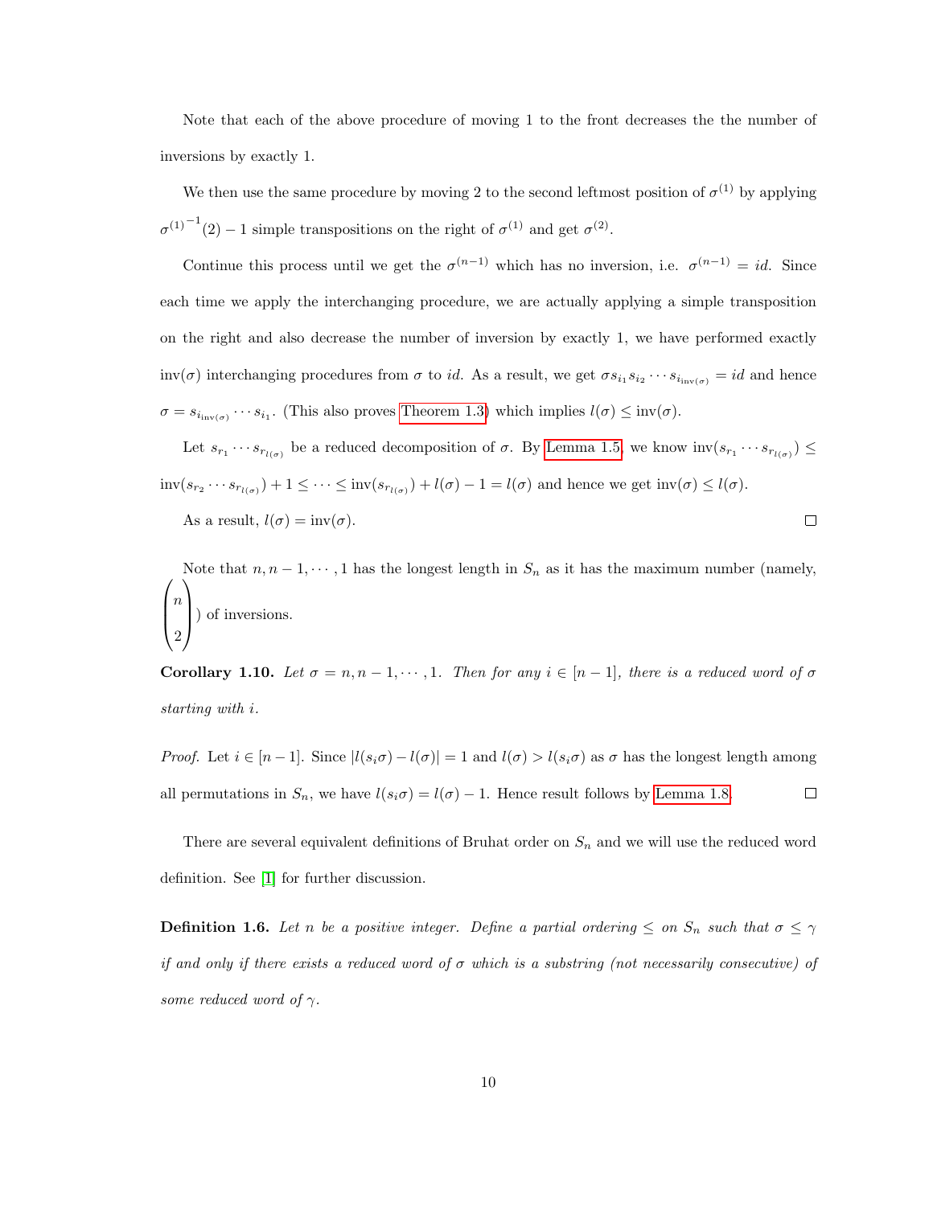Note that each of the above procedure of moving 1 to the front decreases the the number of inversions by exactly 1.

We then use the same procedure by moving 2 to the second leftmost position of $\sigma^{(1)}$ by applying ${\sigma^{(1)}}^{-1}(2) - 1$ simple transpositions on the right of $\sigma^{(1)}$ and get $\sigma^{(2)}$.

Continue this process until we get the $\sigma^{(n-1)}$ which has no inversion, i.e. $\sigma^{(n-1)} = id$. Since each time we apply the interchanging procedure, we are actually applying a simple transposition on the right and also decrease the number of inversion by exactly 1, we have performed exactly $\text{inv}(\sigma)$ interchanging procedures from $\sigma$ to $id$. As a result, we get $\sigma s_{i_1} s_{i_2} \cdots s_{i_{\text{inv}(\sigma)}} = id$ and hence $\sigma = s_{i_{\text{inv}(\sigma)}} \cdots s_{i_1}$. (This also proves Theorem 1.3) which implies $l(\sigma) \leq \text{inv}(\sigma)$.

Let $s_{r_1} \cdots s_{r_{l(\sigma)}}$ be a reduced decomposition of $\sigma$. By Lemma 1.5, we know $\text{inv}(s_{r_1} \cdots s_{r_{l(\sigma)}}) \leq \text{inv}(s_{r_2} \cdots s_{r_{l(\sigma)}}) + 1 \leq \cdots \leq \text{inv}(s_{r_{l(\sigma)}}) + l(\sigma) - 1 = l(\sigma)$ and hence we get $\text{inv}(\sigma) \leq l(\sigma)$.

As a result, $l(\sigma) = \text{inv}(\sigma)$. $\square$

Note that $n, n-1, \cdots, 1$ has the longest length in $S_n$ as it has the maximum number (namely, $\binom{n}{2}$) of inversions.

**Corollary 1.10.** *Let $\sigma = n, n-1, \cdots, 1$. Then for any $i \in [n-1]$, there is a reduced word of $\sigma$ starting with $i$.*

*Proof.* Let $i \in [n-1]$. Since $|l(s_i\sigma) - l(\sigma)| = 1$ and $l(\sigma) > l(s_i\sigma)$ as $\sigma$ has the longest length among all permutations in $S_n$, we have $l(s_i\sigma) = l(\sigma) - 1$. Hence result follows by Lemma 1.8. $\square$

There are several equivalent definitions of Bruhat order on $S_n$ and we will use the reduced word definition. See [1] for further discussion.

**Definition 1.6.** *Let $n$ be a positive integer. Define a partial ordering $\leq$ on $S_n$ such that $\sigma \leq \gamma$ if and only if there exists a reduced word of $\sigma$ which is a substring (not necessarily consecutive) of some reduced word of $\gamma$.*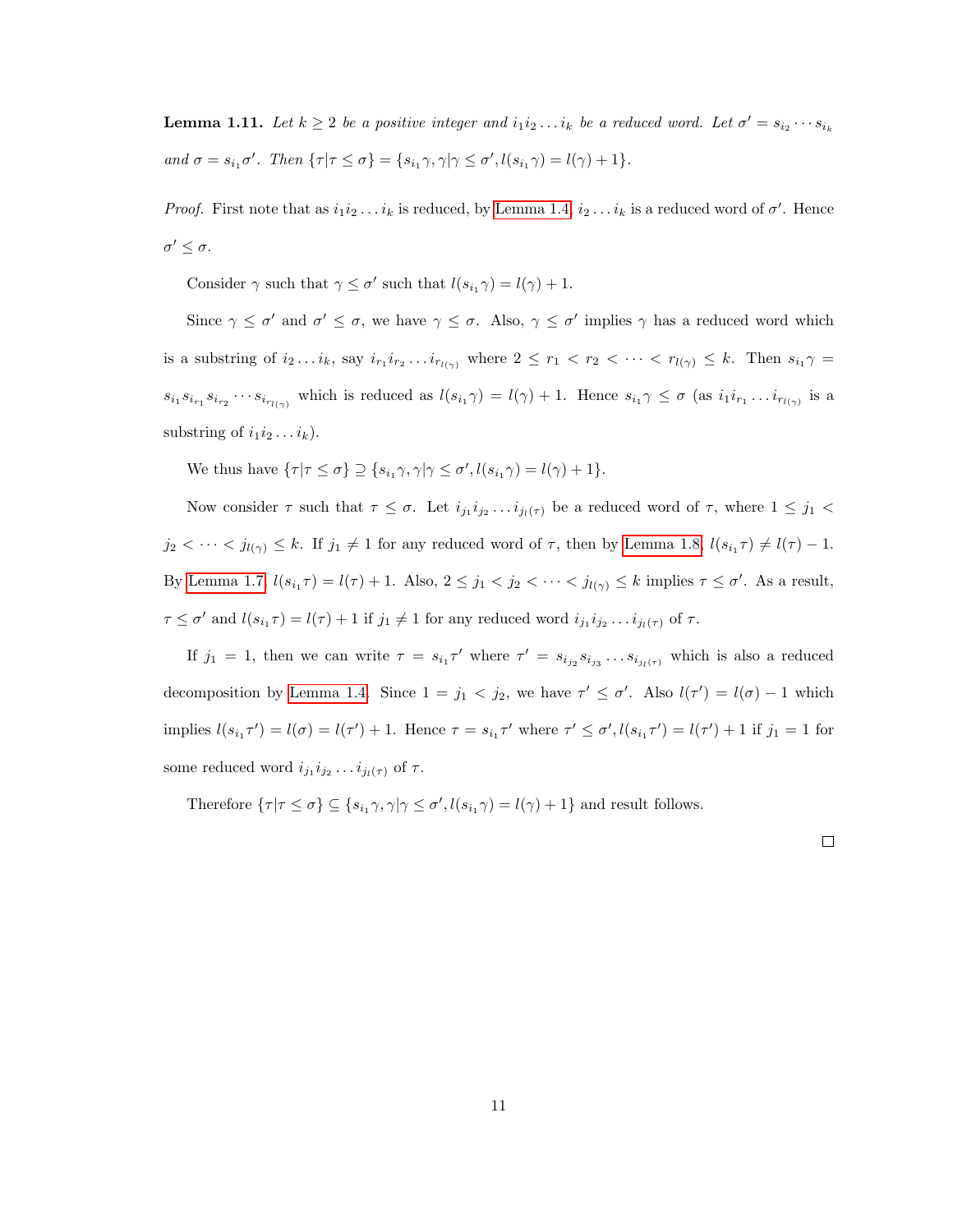**Lemma 1.11.** *Let $k \geq 2$ be a positive integer and $i_1 i_2 \ldots i_k$ be a reduced word. Let $\sigma' = s_{i_2} \cdots s_{i_k}$ and $\sigma = s_{i_1}\sigma'$. Then $\{\tau | \tau \leq \sigma\} = \{s_{i_1}\gamma, \gamma | \gamma \leq \sigma', l(s_{i_1}\gamma) = l(\gamma) + 1\}$.*

*Proof.* First note that as $i_1 i_2 \ldots i_k$ is reduced, by Lemma 1.4, $i_2 \ldots i_k$ is a reduced word of $\sigma'$. Hence $\sigma' \leq \sigma$.

Consider $\gamma$ such that $\gamma \leq \sigma'$ such that $l(s_{i_1}\gamma) = l(\gamma) + 1$.

Since $\gamma \leq \sigma'$ and $\sigma' \leq \sigma$, we have $\gamma \leq \sigma$. Also, $\gamma \leq \sigma'$ implies $\gamma$ has a reduced word which is a substring of $i_2 \ldots i_k$, say $i_{r_1} i_{r_2} \ldots i_{r_{l(\gamma)}}$ where $2 \leq r_1 < r_2 < \cdots < r_{l(\gamma)} \leq k$. Then $s_{i_1}\gamma = s_{i_1} s_{i_{r_1}} s_{i_{r_2}} \cdots s_{i_{r_{l(\gamma)}}}$ which is reduced as $l(s_{i_1}\gamma) = l(\gamma) + 1$. Hence $s_{i_1}\gamma \leq \sigma$ (as $i_1 i_{r_1} \ldots i_{r_{l(\gamma)}}$ is a substring of $i_1 i_2 \ldots i_k$).

We thus have $\{\tau | \tau \leq \sigma\} \supseteq \{s_{i_1}\gamma, \gamma | \gamma \leq \sigma', l(s_{i_1}\gamma) = l(\gamma) + 1\}$.

Now consider $\tau$ such that $\tau \leq \sigma$. Let $i_{j_1} i_{j_2} \ldots i_{j_{l(\tau)}}$ be a reduced word of $\tau$, where $1 \leq j_1 < j_2 < \cdots < j_{l(\gamma)} \leq k$. If $j_1 \neq 1$ for any reduced word of $\tau$, then by Lemma 1.8, $l(s_{i_1}\tau) \neq l(\tau) - 1$. By Lemma 1.7, $l(s_{i_1}\tau) = l(\tau) + 1$. Also, $2 \leq j_1 < j_2 < \cdots < j_{l(\gamma)} \leq k$ implies $\tau \leq \sigma'$. As a result, $\tau \leq \sigma'$ and $l(s_{i_1}\tau) = l(\tau) + 1$ if $j_1 \neq 1$ for any reduced word $i_{j_1} i_{j_2} \ldots i_{j_{l(\tau)}}$ of $\tau$.

If $j_1 = 1$, then we can write $\tau = s_{i_1}\tau'$ where $\tau' = s_{i_{j_2}} s_{i_{j_3}} \ldots s_{i_{j_{l(\tau)}}}$ which is also a reduced decomposition by Lemma 1.4. Since $1 = j_1 < j_2$, we have $\tau' \leq \sigma'$. Also $l(\tau') = l(\sigma) - 1$ which implies $l(s_{i_1}\tau') = l(\sigma) = l(\tau') + 1$. Hence $\tau = s_{i_1}\tau'$ where $\tau' \leq \sigma', l(s_{i_1}\tau') = l(\tau') + 1$ if $j_1 = 1$ for some reduced word $i_{j_1} i_{j_2} \ldots i_{j_{l(\tau)}}$ of $\tau$.

Therefore $\{\tau | \tau \leq \sigma\} \subseteq \{s_{i_1}\gamma, \gamma | \gamma \leq \sigma', l(s_{i_1}\gamma) = l(\gamma) + 1\}$ and result follows.

∎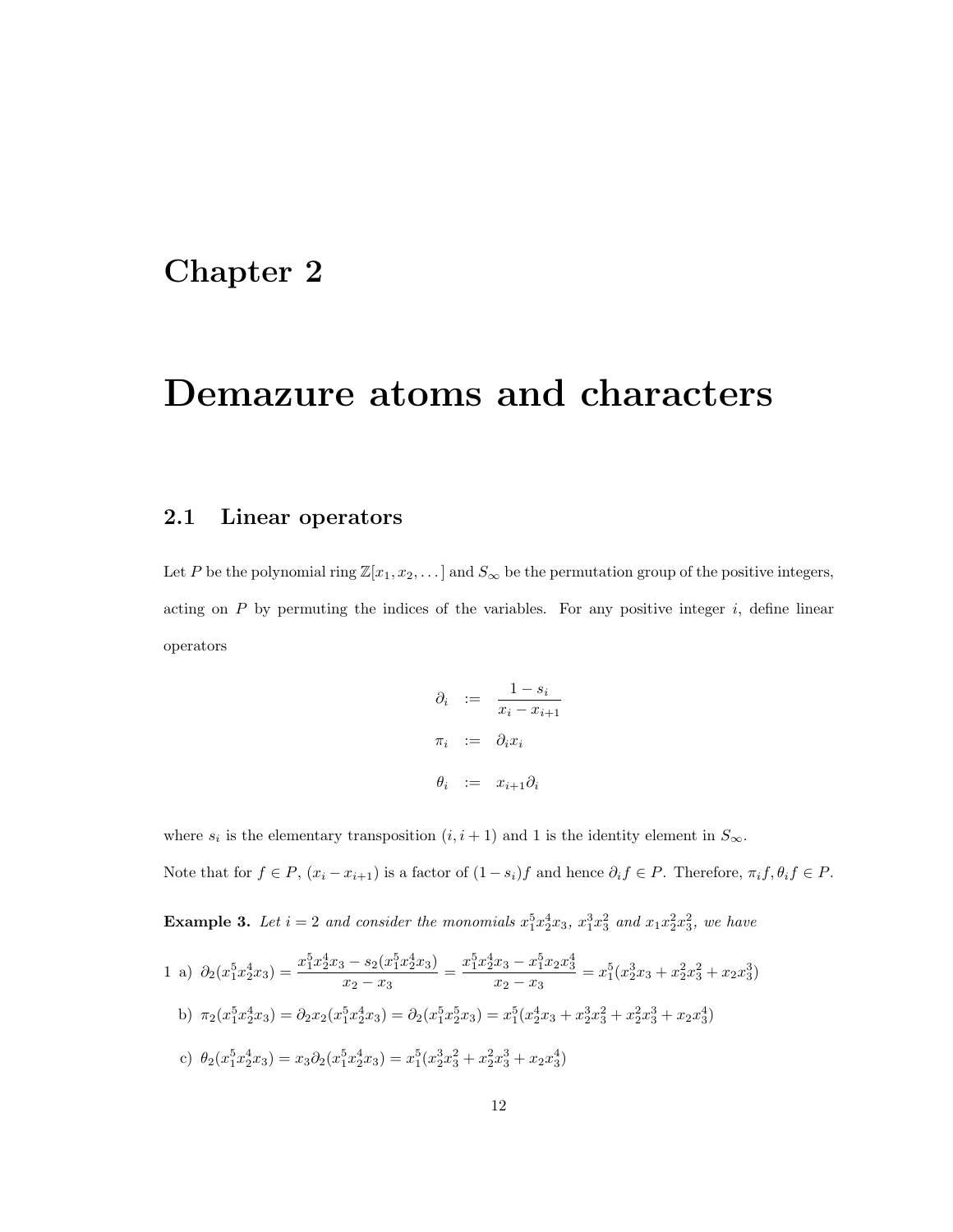# Chapter 2

# Demazure atoms and characters

## 2.1 Linear operators

Let $P$ be the polynomial ring $\mathbb{Z}[x_1, x_2, \dots]$ and $S_\infty$ be the permutation group of the positive integers, acting on $P$ by permuting the indices of the variables. For any positive integer $i$, define linear operators

$$
\begin{aligned}
\partial_i &:= \frac{1 - s_i}{x_i - x_{i+1}} \\
\pi_i &:= \partial_i x_i \\
\theta_i &:= x_{i+1} \partial_i
\end{aligned}
$$

where $s_i$ is the elementary transposition $(i, i+1)$ and 1 is the identity element in $S_\infty$.

Note that for $f \in P$, $(x_i - x_{i+1})$ is a factor of $(1 - s_i)f$ and hence $\partial_i f \in P$. Therefore, $\pi_i f, \theta_i f \in P$.

**Example 3.** *Let $i = 2$ and consider the monomials $x_1^5 x_2^4 x_3$, $x_1^3 x_3^2$ and $x_1 x_2^2 x_3^2$, we have*

1 a) $\partial_2(x_1^5 x_2^4 x_3) = \dfrac{x_1^5 x_2^4 x_3 - s_2(x_1^5 x_2^4 x_3)}{x_2 - x_3} = \dfrac{x_1^5 x_2^4 x_3 - x_1^5 x_2 x_3^4}{x_2 - x_3} = x_1^5(x_2^3 x_3 + x_2^2 x_3^2 + x_2 x_3^3)$

b) $\pi_2(x_1^5 x_2^4 x_3) = \partial_2 x_2(x_1^5 x_2^4 x_3) = \partial_2(x_1^5 x_2^5 x_3) = x_1^5(x_2^4 x_3 + x_2^3 x_3^2 + x_2^2 x_3^3 + x_2 x_3^4)$

c) $\theta_2(x_1^5 x_2^4 x_3) = x_3 \partial_2(x_1^5 x_2^4 x_3) = x_1^5(x_2^3 x_3^2 + x_2^2 x_3^3 + x_2 x_3^4)$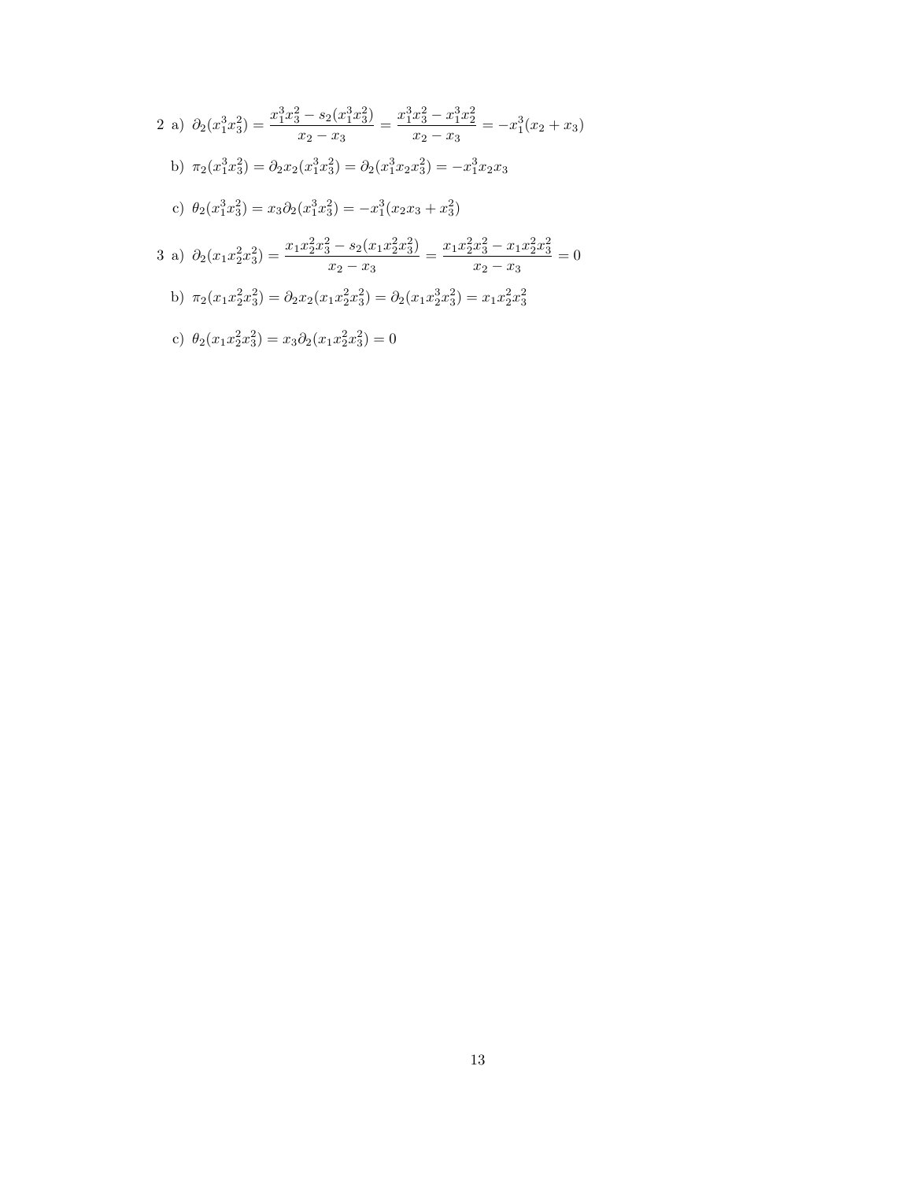2 a) $\partial_2(x_1^3x_3^2) = \dfrac{x_1^3x_3^2 - s_2(x_1^3x_3^2)}{x_2 - x_3} = \dfrac{x_1^3x_3^2 - x_1^3x_2^2}{x_2 - x_3} = -x_1^3(x_2 + x_3)$

b) $\pi_2(x_1^3x_3^2) = \partial_2 x_2(x_1^3x_3^2) = \partial_2(x_1^3x_2x_3^2) = -x_1^3x_2x_3$

c) $\theta_2(x_1^3x_3^2) = x_3\partial_2(x_1^3x_3^2) = -x_1^3(x_2x_3 + x_3^2)$

3 a) $\partial_2(x_1x_2^2x_3^2) = \dfrac{x_1x_2^2x_3^2 - s_2(x_1x_2^2x_3^2)}{x_2 - x_3} = \dfrac{x_1x_2^2x_3^2 - x_1x_2^2x_3^2}{x_2 - x_3} = 0$

b) $\pi_2(x_1x_2^2x_3^2) = \partial_2 x_2(x_1x_2^2x_3^2) = \partial_2(x_1x_2^3x_3^2) = x_1x_2^2x_3^2$

c) $\theta_2(x_1x_2^2x_3^2) = x_3\partial_2(x_1x_2^2x_3^2) = 0$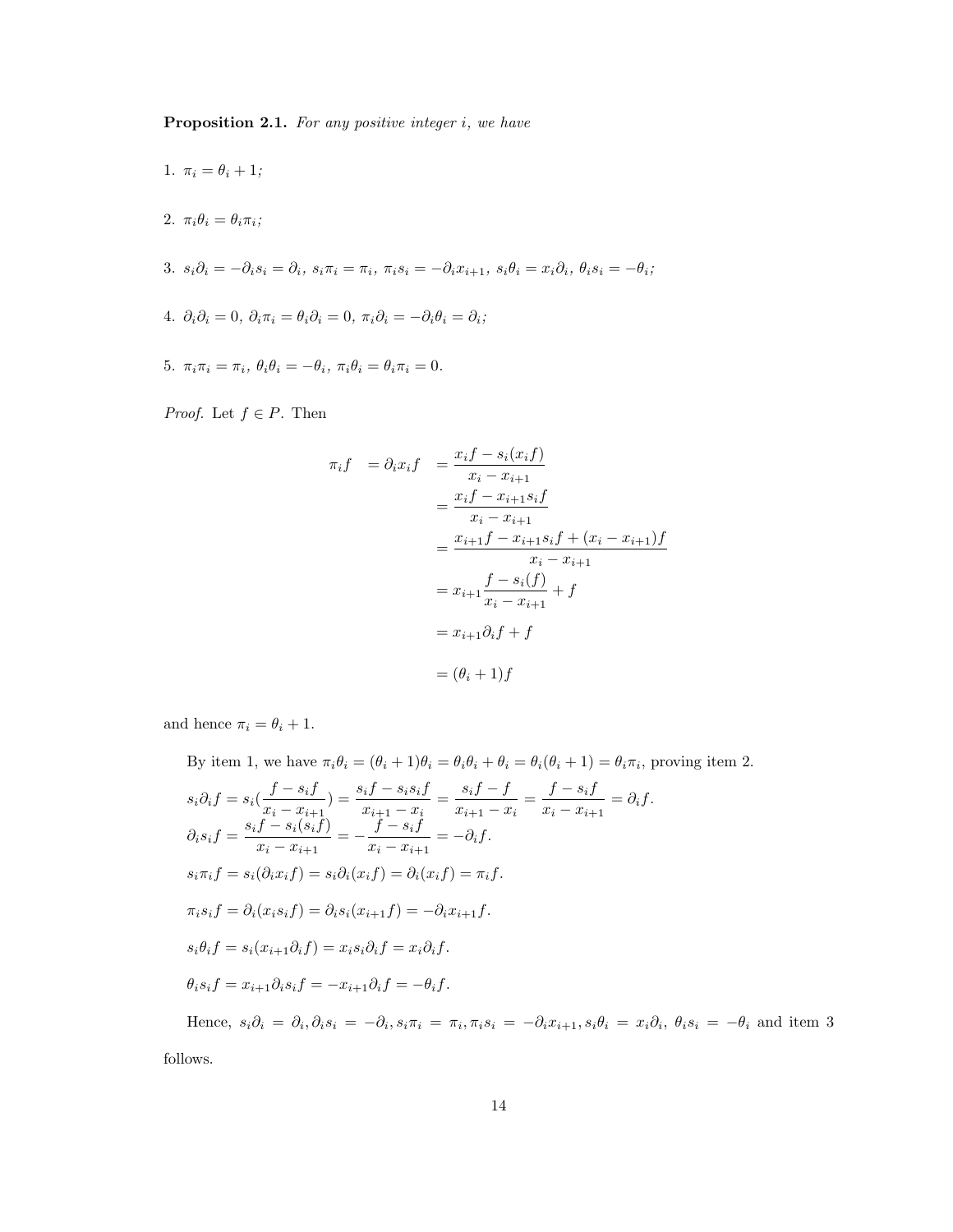**Proposition 2.1.** *For any positive integer $i$, we have*

1. $\pi_i = \theta_i + 1$;

2. $\pi_i \theta_i = \theta_i \pi_i$;

3. $s_i \partial_i = -\partial_i s_i = \partial_i$, $s_i \pi_i = \pi_i$, $\pi_i s_i = -\partial_i x_{i+1}$, $s_i \theta_i = x_i \partial_i$, $\theta_i s_i = -\theta_i$;

4. $\partial_i \partial_i = 0$, $\partial_i \pi_i = \theta_i \partial_i = 0$, $\pi_i \partial_i = -\partial_i \theta_i = \partial_i$;

5. $\pi_i \pi_i = \pi_i$, $\theta_i \theta_i = -\theta_i$, $\pi_i \theta_i = \theta_i \pi_i = 0$.

*Proof.* Let $f \in P$. Then

$$
\begin{aligned}
\pi_i f \quad = \partial_i x_i f \quad &= \frac{x_i f - s_i(x_i f)}{x_i - x_{i+1}} \\
&= \frac{x_i f - x_{i+1} s_i f}{x_i - x_{i+1}} \\
&= \frac{x_{i+1} f - x_{i+1} s_i f + (x_i - x_{i+1}) f}{x_i - x_{i+1}} \\
&= x_{i+1} \frac{f - s_i(f)}{x_i - x_{i+1}} + f \\
&= x_{i+1} \partial_i f + f \\
&= (\theta_i + 1) f
\end{aligned}
$$

and hence $\pi_i = \theta_i + 1$.

By item 1, we have $\pi_i \theta_i = (\theta_i + 1)\theta_i = \theta_i \theta_i + \theta_i = \theta_i(\theta_i + 1) = \theta_i \pi_i$, proving item 2.

$s_i \partial_i f = s_i\left(\frac{f - s_i f}{x_i - x_{i+1}}\right) = \frac{s_i f - s_i s_i f}{x_{i+1} - x_i} = \frac{s_i f - f}{x_{i+1} - x_i} = \frac{f - s_i f}{x_i - x_{i+1}} = \partial_i f.$

$\partial_i s_i f = \frac{s_i f - s_i(s_i f)}{x_i - x_{i+1}} = -\frac{f - s_i f}{x_i - x_{i+1}} = -\partial_i f.$

$s_i \pi_i f = s_i(\partial_i x_i f) = s_i \partial_i (x_i f) = \partial_i (x_i f) = \pi_i f.$

$\pi_i s_i f = \partial_i (x_i s_i f) = \partial_i s_i (x_{i+1} f) = -\partial_i x_{i+1} f.$

$s_i \theta_i f = s_i (x_{i+1} \partial_i f) = x_i s_i \partial_i f = x_i \partial_i f.$

$\theta_i s_i f = x_{i+1} \partial_i s_i f = -x_{i+1} \partial_i f = -\theta_i f.$

Hence, $s_i \partial_i = \partial_i, \partial_i s_i = -\partial_i, s_i \pi_i = \pi_i, \pi_i s_i = -\partial_i x_{i+1}, s_i \theta_i = x_i \partial_i$, $\theta_i s_i = -\theta_i$ and item 3 follows.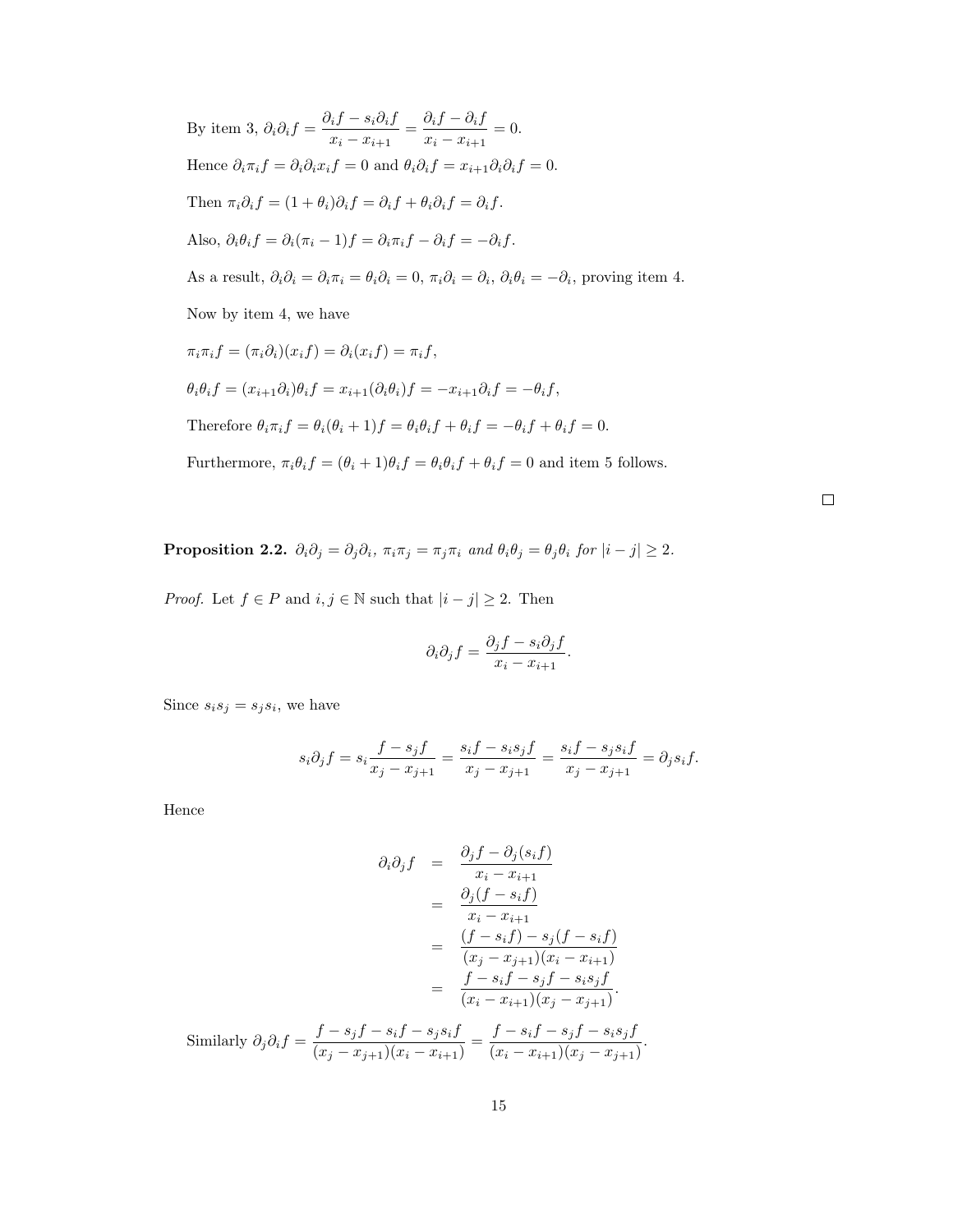By item 3, $\partial_i\partial_i f = \dfrac{\partial_i f - s_i\partial_i f}{x_i - x_{i+1}} = \dfrac{\partial_i f - \partial_i f}{x_i - x_{i+1}} = 0.$

Hence $\partial_i\pi_i f = \partial_i\partial_i x_i f = 0$ and $\theta_i\partial_i f = x_{i+1}\partial_i\partial_i f = 0$.

Then $\pi_i\partial_i f = (1+\theta_i)\partial_i f = \partial_i f + \theta_i\partial_i f = \partial_i f$.

Also, $\partial_i\theta_i f = \partial_i(\pi_i - 1)f = \partial_i\pi_i f - \partial_i f = -\partial_i f$.

As a result, $\partial_i\partial_i = \partial_i\pi_i = \theta_i\partial_i = 0$, $\pi_i\partial_i = \partial_i$, $\partial_i\theta_i = -\partial_i$, proving item 4.

Now by item 4, we have

$\pi_i\pi_i f = (\pi_i\partial_i)(x_i f) = \partial_i(x_i f) = \pi_i f$,

$\theta_i\theta_i f = (x_{i+1}\partial_i)\theta_i f = x_{i+1}(\partial_i\theta_i)f = -x_{i+1}\partial_i f = -\theta_i f$,

Therefore $\theta_i\pi_i f = \theta_i(\theta_i + 1)f = \theta_i\theta_i f + \theta_i f = -\theta_i f + \theta_i f = 0$.

Furthermore, $\pi_i\theta_i f = (\theta_i + 1)\theta_i f = \theta_i\theta_i f + \theta_i f = 0$ and item 5 follows.

□

**Proposition 2.2.** *$\partial_i\partial_j = \partial_j\partial_i$, $\pi_i\pi_j = \pi_j\pi_i$ and $\theta_i\theta_j = \theta_j\theta_i$ for $|i-j| \geq 2$.*

*Proof.* Let $f \in P$ and $i, j \in \mathbb{N}$ such that $|i-j| \geq 2$. Then

$$\partial_i\partial_j f = \frac{\partial_j f - s_i\partial_j f}{x_i - x_{i+1}}.$$

Since $s_i s_j = s_j s_i$, we have

$$s_i\partial_j f = s_i\frac{f - s_j f}{x_j - x_{j+1}} = \frac{s_i f - s_i s_j f}{x_j - x_{j+1}} = \frac{s_i f - s_j s_i f}{x_j - x_{j+1}} = \partial_j s_i f.$$

Hence

$$\begin{aligned}
\partial_i\partial_j f &= \frac{\partial_j f - \partial_j(s_i f)}{x_i - x_{i+1}} \\
&= \frac{\partial_j(f - s_i f)}{x_i - x_{i+1}} \\
&= \frac{(f - s_i f) - s_j(f - s_i f)}{(x_j - x_{j+1})(x_i - x_{i+1})} \\
&= \frac{f - s_i f - s_j f - s_i s_j f}{(x_i - x_{i+1})(x_j - x_{j+1})}.
\end{aligned}$$

Similarly $\partial_j\partial_i f = \dfrac{f - s_j f - s_i f - s_j s_i f}{(x_j - x_{j+1})(x_i - x_{i+1})} = \dfrac{f - s_i f - s_j f - s_i s_j f}{(x_i - x_{i+1})(x_j - x_{j+1})}$.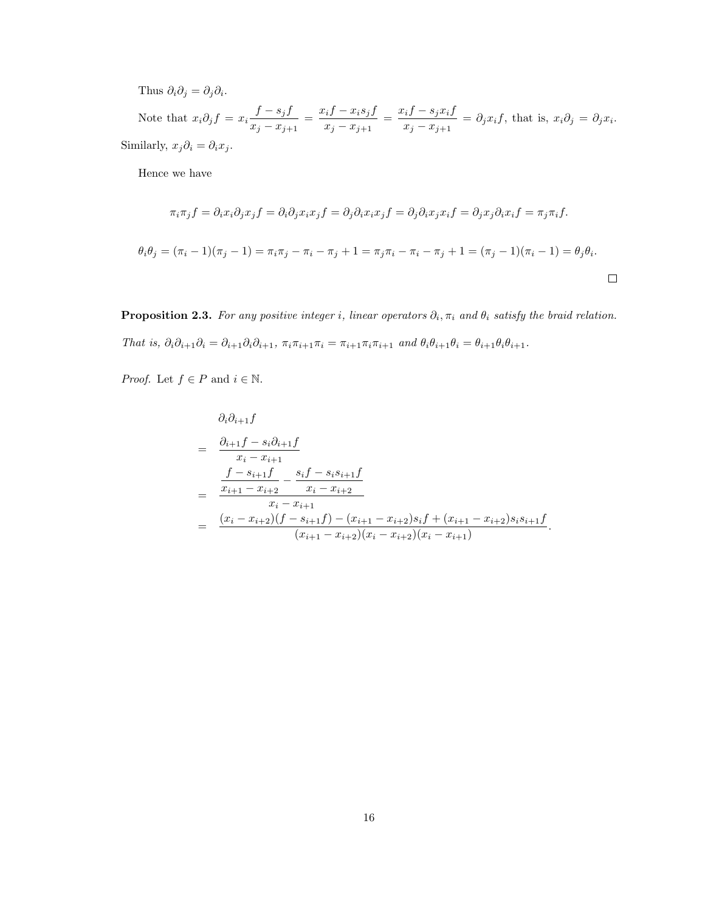Thus $\partial_i \partial_j = \partial_j \partial_i$.

Note that $x_i \partial_j f = x_i \dfrac{f - s_j f}{x_j - x_{j+1}} = \dfrac{x_i f - x_i s_j f}{x_j - x_{j+1}} = \dfrac{x_i f - s_j x_i f}{x_j - x_{j+1}} = \partial_j x_i f$, that is, $x_i \partial_j = \partial_j x_i$. Similarly, $x_j \partial_i = \partial_i x_j$.

Hence we have

$$\pi_i \pi_j f = \partial_i x_i \partial_j x_j f = \partial_i \partial_j x_i x_j f = \partial_j \partial_i x_i x_j f = \partial_j \partial_i x_j x_i f = \partial_j x_j \partial_i x_i f = \pi_j \pi_i f.$$

$$\theta_i \theta_j = (\pi_i - 1)(\pi_j - 1) = \pi_i \pi_j - \pi_i - \pi_j + 1 = \pi_j \pi_i - \pi_i - \pi_j + 1 = (\pi_j - 1)(\pi_i - 1) = \theta_j \theta_i.$$

□

**Proposition 2.3.** *For any positive integer $i$, linear operators $\partial_i, \pi_i$ and $\theta_i$ satisfy the braid relation. That is, $\partial_i \partial_{i+1} \partial_i = \partial_{i+1} \partial_i \partial_{i+1}$, $\pi_i \pi_{i+1} \pi_i = \pi_{i+1} \pi_i \pi_{i+1}$ and $\theta_i \theta_{i+1} \theta_i = \theta_{i+1} \theta_i \theta_{i+1}$.*

*Proof.* Let $f \in P$ and $i \in \mathbb{N}$.

$$\begin{aligned}
& \partial_i \partial_{i+1} f \\
= \quad & \frac{\partial_{i+1} f - s_i \partial_{i+1} f}{x_i - x_{i+1}} \\
= \quad & \frac{\dfrac{f - s_{i+1} f}{x_{i+1} - x_{i+2}} - \dfrac{s_i f - s_i s_{i+1} f}{x_i - x_{i+2}}}{x_i - x_{i+1}} \\
= \quad & \frac{(x_i - x_{i+2})(f - s_{i+1} f) - (x_{i+1} - x_{i+2}) s_i f + (x_{i+1} - x_{i+2}) s_i s_{i+1} f}{(x_{i+1} - x_{i+2})(x_i - x_{i+2})(x_i - x_{i+1})}.
\end{aligned}$$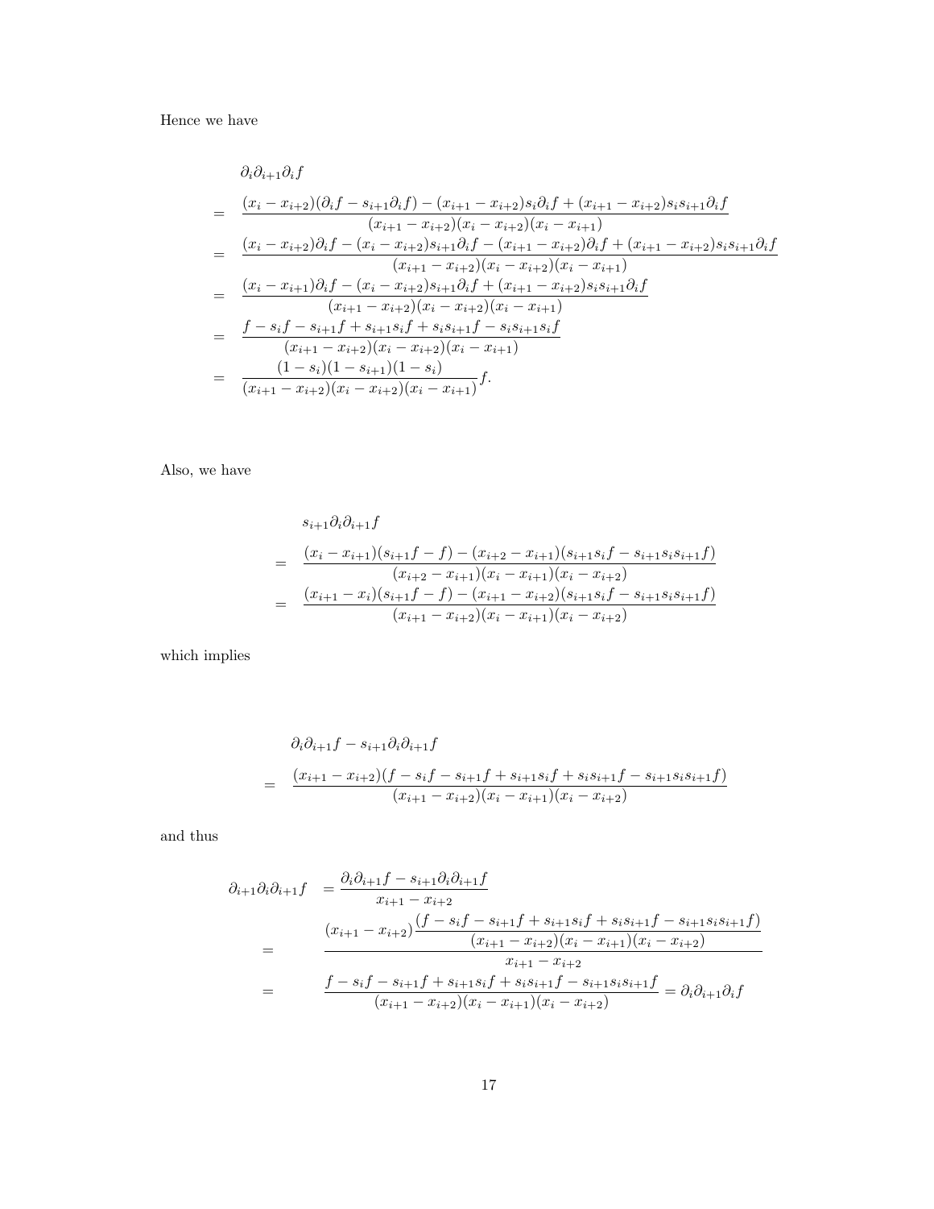Hence we have

$$
\begin{aligned}
& \partial_i \partial_{i+1} \partial_i f \\
= \quad & \frac{(x_i - x_{i+2})(\partial_i f - s_{i+1}\partial_i f) - (x_{i+1} - x_{i+2}) s_i \partial_i f + (x_{i+1} - x_{i+2}) s_i s_{i+1} \partial_i f}{(x_{i+1} - x_{i+2})(x_i - x_{i+2})(x_i - x_{i+1})} \\
= \quad & \frac{(x_i - x_{i+2})\partial_i f - (x_i - x_{i+2}) s_{i+1}\partial_i f - (x_{i+1} - x_{i+2})\partial_i f + (x_{i+1} - x_{i+2}) s_i s_{i+1} \partial_i f}{(x_{i+1} - x_{i+2})(x_i - x_{i+2})(x_i - x_{i+1})} \\
= \quad & \frac{(x_i - x_{i+1})\partial_i f - (x_i - x_{i+2}) s_{i+1}\partial_i f + (x_{i+1} - x_{i+2}) s_i s_{i+1} \partial_i f}{(x_{i+1} - x_{i+2})(x_i - x_{i+2})(x_i - x_{i+1})} \\
= \quad & \frac{f - s_i f - s_{i+1} f + s_{i+1} s_i f + s_i s_{i+1} f - s_i s_{i+1} s_i f}{(x_{i+1} - x_{i+2})(x_i - x_{i+2})(x_i - x_{i+1})} \\
= \quad & \frac{(1 - s_i)(1 - s_{i+1})(1 - s_i)}{(x_{i+1} - x_{i+2})(x_i - x_{i+2})(x_i - x_{i+1})} f.
\end{aligned}
$$

Also, we have

$$
\begin{aligned}
& s_{i+1} \partial_i \partial_{i+1} f \\
= \quad & \frac{(x_i - x_{i+1})(s_{i+1} f - f) - (x_{i+2} - x_{i+1})(s_{i+1} s_i f - s_{i+1} s_i s_{i+1} f)}{(x_{i+2} - x_{i+1})(x_i - x_{i+1})(x_i - x_{i+2})} \\
= \quad & \frac{(x_{i+1} - x_i)(s_{i+1} f - f) - (x_{i+1} - x_{i+2})(s_{i+1} s_i f - s_{i+1} s_i s_{i+1} f)}{(x_{i+1} - x_{i+2})(x_i - x_{i+1})(x_i - x_{i+2})}
\end{aligned}
$$

which implies

$$
\begin{aligned}
& \partial_i \partial_{i+1} f - s_{i+1} \partial_i \partial_{i+1} f \\
= \quad & \frac{(x_{i+1} - x_{i+2})(f - s_i f - s_{i+1} f + s_{i+1} s_i f + s_i s_{i+1} f - s_{i+1} s_i s_{i+1} f)}{(x_{i+1} - x_{i+2})(x_i - x_{i+1})(x_i - x_{i+2})}
\end{aligned}
$$

and thus

$$
\begin{aligned}
\partial_{i+1} \partial_i \partial_{i+1} f \quad & = \frac{\partial_i \partial_{i+1} f - s_{i+1} \partial_i \partial_{i+1} f}{x_{i+1} - x_{i+2}} \\
= \quad & \frac{(x_{i+1} - x_{i+2}) \dfrac{(f - s_i f - s_{i+1} f + s_{i+1} s_i f + s_i s_{i+1} f - s_{i+1} s_i s_{i+1} f)}{(x_{i+1} - x_{i+2})(x_i - x_{i+1})(x_i - x_{i+2})}}{x_{i+1} - x_{i+2}} \\
= \quad & \frac{f - s_i f - s_{i+1} f + s_{i+1} s_i f + s_i s_{i+1} f - s_{i+1} s_i s_{i+1} f}{(x_{i+1} - x_{i+2})(x_i - x_{i+1})(x_i - x_{i+2})} = \partial_i \partial_{i+1} \partial_i f
\end{aligned}
$$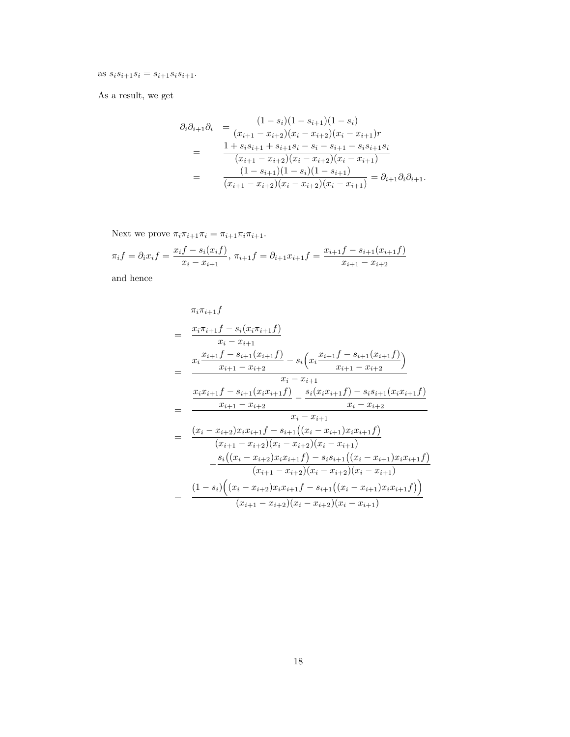as $s_is_{i+1}s_i = s_{i+1}s_is_{i+1}$.

As a result, we get

$$
\begin{aligned}
\partial_i\partial_{i+1}\partial_i &= \frac{(1-s_i)(1-s_{i+1})(1-s_i)}{(x_{i+1}-x_{i+2})(x_i-x_{i+2})(x_i-x_{i+1})r} \\
&= \frac{1+s_is_{i+1}+s_{i+1}s_i-s_i-s_{i+1}-s_is_{i+1}s_i}{(x_{i+1}-x_{i+2})(x_i-x_{i+2})(x_i-x_{i+1})} \\
&= \frac{(1-s_{i+1})(1-s_i)(1-s_{i+1})}{(x_{i+1}-x_{i+2})(x_i-x_{i+2})(x_i-x_{i+1})} = \partial_{i+1}\partial_i\partial_{i+1}.
\end{aligned}
$$

Next we prove $\pi_i\pi_{i+1}\pi_i = \pi_{i+1}\pi_i\pi_{i+1}$.

$$
\pi_i f = \partial_i x_i f = \frac{x_i f - s_i(x_i f)}{x_i - x_{i+1}},\ \pi_{i+1} f = \partial_{i+1} x_{i+1} f = \frac{x_{i+1} f - s_{i+1}(x_{i+1} f)}{x_{i+1} - x_{i+2}}
$$

and hence

$$
\begin{aligned}
&\pi_i\pi_{i+1}f \\
=\ & \frac{x_i\pi_{i+1}f - s_i(x_i\pi_{i+1}f)}{x_i - x_{i+1}} \\
=\ & \frac{x_i\dfrac{x_{i+1}f - s_{i+1}(x_{i+1}f)}{x_{i+1}-x_{i+2}} - s_i\Big(x_i\dfrac{x_{i+1}f - s_{i+1}(x_{i+1}f)}{x_{i+1}-x_{i+2}}\Big)}{x_i - x_{i+1}} \\
=\ & \frac{\dfrac{x_ix_{i+1}f - s_{i+1}(x_ix_{i+1}f)}{x_{i+1}-x_{i+2}} - \dfrac{s_i(x_ix_{i+1}f) - s_is_{i+1}(x_ix_{i+1}f)}{x_i - x_{i+2}}}{x_i - x_{i+1}} \\
=\ & \frac{(x_i - x_{i+2})x_ix_{i+1}f - s_{i+1}\big((x_i - x_{i+1})x_ix_{i+1}f\big)}{(x_{i+1}-x_{i+2})(x_i-x_{i+2})(x_i-x_{i+1})} \\
& \quad - \frac{s_i\big((x_i - x_{i+2})x_ix_{i+1}f\big) - s_is_{i+1}\big((x_i - x_{i+1})x_ix_{i+1}f\big)}{(x_{i+1}-x_{i+2})(x_i-x_{i+2})(x_i-x_{i+1})} \\
=\ & \frac{(1-s_i)\Big((x_i - x_{i+2})x_ix_{i+1}f - s_{i+1}\big((x_i - x_{i+1})x_ix_{i+1}f\big)\Big)}{(x_{i+1}-x_{i+2})(x_i-x_{i+2})(x_i-x_{i+1})}
\end{aligned}
$$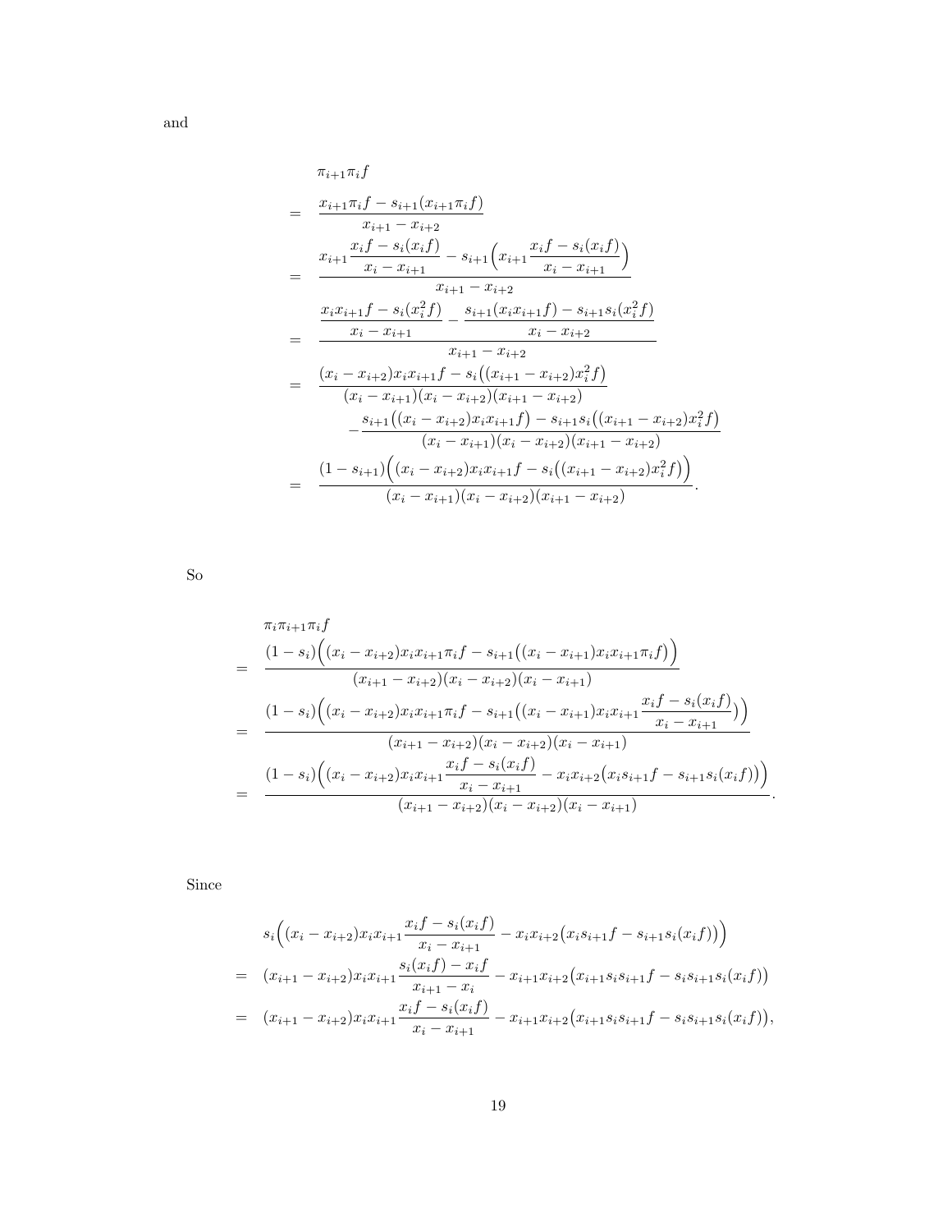and

$$
\begin{aligned}
&\pi_{i+1}\pi_i f \\
= \;& \frac{x_{i+1}\pi_i f - s_{i+1}(x_{i+1}\pi_i f)}{x_{i+1}-x_{i+2}} \\
= \;& \frac{x_{i+1}\dfrac{x_i f - s_i(x_i f)}{x_i - x_{i+1}} - s_{i+1}\Big(x_{i+1}\dfrac{x_i f - s_i(x_i f)}{x_i - x_{i+1}}\Big)}{x_{i+1}-x_{i+2}} \\
= \;& \frac{\dfrac{x_i x_{i+1} f - s_i(x_i^2 f)}{x_i - x_{i+1}} - \dfrac{s_{i+1}(x_i x_{i+1} f) - s_{i+1}s_i(x_i^2 f)}{x_i - x_{i+2}}}{x_{i+1}-x_{i+2}} \\
= \;& \frac{(x_i - x_{i+2})x_i x_{i+1} f - s_i\big((x_{i+1}-x_{i+2})x_i^2 f\big)}{(x_i - x_{i+1})(x_i - x_{i+2})(x_{i+1}-x_{i+2})} \\
& - \frac{s_{i+1}\big((x_i - x_{i+2})x_i x_{i+1} f\big) - s_{i+1}s_i\big((x_{i+1}-x_{i+2})x_i^2 f\big)}{(x_i - x_{i+1})(x_i - x_{i+2})(x_{i+1}-x_{i+2})} \\
= \;& \frac{(1-s_{i+1})\Big((x_i - x_{i+2})x_i x_{i+1} f - s_i\big((x_{i+1}-x_{i+2})x_i^2 f\big)\Big)}{(x_i - x_{i+1})(x_i - x_{i+2})(x_{i+1}-x_{i+2})}.
\end{aligned}
$$

So

$$
\begin{aligned}
&\pi_i\pi_{i+1}\pi_i f \\
= \;& \frac{(1-s_i)\Big((x_i - x_{i+2})x_i x_{i+1}\pi_i f - s_{i+1}\big((x_i - x_{i+1})x_i x_{i+1}\pi_i f\big)\Big)}{(x_{i+1}-x_{i+2})(x_i - x_{i+2})(x_i - x_{i+1})} \\
= \;& \frac{(1-s_i)\Big((x_i - x_{i+2})x_i x_{i+1}\pi_i f - s_{i+1}\big((x_i - x_{i+1})x_i x_{i+1}\dfrac{x_i f - s_i(x_i f)}{x_i - x_{i+1}}\big)\Big)}{(x_{i+1}-x_{i+2})(x_i - x_{i+2})(x_i - x_{i+1})} \\
= \;& \frac{(1-s_i)\Big((x_i - x_{i+2})x_i x_{i+1}\dfrac{x_i f - s_i(x_i f)}{x_i - x_{i+1}} - x_i x_{i+2}\big(x_i s_{i+1} f - s_{i+1}s_i(x_i f)\big)\Big)}{(x_{i+1}-x_{i+2})(x_i - x_{i+2})(x_i - x_{i+1})}.
\end{aligned}
$$

Since

$$
\begin{aligned}
& s_i\Big((x_i - x_{i+2})x_i x_{i+1}\frac{x_i f - s_i(x_i f)}{x_i - x_{i+1}} - x_i x_{i+2}\big(x_i s_{i+1} f - s_{i+1}s_i(x_i f)\big)\Big) \\
= \;& (x_{i+1}-x_{i+2})x_i x_{i+1}\frac{s_i(x_i f) - x_i f}{x_{i+1} - x_i} - x_{i+1}x_{i+2}\big(x_{i+1}s_i s_{i+1} f - s_i s_{i+1} s_i(x_i f)\big) \\
= \;& (x_{i+1}-x_{i+2})x_i x_{i+1}\frac{x_i f - s_i(x_i f)}{x_i - x_{i+1}} - x_{i+1}x_{i+2}\big(x_{i+1}s_i s_{i+1} f - s_i s_{i+1} s_i(x_i f)\big),
\end{aligned}
$$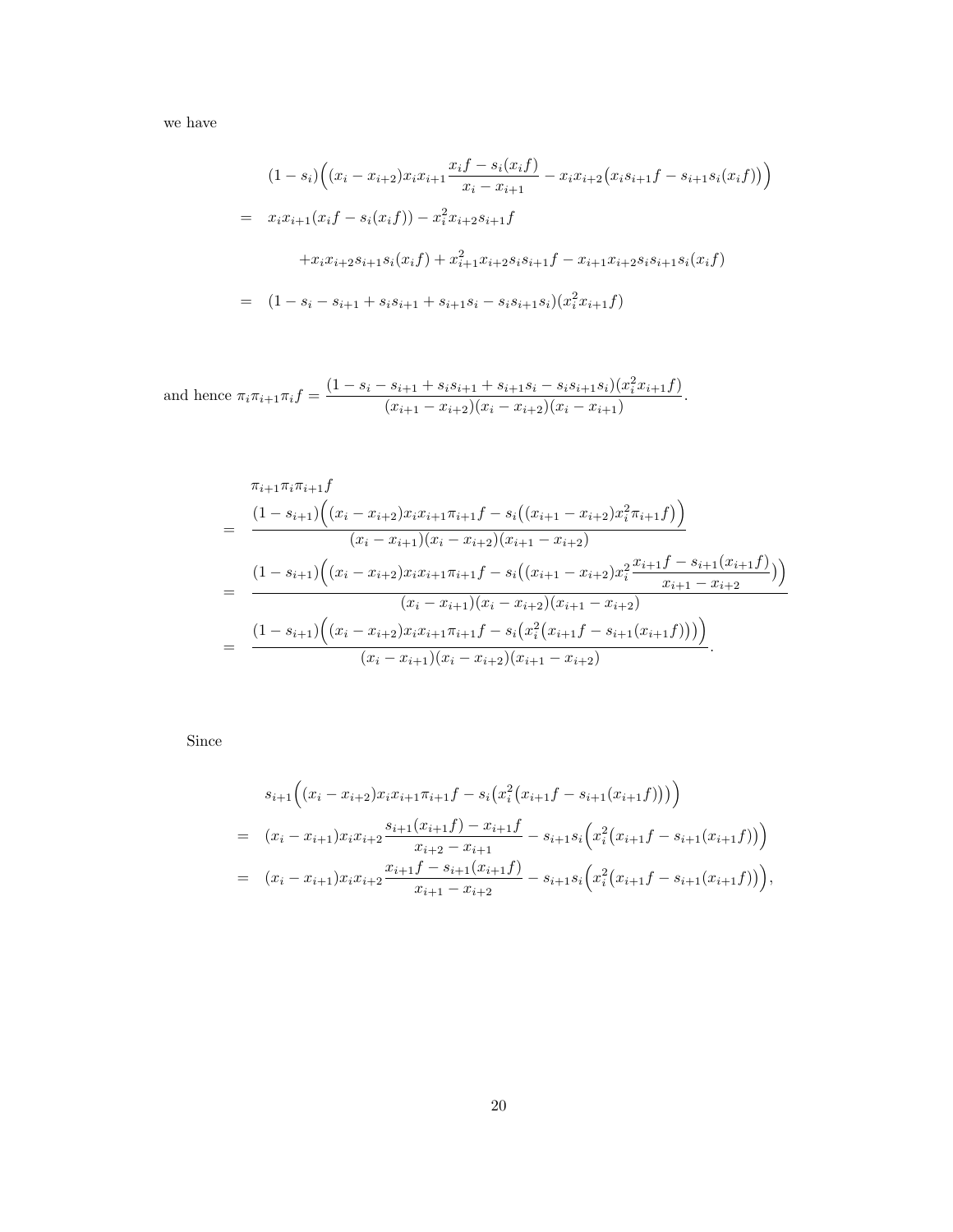we have

$$
\begin{aligned}
& (1-s_i)\Big((x_i - x_{i+2})x_i x_{i+1}\frac{x_i f - s_i(x_i f)}{x_i - x_{i+1}} - x_i x_{i+2}\big(x_i s_{i+1} f - s_{i+1}s_i(x_i f)\big)\Big) \\
= \;& x_i x_{i+1}(x_i f - s_i(x_i f)) - x_i^2 x_{i+2} s_{i+1} f \\
& + x_i x_{i+2} s_{i+1} s_i(x_i f) + x_{i+1}^2 x_{i+2} s_i s_{i+1} f - x_{i+1} x_{i+2} s_i s_{i+1} s_i(x_i f) \\
= \;& (1 - s_i - s_{i+1} + s_i s_{i+1} + s_{i+1} s_i - s_i s_{i+1} s_i)(x_i^2 x_{i+1} f)
\end{aligned}
$$

and hence $\pi_i \pi_{i+1} \pi_i f = \dfrac{(1 - s_i - s_{i+1} + s_i s_{i+1} + s_{i+1} s_i - s_i s_{i+1} s_i)(x_i^2 x_{i+1} f)}{(x_{i+1} - x_{i+2})(x_i - x_{i+2})(x_i - x_{i+1})}$.

$$
\begin{aligned}
& \pi_{i+1}\pi_i\pi_{i+1} f \\
= \;& \frac{(1-s_{i+1})\Big((x_i - x_{i+2})x_i x_{i+1}\pi_{i+1} f - s_i\big((x_{i+1} - x_{i+2})x_i^2 \pi_{i+1} f\big)\Big)}{(x_i - x_{i+1})(x_i - x_{i+2})(x_{i+1} - x_{i+2})} \\
= \;& \frac{(1-s_{i+1})\Big((x_i - x_{i+2})x_i x_{i+1}\pi_{i+1} f - s_i\big((x_{i+1} - x_{i+2})x_i^2 \frac{x_{i+1} f - s_{i+1}(x_{i+1} f)}{x_{i+1} - x_{i+2}})\Big)}{(x_i - x_{i+1})(x_i - x_{i+2})(x_{i+1} - x_{i+2})} \\
= \;& \frac{(1-s_{i+1})\Big((x_i - x_{i+2})x_i x_{i+1}\pi_{i+1} f - s_i\big(x_i^2\big(x_{i+1} f - s_{i+1}(x_{i+1} f)\big)\big)\Big)}{(x_i - x_{i+1})(x_i - x_{i+2})(x_{i+1} - x_{i+2})}.
\end{aligned}
$$

Since

$$
\begin{aligned}
& s_{i+1}\Big((x_i - x_{i+2})x_i x_{i+1}\pi_{i+1} f - s_i\big(x_i^2\big(x_{i+1} f - s_{i+1}(x_{i+1} f)\big)\big)\Big) \\
= \;& (x_i - x_{i+1})x_i x_{i+2}\frac{s_{i+1}(x_{i+1} f) - x_{i+1} f}{x_{i+2} - x_{i+1}} - s_{i+1}s_i\Big(x_i^2\big(x_{i+1} f - s_{i+1}(x_{i+1} f)\big)\Big) \\
= \;& (x_i - x_{i+1})x_i x_{i+2}\frac{x_{i+1} f - s_{i+1}(x_{i+1} f)}{x_{i+1} - x_{i+2}} - s_{i+1}s_i\Big(x_i^2\big(x_{i+1} f - s_{i+1}(x_{i+1} f)\big)\Big),
\end{aligned}
$$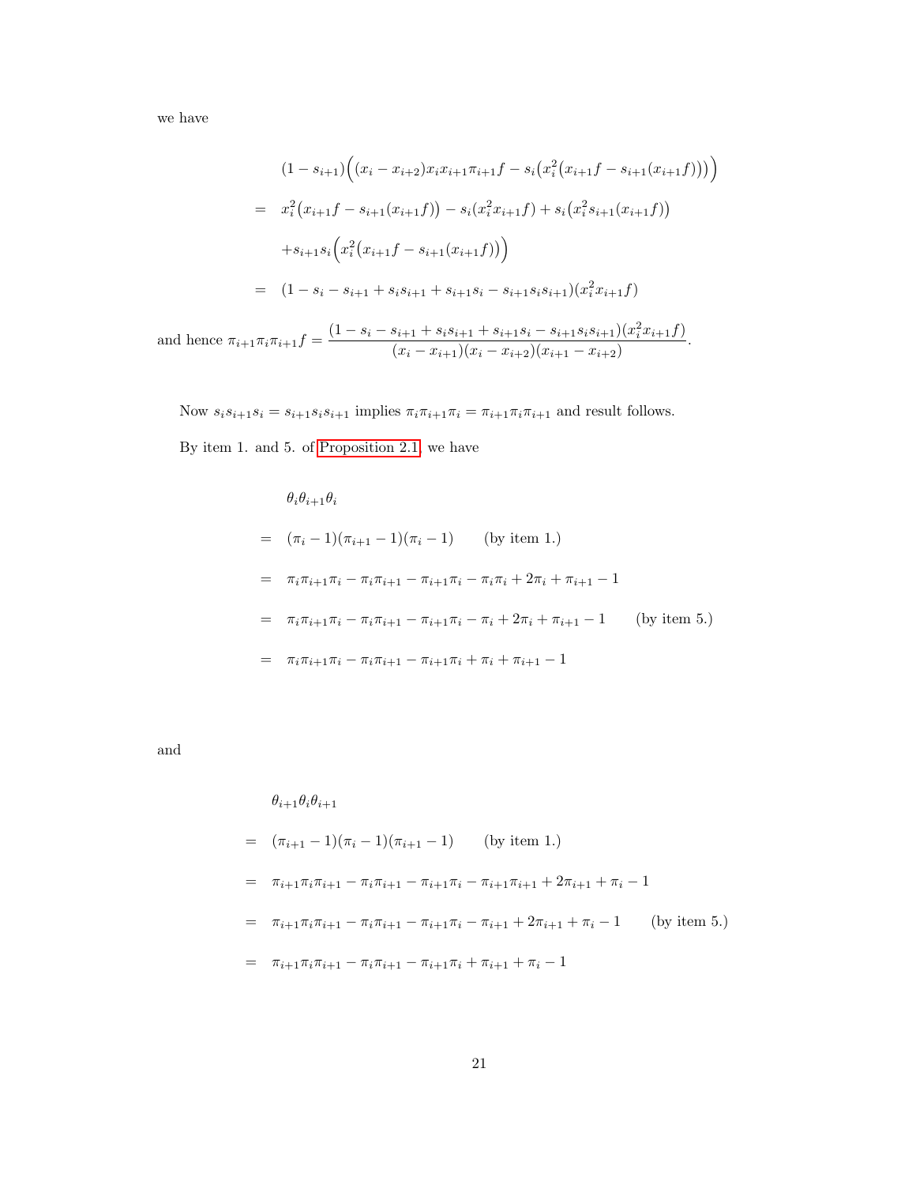we have

$$
\begin{aligned}
& (1-s_{i+1})\Big((x_i - x_{i+2})x_i x_{i+1}\pi_{i+1}f - s_i\big(x_i^2\big(x_{i+1}f - s_{i+1}(x_{i+1}f)\big)\big)\Big) \\
= \;& x_i^2\big(x_{i+1}f - s_{i+1}(x_{i+1}f)\big) - s_i(x_i^2 x_{i+1}f) + s_i\big(x_i^2 s_{i+1}(x_{i+1}f)\big) \\
& + s_{i+1}s_i\Big(x_i^2\big(x_{i+1}f - s_{i+1}(x_{i+1}f)\big)\Big) \\
= \;& (1 - s_i - s_{i+1} + s_i s_{i+1} + s_{i+1}s_i - s_{i+1}s_i s_{i+1})(x_i^2 x_{i+1} f)
\end{aligned}
$$

and hence $\pi_{i+1}\pi_i\pi_{i+1}f = \dfrac{(1 - s_i - s_{i+1} + s_i s_{i+1} + s_{i+1}s_i - s_{i+1}s_i s_{i+1})(x_i^2 x_{i+1} f)}{(x_i - x_{i+1})(x_i - x_{i+2})(x_{i+1} - x_{i+2})}$.

Now $s_i s_{i+1} s_i = s_{i+1} s_i s_{i+1}$ implies $\pi_i\pi_{i+1}\pi_i = \pi_{i+1}\pi_i\pi_{i+1}$ and result follows.

By item 1. and 5. of Proposition 2.1 we have

$$
\begin{aligned}
& \theta_i\theta_{i+1}\theta_i \\
= \;& (\pi_i - 1)(\pi_{i+1} - 1)(\pi_i - 1) \qquad \text{(by item 1.)} \\
= \;& \pi_i\pi_{i+1}\pi_i - \pi_i\pi_{i+1} - \pi_{i+1}\pi_i - \pi_i\pi_i + 2\pi_i + \pi_{i+1} - 1 \\
= \;& \pi_i\pi_{i+1}\pi_i - \pi_i\pi_{i+1} - \pi_{i+1}\pi_i - \pi_i + 2\pi_i + \pi_{i+1} - 1 \qquad \text{(by item 5.)} \\
= \;& \pi_i\pi_{i+1}\pi_i - \pi_i\pi_{i+1} - \pi_{i+1}\pi_i + \pi_i + \pi_{i+1} - 1
\end{aligned}
$$

and

$$
\begin{aligned}
& \theta_{i+1}\theta_i\theta_{i+1} \\
= \;& (\pi_{i+1} - 1)(\pi_i - 1)(\pi_{i+1} - 1) \qquad \text{(by item 1.)} \\
= \;& \pi_{i+1}\pi_i\pi_{i+1} - \pi_i\pi_{i+1} - \pi_{i+1}\pi_i - \pi_{i+1}\pi_{i+1} + 2\pi_{i+1} + \pi_i - 1 \\
= \;& \pi_{i+1}\pi_i\pi_{i+1} - \pi_i\pi_{i+1} - \pi_{i+1}\pi_i - \pi_{i+1} + 2\pi_{i+1} + \pi_i - 1 \qquad \text{(by item 5.)} \\
= \;& \pi_{i+1}\pi_i\pi_{i+1} - \pi_i\pi_{i+1} - \pi_{i+1}\pi_i + \pi_{i+1} + \pi_i - 1
\end{aligned}
$$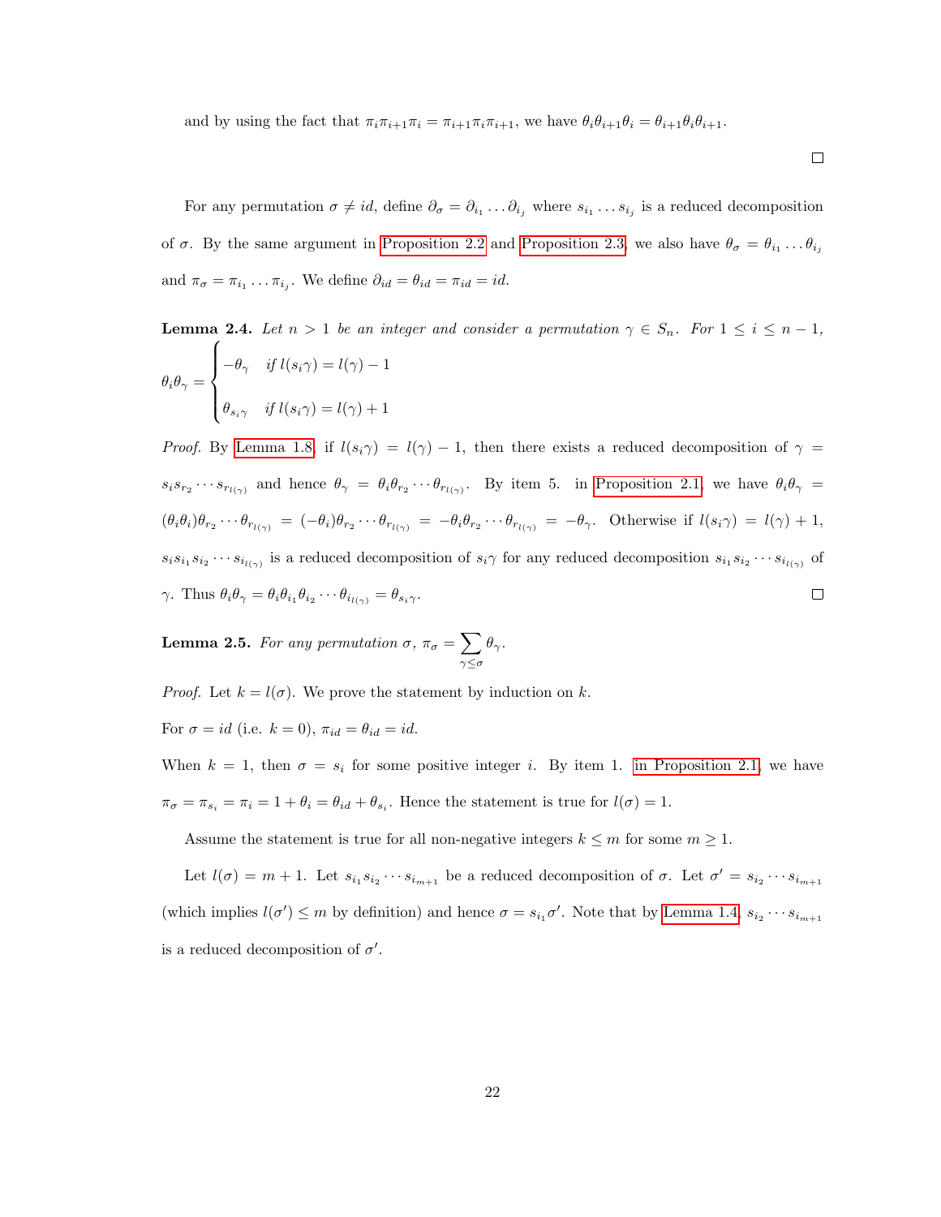and by using the fact that $\pi_i\pi_{i+1}\pi_i = \pi_{i+1}\pi_i\pi_{i+1}$, we have $\theta_i\theta_{i+1}\theta_i = \theta_{i+1}\theta_i\theta_{i+1}$.

□

For any permutation $\sigma \neq id$, define $\partial_\sigma = \partial_{i_1}\ldots\partial_{i_j}$ where $s_{i_1}\ldots s_{i_j}$ is a reduced decomposition of $\sigma$. By the same argument in Proposition 2.2 and Proposition 2.3, we also have $\theta_\sigma = \theta_{i_1}\ldots\theta_{i_j}$ and $\pi_\sigma = \pi_{i_1}\ldots\pi_{i_j}$. We define $\partial_{id} = \theta_{id} = \pi_{id} = id$.

**Lemma 2.4.** *Let $n > 1$ be an integer and consider a permutation $\gamma \in S_n$. For $1 \leq i \leq n-1$,*

$$\theta_i\theta_\gamma = \begin{cases} -\theta_\gamma & \text{if } l(s_i\gamma) = l(\gamma) - 1 \\ \theta_{s_i\gamma} & \text{if } l(s_i\gamma) = l(\gamma) + 1 \end{cases}$$

*Proof.* By Lemma 1.8, if $l(s_i\gamma) = l(\gamma) - 1$, then there exists a reduced decomposition of $\gamma = s_i s_{r_2}\cdots s_{r_{l(\gamma)}}$ and hence $\theta_\gamma = \theta_i\theta_{r_2}\cdots\theta_{r_{l(\gamma)}}$. By item 5. in Proposition 2.1, we have $\theta_i\theta_\gamma = (\theta_i\theta_i)\theta_{r_2}\cdots\theta_{r_{l(\gamma)}} = (-\theta_i)\theta_{r_2}\cdots\theta_{r_{l(\gamma)}} = -\theta_i\theta_{r_2}\cdots\theta_{r_{l(\gamma)}} = -\theta_\gamma$. Otherwise if $l(s_i\gamma) = l(\gamma) + 1$, $s_i s_{i_1} s_{i_2}\cdots s_{i_{l(\gamma)}}$ is a reduced decomposition of $s_i\gamma$ for any reduced decomposition $s_{i_1}s_{i_2}\cdots s_{i_{l(\gamma)}}$ of $\gamma$. Thus $\theta_i\theta_\gamma = \theta_i\theta_{i_1}\theta_{i_2}\cdots\theta_{i_{l(\gamma)}} = \theta_{s_i\gamma}$. □

**Lemma 2.5.** *For any permutation $\sigma$, $\pi_\sigma = \sum_{\gamma\leq\sigma}\theta_\gamma$.*

*Proof.* Let $k = l(\sigma)$. We prove the statement by induction on $k$.

For $\sigma = id$ (i.e. $k = 0$), $\pi_{id} = \theta_{id} = id$.

When $k = 1$, then $\sigma = s_i$ for some positive integer $i$. By item 1. in Proposition 2.1, we have $\pi_\sigma = \pi_{s_i} = \pi_i = 1 + \theta_i = \theta_{id} + \theta_{s_i}$. Hence the statement is true for $l(\sigma) = 1$.

Assume the statement is true for all non-negative integers $k \leq m$ for some $m \geq 1$.

Let $l(\sigma) = m + 1$. Let $s_{i_1}s_{i_2}\cdots s_{i_{m+1}}$ be a reduced decomposition of $\sigma$. Let $\sigma' = s_{i_2}\cdots s_{i_{m+1}}$ (which implies $l(\sigma') \leq m$ by definition) and hence $\sigma = s_{i_1}\sigma'$. Note that by Lemma 1.4, $s_{i_2}\cdots s_{i_{m+1}}$ is a reduced decomposition of $\sigma'$.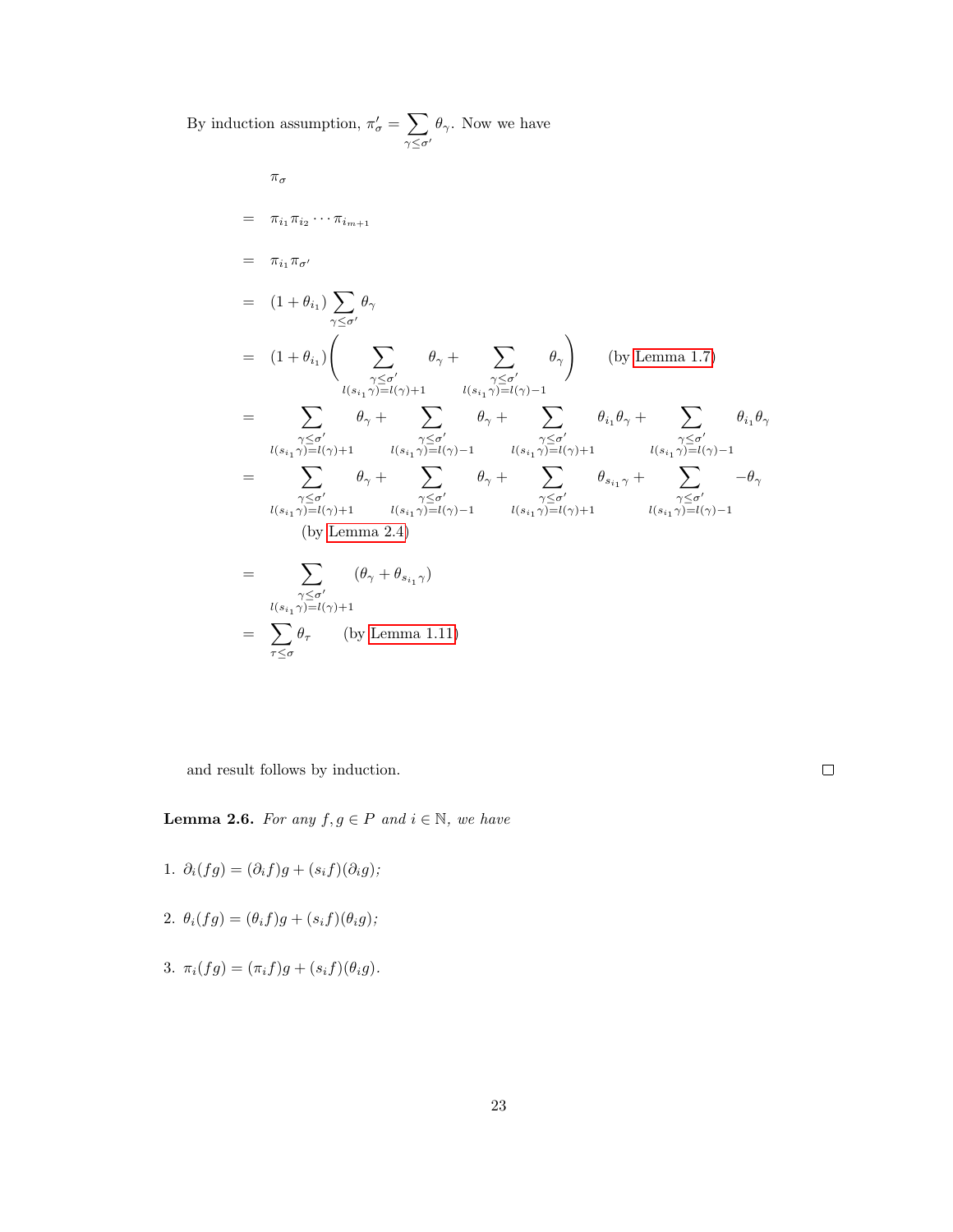By induction assumption, $\pi'_\sigma = \sum_{\gamma \leq \sigma'} \theta_\gamma$. Now we have

$$
\begin{aligned}
& \pi_\sigma \\
= \; & \pi_{i_1}\pi_{i_2}\cdots\pi_{i_{m+1}} \\
= \; & \pi_{i_1}\pi_{\sigma'} \\
= \; & (1+\theta_{i_1})\sum_{\gamma\leq\sigma'}\theta_\gamma \\
= \; & (1+\theta_{i_1})\left(\sum_{\substack{\gamma\leq\sigma' \\ l(s_{i_1}\gamma)=l(\gamma)+1}}\theta_\gamma + \sum_{\substack{\gamma\leq\sigma' \\ l(s_{i_1}\gamma)=l(\gamma)-1}}\theta_\gamma\right) \qquad \text{(by Lemma 1.7)} \\
= \; & \sum_{\substack{\gamma\leq\sigma' \\ l(s_{i_1}\gamma)=l(\gamma)+1}}\theta_\gamma + \sum_{\substack{\gamma\leq\sigma' \\ l(s_{i_1}\gamma)=l(\gamma)-1}}\theta_\gamma + \sum_{\substack{\gamma\leq\sigma' \\ l(s_{i_1}\gamma)=l(\gamma)+1}}\theta_{i_1}\theta_\gamma + \sum_{\substack{\gamma\leq\sigma' \\ l(s_{i_1}\gamma)=l(\gamma)-1}}\theta_{i_1}\theta_\gamma \\
= \; & \sum_{\substack{\gamma\leq\sigma' \\ l(s_{i_1}\gamma)=l(\gamma)+1}}\theta_\gamma + \sum_{\substack{\gamma\leq\sigma' \\ l(s_{i_1}\gamma)=l(\gamma)-1}}\theta_\gamma + \sum_{\substack{\gamma\leq\sigma' \\ l(s_{i_1}\gamma)=l(\gamma)+1}}\theta_{s_{i_1}\gamma} + \sum_{\substack{\gamma\leq\sigma' \\ l(s_{i_1}\gamma)=l(\gamma)-1}}-\theta_\gamma \\
& \quad \text{(by Lemma 2.4)} \\
= \; & \sum_{\substack{\gamma\leq\sigma' \\ l(s_{i_1}\gamma)=l(\gamma)+1}}(\theta_\gamma + \theta_{s_{i_1}\gamma}) \\
= \; & \sum_{\tau\leq\sigma}\theta_\tau \qquad \text{(by Lemma 1.11)}
\end{aligned}
$$

and result follows by induction. ∎

**Lemma 2.6.** *For any $f, g \in P$ and $i \in \mathbb{N}$, we have*

1. $\partial_i(fg) = (\partial_i f)g + (s_i f)(\partial_i g)$;
2. $\theta_i(fg) = (\theta_i f)g + (s_i f)(\theta_i g)$;
3. $\pi_i(fg) = (\pi_i f)g + (s_i f)(\theta_i g)$.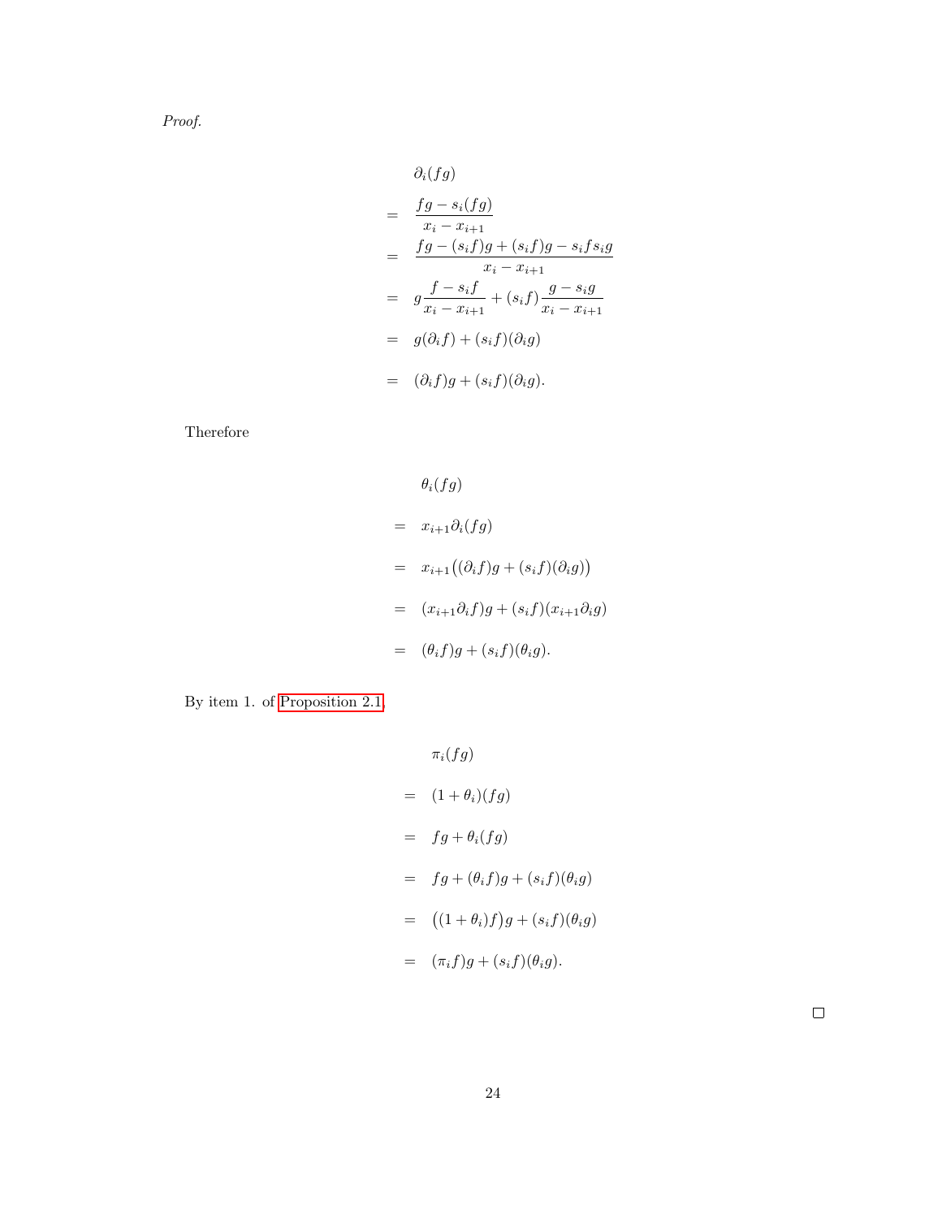*Proof.*

$$
\begin{aligned}
&\partial_i(fg) \\
= \quad & \frac{fg - s_i(fg)}{x_i - x_{i+1}} \\
= \quad & \frac{fg - (s_i f)g + (s_i f)g - s_i f s_i g}{x_i - x_{i+1}} \\
= \quad & g\frac{f - s_i f}{x_i - x_{i+1}} + (s_i f)\frac{g - s_i g}{x_i - x_{i+1}} \\
= \quad & g(\partial_i f) + (s_i f)(\partial_i g) \\
= \quad & (\partial_i f)g + (s_i f)(\partial_i g).
\end{aligned}
$$

Therefore

$$
\begin{aligned}
&\theta_i(fg) \\
= \quad & x_{i+1}\partial_i(fg) \\
= \quad & x_{i+1}\big((\partial_i f)g + (s_i f)(\partial_i g)\big) \\
= \quad & (x_{i+1}\partial_i f)g + (s_i f)(x_{i+1}\partial_i g) \\
= \quad & (\theta_i f)g + (s_i f)(\theta_i g).
\end{aligned}
$$

By item 1. of Proposition 2.1

$$
\begin{aligned}
&\pi_i(fg) \\
= \quad & (1 + \theta_i)(fg) \\
= \quad & fg + \theta_i(fg) \\
= \quad & fg + (\theta_i f)g + (s_i f)(\theta_i g) \\
= \quad & \big((1 + \theta_i)f\big)g + (s_i f)(\theta_i g) \\
= \quad & (\pi_i f)g + (s_i f)(\theta_i g).
\end{aligned}
$$

□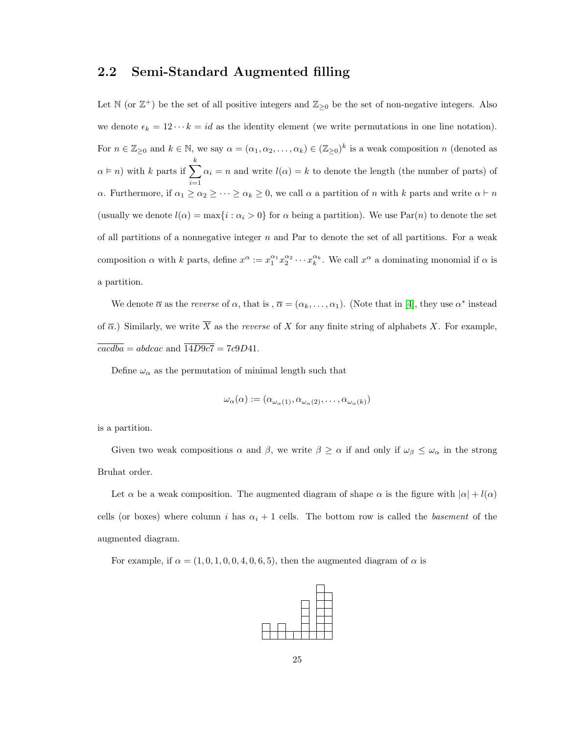## 2.2 Semi-Standard Augmented filling

Let $\mathbb{N}$ (or $\mathbb{Z}^+$) be the set of all positive integers and $\mathbb{Z}_{\geq 0}$ be the set of non-negative integers. Also we denote $\epsilon_k = 12\cdots k = id$ as the identity element (we write permutations in one line notation). For $n \in \mathbb{Z}_{\geq 0}$ and $k \in \mathbb{N}$, we say $\alpha = (\alpha_1, \alpha_2, \ldots, \alpha_k) \in (\mathbb{Z}_{\geq 0})^k$ is a weak composition $n$ (denoted as $\alpha \vDash n$) with $k$ parts if $\sum_{i=1}^{k} \alpha_i = n$ and write $l(\alpha) = k$ to denote the length (the number of parts) of $\alpha$. Furthermore, if $\alpha_1 \geq \alpha_2 \geq \cdots \geq \alpha_k \geq 0$, we call $\alpha$ a partition of $n$ with $k$ parts and write $\alpha \vdash n$ (usually we denote $l(\alpha) = \max\{i : \alpha_i > 0\}$ for $\alpha$ being a partition). We use $\mathrm{Par}(n)$ to denote the set of all partitions of a nonnegative integer $n$ and Par to denote the set of all partitions. For a weak composition $\alpha$ with $k$ parts, define $x^\alpha := x_1^{\alpha_1} x_2^{\alpha_2} \cdots x_k^{\alpha_k}$. We call $x^\alpha$ a dominating monomial if $\alpha$ is a partition.

We denote $\overline{\alpha}$ as the *reverse* of $\alpha$, that is , $\overline{\alpha} = (\alpha_k, \ldots, \alpha_1)$. (Note that in [4], they use $\alpha^*$ instead of $\overline{\alpha}$.) Similarly, we write $\overline{X}$ as the *reverse* of $X$ for any finite string of alphabets $X$. For example, $\overline{cacdba} = abdcac$ and $\overline{14D9c7} = 7c9D41$.

Define $\omega_\alpha$ as the permutation of minimal length such that

$$\omega_\alpha(\alpha) := (\alpha_{\omega_\alpha(1)}, \alpha_{\omega_\alpha(2)}, \ldots, \alpha_{\omega_\alpha(k)})$$

is a partition.

Given two weak compositions $\alpha$ and $\beta$, we write $\beta \geq \alpha$ if and only if $\omega_\beta \leq \omega_\alpha$ in the strong Bruhat order.

Let $\alpha$ be a weak composition. The augmented diagram of shape $\alpha$ is the figure with $|\alpha| + l(\alpha)$ cells (or boxes) where column $i$ has $\alpha_i + 1$ cells. The bottom row is called the *basement* of the augmented diagram.

For example, if $\alpha = (1, 0, 1, 0, 0, 4, 0, 6, 5)$, then the augmented diagram of $\alpha$ is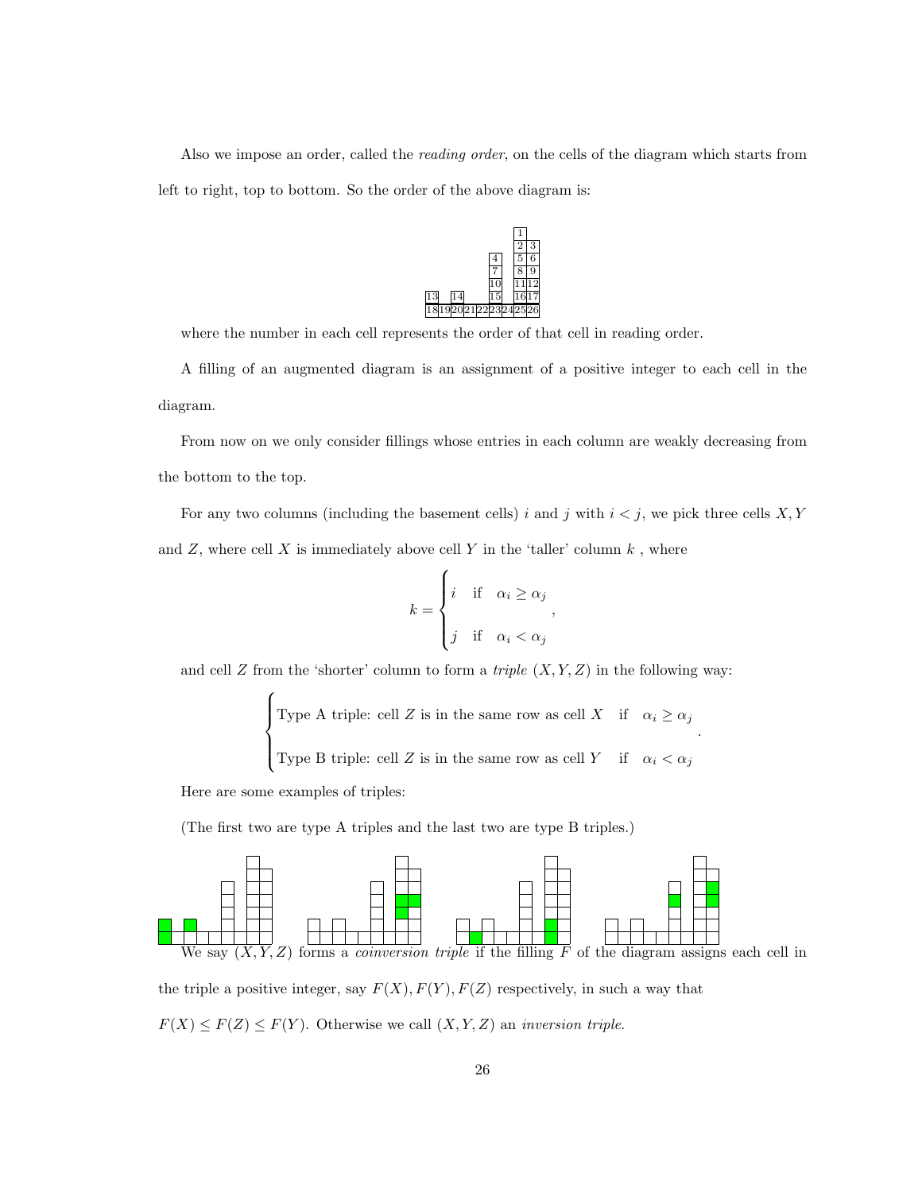Also we impose an order, called the *reading order*, on the cells of the diagram which starts from left to right, top to bottom. So the order of the above diagram is:

|  |  |  |  |  |  |  |  |  |
|---|---|---|---|---|---|---|---|---|
|  |  |  |  |  |  |  | 1 |  |
|  |  |  |  |  |  |  | 2 | 3 |
|  |  |  |  |  | 4 |  | 5 | 6 |
|  |  |  |  |  | 7 |  | 8 | 9 |
|  |  |  |  |  | 10 |  | 11 | 12 |
| 13 |  | 14 |  |  | 15 |  | 16 | 17 |
| 18 | 19 | 20 | 21 | 22 | 23 | 24 | 25 | 26 |

where the number in each cell represents the order of that cell in reading order.

A filling of an augmented diagram is an assignment of a positive integer to each cell in the diagram.

From now on we only consider fillings whose entries in each column are weakly decreasing from the bottom to the top.

For any two columns (including the basement cells) $i$ and $j$ with $i < j$, we pick three cells $X, Y$ and $Z$, where cell $X$ is immediately above cell $Y$ in the 'taller' column $k$ , where

$$k = \begin{cases} i & \text{if} \quad \alpha_i \geq \alpha_j \\ j & \text{if} \quad \alpha_i < \alpha_j \end{cases},$$

and cell $Z$ from the 'shorter' column to form a *triple* $(X, Y, Z)$ in the following way:

$$\begin{cases} \text{Type A triple: cell } Z \text{ is in the same row as cell } X & \text{if} \quad \alpha_i \geq \alpha_j \\ \text{Type B triple: cell } Z \text{ is in the same row as cell } Y & \text{if} \quad \alpha_i < \alpha_j \end{cases}.$$

Here are some examples of triples:

(The first two are type A triples and the last two are type B triples.)

We say $(X, Y, Z)$ forms a *coinversion triple* if the filling $F$ of the diagram assigns each cell in the triple a positive integer, say $F(X), F(Y), F(Z)$ respectively, in such a way that $F(X) \leq F(Z) \leq F(Y)$. Otherwise we call $(X, Y, Z)$ an *inversion triple*.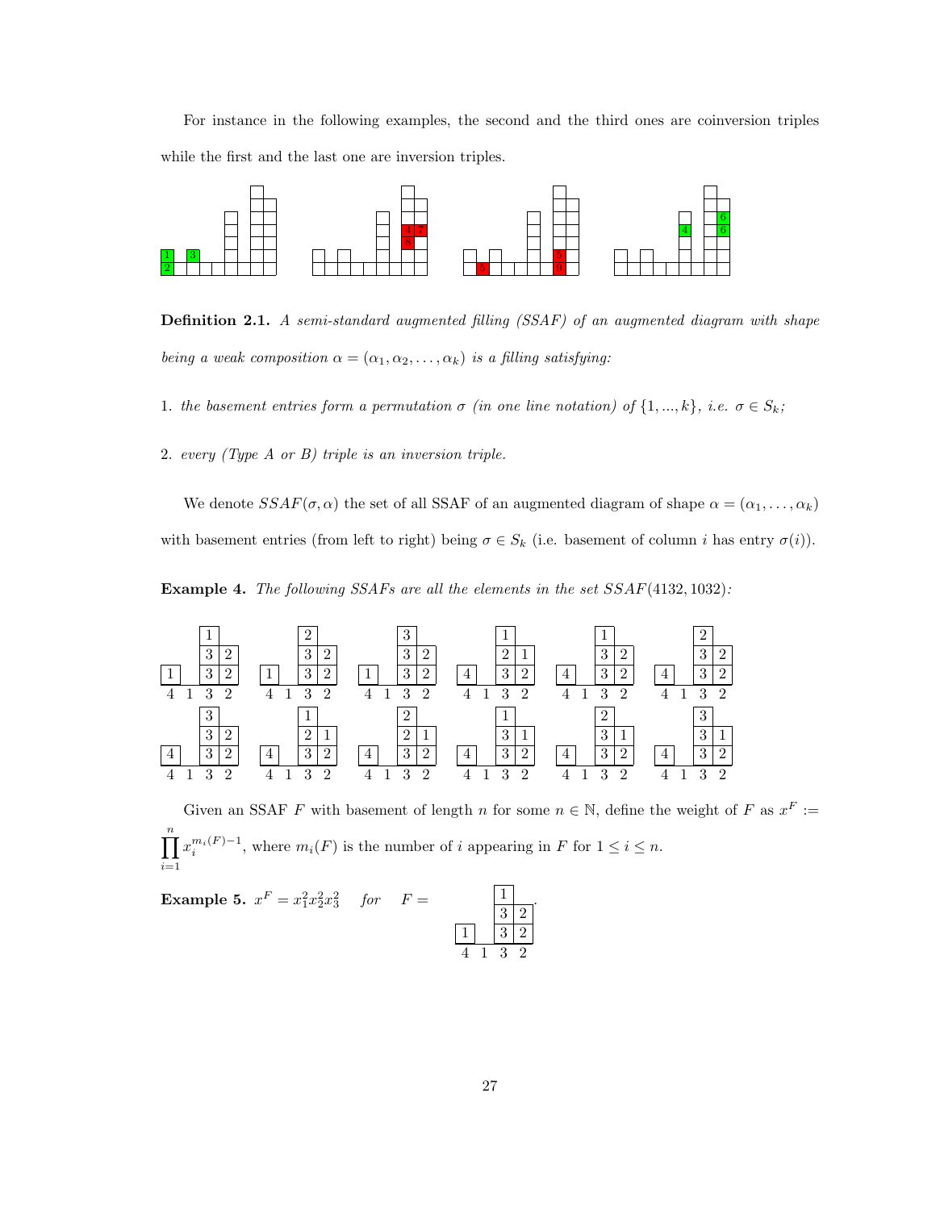For instance in the following examples, the second and the third ones are coinversion triples while the first and the last one are inversion triples.

**Definition 2.1.** *A semi-standard augmented filling (SSAF) of an augmented diagram with shape being a weak composition $\alpha = (\alpha_1, \alpha_2, \ldots, \alpha_k)$ is a filling satisfying:*

1. *the basement entries form a permutation $\sigma$ (in one line notation) of $\{1, ..., k\}$, i.e. $\sigma \in S_k$;*
2. *every (Type A or B) triple is an inversion triple.*

We denote $SSAF(\sigma, \alpha)$ the set of all SSAF of an augmented diagram of shape $\alpha = (\alpha_1, \ldots, \alpha_k)$ with basement entries (from left to right) being $\sigma \in S_k$ (i.e. basement of column $i$ has entry $\sigma(i)$).

**Example 4.** *The following SSAFs are all the elements in the set $SSAF(4132, 1032)$:*

Given an SSAF $F$ with basement of length $n$ for some $n \in \mathbb{N}$, define the weight of $F$ as $x^F := \prod_{i=1}^{n} x_i^{m_i(F)-1}$, where $m_i(F)$ is the number of $i$ appearing in $F$ for $1 \le i \le n$.

**Example 5.** $x^F = x_1^2 x_2^2 x_3^2$ *for* $F =$ (filling with basement $4\ 1\ 3\ 2$; column 1: $1$; column 3: $3, 3, 1$; column 4: $2, 2$).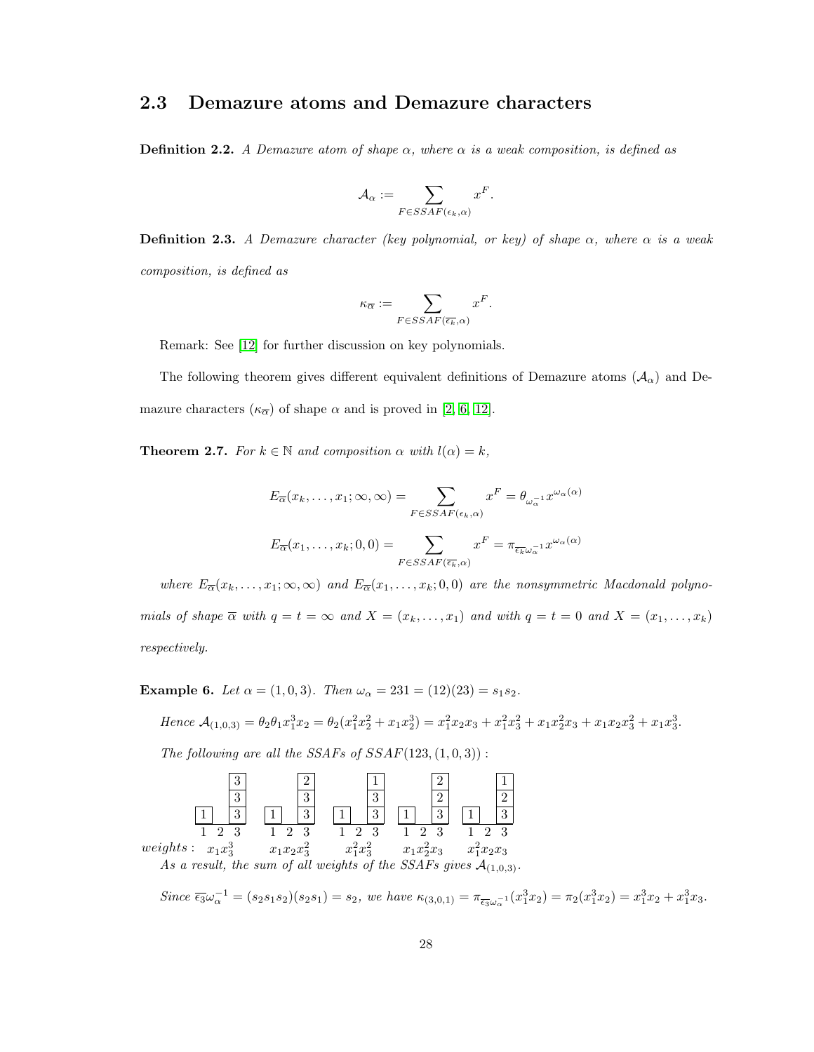## 2.3 Demazure atoms and Demazure characters

**Definition 2.2.** *A Demazure atom of shape $\alpha$, where $\alpha$ is a weak composition, is defined as*

$$\mathcal{A}_\alpha := \sum_{F \in SSAF(\epsilon_k, \alpha)} x^F.$$

**Definition 2.3.** *A Demazure character (key polynomial, or key) of shape $\alpha$, where $\alpha$ is a weak composition, is defined as*

$$\kappa_{\overline{\alpha}} := \sum_{F \in SSAF(\overline{\epsilon_k}, \alpha)} x^F.$$

Remark: See [12] for further discussion on key polynomials.

The following theorem gives different equivalent definitions of Demazure atoms ($\mathcal{A}_\alpha$) and Demazure characters ($\kappa_{\overline{\alpha}}$) of shape $\alpha$ and is proved in [2, 6, 12].

**Theorem 2.7.** *For $k \in \mathbb{N}$ and composition $\alpha$ with $l(\alpha) = k$,*

$$E_{\overline{\alpha}}(x_k, \ldots, x_1; \infty, \infty) = \sum_{F \in SSAF(\epsilon_k, \alpha)} x^F = \theta_{\omega_\alpha^{-1}} x^{\omega_\alpha(\alpha)}$$

$$E_{\overline{\alpha}}(x_1, \ldots, x_k; 0, 0) = \sum_{F \in SSAF(\overline{\epsilon_k}, \alpha)} x^F = \pi_{\overline{\epsilon_k}\omega_\alpha^{-1}} x^{\omega_\alpha(\alpha)}$$

*where $E_{\overline{\alpha}}(x_k, \ldots, x_1; \infty, \infty)$ and $E_{\overline{\alpha}}(x_1, \ldots, x_k; 0, 0)$ are the nonsymmetric Macdonald polynomials of shape $\overline{\alpha}$ with $q = t = \infty$ and $X = (x_k, \ldots, x_1)$ and with $q = t = 0$ and $X = (x_1, \ldots, x_k)$ respectively.*

**Example 6.** *Let $\alpha = (1, 0, 3)$. Then $\omega_\alpha = 231 = (12)(23) = s_1 s_2$.*

*Hence $\mathcal{A}_{(1,0,3)} = \theta_2\theta_1 x_1^3 x_2 = \theta_2(x_1^2 x_2^2 + x_1 x_2^3) = x_1^2 x_2 x_3 + x_1^2 x_3^2 + x_1 x_2^2 x_3 + x_1 x_2 x_3^2 + x_1 x_3^3$.*

*The following are all the SSAFs of $SSAF(123, (1, 0, 3))$ :*

| Column 1 | Column 2 | Column 3 (bottom to top) | weight |
|---|---|---|---|
| 1 | | 3, 3, 3 | $x_1 x_3^3$ |
| 1 | | 3, 3, 2 | $x_1 x_2 x_3^2$ |
| 1 | | 3, 3, 1 | $x_1^2 x_3^2$ |
| 1 | | 3, 2, 2 | $x_1 x_2^2 x_3$ |
| 1 | | 3, 2, 1 | $x_1^2 x_2 x_3$ |

*As a result, the sum of all weights of the SSAFs gives $\mathcal{A}_{(1,0,3)}$.*

*Since $\overline{\epsilon_3}\omega_\alpha^{-1} = (s_2 s_1 s_2)(s_2 s_1) = s_2$, we have $\kappa_{(3,0,1)} = \pi_{\overline{\epsilon_3}\omega_\alpha^{-1}}(x_1^3 x_2) = \pi_2(x_1^3 x_2) = x_1^3 x_2 + x_1^3 x_3$.*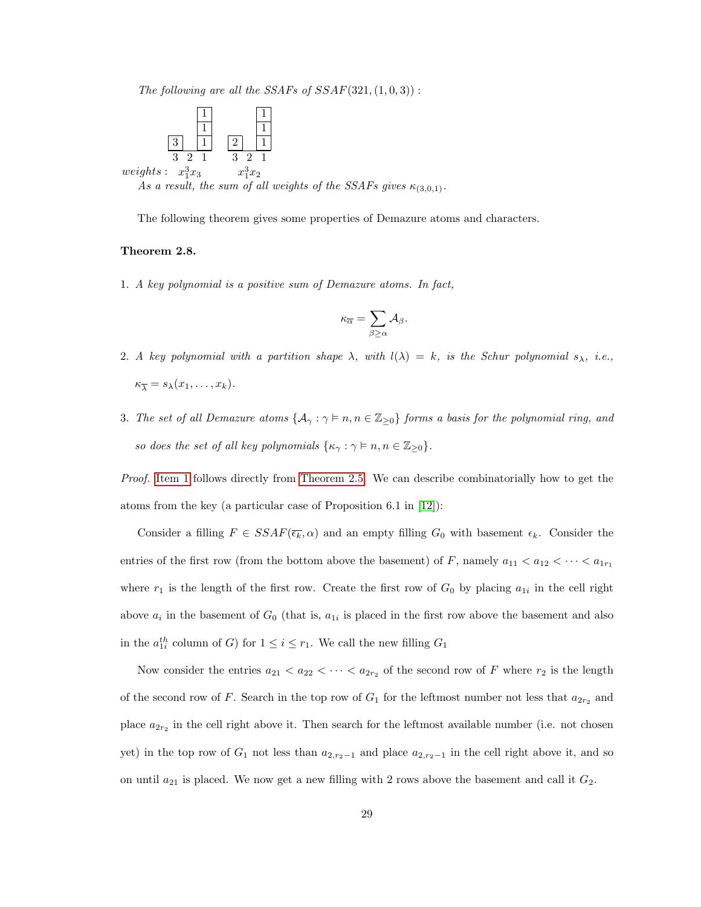*The following are all the SSAFs of $SSAF(321,(1,0,3))$ :*

```
          1           1
          1           1
  3       1     2     1
  3  2    1     3  2  1
```

*weights :* $x_1^3x_3$ $\quad$ $x_1^3x_2$

*As a result, the sum of all weights of the SSAFs gives* $\kappa_{(3,0,1)}$.

The following theorem gives some properties of Demazure atoms and characters.

**Theorem 2.8.**

1. *A key polynomial is a positive sum of Demazure atoms. In fact,*

$$\kappa_{\overline{\alpha}} = \sum_{\beta \geq \alpha} \mathcal{A}_\beta.$$

2. *A key polynomial with a partition shape $\lambda$, with $l(\lambda) = k$, is the Schur polynomial $s_\lambda$, i.e.,* $\kappa_{\overline{\lambda}} = s_\lambda(x_1, \ldots, x_k)$.

3. *The set of all Demazure atoms $\{\mathcal{A}_\gamma : \gamma \vDash n, n \in \mathbb{Z}_{\geq 0}\}$ forms a basis for the polynomial ring, and so does the set of all key polynomials $\{\kappa_\gamma : \gamma \vDash n, n \in \mathbb{Z}_{\geq 0}\}$.*

*Proof.* Item 1 follows directly from Theorem 2.5. We can describe combinatorially how to get the atoms from the key (a particular case of Proposition 6.1 in [12]):

Consider a filling $F \in SSAF(\overline{\epsilon_k}, \alpha)$ and an empty filling $G_0$ with basement $\epsilon_k$. Consider the entries of the first row (from the bottom above the basement) of $F$, namely $a_{11} < a_{12} < \cdots < a_{1r_1}$ where $r_1$ is the length of the first row. Create the first row of $G_0$ by placing $a_{1i}$ in the cell right above $a_i$ in the basement of $G_0$ (that is, $a_{1i}$ is placed in the first row above the basement and also in the $a_{1i}^{th}$ column of $G$) for $1 \leq i \leq r_1$. We call the new filling $G_1$

Now consider the entries $a_{21} < a_{22} < \cdots < a_{2r_2}$ of the second row of $F$ where $r_2$ is the length of the second row of $F$. Search in the top row of $G_1$ for the leftmost number not less that $a_{2r_2}$ and place $a_{2r_2}$ in the cell right above it. Then search for the leftmost available number (i.e. not chosen yet) in the top row of $G_1$ not less than $a_{2,r_2-1}$ and place $a_{2,r_2-1}$ in the cell right above it, and so on until $a_{21}$ is placed. We now get a new filling with 2 rows above the basement and call it $G_2$.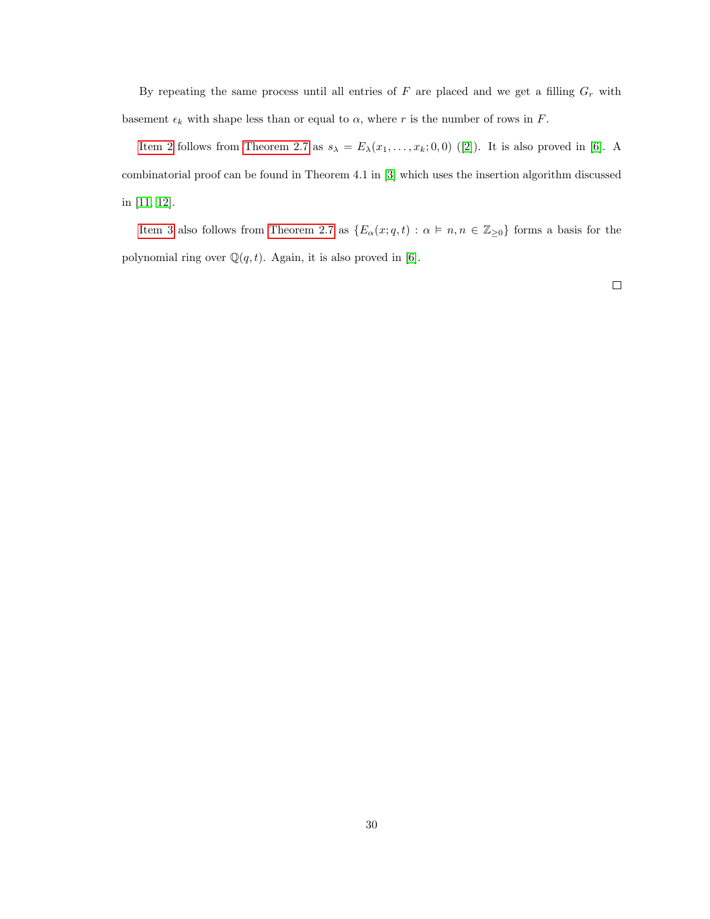By repeating the same process until all entries of $F$ are placed and we get a filling $G_r$ with basement $\epsilon_k$ with shape less than or equal to $\alpha$, where $r$ is the number of rows in $F$.

Item 2 follows from Theorem 2.7 as $s_\lambda = E_\lambda(x_1, \ldots, x_k; 0, 0)$ ([2]). It is also proved in [6]. A combinatorial proof can be found in Theorem 4.1 in [3] which uses the insertion algorithm discussed in [11, 12].

Item 3 also follows from Theorem 2.7 as $\{E_\alpha(x; q, t) : \alpha \vDash n, n \in \mathbb{Z}_{\geq 0}\}$ forms a basis for the polynomial ring over $\mathbb{Q}(q, t)$. Again, it is also proved in [6].

□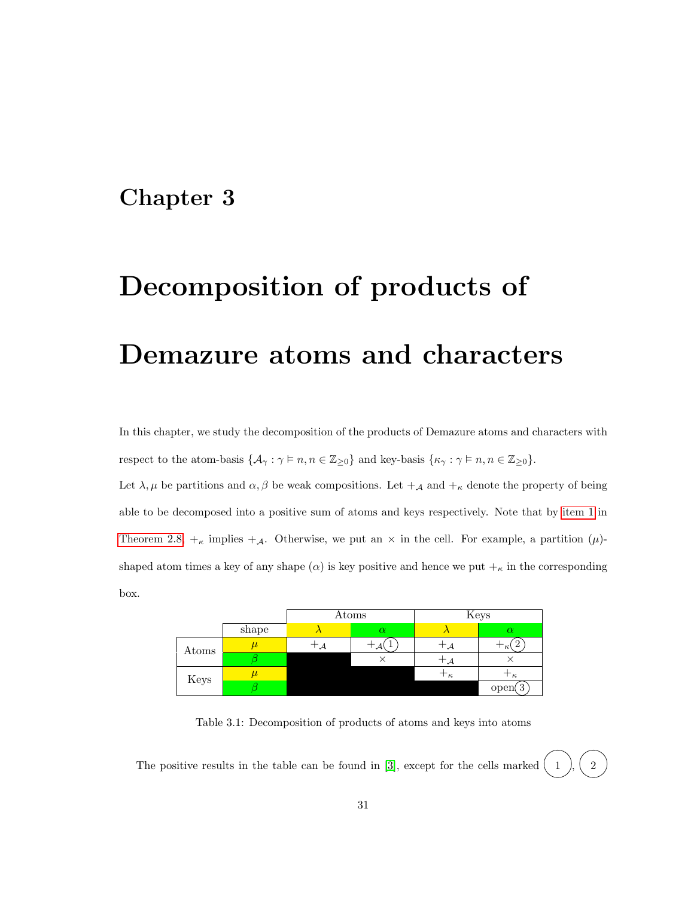# Chapter 3

# Decomposition of products of Demazure atoms and characters

In this chapter, we study the decomposition of the products of Demazure atoms and characters with respect to the atom-basis $\{\mathcal{A}_\gamma : \gamma \vDash n, n \in \mathbb{Z}_{\geq 0}\}$ and key-basis $\{\kappa_\gamma : \gamma \vDash n, n \in \mathbb{Z}_{\geq 0}\}$.

Let $\lambda, \mu$ be partitions and $\alpha, \beta$ be weak compositions. Let $+_{\mathcal{A}}$ and $+_\kappa$ denote the property of being able to be decomposed into a positive sum of atoms and keys respectively. Note that by item 1 in Theorem 2.8, $+_\kappa$ implies $+_{\mathcal{A}}$. Otherwise, we put an $\times$ in the cell. For example, a partition ($\mu$)-shaped atom times a key of any shape ($\alpha$) is key positive and hence we put $+_\kappa$ in the corresponding box.

| | | Atoms | | Keys | |
|---|---|---|---|---|---|
| | shape | $\lambda$ | $\alpha$ | $\lambda$ | $\alpha$ |
| Atoms | $\mu$ | $+_{\mathcal{A}}$ | $+_{\mathcal{A}}$ (1) | $+_{\mathcal{A}}$ | $+_\kappa$ (2) |
| | $\beta$ | | $\times$ | $+_{\mathcal{A}}$ | $\times$ |
| Keys | $\mu$ | | | $+_\kappa$ | $+_\kappa$ |
| | $\beta$ | | | | open (3) |

Table 3.1: Decomposition of products of atoms and keys into atoms

The positive results in the table can be found in [3], except for the cells marked (1), (2)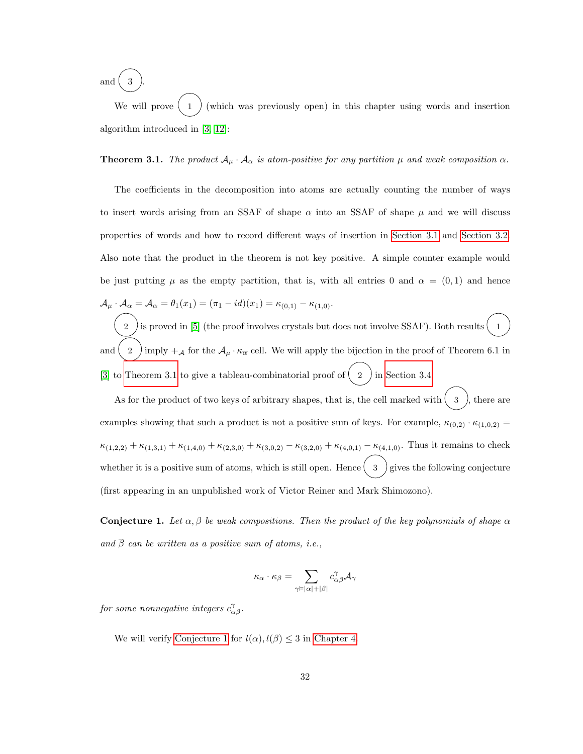and (3).

We will prove (1) (which was previously open) in this chapter using words and insertion algorithm introduced in [3, 12]:

**Theorem 3.1.** *The product $\mathcal{A}_\mu \cdot \mathcal{A}_\alpha$ is atom-positive for any partition $\mu$ and weak composition $\alpha$.*

The coefficients in the decomposition into atoms are actually counting the number of ways to insert words arising from an SSAF of shape $\alpha$ into an SSAF of shape $\mu$ and we will discuss properties of words and how to record different ways of insertion in Section 3.1 and Section 3.2. Also note that the product in the theorem is not key positive. A simple counter example would be just putting $\mu$ as the empty partition, that is, with all entries 0 and $\alpha = (0,1)$ and hence $\mathcal{A}_\mu \cdot \mathcal{A}_\alpha = \mathcal{A}_\alpha = \theta_1(x_1) = (\pi_1 - id)(x_1) = \kappa_{(0,1)} - \kappa_{(1,0)}$.

(2) is proved in [5] (the proof involves crystals but does not involve SSAF). Both results (1) and (2) imply $+_{\mathcal{A}}$ for the $\mathcal{A}_\mu \cdot \kappa_{\overline{\alpha}}$ cell. We will apply the bijection in the proof of Theorem 6.1 in [3] to Theorem 3.1 to give a tableau-combinatorial proof of (2) in Section 3.4.

As for the product of two keys of arbitrary shapes, that is, the cell marked with (3), there are examples showing that such a product is not a positive sum of keys. For example, $\kappa_{(0,2)} \cdot \kappa_{(1,0,2)} = \kappa_{(1,2,2)} + \kappa_{(1,3,1)} + \kappa_{(1,4,0)} + \kappa_{(2,3,0)} + \kappa_{(3,0,2)} - \kappa_{(3,2,0)} + \kappa_{(4,0,1)} - \kappa_{(4,1,0)}$. Thus it remains to check whether it is a positive sum of atoms, which is still open. Hence (3) gives the following conjecture (first appearing in an unpublished work of Victor Reiner and Mark Shimozono).

**Conjecture 1.** *Let $\alpha, \beta$ be weak compositions. Then the product of the key polynomials of shape $\overline{\alpha}$ and $\overline{\beta}$ can be written as a positive sum of atoms, i.e.,*

$$\kappa_\alpha \cdot \kappa_\beta = \sum_{\gamma \vDash |\alpha|+|\beta|} c^\gamma_{\alpha\beta} \mathcal{A}_\gamma$$

*for some nonnegative integers $c^\gamma_{\alpha\beta}$.*

We will verify Conjecture 1 for $l(\alpha), l(\beta) \leq 3$ in Chapter 4.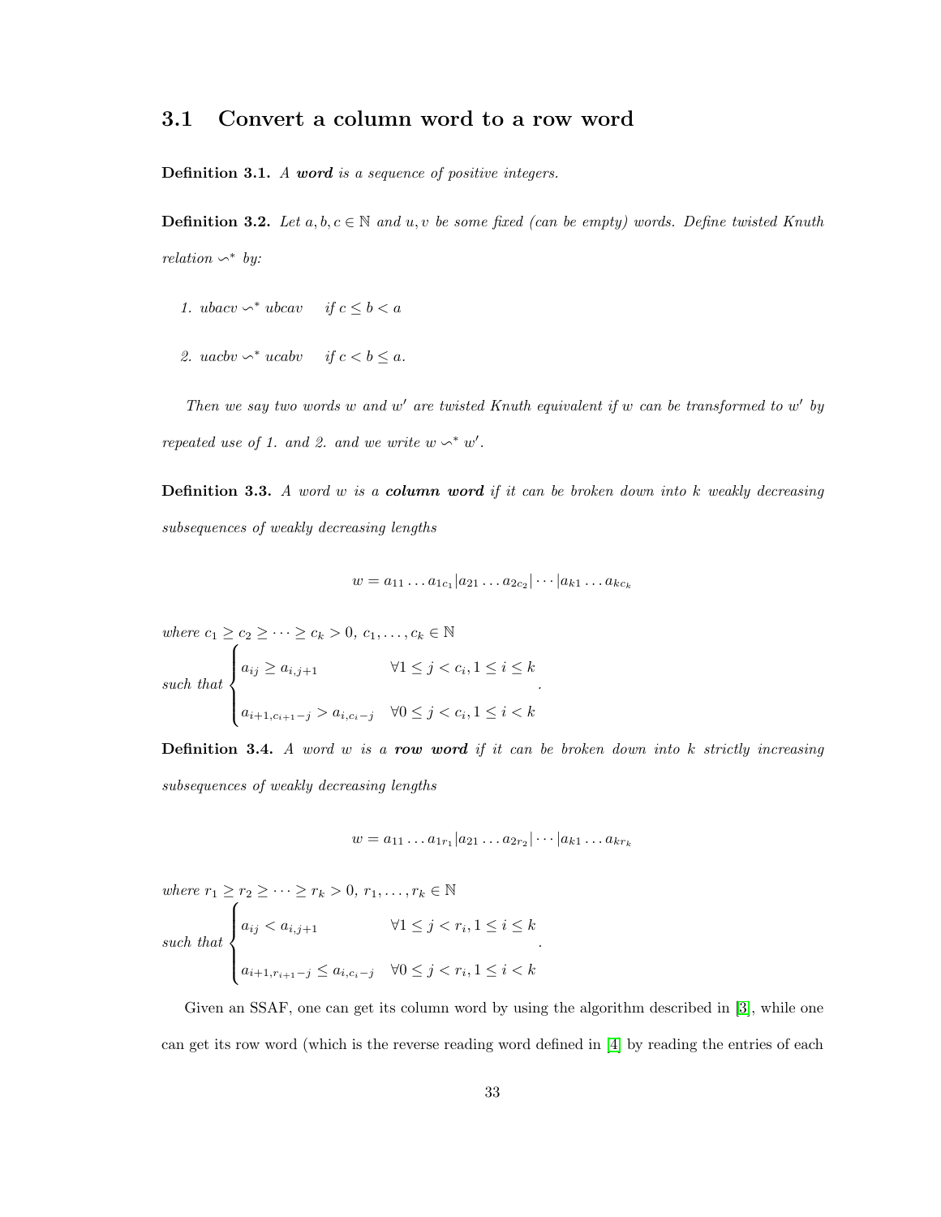## 3.1 Convert a column word to a row word

**Definition 3.1.** *A* ***word*** *is a sequence of positive integers.*

**Definition 3.2.** *Let $a, b, c \in \mathbb{N}$ and $u, v$ be some fixed (can be empty) words. Define twisted Knuth relation $\backsim^*$ by:*

1. *$ubacv \backsim^* ubcav \quad$ if $c \leq b < a$*
2. *$uacbv \backsim^* ucabv \quad$ if $c < b \leq a$.*

*Then we say two words $w$ and $w'$ are twisted Knuth equivalent if $w$ can be transformed to $w'$ by repeated use of 1. and 2. and we write $w \backsim^* w'$.*

**Definition 3.3.** *A word $w$ is a* ***column word*** *if it can be broken down into $k$ weakly decreasing subsequences of weakly decreasing lengths*

$$w = a_{11} \dots a_{1c_1} | a_{21} \dots a_{2c_2} | \cdots | a_{k1} \dots a_{kc_k}$$

*where $c_1 \geq c_2 \geq \cdots \geq c_k > 0$, $c_1, \dots, c_k \in \mathbb{N}$*

$$\text{such that} \begin{cases} a_{ij} \geq a_{i,j+1} & \forall 1 \leq j < c_i, 1 \leq i \leq k \\ a_{i+1, c_{i+1}-j} > a_{i, c_i - j} & \forall 0 \leq j < c_i, 1 \leq i < k \end{cases}.$$

**Definition 3.4.** *A word $w$ is a* ***row word*** *if it can be broken down into $k$ strictly increasing subsequences of weakly decreasing lengths*

$$w = a_{11} \dots a_{1r_1} | a_{21} \dots a_{2r_2} | \cdots | a_{k1} \dots a_{kr_k}$$

*where $r_1 \geq r_2 \geq \cdots \geq r_k > 0$, $r_1, \dots, r_k \in \mathbb{N}$*

$$\text{such that} \begin{cases} a_{ij} < a_{i,j+1} & \forall 1 \leq j < r_i, 1 \leq i \leq k \\ a_{i+1, r_{i+1}-j} \leq a_{i, c_i - j} & \forall 0 \leq j < r_i, 1 \leq i < k \end{cases}.$$

Given an SSAF, one can get its column word by using the algorithm described in [3], while one can get its row word (which is the reverse reading word defined in [4] by reading the entries of each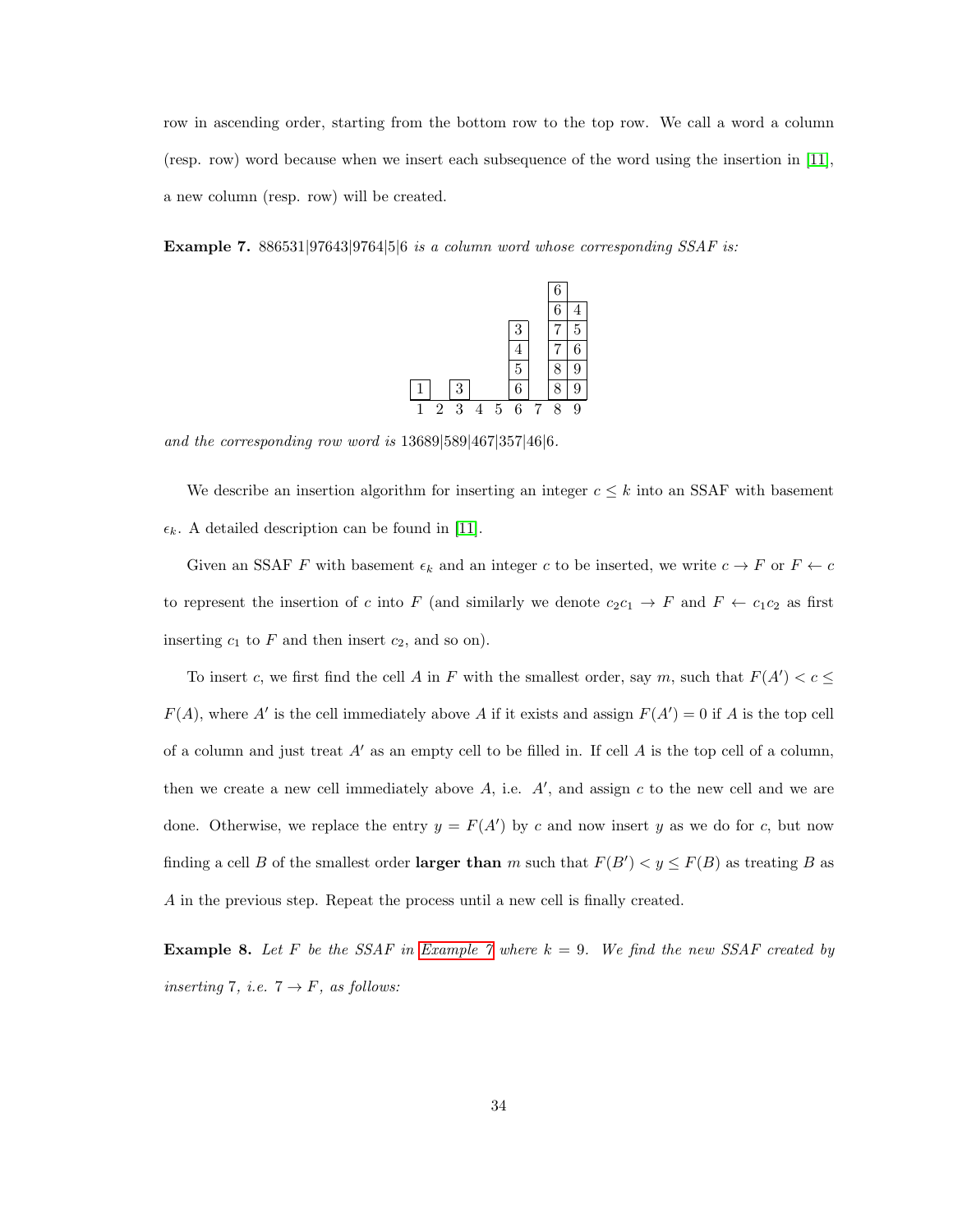row in ascending order, starting from the bottom row to the top row. We call a word a column (resp. row) word because when we insert each subsequence of the word using the insertion in [11], a new column (resp. row) will be created.

**Example 7.** *886531|97643|9764|5|6 is a column word whose corresponding SSAF is:*

| 1 | 2 | 3 | 4 | 5 | 6 | 7 | 8 | 9 |
|---|---|---|---|---|---|---|---|---|
|   |   |   |   |   |   |   | 6 |   |
|   |   |   |   |   |   |   | 6 | 4 |
|   |   |   |   |   | 3 |   | 7 | 5 |
|   |   |   |   |   | 4 |   | 7 | 6 |
|   |   |   |   |   | 5 |   | 8 | 9 |
| 1 |   | 3 |   |   | 6 |   | 8 | 9 |

*and the corresponding row word is* 13689|589|467|357|46|6.

We describe an insertion algorithm for inserting an integer $c \leq k$ into an SSAF with basement $\epsilon_k$. A detailed description can be found in [11].

Given an SSAF $F$ with basement $\epsilon_k$ and an integer $c$ to be inserted, we write $c \to F$ or $F \leftarrow c$ to represent the insertion of $c$ into $F$ (and similarly we denote $c_2c_1 \to F$ and $F \leftarrow c_1c_2$ as first inserting $c_1$ to $F$ and then insert $c_2$, and so on).

To insert $c$, we first find the cell $A$ in $F$ with the smallest order, say $m$, such that $F(A') < c \leq F(A)$, where $A'$ is the cell immediately above $A$ if it exists and assign $F(A') = 0$ if $A$ is the top cell of a column and just treat $A'$ as an empty cell to be filled in. If cell $A$ is the top cell of a column, then we create a new cell immediately above $A$, i.e. $A'$, and assign $c$ to the new cell and we are done. Otherwise, we replace the entry $y = F(A')$ by $c$ and now insert $y$ as we do for $c$, but now finding a cell $B$ of the smallest order **larger than** $m$ such that $F(B') < y \leq F(B)$ as treating $B$ as $A$ in the previous step. Repeat the process until a new cell is finally created.

**Example 8.** *Let $F$ be the SSAF in Example 7 where $k = 9$. We find the new SSAF created by inserting 7, i.e. $7 \to F$, as follows:*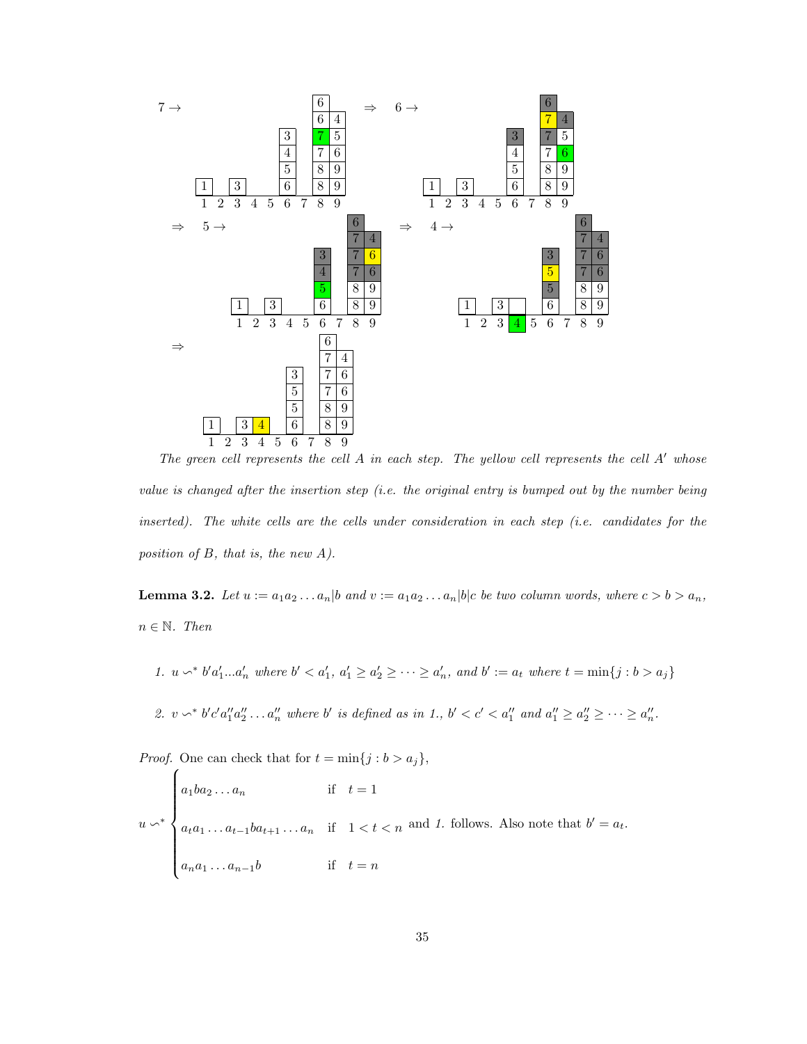The green cell represents the cell $A$ in each step. The yellow cell represents the cell $A'$ whose value is changed after the insertion step (i.e. the original entry is bumped out by the number being inserted). The white cells are the cells under consideration in each step (i.e. candidates for the position of $B$, that is, the new $A$).

**Lemma 3.2.** *Let $u := a_1a_2\ldots a_n|b$ and $v := a_1a_2\ldots a_n|b|c$ be two column words, where $c > b > a_n$, $n \in \mathbb{N}$. Then*

1. *$u \backsim^* b'a_1'...a_n'$ where $b' < a_1'$, $a_1' \geq a_2' \geq \cdots \geq a_n'$, and $b' := a_t$ where $t = \min\{j : b > a_j\}$*

2. *$v \backsim^* b'c'a_1''a_2''\ldots a_n''$ where $b'$ is defined as in 1., $b' < c' < a_1''$ and $a_1'' \geq a_2'' \geq \cdots \geq a_n''$.*

*Proof.* One can check that for $t = \min\{j : b > a_j\}$,

$$u \backsim^* \begin{cases} a_1ba_2\ldots a_n & \text{if} \quad t = 1 \\ a_ta_1\ldots a_{t-1}ba_{t+1}\ldots a_n & \text{if} \quad 1 < t < n \\ a_na_1\ldots a_{n-1}b & \text{if} \quad t = n \end{cases}$$

and *1.* follows. Also note that $b' = a_t$.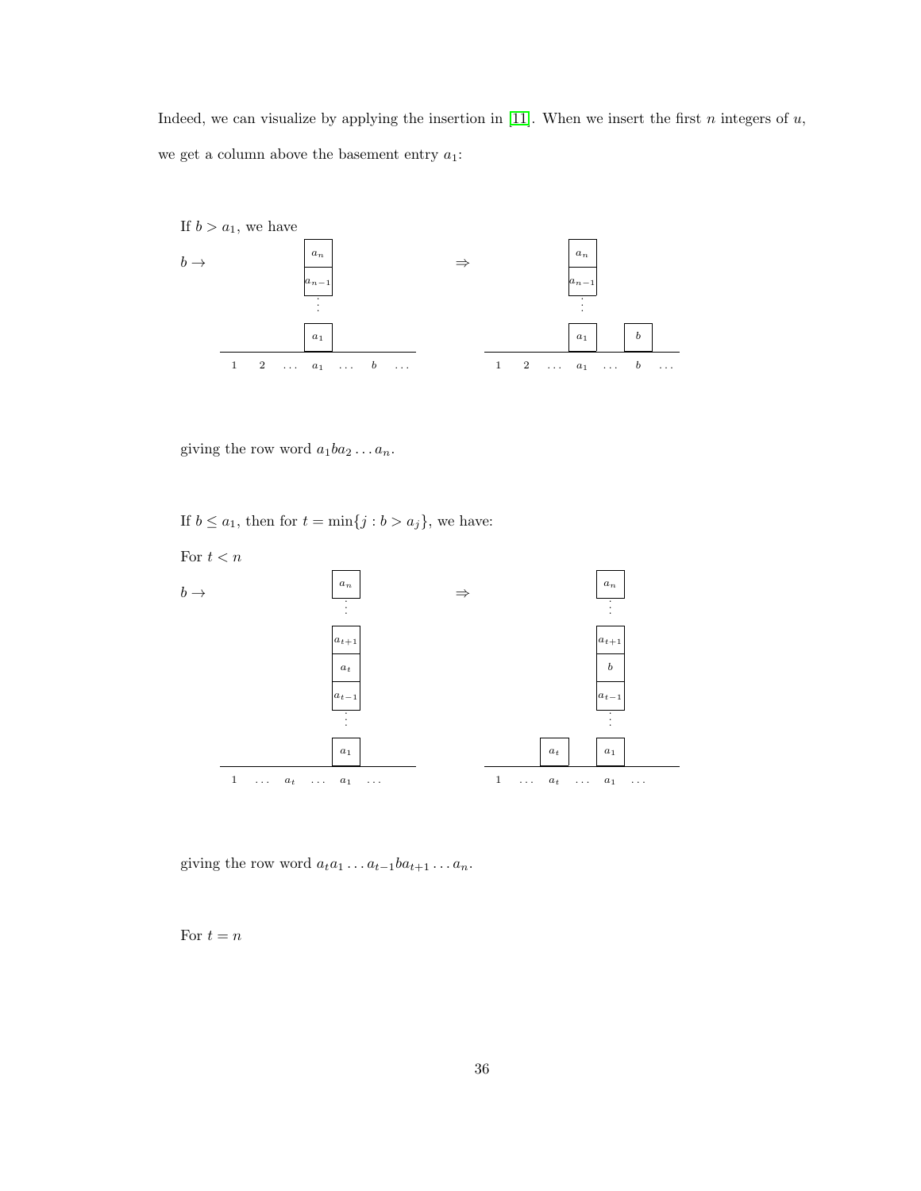Indeed, we can visualize by applying the insertion in [11]. When we insert the first $n$ integers of $u$, we get a column above the basement entry $a_1$:

If $b > a_1$, we have

$b \rightarrow$

giving the row word $a_1 b a_2 \dots a_n$.

If $b \leq a_1$, then for $t = \min\{j : b > a_j\}$, we have:

For $t < n$

$b \rightarrow$

giving the row word $a_t a_1 \dots a_{t-1} b a_{t+1} \dots a_n$.

For $t = n$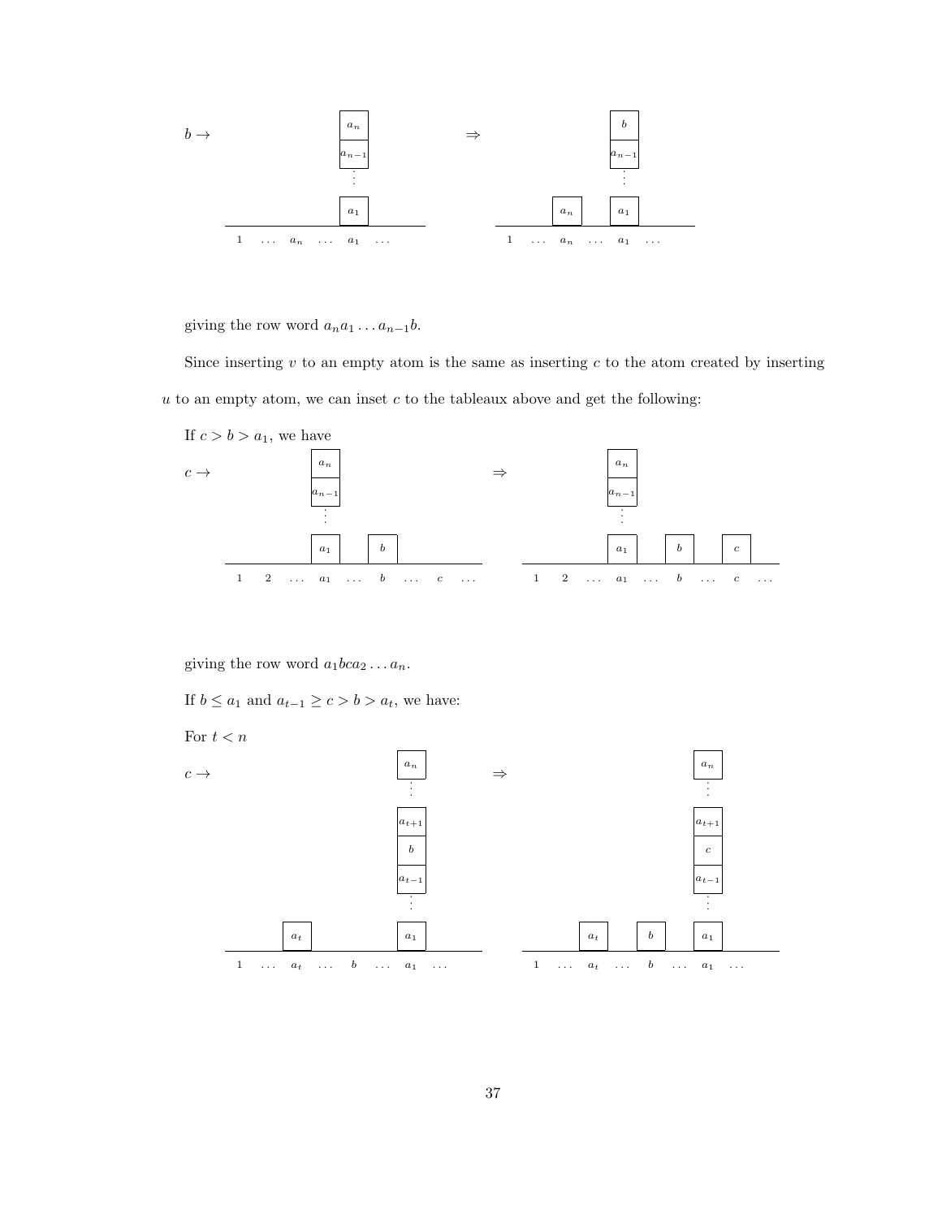$b \rightarrow$

$\Rightarrow$

giving the row word $a_n a_1 \ldots a_{n-1} b$.

Since inserting $v$ to an empty atom is the same as inserting $c$ to the atom created by inserting $u$ to an empty atom, we can inset $c$ to the tableaux above and get the following:

If $c > b > a_1$, we have

$c \rightarrow$

$\Rightarrow$

giving the row word $a_1 b c a_2 \ldots a_n$.

If $b \leq a_1$ and $a_{t-1} \geq c > b > a_t$, we have:

For $t < n$

$c \rightarrow$

$\Rightarrow$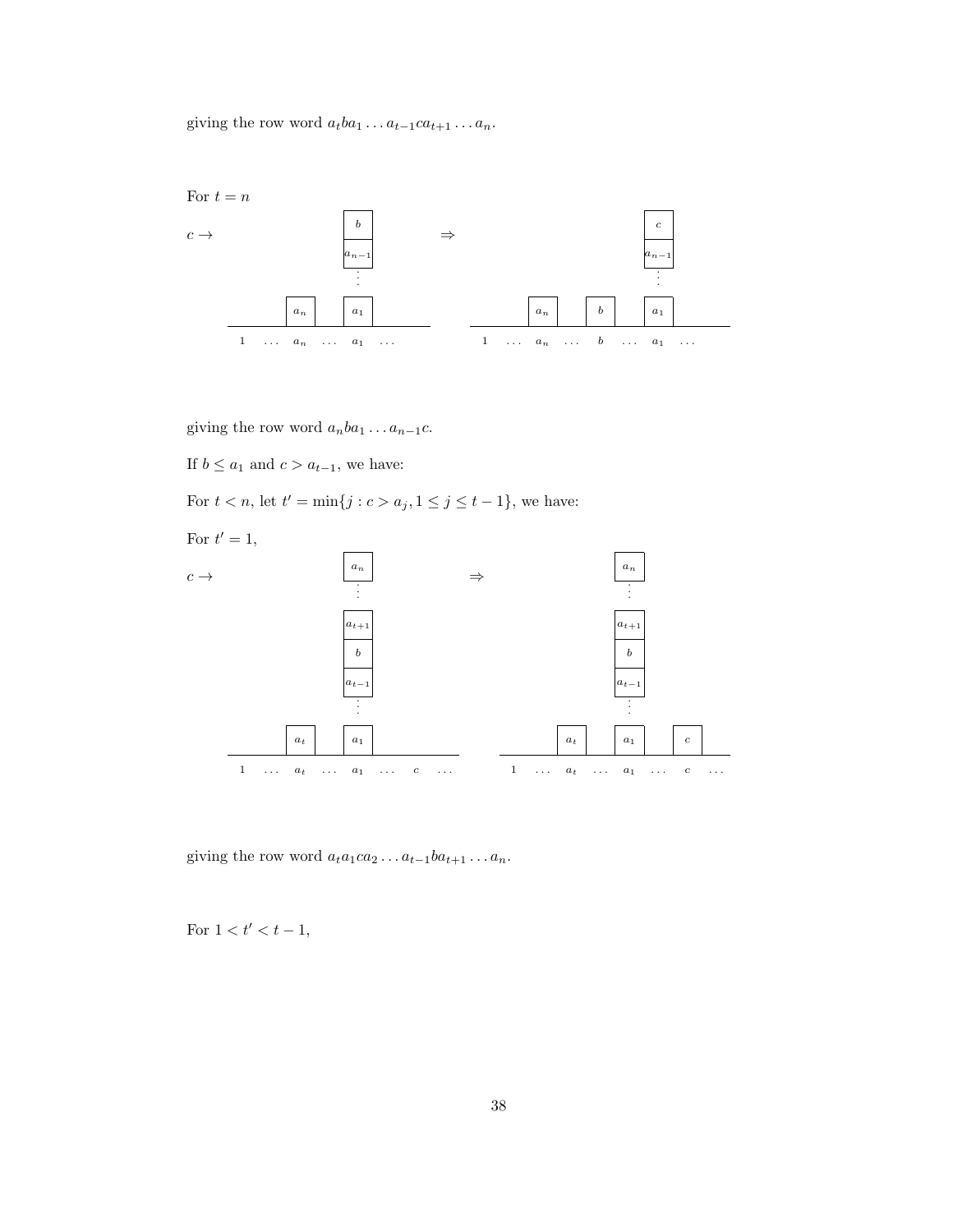giving the row word $a_t b a_1 \ldots a_{t-1} c a_{t+1} \ldots a_n$.

For $t = n$

$c \rightarrow$ [diagram: column with $b$ on top of $a_{n-1}, \ldots, a_1$ at position $a_1$; box $a_n$ at position $a_n$] $\Rightarrow$ [diagram: column with $c$ on top of $a_{n-1}, \ldots, a_1$ at position $a_1$; box $a_n$ at position $a_n$; box $b$ at position $b$]

$1 \quad \ldots \quad a_n \quad \ldots \quad a_1 \quad \ldots \qquad\qquad 1 \quad \ldots \quad a_n \quad \ldots \quad b \quad \ldots \quad a_1 \quad \ldots$

giving the row word $a_n b a_1 \ldots a_{n-1} c$.

If $b \leq a_1$ and $c > a_{t-1}$, we have:

For $t < n$, let $t' = \min\{j : c > a_j, 1 \leq j \leq t-1\}$, we have:

For $t' = 1$,

$c \rightarrow$ [diagram: column $a_n, \ldots, a_{t+1}, b, a_{t-1}, \ldots, a_1$ at position $a_1$; box $a_t$ at position $a_t$] $\Rightarrow$ [diagram: column $a_n, \ldots, a_{t+1}, b, a_{t-1}, \ldots, a_1$ at position $a_1$; box $a_t$ at position $a_t$; box $c$ at position $c$]

$1 \quad \ldots \quad a_t \quad \ldots \quad a_1 \quad \ldots \quad c \quad \ldots \qquad\qquad 1 \quad \ldots \quad a_t \quad \ldots \quad a_1 \quad \ldots \quad c \quad \ldots$

giving the row word $a_t a_1 c a_2 \ldots a_{t-1} b a_{t+1} \ldots a_n$.

For $1 < t' < t - 1$,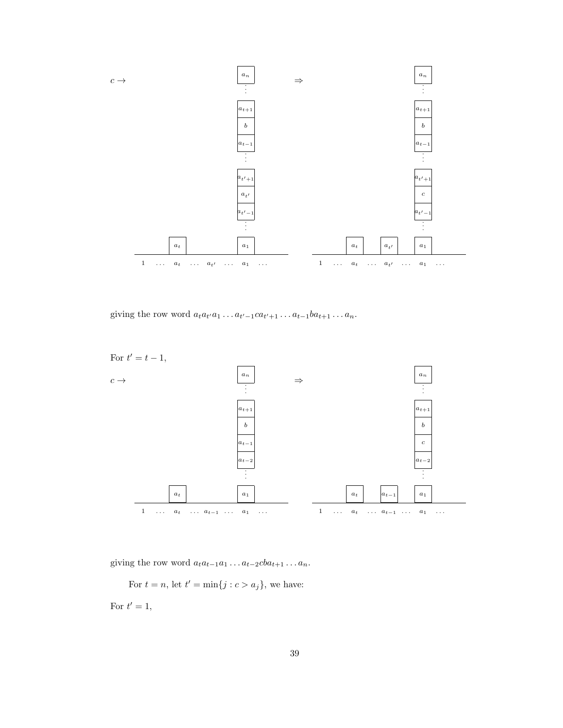$c \rightarrow$

$$
\begin{array}{c}
\boxed{a_n} \\
\vdots \\
\boxed{a_{t+1}} \\
\boxed{b} \\
\boxed{a_{t-1}} \\
\vdots \\
\boxed{a_{t'+1}} \\
\boxed{a_{t'}} \\
\boxed{a_{t'-1}} \\
\vdots \\
\boxed{a_t} \quad \boxed{a_1} \\
\hline
1 \ \dots \ a_t \ \dots \ a_{t'} \ \dots \ a_1 \ \dots
\end{array}
\Rightarrow
\begin{array}{c}
\boxed{a_n} \\
\vdots \\
\boxed{a_{t+1}} \\
\boxed{b} \\
\boxed{a_{t-1}} \\
\vdots \\
\boxed{a_{t'+1}} \\
\boxed{c} \\
\boxed{a_{t'-1}} \\
\vdots \\
\boxed{a_t} \quad \boxed{a_{t'}} \quad \boxed{a_1} \\
\hline
1 \ \dots \ a_t \ \dots \ a_{t'} \ \dots \ a_1 \ \dots
\end{array}
$$

giving the row word $a_t a_{t'} a_1 \dots a_{t'-1} c a_{t'+1} \dots a_{t-1} b a_{t+1} \dots a_n$.

For $t' = t-1$,

$c \rightarrow$

$$
\begin{array}{c}
\boxed{a_n} \\
\vdots \\
\boxed{a_{t+1}} \\
\boxed{b} \\
\boxed{a_{t-1}} \\
\boxed{a_{t-2}} \\
\vdots \\
\boxed{a_t} \quad \boxed{a_1} \\
\hline
1 \ \dots \ a_t \ \dots \ a_{t-1} \ \dots \ a_1 \ \dots
\end{array}
\Rightarrow
\begin{array}{c}
\boxed{a_n} \\
\vdots \\
\boxed{a_{t+1}} \\
\boxed{b} \\
\boxed{c} \\
\boxed{a_{t-2}} \\
\vdots \\
\boxed{a_t} \quad \boxed{a_{t-1}} \quad \boxed{a_1} \\
\hline
1 \ \dots \ a_t \ \dots \ a_{t-1} \ \dots \ a_1 \ \dots
\end{array}
$$

giving the row word $a_t a_{t-1} a_1 \dots a_{t-2} c b a_{t+1} \dots a_n$.

For $t = n$, let $t' = \min\{j : c > a_j\}$, we have:

For $t' = 1$,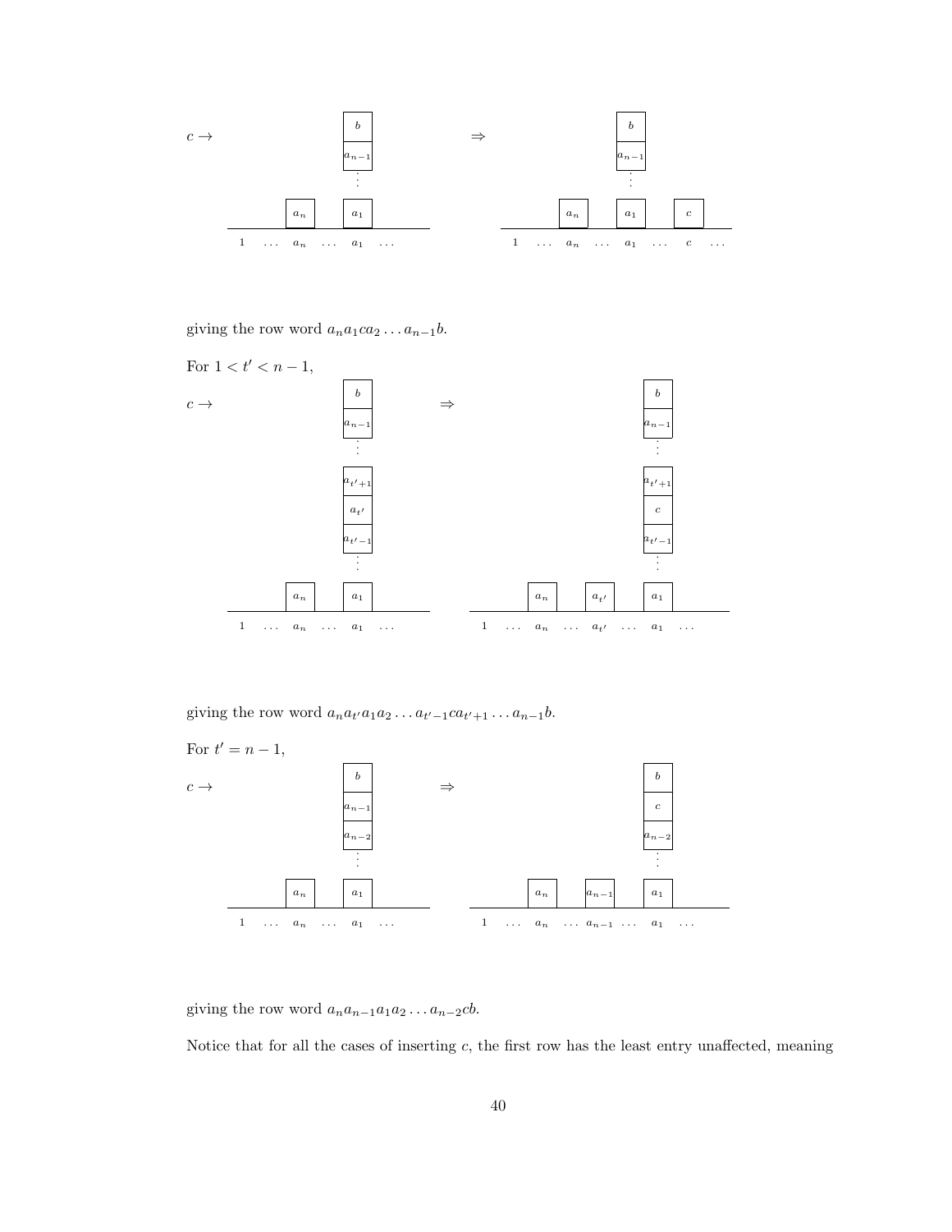$c \rightarrow$ [diagram] $\Rightarrow$ [diagram]

giving the row word $a_n a_1 c a_2 \dots a_{n-1} b$.

For $1 < t' < n - 1$,

$c \rightarrow$ [diagram] $\Rightarrow$ [diagram]

giving the row word $a_n a_{t'} a_1 a_2 \dots a_{t'-1} c a_{t'+1} \dots a_{n-1} b$.

For $t' = n - 1$,

$c \rightarrow$ [diagram] $\Rightarrow$ [diagram]

giving the row word $a_n a_{n-1} a_1 a_2 \dots a_{n-2} c b$.

Notice that for all the cases of inserting $c$, the first row has the least entry unaffected, meaning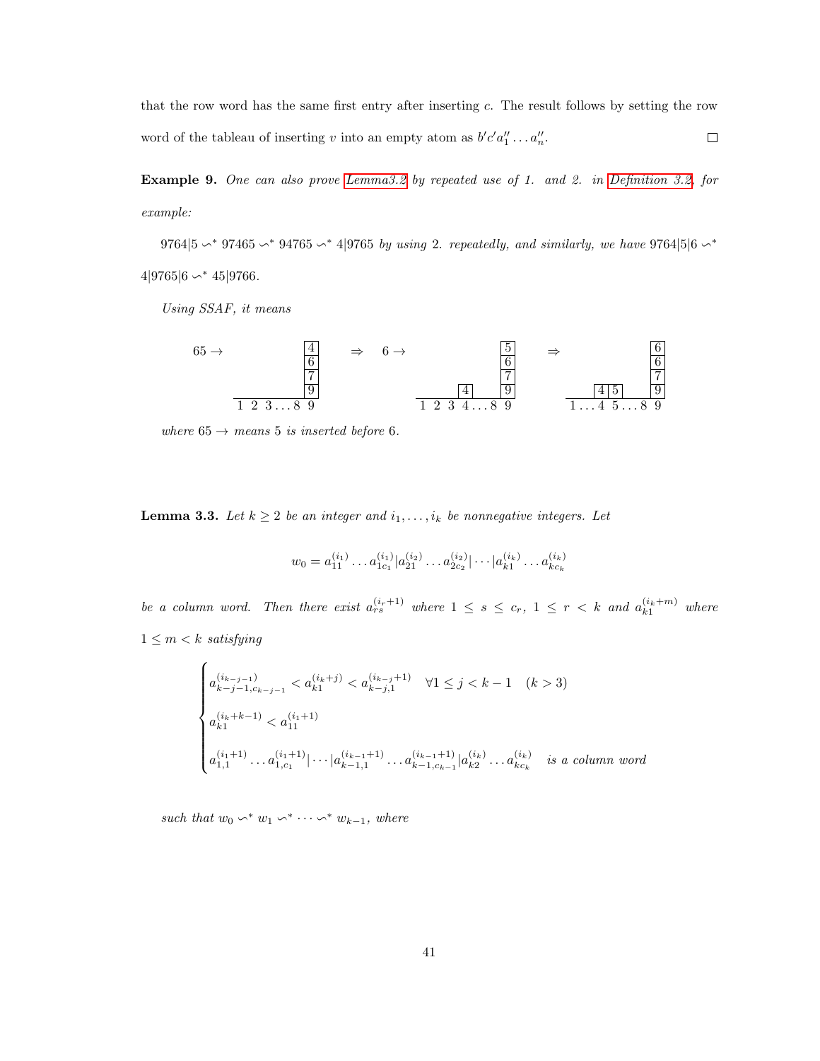that the row word has the same first entry after inserting $c$. The result follows by setting the row word of the tableau of inserting $v$ into an empty atom as $b'c'a''_1 \dots a''_n$. $\square$

**Example 9.** *One can also prove Lemma3.2 by repeated use of 1. and 2. in Definition 3.2, for example:*

$9764|5 \backsim^* 97465 \backsim^* 94765 \backsim^* 4|9765$ *by using* 2. *repeatedly, and similarly, we have* $9764|5|6 \backsim^* 4|9765|6 \backsim^* 45|9766$.

*Using SSAF, it means*

$$65 \rightarrow \quad \begin{array}{c} \boxed{4}\\ \boxed{6}\\ \boxed{7}\\ \boxed{9}\\ \hline 1\ 2\ 3 \dots 8\ 9 \end{array} \quad \Rightarrow \quad 6 \rightarrow \quad \begin{array}{cc} & \boxed{5}\\ & \boxed{6}\\ & \boxed{7}\\ \boxed{4} & \boxed{9}\\ \hline 1\ 2\ 3\ 4 \dots & 8\ 9 \end{array} \quad \Rightarrow \quad \begin{array}{ccc} & & \boxed{6}\\ & & \boxed{6}\\ & & \boxed{7}\\ \boxed{4} & \boxed{5} & \boxed{9}\\ \hline 1 \dots 4 & 5 \dots 8 & 9 \end{array}$$

*where* $65 \rightarrow$ *means* 5 *is inserted before* 6.

**Lemma 3.3.** *Let* $k \geq 2$ *be an integer and* $i_1, \dots, i_k$ *be nonnegative integers. Let*

$$w_0 = a_{11}^{(i_1)} \dots a_{1c_1}^{(i_1)} | a_{21}^{(i_2)} \dots a_{2c_2}^{(i_2)} | \cdots | a_{k1}^{(i_k)} \dots a_{kc_k}^{(i_k)}$$

*be a column word. Then there exist* $a_{rs}^{(i_r+1)}$ *where* $1 \leq s \leq c_r$, $1 \leq r < k$ *and* $a_{k1}^{(i_k+m)}$ *where* $1 \leq m < k$ *satisfying*

$$\begin{cases} a_{k-j-1,c_{k-j-1}}^{(i_{k-j-1})} < a_{k1}^{(i_k+j)} < a_{k-j,1}^{(i_{k-j}+1)} \quad \forall 1 \leq j < k-1 \quad (k > 3) \\ a_{k1}^{(i_k+k-1)} < a_{11}^{(i_1+1)} \\ a_{1,1}^{(i_1+1)} \dots a_{1,c_1}^{(i_1+1)} | \cdots | a_{k-1,1}^{(i_{k-1}+1)} \dots a_{k-1,c_{k-1}}^{(i_{k-1}+1)} | a_{k2}^{(i_k)} \dots a_{kc_k}^{(i_k)} \quad \text{is a column word} \end{cases}$$

*such that* $w_0 \backsim^* w_1 \backsim^* \cdots \backsim^* w_{k-1}$, *where*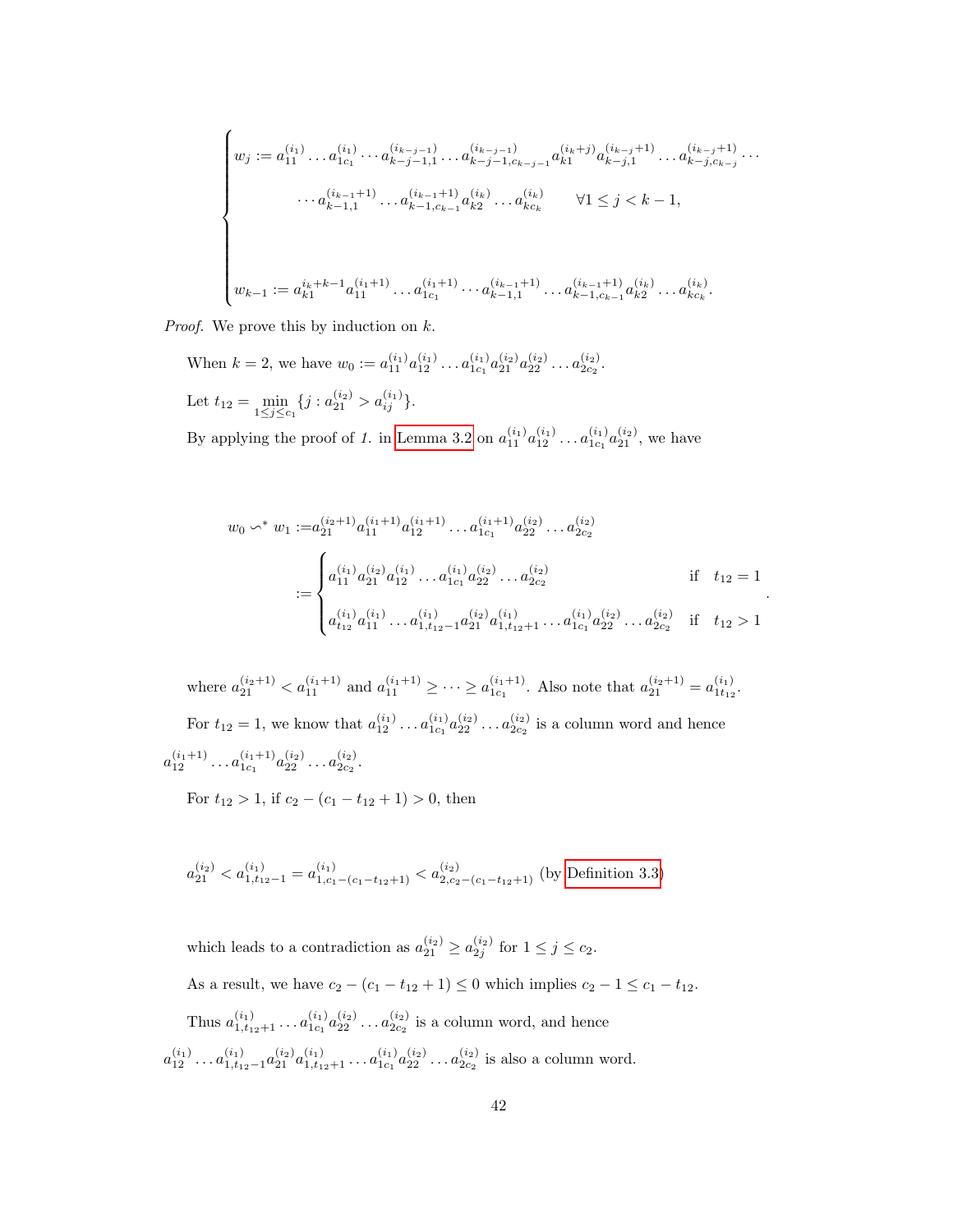$$
\begin{cases}
w_j := a_{11}^{(i_1)} \dots a_{1c_1}^{(i_1)} \cdots a_{k-j-1,1}^{(i_{k-j-1})} \dots a_{k-j-1,c_{k-j-1}}^{(i_{k-j-1})} a_{k1}^{(i_k+j)} a_{k-j,1}^{(i_{k-j}+1)} \dots a_{k-j,c_{k-j}}^{(i_{k-j}+1)} \cdots \\
\qquad \cdots a_{k-1,1}^{(i_{k-1}+1)} \dots a_{k-1,c_{k-1}}^{(i_{k-1}+1)} a_{k2}^{(i_k)} \dots a_{kc_k}^{(i_k)} \qquad \forall 1 \le j < k-1, \\
\\
w_{k-1} := a_{k1}^{i_k+k-1} a_{11}^{(i_1+1)} \dots a_{1c_1}^{(i_1+1)} \cdots a_{k-1,1}^{(i_{k-1}+1)} \dots a_{k-1,c_{k-1}}^{(i_{k-1}+1)} a_{k2}^{(i_k)} \dots a_{kc_k}^{(i_k)}.
\end{cases}
$$

*Proof.* We prove this by induction on $k$.

When $k = 2$, we have $w_0 := a_{11}^{(i_1)} a_{12}^{(i_1)} \dots a_{1c_1}^{(i_1)} a_{21}^{(i_2)} a_{22}^{(i_2)} \dots a_{2c_2}^{(i_2)}$.

Let $t_{12} = \min_{1 \le j \le c_1} \{ j : a_{21}^{(i_2)} > a_{ij}^{(i_1)} \}$.

By applying the proof of *1.* in Lemma 3.2 on $a_{11}^{(i_1)} a_{12}^{(i_1)} \dots a_{1c_1}^{(i_1)} a_{21}^{(i_2)}$, we have

$$
\begin{aligned}
w_0 \backsim^* w_1 :=& a_{21}^{(i_2+1)} a_{11}^{(i_1+1)} a_{12}^{(i_1+1)} \dots a_{1c_1}^{(i_1+1)} a_{22}^{(i_2)} \dots a_{2c_2}^{(i_2)} \\
:=& \begin{cases}
a_{11}^{(i_1)} a_{21}^{(i_2)} a_{12}^{(i_1)} \dots a_{1c_1}^{(i_1)} a_{22}^{(i_2)} \dots a_{2c_2}^{(i_2)} & \text{if} \quad t_{12} = 1 \\
a_{t_{12}}^{(i_1)} a_{11}^{(i_1)} \dots a_{1,t_{12}-1}^{(i_1)} a_{21}^{(i_2)} a_{1,t_{12}+1}^{(i_1)} \dots a_{1c_1}^{(i_1)} a_{22}^{(i_2)} \dots a_{2c_2}^{(i_2)} & \text{if} \quad t_{12} > 1
\end{cases}.
\end{aligned}
$$

where $a_{21}^{(i_2+1)} < a_{11}^{(i_1+1)}$ and $a_{11}^{(i_1+1)} \ge \dots \ge a_{1c_1}^{(i_1+1)}$. Also note that $a_{21}^{(i_2+1)} = a_{1t_{12}}^{(i_1)}$.

For $t_{12} = 1$, we know that $a_{12}^{(i_1)} \dots a_{1c_1}^{(i_1)} a_{22}^{(i_2)} \dots a_{2c_2}^{(i_2)}$ is a column word and hence $a_{12}^{(i_1+1)} \dots a_{1c_1}^{(i_1+1)} a_{22}^{(i_2)} \dots a_{2c_2}^{(i_2)}$.

For $t_{12} > 1$, if $c_2 - (c_1 - t_{12} + 1) > 0$, then

$$
a_{21}^{(i_2)} < a_{1,t_{12}-1}^{(i_1)} = a_{1,c_1-(c_1-t_{12}+1)}^{(i_1)} < a_{2,c_2-(c_1-t_{12}+1)}^{(i_2)} \text{ (by Definition 3.3)}
$$

which leads to a contradiction as $a_{21}^{(i_2)} \ge a_{2j}^{(i_2)}$ for $1 \le j \le c_2$.

As a result, we have $c_2 - (c_1 - t_{12} + 1) \le 0$ which implies $c_2 - 1 \le c_1 - t_{12}$.

Thus $a_{1,t_{12}+1}^{(i_1)} \dots a_{1c_1}^{(i_1)} a_{22}^{(i_2)} \dots a_{2c_2}^{(i_2)}$ is a column word, and hence $a_{12}^{(i_1)} \dots a_{1,t_{12}-1}^{(i_1)} a_{21}^{(i_2)} a_{1,t_{12}+1}^{(i_1)} \dots a_{1c_1}^{(i_1)} a_{22}^{(i_2)} \dots a_{2c_2}^{(i_2)}$ is also a column word.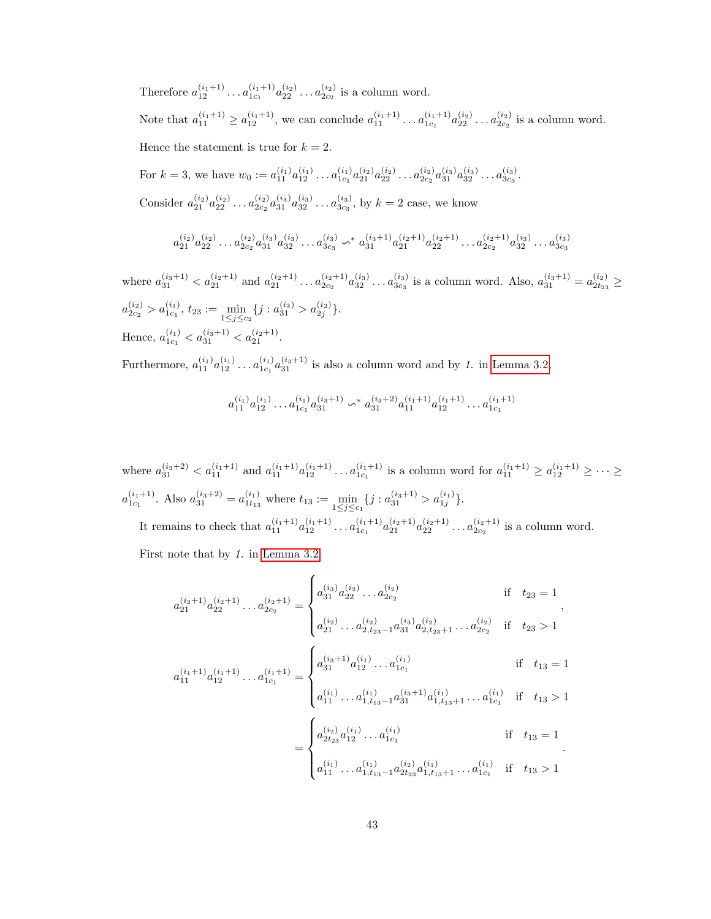Therefore $a_{12}^{(i_1+1)} \dots a_{1c_1}^{(i_1+1)} a_{22}^{(i_2)} \dots a_{2c_2}^{(i_2)}$ is a column word.

Note that $a_{11}^{(i_1+1)} \geq a_{12}^{(i_1+1)}$, we can conclude $a_{11}^{(i_1+1)} \dots a_{1c_1}^{(i_1+1)} a_{22}^{(i_2)} \dots a_{2c_2}^{(i_2)}$ is a column word.

Hence the statement is true for $k = 2$.

For $k = 3$, we have $w_0 := a_{11}^{(i_1)} a_{12}^{(i_1)} \dots a_{1c_1}^{(i_1)} a_{21}^{(i_2)} a_{22}^{(i_2)} \dots a_{2c_2}^{(i_2)} a_{31}^{(i_3)} a_{32}^{(i_3)} \dots a_{3c_3}^{(i_3)}$.

Consider $a_{21}^{(i_2)} a_{22}^{(i_2)} \dots a_{2c_2}^{(i_2)} a_{31}^{(i_3)} a_{32}^{(i_3)} \dots a_{3c_3}^{(i_3)}$, by $k = 2$ case, we know

$$a_{21}^{(i_2)} a_{22}^{(i_2)} \dots a_{2c_2}^{(i_2)} a_{31}^{(i_3)} a_{32}^{(i_3)} \dots a_{3c_3}^{(i_3)} \backsim^* a_{31}^{(i_3+1)} a_{21}^{(i_2+1)} a_{22}^{(i_2+1)} \dots a_{2c_2}^{(i_2+1)} a_{32}^{(i_3)} \dots a_{3c_3}^{(i_3)}$$

where $a_{31}^{(i_3+1)} < a_{21}^{(i_2+1)}$ and $a_{21}^{(i_2+1)} \dots a_{2c_2}^{(i_2+1)} a_{32}^{(i_3)} \dots a_{3c_3}^{(i_3)}$ is a column word. Also, $a_{31}^{(i_3+1)} = a_{2t_{23}}^{(i_2)} \geq a_{2c_2}^{(i_2)} > a_{1c_1}^{(i_1)}$, $t_{23} := \min_{1 \leq j \leq c_2} \{j : a_{31}^{(i_3)} > a_{2j}^{(i_2)}\}$.

Hence, $a_{1c_1}^{(i_1)} < a_{31}^{(i_3+1)} < a_{21}^{(i_2+1)}$.

Furthermore, $a_{11}^{(i_1)} a_{12}^{(i_1)} \dots a_{1c_1}^{(i_1)} a_{31}^{(i_3+1)}$ is also a column word and by *1.* in Lemma 3.2,

$$a_{11}^{(i_1)} a_{12}^{(i_1)} \dots a_{1c_1}^{(i_1)} a_{31}^{(i_3+1)} \backsim^* a_{31}^{(i_3+2)} a_{11}^{(i_1+1)} a_{12}^{(i_1+1)} \dots a_{1c_1}^{(i_1+1)}$$

where $a_{31}^{(i_3+2)} < a_{11}^{(i_1+1)}$ and $a_{11}^{(i_1+1)} a_{12}^{(i_1+1)} \dots a_{1c_1}^{(i_1+1)}$ is a column word for $a_{11}^{(i_1+1)} \geq a_{12}^{(i_1+1)} \geq \dots \geq a_{1c_1}^{(i_1+1)}$. Also $a_{31}^{(i_3+2)} = a_{1t_{13}}^{(i_1)}$ where $t_{13} := \min_{1 \leq j \leq c_1} \{j : a_{31}^{(i_3+1)} > a_{1j}^{(i_1)}\}$.

It remains to check that $a_{11}^{(i_1+1)} a_{12}^{(i_1+1)} \dots a_{1c_1}^{(i_1+1)} a_{21}^{(i_2+1)} a_{22}^{(i_2+1)} \dots a_{2c_2}^{(i_2+1)}$ is a column word.

First note that by *1.* in Lemma 3.2

$$a_{21}^{(i_2+1)} a_{22}^{(i_2+1)} \dots a_{2c_2}^{(i_2+1)} = \begin{cases} a_{31}^{(i_3)} a_{22}^{(i_2)} \dots a_{2c_2}^{(i_2)} & \text{if} \quad t_{23} = 1 \\ a_{21}^{(i_2)} \dots a_{2,t_{23}-1}^{(i_2)} a_{31}^{(i_3)} a_{2,t_{23}+1}^{(i_2)} \dots a_{2c_2}^{(i_2)} & \text{if} \quad t_{23} > 1 \end{cases},$$

$$a_{11}^{(i_1+1)} a_{12}^{(i_1+1)} \dots a_{1c_1}^{(i_1+1)} = \begin{cases} a_{31}^{(i_3+1)} a_{12}^{(i_1)} \dots a_{1c_1}^{(i_1)} & \text{if} \quad t_{13} = 1 \\ a_{11}^{(i_1)} \dots a_{1,t_{13}-1}^{(i_1)} a_{31}^{(i_3+1)} a_{1,t_{13}+1}^{(i_1)} \dots a_{1c_1}^{(i_1)} & \text{if} \quad t_{13} > 1 \end{cases}$$

$$= \begin{cases} a_{2t_{23}}^{(i_2)} a_{12}^{(i_1)} \dots a_{1c_1}^{(i_1)} & \text{if} \quad t_{13} = 1 \\ a_{11}^{(i_1)} \dots a_{1,t_{13}-1}^{(i_1)} a_{2t_{23}}^{(i_2)} a_{1,t_{13}+1}^{(i_1)} \dots a_{1c_1}^{(i_1)} & \text{if} \quad t_{13} > 1 \end{cases}.$$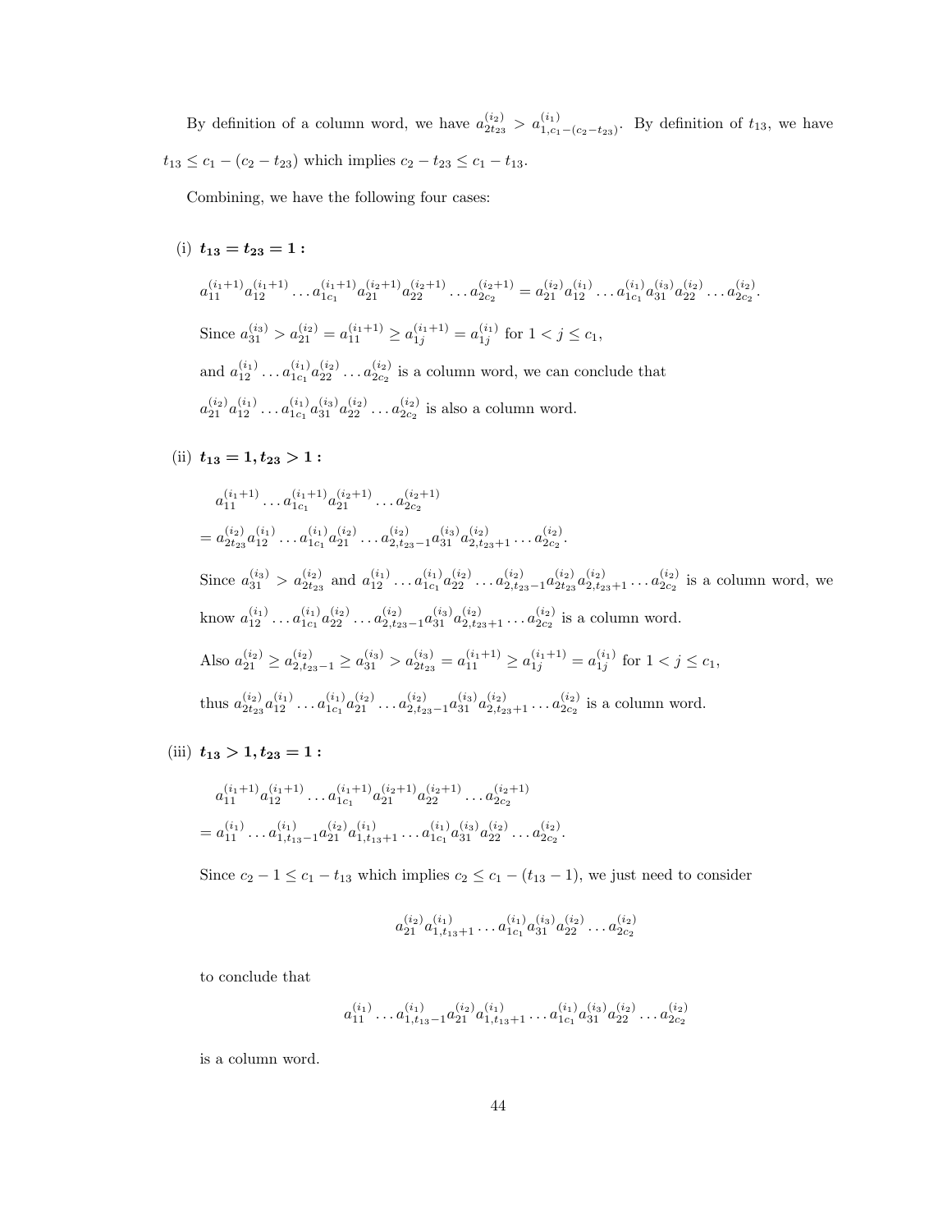By definition of a column word, we have $a^{(i_2)}_{2t_{23}} > a^{(i_1)}_{1,c_1-(c_2-t_{23})}$. By definition of $t_{13}$, we have $t_{13} \leq c_1 - (c_2 - t_{23})$ which implies $c_2 - t_{23} \leq c_1 - t_{13}$.

Combining, we have the following four cases:

(i) $\mathbf{t_{13} = t_{23} = 1:}$

$a^{(i_1+1)}_{11} a^{(i_1+1)}_{12} \dots a^{(i_1+1)}_{1c_1} a^{(i_2+1)}_{21} a^{(i_2+1)}_{22} \dots a^{(i_2+1)}_{2c_2} = a^{(i_2)}_{21} a^{(i_1)}_{12} \dots a^{(i_1)}_{1c_1} a^{(i_3)}_{31} a^{(i_2)}_{22} \dots a^{(i_2)}_{2c_2}.$

Since $a^{(i_3)}_{31} > a^{(i_2)}_{21} = a^{(i_1+1)}_{11} \geq a^{(i_1+1)}_{1j} = a^{(i_1)}_{1j}$ for $1 < j \leq c_1$,

and $a^{(i_1)}_{12} \dots a^{(i_1)}_{1c_1} a^{(i_2)}_{22} \dots a^{(i_2)}_{2c_2}$ is a column word, we can conclude that

$a^{(i_2)}_{21} a^{(i_1)}_{12} \dots a^{(i_1)}_{1c_1} a^{(i_3)}_{31} a^{(i_2)}_{22} \dots a^{(i_2)}_{2c_2}$ is also a column word.

(ii) $\mathbf{t_{13} = 1, t_{23} > 1:}$

$$
\begin{aligned}
&a^{(i_1+1)}_{11} \dots a^{(i_1+1)}_{1c_1} a^{(i_2+1)}_{21} \dots a^{(i_2+1)}_{2c_2} \\
&= a^{(i_2)}_{2t_{23}} a^{(i_1)}_{12} \dots a^{(i_1)}_{1c_1} a^{(i_2)}_{21} \dots a^{(i_2)}_{2,t_{23}-1} a^{(i_3)}_{31} a^{(i_2)}_{2,t_{23}+1} \dots a^{(i_2)}_{2c_2}.
\end{aligned}
$$

Since $a^{(i_3)}_{31} > a^{(i_2)}_{2t_{23}}$ and $a^{(i_1)}_{12} \dots a^{(i_1)}_{1c_1} a^{(i_2)}_{22} \dots a^{(i_2)}_{2,t_{23}-1} a^{(i_2)}_{2t_{23}} a^{(i_2)}_{2,t_{23}+1} \dots a^{(i_2)}_{2c_2}$ is a column word, we know $a^{(i_1)}_{12} \dots a^{(i_1)}_{1c_1} a^{(i_2)}_{22} \dots a^{(i_2)}_{2,t_{23}-1} a^{(i_3)}_{31} a^{(i_2)}_{2,t_{23}+1} \dots a^{(i_2)}_{2c_2}$ is a column word.

Also $a^{(i_2)}_{21} \geq a^{(i_2)}_{2,t_{23}-1} \geq a^{(i_3)}_{31} > a^{(i_3)}_{2t_{23}} = a^{(i_1+1)}_{11} \geq a^{(i_1+1)}_{1j} = a^{(i_1)}_{1j}$ for $1 < j \leq c_1$,

thus $a^{(i_2)}_{2t_{23}} a^{(i_1)}_{12} \dots a^{(i_1)}_{1c_1} a^{(i_2)}_{21} \dots a^{(i_2)}_{2,t_{23}-1} a^{(i_3)}_{31} a^{(i_2)}_{2,t_{23}+1} \dots a^{(i_2)}_{2c_2}$ is a column word.

(iii) $\mathbf{t_{13} > 1, t_{23} = 1:}$

$$
\begin{aligned}
&a^{(i_1+1)}_{11} a^{(i_1+1)}_{12} \dots a^{(i_1+1)}_{1c_1} a^{(i_2+1)}_{21} a^{(i_2+1)}_{22} \dots a^{(i_2+1)}_{2c_2} \\
&= a^{(i_1)}_{11} \dots a^{(i_1)}_{1,t_{13}-1} a^{(i_2)}_{21} a^{(i_1)}_{1,t_{13}+1} \dots a^{(i_1)}_{1c_1} a^{(i_3)}_{31} a^{(i_2)}_{22} \dots a^{(i_2)}_{2c_2}.
\end{aligned}
$$

Since $c_2 - 1 \leq c_1 - t_{13}$ which implies $c_2 \leq c_1 - (t_{13} - 1)$, we just need to consider

$$a^{(i_2)}_{21} a^{(i_1)}_{1,t_{13}+1} \dots a^{(i_1)}_{1c_1} a^{(i_3)}_{31} a^{(i_2)}_{22} \dots a^{(i_2)}_{2c_2}$$

to conclude that

$$a^{(i_1)}_{11} \dots a^{(i_1)}_{1,t_{13}-1} a^{(i_2)}_{21} a^{(i_1)}_{1,t_{13}+1} \dots a^{(i_1)}_{1c_1} a^{(i_3)}_{31} a^{(i_2)}_{22} \dots a^{(i_2)}_{2c_2}$$

is a column word.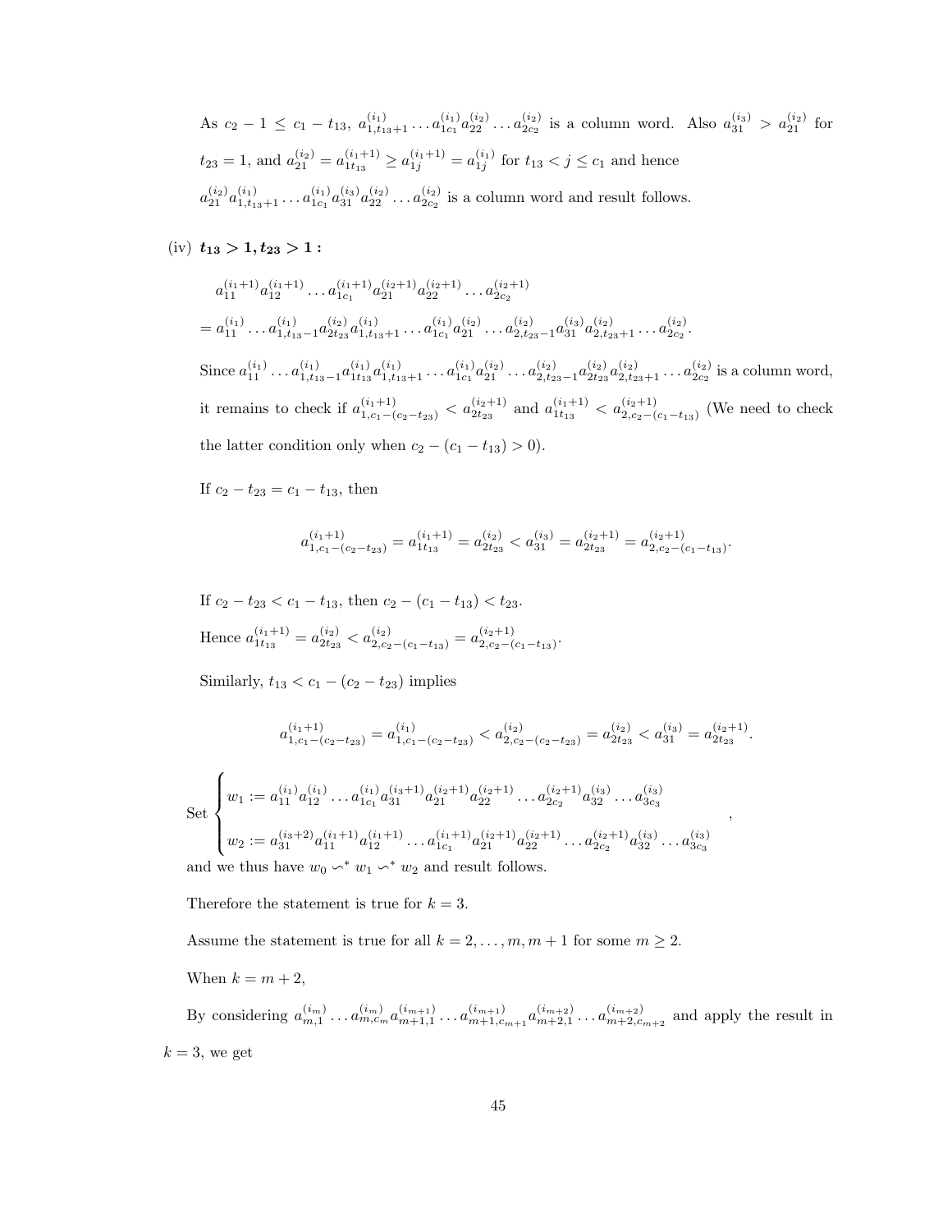As $c_2 - 1 \leq c_1 - t_{13}$, $a_{1,t_{13}+1}^{(i_1)} \ldots a_{1c_1}^{(i_1)} a_{22}^{(i_2)} \ldots a_{2c_2}^{(i_2)}$ is a column word. Also $a_{31}^{(i_3)} > a_{21}^{(i_2)}$ for $t_{23} = 1$, and $a_{21}^{(i_2)} = a_{1t_{13}}^{(i_1+1)} \geq a_{1j}^{(i_1+1)} = a_{1j}^{(i_1)}$ for $t_{13} < j \leq c_1$ and hence

$a_{21}^{(i_2)} a_{1,t_{13}+1}^{(i_1)} \ldots a_{1c_1}^{(i_1)} a_{31}^{(i_3)} a_{22}^{(i_2)} \ldots a_{2c_2}^{(i_2)}$ is a column word and result follows.

(iv) $\boldsymbol{t_{13} > 1, t_{23} > 1:}$

$a_{11}^{(i_1+1)} a_{12}^{(i_1+1)} \ldots a_{1c_1}^{(i_1+1)} a_{21}^{(i_2+1)} a_{22}^{(i_2+1)} \ldots a_{2c_2}^{(i_2+1)}$

$= a_{11}^{(i_1)} \ldots a_{1,t_{13}-1}^{(i_1)} a_{2t_{23}}^{(i_2)} a_{1,t_{13}+1}^{(i_1)} \ldots a_{1c_1}^{(i_1)} a_{21}^{(i_2)} \ldots a_{2,t_{23}-1}^{(i_2)} a_{31}^{(i_3)} a_{2,t_{23}+1}^{(i_2)} \ldots a_{2c_2}^{(i_2)}$.

Since $a_{11}^{(i_1)} \ldots a_{1,t_{13}-1}^{(i_1)} a_{1t_{13}}^{(i_1)} a_{1,t_{13}+1}^{(i_1)} \ldots a_{1c_1}^{(i_1)} a_{21}^{(i_2)} \ldots a_{2,t_{23}-1}^{(i_2)} a_{2t_{23}}^{(i_2)} a_{2,t_{23}+1}^{(i_2)} \ldots a_{2c_2}^{(i_2)}$ is a column word, it remains to check if $a_{1,c_1-(c_2-t_{23})}^{(i_1+1)} < a_{2t_{23}}^{(i_2+1)}$ and $a_{1t_{13}}^{(i_1+1)} < a_{2,c_2-(c_1-t_{13})}^{(i_2+1)}$ (We need to check the latter condition only when $c_2 - (c_1 - t_{13}) > 0$).

If $c_2 - t_{23} = c_1 - t_{13}$, then

$$a_{1,c_1-(c_2-t_{23})}^{(i_1+1)} = a_{1t_{13}}^{(i_1+1)} = a_{2t_{23}}^{(i_2)} < a_{31}^{(i_3)} = a_{2t_{23}}^{(i_2+1)} = a_{2,c_2-(c_1-t_{13})}^{(i_2+1)}.$$

If $c_2 - t_{23} < c_1 - t_{13}$, then $c_2 - (c_1 - t_{13}) < t_{23}$.

Hence $a_{1t_{13}}^{(i_1+1)} = a_{2t_{23}}^{(i_2)} < a_{2,c_2-(c_1-t_{13})}^{(i_2)} = a_{2,c_2-(c_1-t_{13})}^{(i_2+1)}$.

Similarly, $t_{13} < c_1 - (c_2 - t_{23})$ implies

$$a_{1,c_1-(c_2-t_{23})}^{(i_1+1)} = a_{1,c_1-(c_2-t_{23})}^{(i_1)} < a_{2,c_2-(c_2-t_{23})}^{(i_2)} = a_{2t_{23}}^{(i_2)} < a_{31}^{(i_3)} = a_{2t_{23}}^{(i_2+1)}.$$

$$\text{Set } \begin{cases} w_1 := a_{11}^{(i_1)} a_{12}^{(i_1)} \ldots a_{1c_1}^{(i_1)} a_{31}^{(i_3+1)} a_{21}^{(i_2+1)} a_{22}^{(i_2+1)} \ldots a_{2c_2}^{(i_2+1)} a_{32}^{(i_3)} \ldots a_{3c_3}^{(i_3)} \\ w_2 := a_{31}^{(i_3+2)} a_{11}^{(i_1+1)} a_{12}^{(i_1+1)} \ldots a_{1c_1}^{(i_1+1)} a_{21}^{(i_2+1)} a_{22}^{(i_2+1)} \ldots a_{2c_2}^{(i_2+1)} a_{32}^{(i_3)} \ldots a_{3c_3}^{(i_3)} \end{cases},$$

and we thus have $w_0 \backsim^* w_1 \backsim^* w_2$ and result follows.

Therefore the statement is true for $k = 3$.

Assume the statement is true for all $k = 2, \ldots, m, m+1$ for some $m \geq 2$.

When $k = m + 2$,

By considering $a_{m,1}^{(i_m)} \ldots a_{m,c_m}^{(i_m)} a_{m+1,1}^{(i_{m+1})} \ldots a_{m+1,c_{m+1}}^{(i_{m+1})} a_{m+2,1}^{(i_{m+2})} \ldots a_{m+2,c_{m+2}}^{(i_{m+2})}$ and apply the result in $k = 3$, we get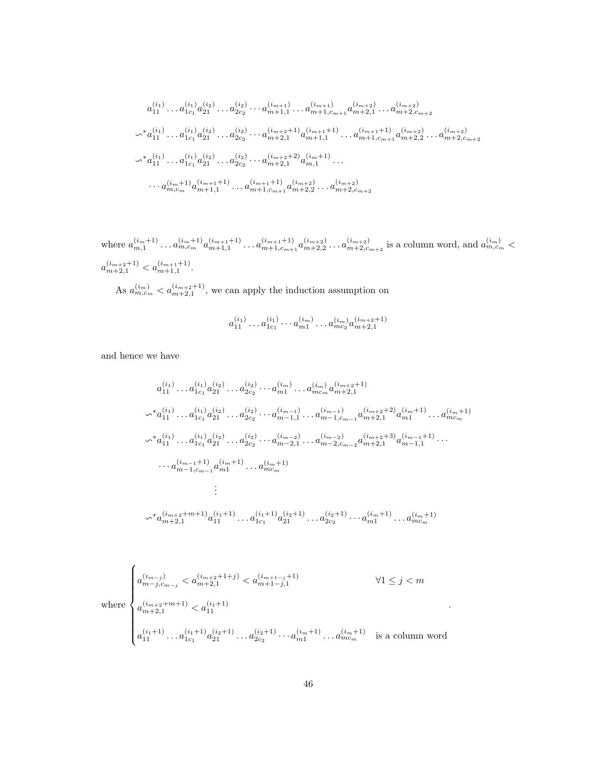$$
\begin{aligned}
& a_{11}^{(i_1)} \dots a_{1c_1}^{(i_1)} a_{21}^{(i_2)} \dots a_{2c_2}^{(i_2)} \cdots a_{m+1,1}^{(i_{m+1})} \dots a_{m+1,c_{m+1}}^{(i_{m+1})} a_{m+2,1}^{(i_{m+2})} \dots a_{m+2,c_{m+2}}^{(i_{m+2})} \\
\backsim^* & a_{11}^{(i_1)} \dots a_{1c_1}^{(i_1)} a_{21}^{(i_2)} \dots a_{2c_2}^{(i_2)} \cdots a_{m+2,1}^{(i_{m+2}+1)} a_{m+1,1}^{(i_{m+1}+1)} \dots a_{m+1,c_{m+1}}^{(i_{m+1}+1)} a_{m+2,2}^{(i_{m+2})} \dots a_{m+2,c_{m+2}}^{(i_{m+2})} \\
\backsim^* & a_{11}^{(i_1)} \dots a_{1c_1}^{(i_1)} a_{21}^{(i_2)} \dots a_{2c_2}^{(i_2)} \cdots a_{m+2,1}^{(i_{m+2}+2)} a_{m,1}^{(i_m+1)} \dots \\
& \cdots a_{m,c_m}^{(i_m+1)} a_{m+1,1}^{(i_{m+1}+1)} \dots a_{m+1,c_{m+1}}^{(i_{m+1}+1)} a_{m+2,2}^{(i_{m+2})} \dots a_{m+2,c_{m+2}}^{(i_{m+2})}
\end{aligned}
$$

where $a_{m,1}^{(i_m+1)} \dots a_{m,c_m}^{(i_m+1)} a_{m+1,1}^{(i_{m+1}+1)} \dots a_{m+1,c_{m+1}}^{(i_{m+1}+1)} a_{m+2,2}^{(i_{m+2})} \dots a_{m+2,c_{m+2}}^{(i_{m+2})}$ is a column word, and $a_{m,c_m}^{(i_m)} < a_{m+2,1}^{(i_{m+2}+1)} < a_{m+1,1}^{(i_{m+1}+1)}$.

As $a_{m,c_m}^{(i_m)} < a_{m+2,1}^{(i_{m+2}+1)}$, we can apply the induction assumption on

$$
a_{11}^{(i_1)} \dots a_{1c_1}^{(i_1)} \cdots a_{m1}^{(i_m)} \dots a_{mc_2}^{(i_m)} a_{m+2,1}^{(i_{m+2}+1)}
$$

and hence we have

$$
\begin{aligned}
& a_{11}^{(i_1)} \dots a_{1c_1}^{(i_1)} a_{21}^{(i_2)} \dots a_{2c_2}^{(i_2)} \cdots a_{m1}^{(i_m)} \dots a_{mc_m}^{(i_m)} a_{m+2,1}^{(i_{m+2}+1)} \\
\backsim^* & a_{11}^{(i_1)} \dots a_{1c_1}^{(i_1)} a_{21}^{(i_2)} \dots a_{2c_2}^{(i_2)} \cdots a_{m-1,1}^{(i_{m-1})} \dots a_{m-1,c_{m-1}}^{(i_{m-1})} a_{m+2,1}^{(i_{m+2}+2)} a_{m1}^{(i_m+1)} \dots a_{mc_m}^{(i_m+1)} \\
\backsim^* & a_{11}^{(i_1)} \dots a_{1c_1}^{(i_1)} a_{21}^{(i_2)} \dots a_{2c_2}^{(i_2)} \cdots a_{m-2,1}^{(i_{m-2})} \dots a_{m-2,c_{m-2}}^{(i_{m-2})} a_{m+2,1}^{(i_{m+2}+3)} a_{m-1,1}^{(i_{m-1}+1)} \cdots \\
& \cdots a_{m-1,c_{m-1}}^{(i_{m-1}+1)} a_{m1}^{(i_m+1)} \dots a_{mc_m}^{(i_m+1)} \\
& \qquad \vdots \\
\backsim^* & a_{m+2,1}^{(i_{m+2}+m+1)} a_{11}^{(i_1+1)} \dots a_{1c_1}^{(i_1+1)} a_{21}^{(i_2+1)} \dots a_{2c_2}^{(i_2+1)} \cdots a_{m1}^{(i_m+1)} \dots a_{mc_m}^{(i_m+1)}
\end{aligned}
$$

$$
\text{where }
\begin{cases}
a_{m-j,c_{m-j}}^{(i_{m-j})} < a_{m+2,1}^{(i_{m+2}+1+j)} < a_{m+1-j,1}^{(i_{m+1-j}+1)} & \forall 1 \le j < m \\
a_{m+2,1}^{(i_{m+2}+m+1)} < a_{11}^{(i_1+1)} & \\
a_{11}^{(i_1+1)} \dots a_{1c_1}^{(i_1+1)} a_{21}^{(i_2+1)} \dots a_{2c_2}^{(i_2+1)} \cdots a_{m1}^{(i_m+1)} \dots a_{mc_m}^{(i_m+1)} & \text{is a column word}
\end{cases}
.
$$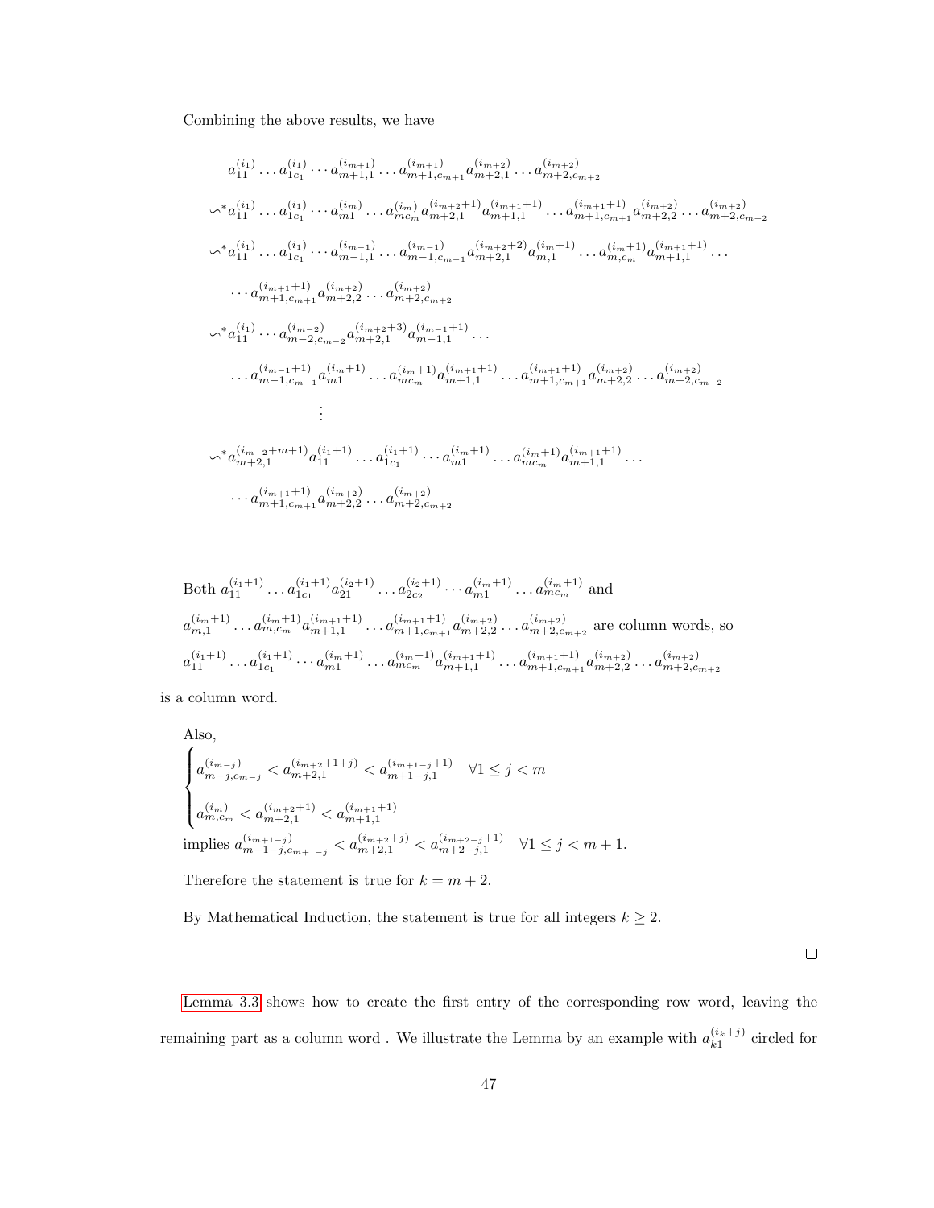Combining the above results, we have

$$
\begin{aligned}
&a_{11}^{(i_1)} \dots a_{1c_1}^{(i_1)} \cdots a_{m+1,1}^{(i_{m+1})} \dots a_{m+1,c_{m+1}}^{(i_{m+1})} a_{m+2,1}^{(i_{m+2})} \dots a_{m+2,c_{m+2}}^{(i_{m+2})} \\
&\backsim^* a_{11}^{(i_1)} \dots a_{1c_1}^{(i_1)} \cdots a_{m1}^{(i_m)} \dots a_{mc_m}^{(i_m)} a_{m+2,1}^{(i_{m+2}+1)} a_{m+1,1}^{(i_{m+1}+1)} \dots a_{m+1,c_{m+1}}^{(i_{m+1}+1)} a_{m+2,2}^{(i_{m+2})} \dots a_{m+2,c_{m+2}}^{(i_{m+2})} \\
&\backsim^* a_{11}^{(i_1)} \dots a_{1c_1}^{(i_1)} \cdots a_{m-1,1}^{(i_{m-1})} \dots a_{m-1,c_{m-1}}^{(i_{m-1})} a_{m+2,1}^{(i_{m+2}+2)} a_{m,1}^{(i_m+1)} \dots a_{m,c_m}^{(i_m+1)} a_{m+1,1}^{(i_{m+1}+1)} \dots \\
&\quad \cdots a_{m+1,c_{m+1}}^{(i_{m+1}+1)} a_{m+2,2}^{(i_{m+2})} \dots a_{m+2,c_{m+2}}^{(i_{m+2})} \\
&\backsim^* a_{11}^{(i_1)} \cdots a_{m-2,c_{m-2}}^{(i_{m-2})} a_{m+2,1}^{(i_{m+2}+3)} a_{m-1,1}^{(i_{m-1}+1)} \dots \\
&\quad \dots a_{m-1,c_{m-1}}^{(i_{m-1}+1)} a_{m1}^{(i_m+1)} \dots a_{mc_m}^{(i_m+1)} a_{m+1,1}^{(i_{m+1}+1)} \dots a_{m+1,c_{m+1}}^{(i_{m+1}+1)} a_{m+2,2}^{(i_{m+2})} \dots a_{m+2,c_{m+2}}^{(i_{m+2})} \\
&\qquad \vdots \\
&\backsim^* a_{m+2,1}^{(i_{m+2}+m+1)} a_{11}^{(i_1+1)} \dots a_{1c_1}^{(i_1+1)} \cdots a_{m1}^{(i_m+1)} \dots a_{mc_m}^{(i_m+1)} a_{m+1,1}^{(i_{m+1}+1)} \dots \\
&\quad \cdots a_{m+1,c_{m+1}}^{(i_{m+1}+1)} a_{m+2,2}^{(i_{m+2})} \dots a_{m+2,c_{m+2}}^{(i_{m+2})}
\end{aligned}
$$

Both $a_{11}^{(i_1+1)} \dots a_{1c_1}^{(i_1+1)} a_{21}^{(i_2+1)} \dots a_{2c_2}^{(i_2+1)} \cdots a_{m1}^{(i_m+1)} \dots a_{mc_m}^{(i_m+1)}$ and $a_{m,1}^{(i_m+1)} \dots a_{m,c_m}^{(i_m+1)} a_{m+1,1}^{(i_{m+1}+1)} \dots a_{m+1,c_{m+1}}^{(i_{m+1}+1)} a_{m+2,2}^{(i_{m+2})} \dots a_{m+2,c_{m+2}}^{(i_{m+2})}$ are column words, so $a_{11}^{(i_1+1)} \dots a_{1c_1}^{(i_1+1)} \cdots a_{m1}^{(i_m+1)} \dots a_{mc_m}^{(i_m+1)} a_{m+1,1}^{(i_{m+1}+1)} \dots a_{m+1,c_{m+1}}^{(i_{m+1}+1)} a_{m+2,2}^{(i_{m+2})} \dots a_{m+2,c_{m+2}}^{(i_{m+2})}$ is a column word.

Also,

$$
\begin{cases}
a_{m-j,c_{m-j}}^{(i_{m-j})} < a_{m+2,1}^{(i_{m+2}+1+j)} < a_{m+1-j,1}^{(i_{m+1-j}+1)} & \forall 1 \le j < m \\[2ex]
a_{m,c_m}^{(i_m)} < a_{m+2,1}^{(i_{m+2}+1)} < a_{m+1,1}^{(i_{m+1}+1)}
\end{cases}
$$

implies $a_{m+1-j,c_{m+1-j}}^{(i_{m+1-j})} < a_{m+2,1}^{(i_{m+2}+j)} < a_{m+2-j,1}^{(i_{m+2-j}+1)} \quad \forall 1 \le j < m+1.$

Therefore the statement is true for $k = m+2$.

By Mathematical Induction, the statement is true for all integers $k \ge 2$.

□

Lemma 3.3 shows how to create the first entry of the corresponding row word, leaving the remaining part as a column word . We illustrate the Lemma by an example with $a_{k1}^{(i_k+j)}$ circled for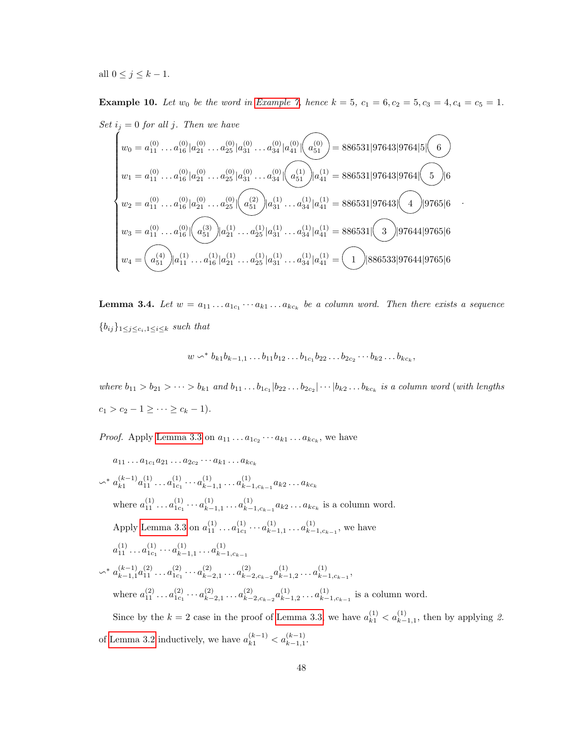all $0 \leq j \leq k-1$.

**Example 10.** *Let $w_0$ be the word in Example 7, hence $k = 5$, $c_1 = 6, c_2 = 5, c_3 = 4, c_4 = c_5 = 1$. Set $i_j = 0$ for all $j$. Then we have*

$$
\begin{cases}
w_0 = a_{11}^{(0)} \dots a_{16}^{(0)} | a_{21}^{(0)} \dots a_{25}^{(0)} | a_{31}^{(0)} \dots a_{34}^{(0)} | a_{41}^{(0)} | \boxed{a_{51}^{(0)}} = 886531|97643|9764|5|\boxed{6} \\
w_1 = a_{11}^{(0)} \dots a_{16}^{(0)} | a_{21}^{(0)} \dots a_{25}^{(0)} | a_{31}^{(0)} \dots a_{34}^{(0)} | \boxed{a_{51}^{(1)}} | a_{41}^{(1)} = 886531|97643|9764|\boxed{5}|6 \\
w_2 = a_{11}^{(0)} \dots a_{16}^{(0)} | a_{21}^{(0)} \dots a_{25}^{(0)} | \boxed{a_{51}^{(2)}} | a_{31}^{(1)} \dots a_{34}^{(1)} | a_{41}^{(1)} = 886531|97643|\boxed{4}|9765|6 \\
w_3 = a_{11}^{(0)} \dots a_{16}^{(0)} | \boxed{a_{51}^{(3)}} | a_{21}^{(1)} \dots a_{25}^{(1)} | a_{31}^{(1)} \dots a_{34}^{(1)} | a_{41}^{(1)} = 886531|\boxed{3}|97644|9765|6 \\
w_4 = \boxed{a_{51}^{(4)}} | a_{11}^{(1)} \dots a_{16}^{(1)} | a_{21}^{(1)} \dots a_{25}^{(1)} | a_{31}^{(1)} \dots a_{34}^{(1)} | a_{41}^{(1)} = \boxed{1}|886533|97644|9765|6
\end{cases}
.
$$

**Lemma 3.4.** *Let $w = a_{11} \dots a_{1c_1} \cdots a_{k1} \dots a_{kc_k}$ be a column word. Then there exists a sequence $\{b_{ij}\}_{1 \leq j \leq c_i, 1 \leq i \leq k}$ such that*

$$w \backsim^* b_{k1} b_{k-1,1} \dots b_{11} b_{12} \dots b_{1c_1} b_{22} \dots b_{2c_2} \cdots b_{k2} \dots b_{kc_k},$$

*where $b_{11} > b_{21} > \cdots > b_{k1}$ and $b_{11} \dots b_{1c_1} | b_{22} \dots b_{2c_2} | \cdots | b_{k2} \dots b_{kc_k}$ is a column word (with lengths $c_1 > c_2 - 1 \geq \cdots \geq c_k - 1$).*

*Proof.* Apply Lemma 3.3 on $a_{11} \dots a_{1c_2} \cdots a_{k1} \dots a_{kc_k}$, we have

$$
\begin{aligned}
& a_{11} \dots a_{1c_1} a_{21} \dots a_{2c_2} \cdots a_{k1} \dots a_{kc_k} \\
\backsim^* \ & a_{k1}^{(k-1)} a_{11}^{(1)} \dots a_{1c_1}^{(1)} \cdots a_{k-1,1}^{(1)} \dots a_{k-1,c_{k-1}}^{(1)} a_{k2} \dots a_{kc_k}
\end{aligned}
$$

where $a_{11}^{(1)} \dots a_{1c_1}^{(1)} \cdots a_{k-1,1}^{(1)} \dots a_{k-1,c_{k-1}}^{(1)} a_{k2} \dots a_{kc_k}$ is a column word.

Apply Lemma 3.3 on $a_{11}^{(1)} \dots a_{1c_1}^{(1)} \cdots a_{k-1,1}^{(1)} \dots a_{k-1,c_{k-1}}^{(1)}$, we have

$$
\begin{aligned}
& a_{11}^{(1)} \dots a_{1c_1}^{(1)} \cdots a_{k-1,1}^{(1)} \dots a_{k-1,c_{k-1}}^{(1)} \\
\backsim^* \ & a_{k-1,1}^{(k-1)} a_{11}^{(2)} \dots a_{1c_1}^{(2)} \cdots a_{k-2,1}^{(2)} \dots a_{k-2,c_{k-2}}^{(2)} a_{k-1,2}^{(1)} \dots a_{k-1,c_{k-1}}^{(1)},
\end{aligned}
$$

where $a_{11}^{(2)} \dots a_{1c_1}^{(2)} \cdots a_{k-2,1}^{(2)} \dots a_{k-2,c_{k-2}}^{(2)} a_{k-1,2}^{(1)} \dots a_{k-1,c_{k-1}}^{(1)}$ is a column word.

Since by the $k = 2$ case in the proof of Lemma 3.3, we have $a_{k1}^{(1)} < a_{k-1,1}^{(1)}$, then by applying *2.* of Lemma 3.2 inductively, we have $a_{k1}^{(k-1)} < a_{k-1,1}^{(k-1)}$.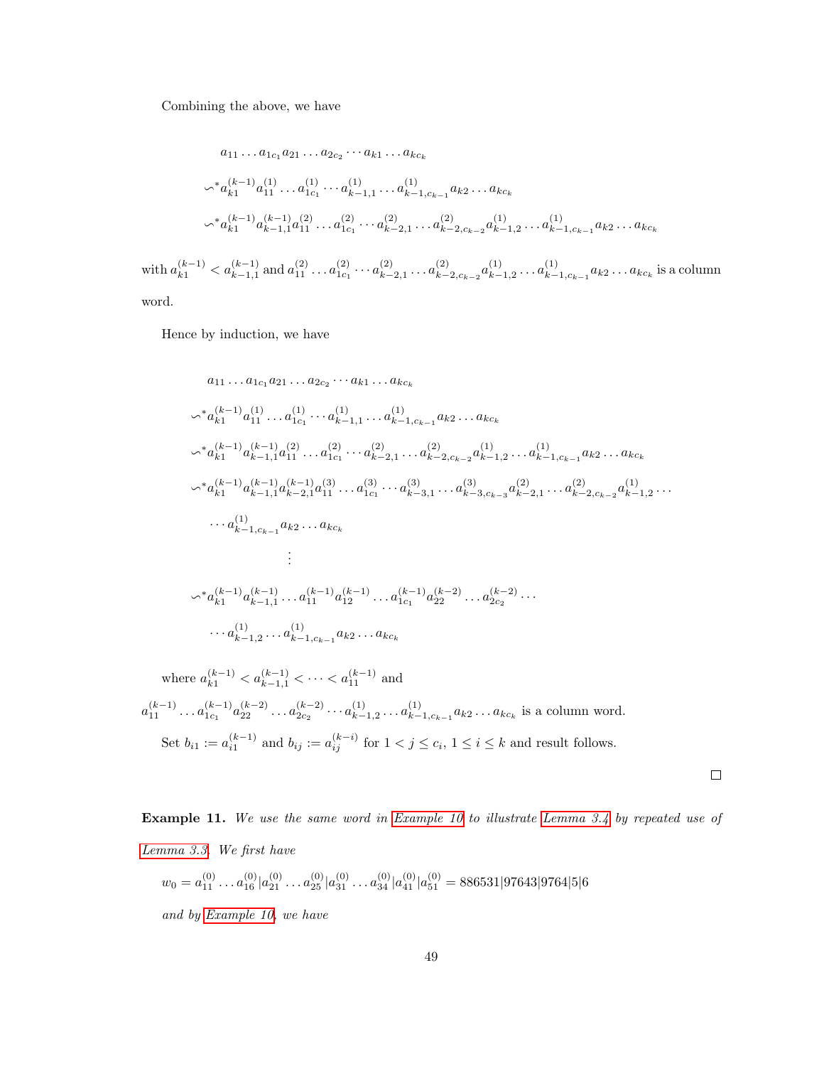Combining the above, we have

$$
\begin{aligned}
& a_{11} \dots a_{1c_1} a_{21} \dots a_{2c_2} \cdots a_{k1} \dots a_{kc_k} \\
& \backsim^* a_{k1}^{(k-1)} a_{11}^{(1)} \dots a_{1c_1}^{(1)} \cdots a_{k-1,1}^{(1)} \dots a_{k-1,c_{k-1}}^{(1)} a_{k2} \dots a_{kc_k} \\
& \backsim^* a_{k1}^{(k-1)} a_{k-1,1}^{(k-1)} a_{11}^{(2)} \dots a_{1c_1}^{(2)} \cdots a_{k-2,1}^{(2)} \dots a_{k-2,c_{k-2}}^{(2)} a_{k-1,2}^{(1)} \dots a_{k-1,c_{k-1}}^{(1)} a_{k2} \dots a_{kc_k}
\end{aligned}
$$

with $a_{k1}^{(k-1)} < a_{k-1,1}^{(k-1)}$ and $a_{11}^{(2)} \dots a_{1c_1}^{(2)} \cdots a_{k-2,1}^{(2)} \dots a_{k-2,c_{k-2}}^{(2)} a_{k-1,2}^{(1)} \dots a_{k-1,c_{k-1}}^{(1)} a_{k2} \dots a_{kc_k}$ is a column word.

Hence by induction, we have

$$
\begin{aligned}
& a_{11} \dots a_{1c_1} a_{21} \dots a_{2c_2} \cdots a_{k1} \dots a_{kc_k} \\
& \backsim^* a_{k1}^{(k-1)} a_{11}^{(1)} \dots a_{1c_1}^{(1)} \cdots a_{k-1,1}^{(1)} \dots a_{k-1,c_{k-1}}^{(1)} a_{k2} \dots a_{kc_k} \\
& \backsim^* a_{k1}^{(k-1)} a_{k-1,1}^{(k-1)} a_{11}^{(2)} \dots a_{1c_1}^{(2)} \cdots a_{k-2,1}^{(2)} \dots a_{k-2,c_{k-2}}^{(2)} a_{k-1,2}^{(1)} \dots a_{k-1,c_{k-1}}^{(1)} a_{k2} \dots a_{kc_k} \\
& \backsim^* a_{k1}^{(k-1)} a_{k-1,1}^{(k-1)} a_{k-2,1}^{(k-1)} a_{11}^{(3)} \dots a_{1c_1}^{(3)} \cdots a_{k-3,1}^{(3)} \dots a_{k-3,c_{k-3}}^{(3)} a_{k-2,1}^{(2)} \dots a_{k-2,c_{k-2}}^{(2)} a_{k-1,2}^{(1)} \cdots \\
& \qquad \cdots a_{k-1,c_{k-1}}^{(1)} a_{k2} \dots a_{kc_k} \\
& \qquad \vdots \\
& \backsim^* a_{k1}^{(k-1)} a_{k-1,1}^{(k-1)} \dots a_{11}^{(k-1)} a_{12}^{(k-1)} \dots a_{1c_1}^{(k-1)} a_{22}^{(k-2)} \dots a_{2c_2}^{(k-2)} \cdots \\
& \qquad \cdots a_{k-1,2}^{(1)} \dots a_{k-1,c_{k-1}}^{(1)} a_{k2} \dots a_{kc_k}
\end{aligned}
$$

where $a_{k1}^{(k-1)} < a_{k-1,1}^{(k-1)} < \cdots < a_{11}^{(k-1)}$ and $a_{11}^{(k-1)} \dots a_{1c_1}^{(k-1)} a_{22}^{(k-2)} \dots a_{2c_2}^{(k-2)} \cdots a_{k-1,2}^{(1)} \dots a_{k-1,c_{k-1}}^{(1)} a_{k2} \dots a_{kc_k}$ is a column word.

Set $b_{i1} := a_{i1}^{(k-1)}$ and $b_{ij} := a_{ij}^{(k-i)}$ for $1 < j \leq c_i$, $1 \leq i \leq k$ and result follows.

□

**Example 11.** *We use the same word in Example 10 to illustrate Lemma 3.4 by repeated use of Lemma 3.3. We first have*

$w_0 = a_{11}^{(0)} \dots a_{16}^{(0)} | a_{21}^{(0)} \dots a_{25}^{(0)} | a_{31}^{(0)} \dots a_{34}^{(0)} | a_{41}^{(0)} | a_{51}^{(0)} = 886531|97643|9764|5|6$

*and by Example 10, we have*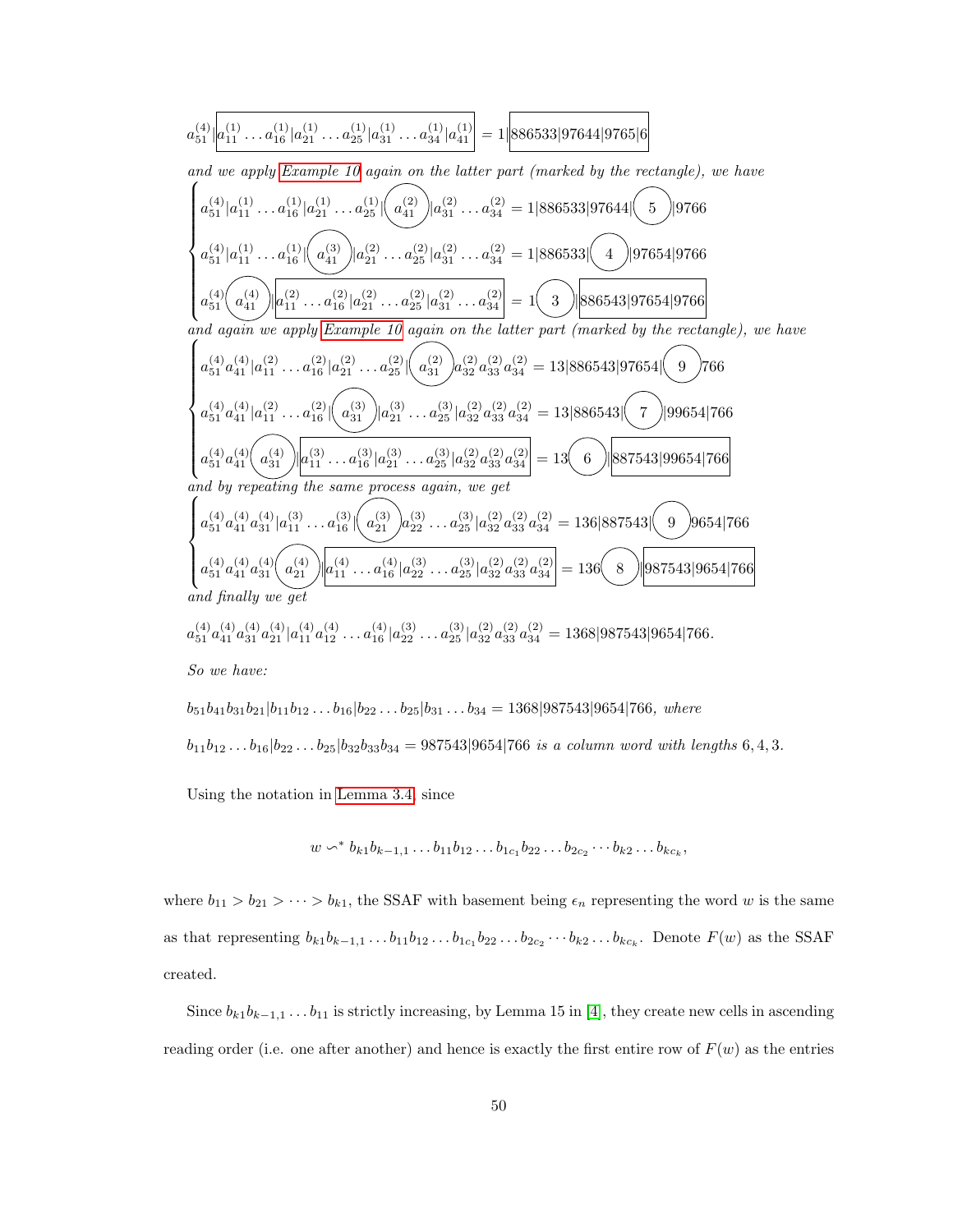$$a^{(4)}_{51}\|\boxed{a^{(1)}_{11}\dots a^{(1)}_{16}|a^{(1)}_{21}\dots a^{(1)}_{25}|a^{(1)}_{31}\dots a^{(1)}_{34}|a^{(1)}_{41}} = 1\|\boxed{886533|97644|9765|6}$$

*and we apply Example 10 again on the latter part (marked by the rectangle), we have*

$$\begin{cases} a^{(4)}_{51}|a^{(1)}_{11}\dots a^{(1)}_{16}|a^{(1)}_{21}\dots a^{(1)}_{25}|\bigcirc\!\!\!\!\!\!\!\; a^{(2)}_{41}\,|a^{(2)}_{31}\dots a^{(2)}_{34} = 1|886533|97644|\,\textcircled{5}\,|9766 \\ a^{(4)}_{51}|a^{(1)}_{11}\dots a^{(1)}_{16}|\,\textcircled{$a^{(3)}_{41}$}\,|a^{(2)}_{21}\dots a^{(2)}_{25}|a^{(2)}_{31}\dots a^{(2)}_{34} = 1|886533|\,\textcircled{4}\,|97654|9766 \\ a^{(4)}_{51}\,\textcircled{$a^{(4)}_{41}$}\,\|\boxed{a^{(2)}_{11}\dots a^{(2)}_{16}|a^{(2)}_{21}\dots a^{(2)}_{25}|a^{(2)}_{31}\dots a^{(2)}_{34}} = 1\,\textcircled{3}\,\|\boxed{886543|97654|9766} \end{cases}$$

*and again we apply Example 10 again on the latter part (marked by the rectangle), we have*

$$\begin{cases} a^{(4)}_{51}a^{(4)}_{41}|a^{(2)}_{11}\dots a^{(2)}_{16}|a^{(2)}_{21}\dots a^{(2)}_{25}|\,\textcircled{$a^{(2)}_{31}$}\,a^{(2)}_{32}a^{(2)}_{33}a^{(2)}_{34} = 13|886543|97654|\,\textcircled{9}\,766 \\ a^{(4)}_{51}a^{(4)}_{41}|a^{(2)}_{11}\dots a^{(2)}_{16}|\,\textcircled{$a^{(3)}_{31}$}\,|a^{(3)}_{21}\dots a^{(3)}_{25}|a^{(2)}_{32}a^{(2)}_{33}a^{(2)}_{34} = 13|886543|\,\textcircled{7}\,|99654|766 \\ a^{(4)}_{51}a^{(4)}_{41}\,\textcircled{$a^{(4)}_{31}$}\,\|\boxed{a^{(3)}_{11}\dots a^{(3)}_{16}|a^{(3)}_{21}\dots a^{(3)}_{25}|a^{(2)}_{32}a^{(2)}_{33}a^{(2)}_{34}} = 13\,\textcircled{6}\,\|\boxed{887543|99654|766} \end{cases}$$

*and by repeating the same process again, we get*

$$\begin{cases} a^{(4)}_{51}a^{(4)}_{41}a^{(4)}_{31}|a^{(3)}_{11}\dots a^{(3)}_{16}|\,\textcircled{$a^{(3)}_{21}$}\,a^{(3)}_{22}\dots a^{(3)}_{25}|a^{(2)}_{32}a^{(2)}_{33}a^{(2)}_{34} = 136|887543|\,\textcircled{9}\,9654|766 \\ a^{(4)}_{51}a^{(4)}_{41}a^{(4)}_{31}\,\textcircled{$a^{(4)}_{21}$}\,\|\boxed{a^{(4)}_{11}\dots a^{(4)}_{16}|a^{(3)}_{22}\dots a^{(3)}_{25}|a^{(2)}_{32}a^{(2)}_{33}a^{(2)}_{34}} = 136\,\textcircled{8}\,\|\boxed{987543|9654|766} \end{cases}$$

*and finally we get*

$$a^{(4)}_{51}a^{(4)}_{41}a^{(4)}_{31}a^{(4)}_{21}|a^{(4)}_{11}a^{(4)}_{12}\dots a^{(4)}_{16}|a^{(3)}_{22}\dots a^{(3)}_{25}|a^{(2)}_{32}a^{(2)}_{33}a^{(2)}_{34} = 1368|987543|9654|766.$$

*So we have:*

$b_{51}b_{41}b_{31}b_{21}|b_{11}b_{12}\dots b_{16}|b_{22}\dots b_{25}|b_{31}\dots b_{34} = 1368|987543|9654|766$, *where*

$b_{11}b_{12}\dots b_{16}|b_{22}\dots b_{25}|b_{32}b_{33}b_{34} = 987543|9654|766$ *is a column word with lengths* $6, 4, 3$.

Using the notation in Lemma 3.4, since

$$w \backsim^* b_{k1}b_{k-1,1}\dots b_{11}b_{12}\dots b_{1c_1}b_{22}\dots b_{2c_2}\cdots b_{k2}\dots b_{kc_k},$$

where $b_{11} > b_{21} > \cdots > b_{k1}$, the SSAF with basement being $\epsilon_n$ representing the word $w$ is the same as that representing $b_{k1}b_{k-1,1}\dots b_{11}b_{12}\dots b_{1c_1}b_{22}\dots b_{2c_2}\cdots b_{k2}\dots b_{kc_k}$. Denote $F(w)$ as the SSAF created.

Since $b_{k1}b_{k-1,1}\dots b_{11}$ is strictly increasing, by Lemma 15 in [4], they create new cells in ascending reading order (i.e. one after another) and hence is exactly the first entire row of $F(w)$ as the entries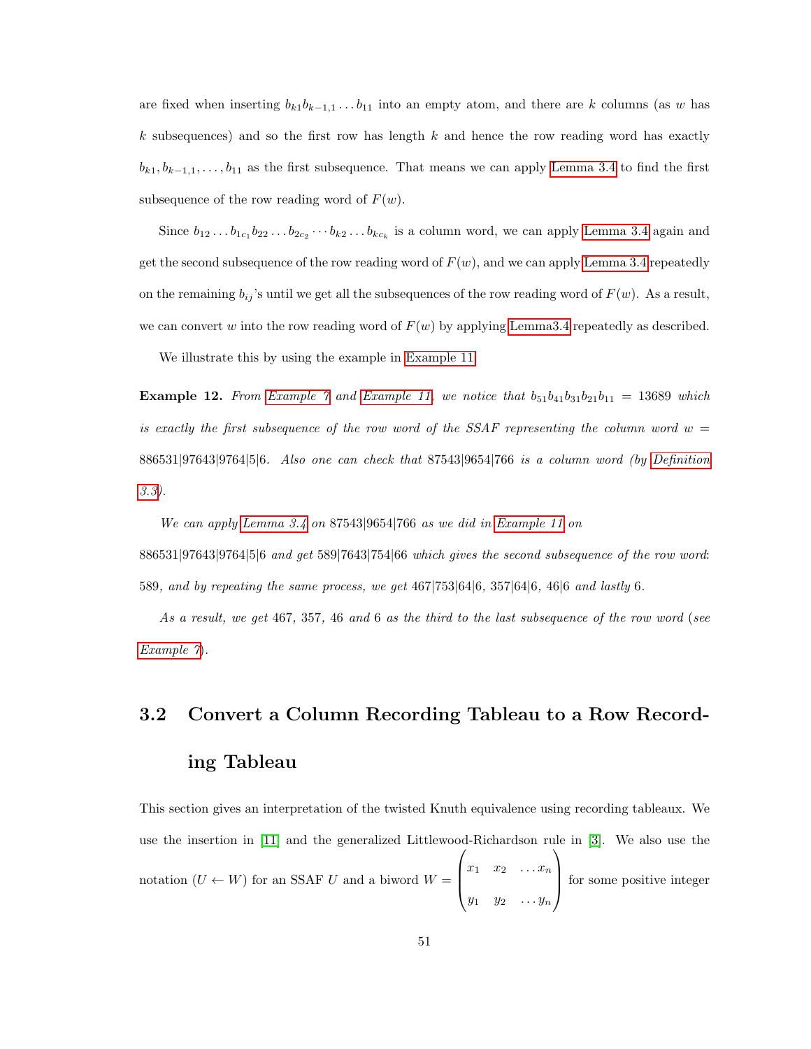are fixed when inserting $b_{k1}b_{k-1,1}\dots b_{11}$ into an empty atom, and there are $k$ columns (as $w$ has $k$ subsequences) and so the first row has length $k$ and hence the row reading word has exactly $b_{k1}, b_{k-1,1}, \dots, b_{11}$ as the first subsequence. That means we can apply Lemma 3.4 to find the first subsequence of the row reading word of $F(w)$.

Since $b_{12}\dots b_{1c_1}b_{22}\dots b_{2c_2}\cdots b_{k2}\dots b_{kc_k}$ is a column word, we can apply Lemma 3.4 again and get the second subsequence of the row reading word of $F(w)$, and we can apply Lemma 3.4 repeatedly on the remaining $b_{ij}$'s until we get all the subsequences of the row reading word of $F(w)$. As a result, we can convert $w$ into the row reading word of $F(w)$ by applying Lemma3.4 repeatedly as described.

We illustrate this by using the example in Example 11.

**Example 12.** *From Example 7 and Example 11, we notice that* $b_{51}b_{41}b_{31}b_{21}b_{11} = 13689$ *which is exactly the first subsequence of the row word of the SSAF representing the column word* $w = 886531|97643|9764|5|6$. *Also one can check that* $87543|9654|766$ *is a column word (by Definition 3.3).*

*We can apply Lemma 3.4 on* $87543|9654|766$ *as we did in Example 11 on* $886531|97643|9764|5|6$ *and get* $589|7643|754|66$ *which gives the second subsequence of the row word:* $589$*, and by repeating the same process, we get* $467|753|64|6$*,* $357|64|6$*,* $46|6$ *and lastly* $6$*.*

*As a result, we get* $467$*,* $357$*,* $46$ *and* $6$ *as the third to the last subsequence of the row word (see Example 7).*

## 3.2 Convert a Column Recording Tableau to a Row Recording Tableau

This section gives an interpretation of the twisted Knuth equivalence using recording tableaux. We use the insertion in [11] and the generalized Littlewood-Richardson rule in [3]. We also use the notation $(U \leftarrow W)$ for an SSAF $U$ and a biword $W = \begin{pmatrix} x_1 & x_2 & \dots x_n \\ y_1 & y_2 & \dots y_n \end{pmatrix}$ for some positive integer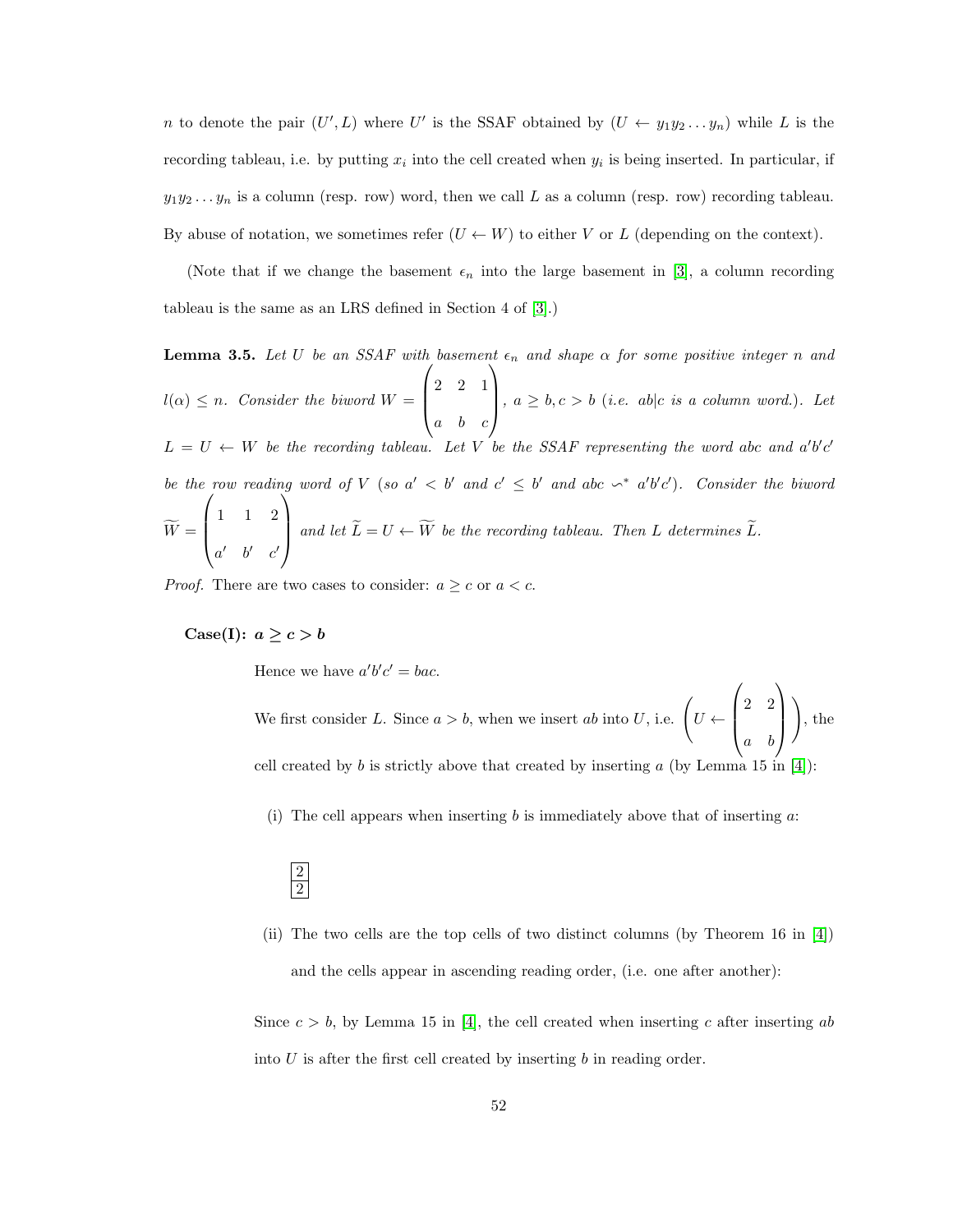$n$ to denote the pair $(U', L)$ where $U'$ is the SSAF obtained by $(U \leftarrow y_1 y_2 \dots y_n)$ while $L$ is the recording tableau, i.e. by putting $x_i$ into the cell created when $y_i$ is being inserted. In particular, if $y_1 y_2 \dots y_n$ is a column (resp. row) word, then we call $L$ as a column (resp. row) recording tableau. By abuse of notation, we sometimes refer $(U \leftarrow W)$ to either $V$ or $L$ (depending on the context).

(Note that if we change the basement $\epsilon_n$ into the large basement in [3], a column recording tableau is the same as an LRS defined in Section 4 of [3].)

**Lemma 3.5.** *Let $U$ be an SSAF with basement $\epsilon_n$ and shape $\alpha$ for some positive integer $n$ and $l(\alpha) \leq n$. Consider the biword $W = \begin{pmatrix} 2 & 2 & 1 \\ a & b & c \end{pmatrix}$, $a \geq b, c > b$ (i.e. $ab|c$ is a column word.). Let $L = U \leftarrow W$ be the recording tableau. Let $V$ be the SSAF representing the word $abc$ and $a'b'c'$ be the row reading word of $V$ (so $a' < b'$ and $c' \leq b'$ and $abc \backsim^* a'b'c'$). Consider the biword $\widetilde{W} = \begin{pmatrix} 1 & 1 & 2 \\ a' & b' & c' \end{pmatrix}$ and let $\widetilde{L} = U \leftarrow \widetilde{W}$ be the recording tableau. Then $L$ determines $\widetilde{L}$.*

*Proof.* There are two cases to consider: $a \geq c$ or $a < c$.

**Case(I): $a \geq c > b$**

Hence we have $a'b'c' = bac$.

We first consider $L$. Since $a > b$, when we insert $ab$ into $U$, i.e. $\left(U \leftarrow \begin{pmatrix} 2 & 2 \\ a & b \end{pmatrix}\right)$, the cell created by $b$ is strictly above that created by inserting $a$ (by Lemma 15 in [4]):

(i) The cell appears when inserting $b$ is immediately above that of inserting $a$:

| 2 |
|---|
| 2 |

(ii) The two cells are the top cells of two distinct columns (by Theorem 16 in [4]) and the cells appear in ascending reading order, (i.e. one after another):

Since $c > b$, by Lemma 15 in [4], the cell created when inserting $c$ after inserting $ab$ into $U$ is after the first cell created by inserting $b$ in reading order.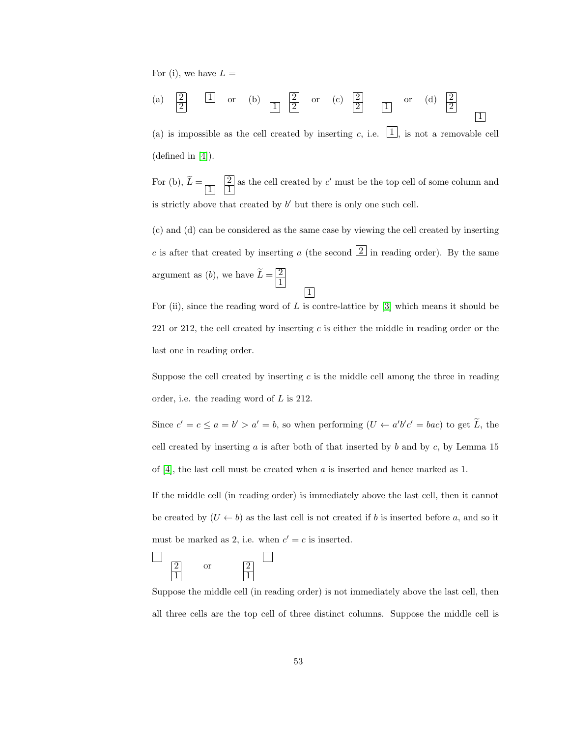For (i), we have $L =$

(a) $\begin{array}{|c|}\hline 2 \\ \hline 2 \\ \hline\end{array}$ $\boxed{1}$ or (b) $\boxed{1}$ $\begin{array}{|c|}\hline 2 \\ \hline 2 \\ \hline\end{array}$ or (c) $\begin{array}{|c|}\hline 2 \\ \hline 2 \\ \hline\end{array}$ $\boxed{1}$ or (d) $\begin{array}{|c|}\hline 2 \\ \hline 2 \\ \hline\end{array}$ $\boxed{1}$

(a) is impossible as the cell created by inserting $c$, i.e. $\boxed{1}$, is not a removable cell (defined in [4]).

For (b), $\widetilde{L} =$ $\boxed{1}$ $\begin{array}{|c|}\hline 2 \\ \hline 1 \\ \hline\end{array}$ as the cell created by $c'$ must be the top cell of some column and is strictly above that created by $b'$ but there is only one such cell.

(c) and (d) can be considered as the same case by viewing the cell created by inserting $c$ is after that created by inserting $a$ (the second $\boxed{2}$ in reading order). By the same argument as $(b)$, we have $\widetilde{L} =$ $\begin{array}{|c|}\hline 2 \\ \hline 1 \\ \hline\end{array}$ $\boxed{1}$

For (ii), since the reading word of $L$ is contre-lattice by [3] which means it should be 221 or 212, the cell created by inserting $c$ is either the middle in reading order or the last one in reading order.

Suppose the cell created by inserting $c$ is the middle cell among the three in reading order, i.e. the reading word of $L$ is 212.

Since $c' = c \leq a = b' > a' = b$, so when performing $(U \leftarrow a'b'c' = bac)$ to get $\widetilde{L}$, the cell created by inserting $a$ is after both of that inserted by $b$ and by $c$, by Lemma 15 of [4], the last cell must be created when $a$ is inserted and hence marked as 1.

If the middle cell (in reading order) is immediately above the last cell, then it cannot be created by $(U \leftarrow b)$ as the last cell is not created if $b$ is inserted before $a$, and so it must be marked as 2, i.e. when $c' = c$ is inserted.

$\boxed{\phantom{1}}$ $\begin{array}{|c|}\hline 2 \\ \hline 1 \\ \hline\end{array}$ or $\begin{array}{|c|}\hline 2 \\ \hline 1 \\ \hline\end{array}$ $\boxed{\phantom{1}}$

Suppose the middle cell (in reading order) is not immediately above the last cell, then all three cells are the top cell of three distinct columns. Suppose the middle cell is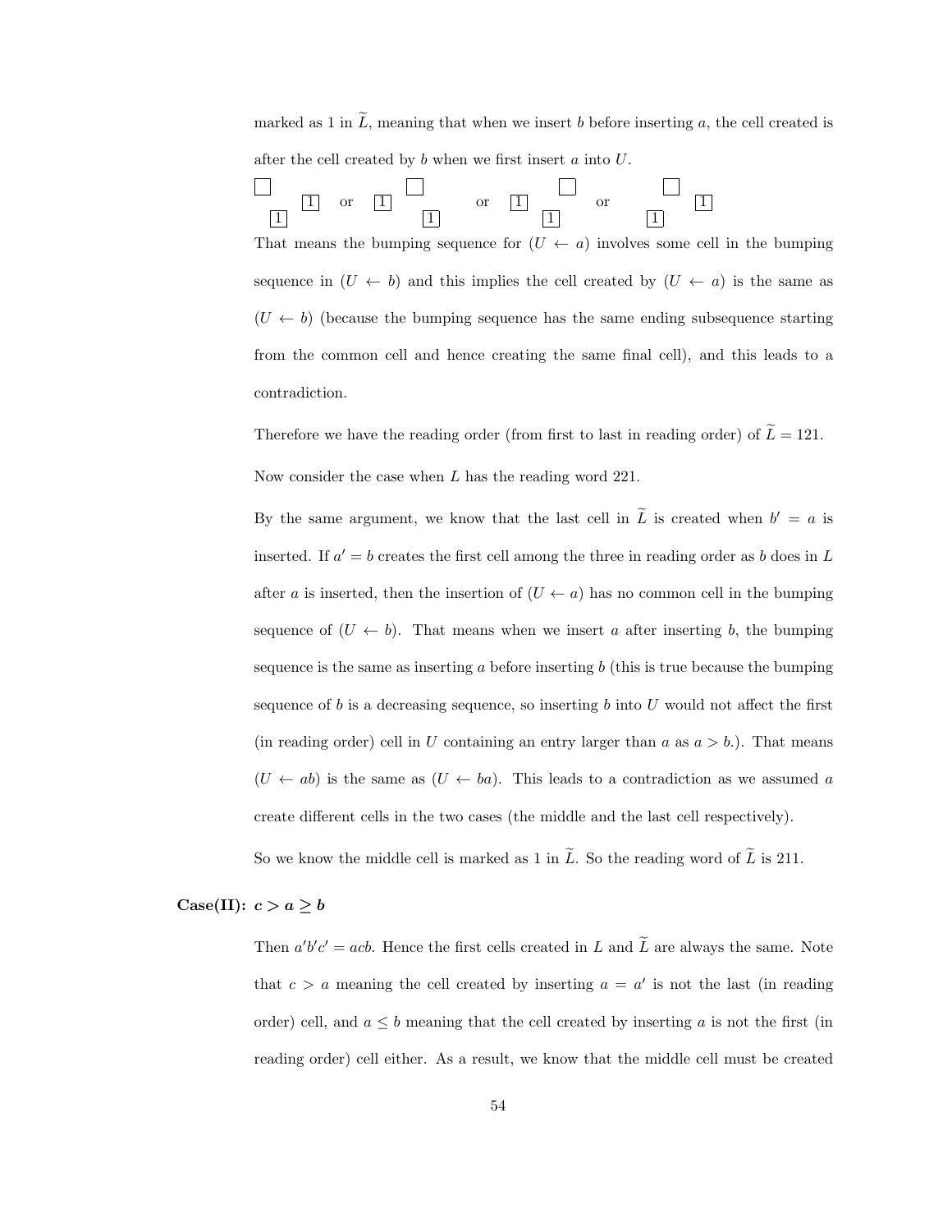marked as 1 in $\widetilde{L}$, meaning that when we insert $b$ before inserting $a$, the cell created is after the cell created by $b$ when we first insert $a$ into $U$.

$\begin{array}{ccc} \square & & \\ & & \boxed{1} \\ & \boxed{1} & \end{array}$ or $\begin{array}{ccc} & \square & \\ \boxed{1} & & \\ & \boxed{1} & \end{array}$ or $\begin{array}{ccc} & \square & \\ \boxed{1} & & \\ \boxed{1} & & \end{array}$ or $\begin{array}{ccc} & \square & \\ & & \boxed{1} \\ \boxed{1} & & \end{array}$

That means the bumping sequence for $(U \leftarrow a)$ involves some cell in the bumping sequence in $(U \leftarrow b)$ and this implies the cell created by $(U \leftarrow a)$ is the same as $(U \leftarrow b)$ (because the bumping sequence has the same ending subsequence starting from the common cell and hence creating the same final cell), and this leads to a contradiction.

Therefore we have the reading order (from first to last in reading order) of $\widetilde{L} = 121$.

Now consider the case when $L$ has the reading word 221.

By the same argument, we know that the last cell in $\widetilde{L}$ is created when $b' = a$ is inserted. If $a' = b$ creates the first cell among the three in reading order as $b$ does in $L$ after $a$ is inserted, then the insertion of $(U \leftarrow a)$ has no common cell in the bumping sequence of $(U \leftarrow b)$. That means when we insert $a$ after inserting $b$, the bumping sequence is the same as inserting $a$ before inserting $b$ (this is true because the bumping sequence of $b$ is a decreasing sequence, so inserting $b$ into $U$ would not affect the first (in reading order) cell in $U$ containing an entry larger than $a$ as $a > b$.). That means $(U \leftarrow ab)$ is the same as $(U \leftarrow ba)$. This leads to a contradiction as we assumed $a$ create different cells in the two cases (the middle and the last cell respectively).

So we know the middle cell is marked as 1 in $\widetilde{L}$. So the reading word of $\widetilde{L}$ is 211.

**Case(II): $c > a \geq b$**

Then $a'b'c' = acb$. Hence the first cells created in $L$ and $\widetilde{L}$ are always the same. Note that $c > a$ meaning the cell created by inserting $a = a'$ is not the last (in reading order) cell, and $a \leq b$ meaning that the cell created by inserting $a$ is not the first (in reading order) cell either. As a result, we know that the middle cell must be created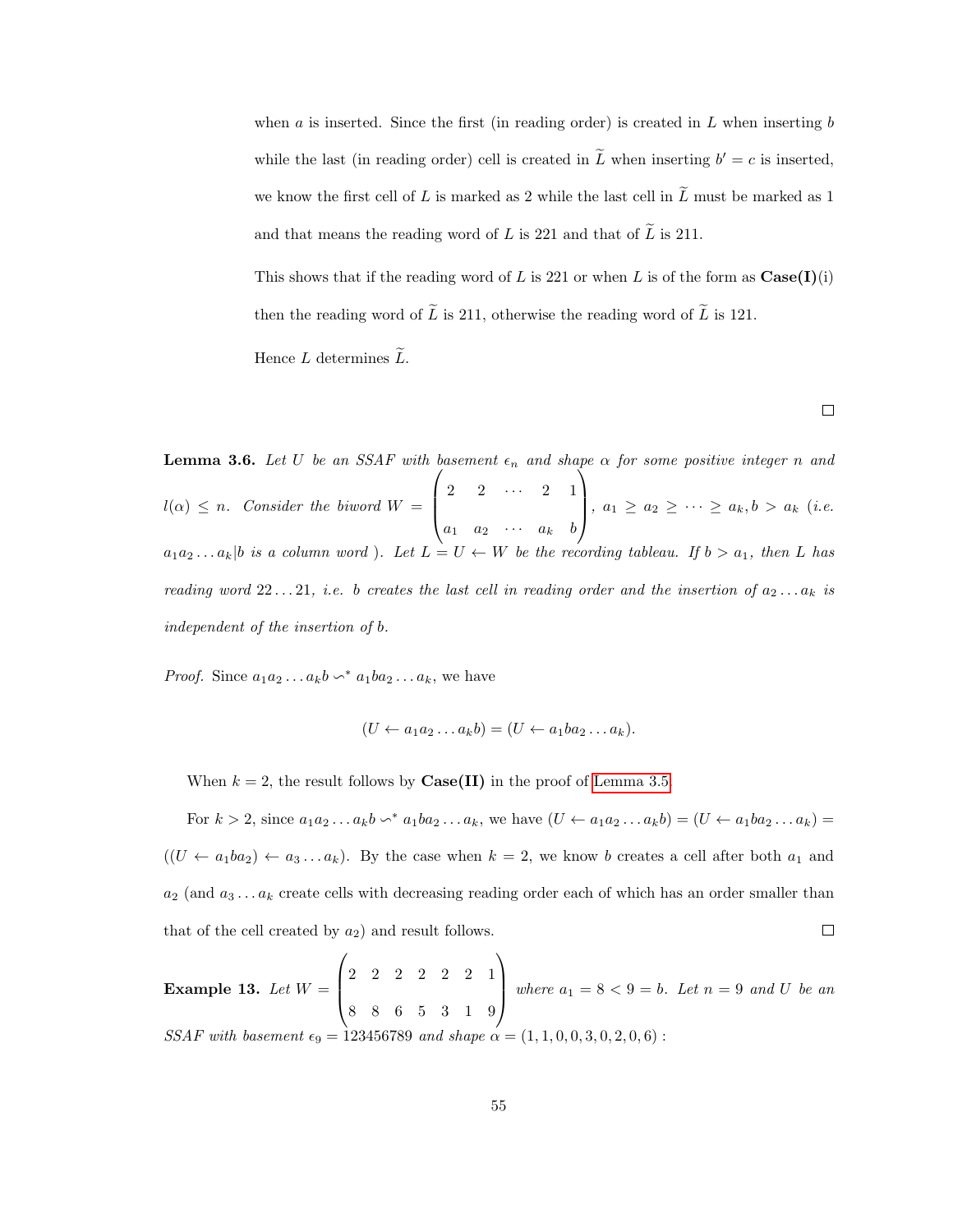when $a$ is inserted. Since the first (in reading order) is created in $L$ when inserting $b$ while the last (in reading order) cell is created in $\widetilde{L}$ when inserting $b' = c$ is inserted, we know the first cell of $L$ is marked as 2 while the last cell in $\widetilde{L}$ must be marked as 1 and that means the reading word of $L$ is 221 and that of $\widetilde{L}$ is 211.

This shows that if the reading word of $L$ is 221 or when $L$ is of the form as **Case(I)**(i) then the reading word of $\widetilde{L}$ is 211, otherwise the reading word of $\widetilde{L}$ is 121.

Hence $L$ determines $\widetilde{L}$.

□

**Lemma 3.6.** *Let $U$ be an SSAF with basement $\epsilon_n$ and shape $\alpha$ for some positive integer $n$ and $l(\alpha) \leq n$. Consider the biword $W = \begin{pmatrix} 2 & 2 & \cdots & 2 & 1 \\ a_1 & a_2 & \cdots & a_k & b \end{pmatrix}$, $a_1 \geq a_2 \geq \cdots \geq a_k, b > a_k$ (i.e. $a_1 a_2 \ldots a_k | b$ is a column word ). Let $L = U \leftarrow W$ be the recording tableau. If $b > a_1$, then $L$ has reading word $22\ldots21$, i.e. $b$ creates the last cell in reading order and the insertion of $a_2 \ldots a_k$ is independent of the insertion of $b$.*

*Proof.* Since $a_1 a_2 \ldots a_k b \backsim^* a_1 b a_2 \ldots a_k$, we have

$$(U \leftarrow a_1 a_2 \ldots a_k b) = (U \leftarrow a_1 b a_2 \ldots a_k).$$

When $k = 2$, the result follows by **Case(II)** in the proof of Lemma 3.5.

For $k > 2$, since $a_1 a_2 \ldots a_k b \backsim^* a_1 b a_2 \ldots a_k$, we have $(U \leftarrow a_1 a_2 \ldots a_k b) = (U \leftarrow a_1 b a_2 \ldots a_k) = ((U \leftarrow a_1 b a_2) \leftarrow a_3 \ldots a_k)$. By the case when $k = 2$, we know $b$ creates a cell after both $a_1$ and $a_2$ (and $a_3 \ldots a_k$ create cells with decreasing reading order each of which has an order smaller than that of the cell created by $a_2$) and result follows. □

**Example 13.** *Let $W = \begin{pmatrix} 2 & 2 & 2 & 2 & 2 & 2 & 1 \\ 8 & 8 & 6 & 5 & 3 & 1 & 9 \end{pmatrix}$ where $a_1 = 8 < 9 = b$. Let $n = 9$ and $U$ be an SSAF with basement $\epsilon_9 = 123456789$ and shape $\alpha = (1, 1, 0, 0, 3, 0, 2, 0, 6)$ :*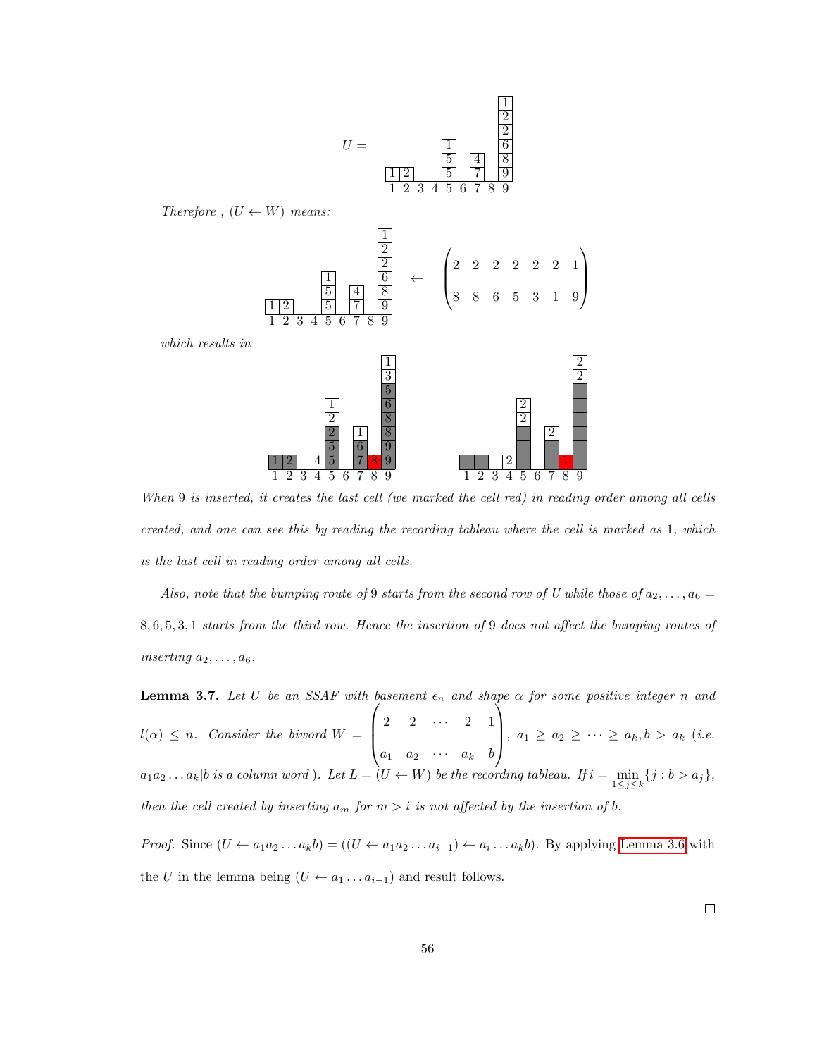$U =$ [diagram: SSAF with columns 1–9: column 1: 1; column 2: 2; column 5: 5, 5, 1 (bottom to top); column 7: 7, 4; column 9: 9, 8, 6, 2, 2, 1]

*Therefore , $(U \leftarrow W)$ means:*

$$U \leftarrow \begin{pmatrix} 2 & 2 & 2 & 2 & 2 & 2 & 1 \\ 8 & 8 & 6 & 5 & 3 & 1 & 9 \end{pmatrix}$$

*which results in*

[diagram: resulting SSAF and recording tableau over columns 1–9]

*When 9 is inserted, it creates the last cell (we marked the cell red) in reading order among all cells created, and one can see this by reading the recording tableau where the cell is marked as 1, which is the last cell in reading order among all cells.*

*Also, note that the bumping route of 9 starts from the second row of $U$ while those of $a_2, \ldots, a_6 = 8, 6, 5, 3, 1$ starts from the third row. Hence the insertion of 9 does not affect the bumping routes of inserting $a_2, \ldots, a_6$.*

**Lemma 3.7.** *Let $U$ be an SSAF with basement $\epsilon_n$ and shape $\alpha$ for some positive integer $n$ and $l(\alpha) \leq n$. Consider the biword $W = \begin{pmatrix} 2 & 2 & \cdots & 2 & 1 \\ a_1 & a_2 & \cdots & a_k & b \end{pmatrix}$, $a_1 \geq a_2 \geq \cdots \geq a_k, b > a_k$ (i.e. $a_1 a_2 \ldots a_k | b$ is a column word ). Let $L = (U \leftarrow W)$ be the recording tableau. If $i = \min_{1 \leq j \leq k} \{j : b > a_j\}$, then the cell created by inserting $a_m$ for $m > i$ is not affected by the insertion of $b$.*

*Proof.* Since $(U \leftarrow a_1 a_2 \ldots a_k b) = ((U \leftarrow a_1 a_2 \ldots a_{i-1}) \leftarrow a_i \ldots a_k b)$. By applying Lemma 3.6 with the $U$ in the lemma being $(U \leftarrow a_1 \ldots a_{i-1})$ and result follows.

□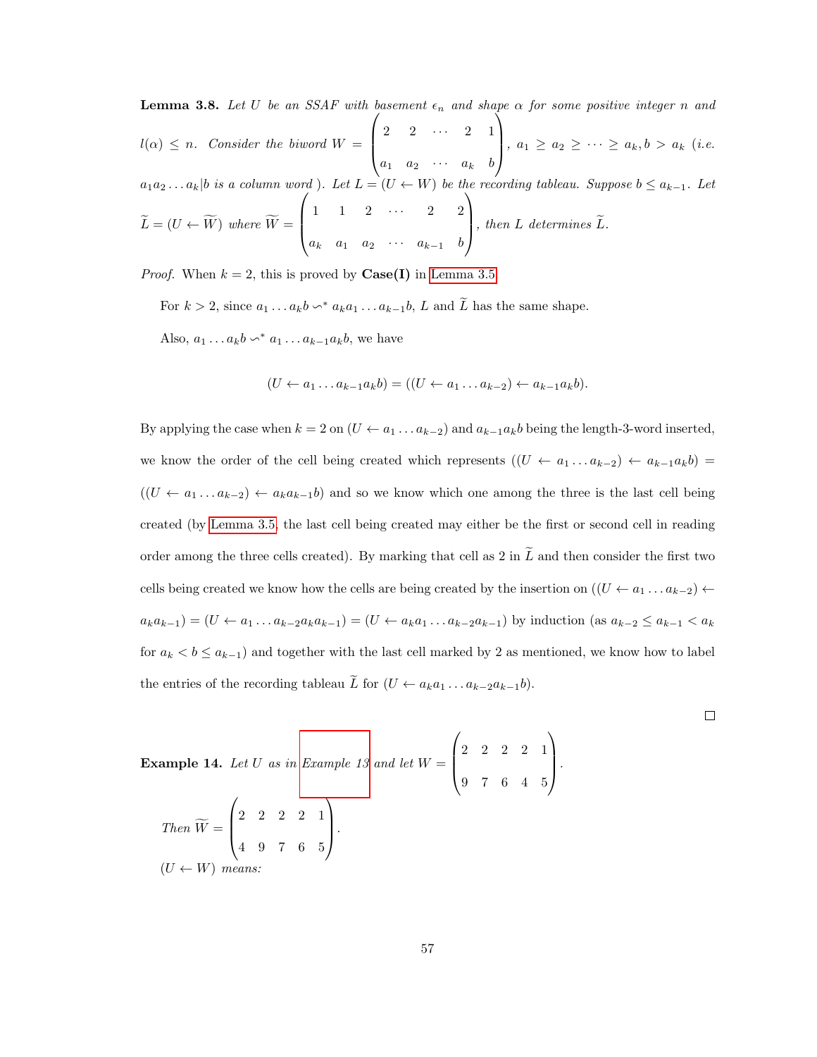**Lemma 3.8.** *Let $U$ be an SSAF with basement $\epsilon_n$ and shape $\alpha$ for some positive integer $n$ and $l(\alpha) \leq n$. Consider the biword $W = \begin{pmatrix} 2 & 2 & \cdots & 2 & 1 \\ a_1 & a_2 & \cdots & a_k & b \end{pmatrix}$, $a_1 \geq a_2 \geq \cdots \geq a_k, b > a_k$ (i.e. $a_1 a_2 \ldots a_k | b$ is a column word ). Let $L = (U \leftarrow W)$ be the recording tableau. Suppose $b \leq a_{k-1}$. Let $\widetilde{L} = (U \leftarrow \widetilde{W})$ where $\widetilde{W} = \begin{pmatrix} 1 & 1 & 2 & \cdots & 2 & 2 \\ a_k & a_1 & a_2 & \cdots & a_{k-1} & b \end{pmatrix}$, then $L$ determines $\widetilde{L}$.*

*Proof.* When $k = 2$, this is proved by **Case(I)** in Lemma 3.5.

For $k > 2$, since $a_1 \ldots a_k b \backsim^* a_k a_1 \ldots a_{k-1} b$, $L$ and $\widetilde{L}$ has the same shape.

Also, $a_1 \ldots a_k b \backsim^* a_1 \ldots a_{k-1} a_k b$, we have

$$(U \leftarrow a_1 \ldots a_{k-1} a_k b) = ((U \leftarrow a_1 \ldots a_{k-2}) \leftarrow a_{k-1} a_k b).$$

By applying the case when $k = 2$ on $(U \leftarrow a_1 \ldots a_{k-2})$ and $a_{k-1} a_k b$ being the length-3-word inserted, we know the order of the cell being created which represents $((U \leftarrow a_1 \ldots a_{k-2}) \leftarrow a_{k-1} a_k b) = ((U \leftarrow a_1 \ldots a_{k-2}) \leftarrow a_k a_{k-1} b)$ and so we know which one among the three is the last cell being created (by Lemma 3.5, the last cell being created may either be the first or second cell in reading order among the three cells created). By marking that cell as 2 in $\widetilde{L}$ and then consider the first two cells being created we know how the cells are being created by the insertion on $((U \leftarrow a_1 \ldots a_{k-2}) \leftarrow a_k a_{k-1}) = (U \leftarrow a_1 \ldots a_{k-2} a_k a_{k-1}) = (U \leftarrow a_k a_1 \ldots a_{k-2} a_{k-1})$ by induction (as $a_{k-2} \leq a_{k-1} < a_k$ for $a_k < b \leq a_{k-1}$) and together with the last cell marked by 2 as mentioned, we know how to label the entries of the recording tableau $\widetilde{L}$ for $(U \leftarrow a_k a_1 \ldots a_{k-2} a_{k-1} b)$.

□

**Example 14.** *Let $U$ as in Example 13 and let $W = \begin{pmatrix} 2 & 2 & 2 & 2 & 1 \\ 9 & 7 & 6 & 4 & 5 \end{pmatrix}$.*

*Then $\widetilde{W} = \begin{pmatrix} 2 & 2 & 2 & 2 & 1 \\ 4 & 9 & 7 & 6 & 5 \end{pmatrix}$.*

*$(U \leftarrow W)$ means:*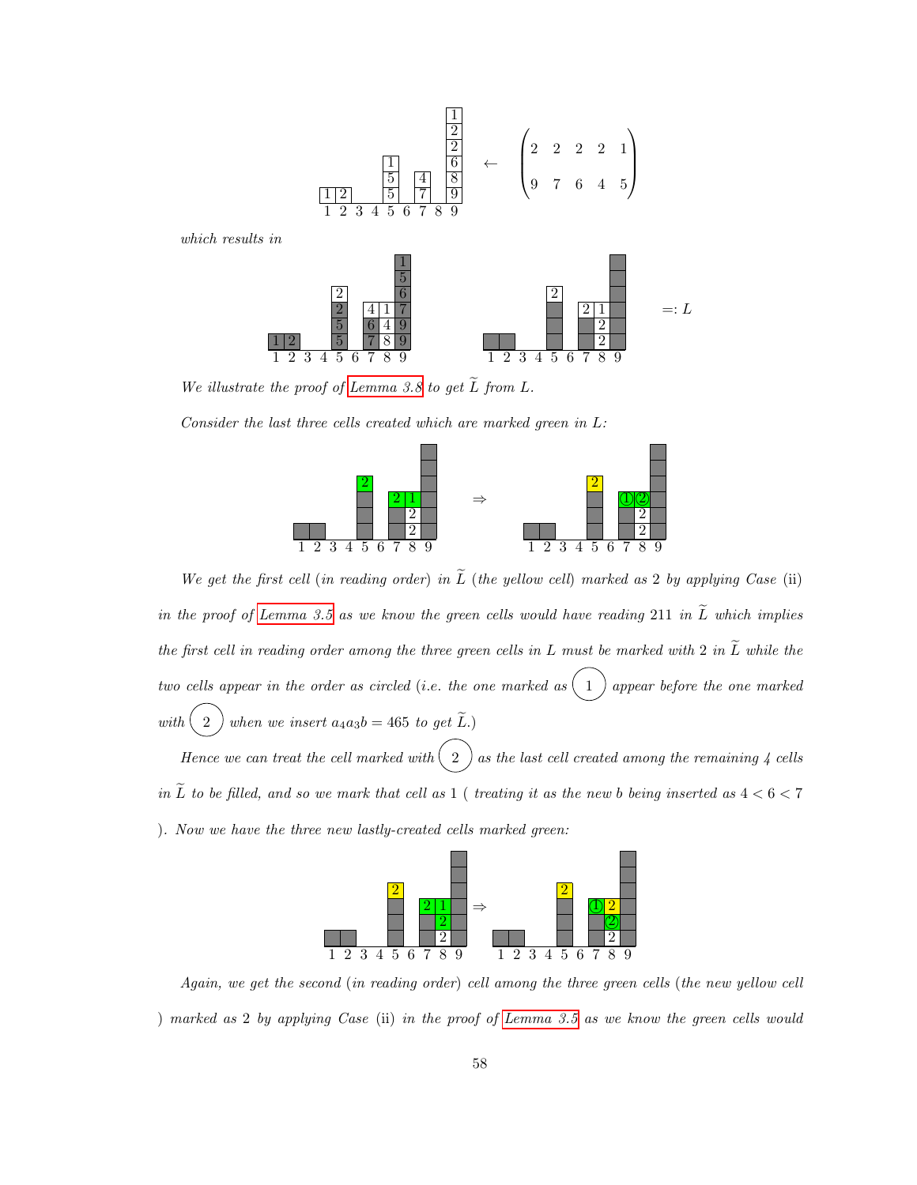$$\leftarrow \begin{pmatrix} 2 & 2 & 2 & 2 & 1 \\ 9 & 7 & 6 & 4 & 5 \end{pmatrix}$$

*which results in*

$=: L$

*We illustrate the proof of Lemma 3.8 to get $\widetilde{L}$ from $L$.*

*Consider the last three cells created which are marked green in $L$:*

$\Rightarrow$

*We get the first cell (in reading order) in $\widetilde{L}$ (the yellow cell) marked as 2 by applying Case* (ii) *in the proof of Lemma 3.5 as we know the green cells would have reading 211 in $\widetilde{L}$ which implies the first cell in reading order among the three green cells in $L$ must be marked with 2 in $\widetilde{L}$ while the two cells appear in the order as circled (i.e. the one marked as ① appear before the one marked with ② when we insert $a_4a_3b = 465$ to get $\widetilde{L}$.)*

*Hence we can treat the cell marked with ② as the last cell created among the remaining 4 cells in $\widetilde{L}$ to be filled, and so we mark that cell as 1 ( treating it as the new $b$ being inserted as $4 < 6 < 7$ ). Now we have the three new lastly-created cells marked green:*

$\Rightarrow$

*Again, we get the second (in reading order) cell among the three green cells (the new yellow cell ) marked as 2 by applying Case* (ii) *in the proof of Lemma 3.5 as we know the green cells would*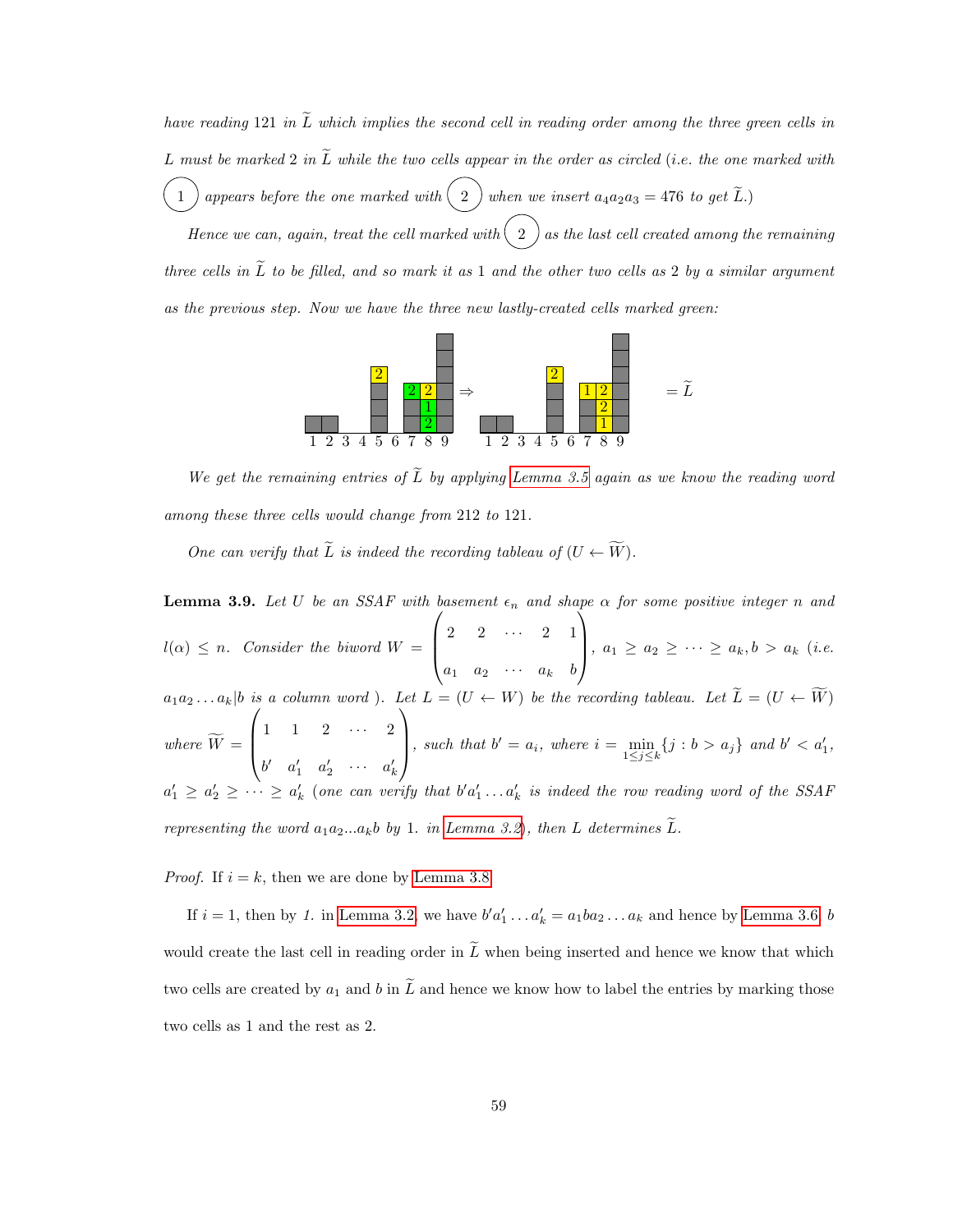*have reading 121 in $\widetilde{L}$ which implies the second cell in reading order among the three green cells in $L$ must be marked 2 in $\widetilde{L}$ while the two cells appear in the order as circled (i.e. the one marked with ① appears before the one marked with ② when we insert $a_4a_2a_3 = 476$ to get $\widetilde{L}$.)*

*Hence we can, again, treat the cell marked with ② as the last cell created among the remaining three cells in $\widetilde{L}$ to be filled, and so mark it as 1 and the other two cells as 2 by a similar argument as the previous step. Now we have the three new lastly-created cells marked green:*

$$\Rightarrow \qquad = \widetilde{L}$$

*We get the remaining entries of $\widetilde{L}$ by applying Lemma 3.5 again as we know the reading word among these three cells would change from 212 to 121.*

*One can verify that $\widetilde{L}$ is indeed the recording tableau of $(U \leftarrow \widetilde{W})$.*

**Lemma 3.9.** *Let $U$ be an SSAF with basement $\epsilon_n$ and shape $\alpha$ for some positive integer $n$ and $l(\alpha) \leq n$. Consider the biword $W = \begin{pmatrix} 2 & 2 & \cdots & 2 & 1 \\ a_1 & a_2 & \cdots & a_k & b \end{pmatrix}$, $a_1 \geq a_2 \geq \cdots \geq a_k, b > a_k$ (i.e. $a_1a_2\ldots a_k|b$ is a column word ). Let $L = (U \leftarrow W)$ be the recording tableau. Let $\widetilde{L} = (U \leftarrow \widetilde{W})$ where $\widetilde{W} = \begin{pmatrix} 1 & 1 & 2 & \cdots & 2 \\ b' & a'_1 & a'_2 & \cdots & a'_k \end{pmatrix}$, such that $b' = a_i$, where $i = \min\limits_{1\leq j\leq k}\{j : b > a_j\}$ and $b' < a'_1$, $a'_1 \geq a'_2 \geq \cdots \geq a'_k$ (one can verify that $b'a'_1\ldots a'_k$ is indeed the row reading word of the SSAF representing the word $a_1a_2 \ldots a_kb$ by 1. in Lemma 3.2), then $L$ determines $\widetilde{L}$.*

*Proof.* If $i = k$, then we are done by Lemma 3.8.

If $i = 1$, then by *1.* in Lemma 3.2, we have $b'a'_1 \ldots a'_k = a_1ba_2 \ldots a_k$ and hence by Lemma 3.6, $b$ would create the last cell in reading order in $\widetilde{L}$ when being inserted and hence we know that which two cells are created by $a_1$ and $b$ in $\widetilde{L}$ and hence we know how to label the entries by marking those two cells as 1 and the rest as 2.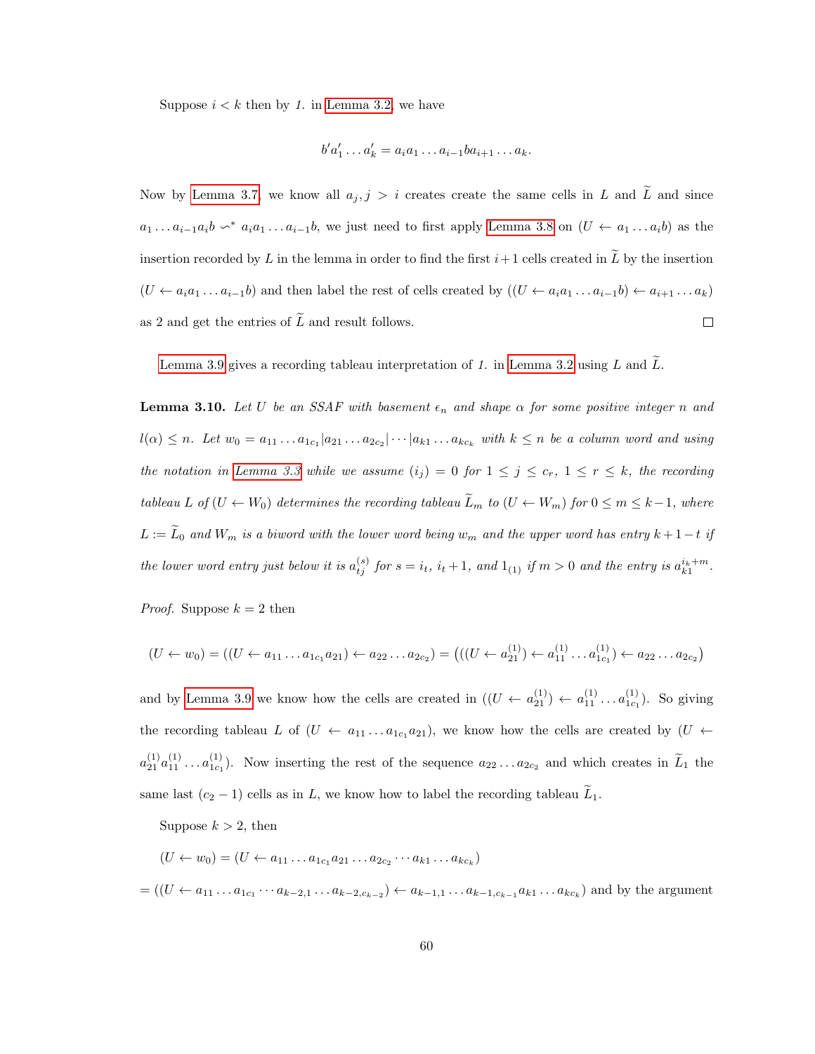Suppose $i < k$ then by *1.* in Lemma 3.2 we have

$$b'a'_1 \dots a'_k = a_i a_1 \dots a_{i-1} b a_{i+1} \dots a_k.$$

Now by Lemma 3.7, we know all $a_j, j > i$ creates create the same cells in $L$ and $\widetilde{L}$ and since $a_1 \dots a_{i-1} a_i b \backsim^* a_i a_1 \dots a_{i-1} b$, we just need to first apply Lemma 3.8 on $(U \leftarrow a_1 \dots a_i b)$ as the insertion recorded by $L$ in the lemma in order to find the first $i+1$ cells created in $\widetilde{L}$ by the insertion $(U \leftarrow a_i a_1 \dots a_{i-1} b)$ and then label the rest of cells created by $((U \leftarrow a_i a_1 \dots a_{i-1} b) \leftarrow a_{i+1} \dots a_k)$ as 2 and get the entries of $\widetilde{L}$ and result follows. □

Lemma 3.9 gives a recording tableau interpretation of *1.* in Lemma 3.2 using $L$ and $\widetilde{L}$.

**Lemma 3.10.** *Let $U$ be an SSAF with basement $\epsilon_n$ and shape $\alpha$ for some positive integer $n$ and $l(\alpha) \leq n$. Let $w_0 = a_{11} \dots a_{1c_1} | a_{21} \dots a_{2c_2} | \cdots | a_{k1} \dots a_{kc_k}$ with $k \leq n$ be a column word and using the notation in Lemma 3.3 while we assume $(i_j) = 0$ for $1 \leq j \leq c_r$, $1 \leq r \leq k$, the recording tableau $L$ of $(U \leftarrow W_0)$ determines the recording tableau $\widetilde{L}_m$ to $(U \leftarrow W_m)$ for $0 \leq m \leq k-1$, where $L := \widetilde{L}_0$ and $W_m$ is a biword with the lower word being $w_m$ and the upper word has entry $k+1-t$ if the lower word entry just below it is $a_{tj}^{(s)}$ for $s = i_t$, $i_t + 1$, and $1_{(1)}$ if $m > 0$ and the entry is $a_{k1}^{i_k + m}$.*

*Proof.* Suppose $k = 2$ then

$$(U \leftarrow w_0) = ((U \leftarrow a_{11} \dots a_{1c_1} a_{21}) \leftarrow a_{22} \dots a_{2c_2}) = \left(((U \leftarrow a_{21}^{(1)}) \leftarrow a_{11}^{(1)} \dots a_{1c_1}^{(1)}) \leftarrow a_{22} \dots a_{2c_2}\right)$$

and by Lemma 3.9 we know how the cells are created in $((U \leftarrow a_{21}^{(1)}) \leftarrow a_{11}^{(1)} \dots a_{1c_1}^{(1)})$. So giving the recording tableau $L$ of $(U \leftarrow a_{11} \dots a_{1c_1} a_{21})$, we know how the cells are created by $(U \leftarrow a_{21}^{(1)} a_{11}^{(1)} \dots a_{1c_1}^{(1)})$. Now inserting the rest of the sequence $a_{22} \dots a_{2c_2}$ and which creates in $\widetilde{L}_1$ the same last $(c_2 - 1)$ cells as in $L$, we know how to label the recording tableau $\widetilde{L}_1$.

Suppose $k > 2$, then

$(U \leftarrow w_0) = (U \leftarrow a_{11} \dots a_{1c_1} a_{21} \dots a_{2c_2} \cdots a_{k1} \dots a_{kc_k})$

$= ((U \leftarrow a_{11} \dots a_{1c_1} \cdots a_{k-2,1} \dots a_{k-2,c_{k-2}}) \leftarrow a_{k-1,1} \dots a_{k-1,c_{k-1}} a_{k1} \dots a_{kc_k})$ and by the argument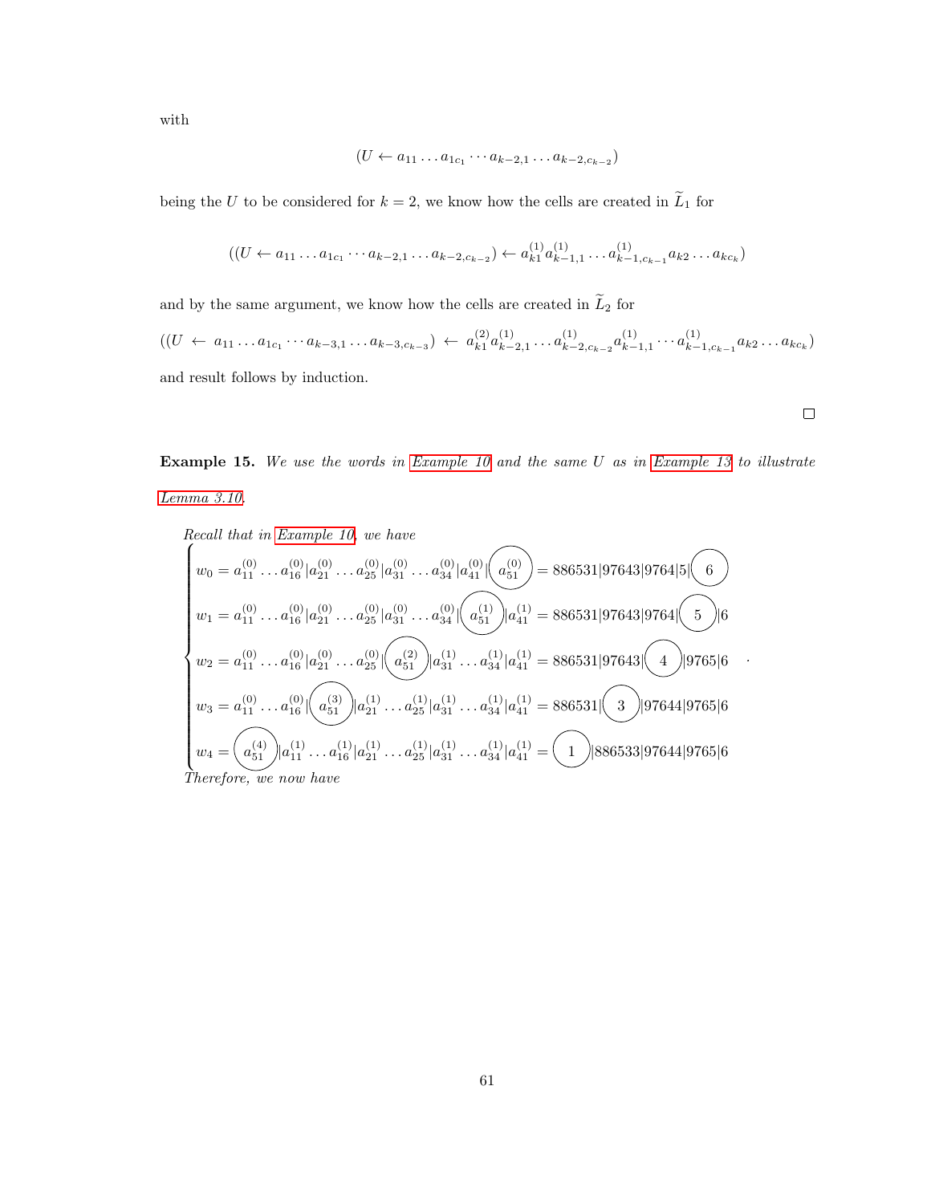with

$$(U \leftarrow a_{11} \dots a_{1c_1} \cdots a_{k-2,1} \dots a_{k-2,c_{k-2}})$$

being the $U$ to be considered for $k = 2$, we know how the cells are created in $\widetilde{L}_1$ for

$$((U \leftarrow a_{11} \dots a_{1c_1} \cdots a_{k-2,1} \dots a_{k-2,c_{k-2}}) \leftarrow a_{k1}^{(1)} a_{k-1,1}^{(1)} \dots a_{k-1,c_{k-1}}^{(1)} a_{k2} \dots a_{kc_k})$$

and by the same argument, we know how the cells are created in $\widetilde{L}_2$ for

$$((U \leftarrow a_{11} \dots a_{1c_1} \cdots a_{k-3,1} \dots a_{k-3,c_{k-3}}) \leftarrow a_{k1}^{(2)} a_{k-2,1}^{(1)} \dots a_{k-2,c_{k-2}}^{(1)} a_{k-1,1}^{(1)} \cdots a_{k-1,c_{k-1}}^{(1)} a_{k2} \dots a_{kc_k})$$

and result follows by induction.

□

**Example 15.** *We use the words in Example 10 and the same $U$ as in Example 13 to illustrate Lemma 3.10.*

*Recall that in Example 10, we have*

$$\begin{cases} w_0 = a_{11}^{(0)} \dots a_{16}^{(0)} | a_{21}^{(0)} \dots a_{25}^{(0)} | a_{31}^{(0)} \dots a_{34}^{(0)} | a_{41}^{(0)} | \boxed{a_{51}^{(0)}} = 886531|97643|9764|5|\boxed{6} \\ w_1 = a_{11}^{(0)} \dots a_{16}^{(0)} | a_{21}^{(0)} \dots a_{25}^{(0)} | a_{31}^{(0)} \dots a_{34}^{(0)} | \boxed{a_{51}^{(1)}} | a_{41}^{(1)} = 886531|97643|9764|\boxed{5}|6 \\ w_2 = a_{11}^{(0)} \dots a_{16}^{(0)} | a_{21}^{(0)} \dots a_{25}^{(0)} | \boxed{a_{51}^{(2)}} | a_{31}^{(1)} \dots a_{34}^{(1)} | a_{41}^{(1)} = 886531|97643|\boxed{4}|9765|6 \\ w_3 = a_{11}^{(0)} \dots a_{16}^{(0)} | \boxed{a_{51}^{(3)}} | a_{21}^{(1)} \dots a_{25}^{(1)} | a_{31}^{(1)} \dots a_{34}^{(1)} | a_{41}^{(1)} = 886531|\boxed{3}|97644|9765|6 \\ w_4 = \boxed{a_{51}^{(4)}} | a_{11}^{(1)} \dots a_{16}^{(1)} | a_{21}^{(1)} \dots a_{25}^{(1)} | a_{31}^{(1)} \dots a_{34}^{(1)} | a_{41}^{(1)} = \boxed{1}|886533|97644|9765|6 \end{cases}.$$

*Therefore, we now have*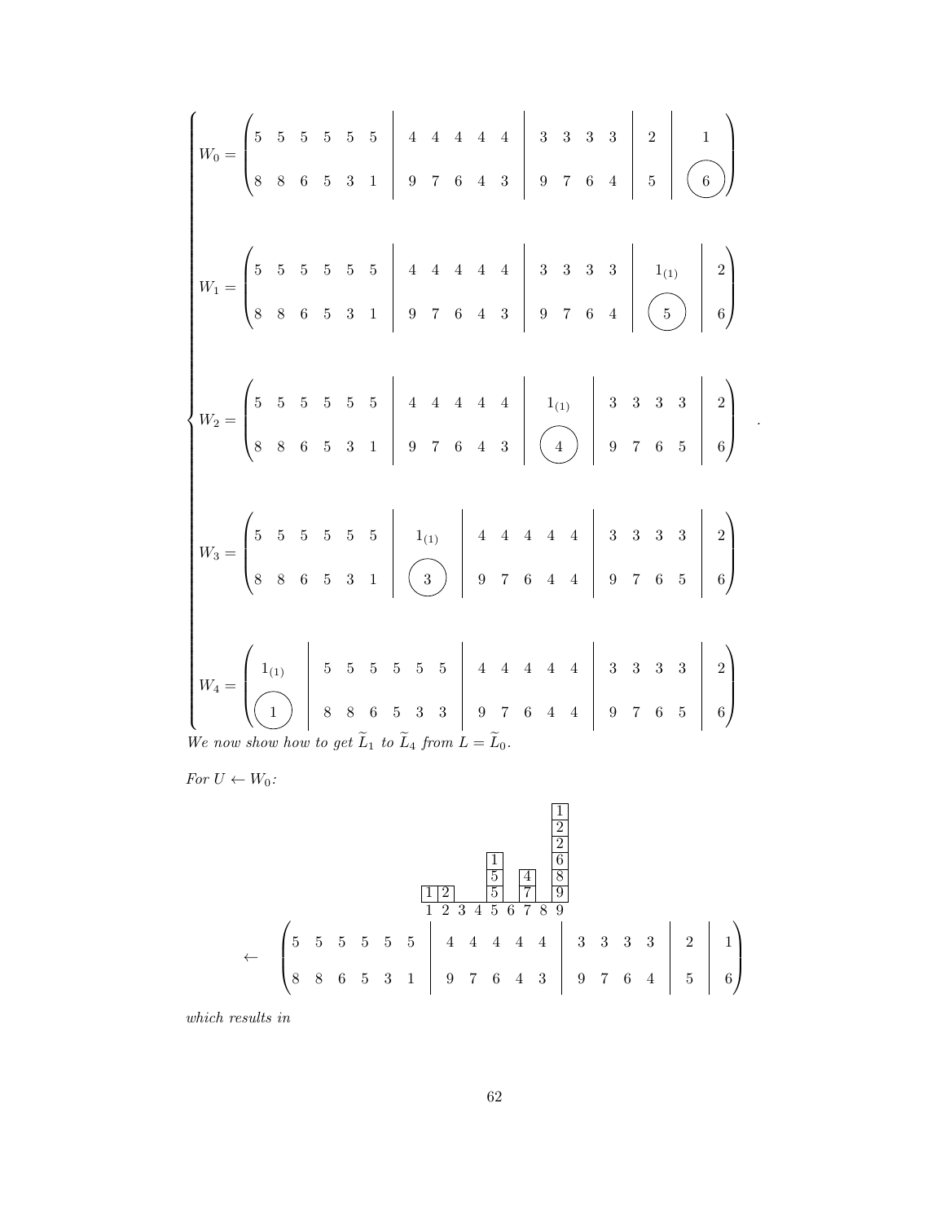$$\begin{cases} W_0 = \left(\begin{array}{cccccc|ccccc|cccc|c|c} 5 & 5 & 5 & 5 & 5 & 5 & 4 & 4 & 4 & 4 & 4 & 3 & 3 & 3 & 3 & 2 & 1 \\ 8 & 8 & 6 & 5 & 3 & 1 & 9 & 7 & 6 & 4 & 3 & 9 & 7 & 6 & 4 & 5 & \textcircled{6} \end{array}\right) \\[2em] W_1 = \left(\begin{array}{cccccc|ccccc|cccc|c|c} 5 & 5 & 5 & 5 & 5 & 5 & 4 & 4 & 4 & 4 & 4 & 3 & 3 & 3 & 3 & 1_{(1)} & 2 \\ 8 & 8 & 6 & 5 & 3 & 1 & 9 & 7 & 6 & 4 & 3 & 9 & 7 & 6 & 4 & \textcircled{5} & 6 \end{array}\right) \\[2em] W_2 = \left(\begin{array}{cccccc|ccccc|c|cccc|c} 5 & 5 & 5 & 5 & 5 & 5 & 4 & 4 & 4 & 4 & 4 & 1_{(1)} & 3 & 3 & 3 & 3 & 2 \\ 8 & 8 & 6 & 5 & 3 & 1 & 9 & 7 & 6 & 4 & 3 & \textcircled{4} & 9 & 7 & 6 & 5 & 6 \end{array}\right) \\[2em] W_3 = \left(\begin{array}{cccccc|c|ccccc|cccc|c} 5 & 5 & 5 & 5 & 5 & 5 & 1_{(1)} & 4 & 4 & 4 & 4 & 4 & 3 & 3 & 3 & 3 & 2 \\ 8 & 8 & 6 & 5 & 3 & 1 & \textcircled{3} & 9 & 7 & 6 & 4 & 4 & 9 & 7 & 6 & 5 & 6 \end{array}\right) \\[2em] W_4 = \left(\begin{array}{c|cccccc|ccccc|cccc|c} 1_{(1)} & 5 & 5 & 5 & 5 & 5 & 5 & 4 & 4 & 4 & 4 & 4 & 3 & 3 & 3 & 3 & 2 \\ \textcircled{1} & 8 & 8 & 6 & 5 & 3 & 3 & 9 & 7 & 6 & 4 & 4 & 9 & 7 & 6 & 5 & 6 \end{array}\right) \end{cases} .$$

*We now show how to get $\widetilde{L}_1$ to $\widetilde{L}_4$ from $L = \widetilde{L}_0$.*

*For $U \leftarrow W_0$:*

| 1 | 2 | 3 | 4 | 5 | 6 | 7 | 8 | 9 |
|---|---|---|---|---|---|---|---|---|
| 1 | 2 | | | 5 | | 7 | | 9 |
| | | | | 5 | | 4 | | 8 |
| | | | | 1 | | | | 6 |
| | | | | | | | | 2 |
| | | | | | | | | 2 |
| | | | | | | | | 1 |

$$\leftarrow \quad \left(\begin{array}{cccccc|ccccc|cccc|c|c} 5 & 5 & 5 & 5 & 5 & 5 & 4 & 4 & 4 & 4 & 4 & 3 & 3 & 3 & 3 & 2 & 1 \\ 8 & 8 & 6 & 5 & 3 & 1 & 9 & 7 & 6 & 4 & 3 & 9 & 7 & 6 & 4 & 5 & 6 \end{array}\right)$$

*which results in*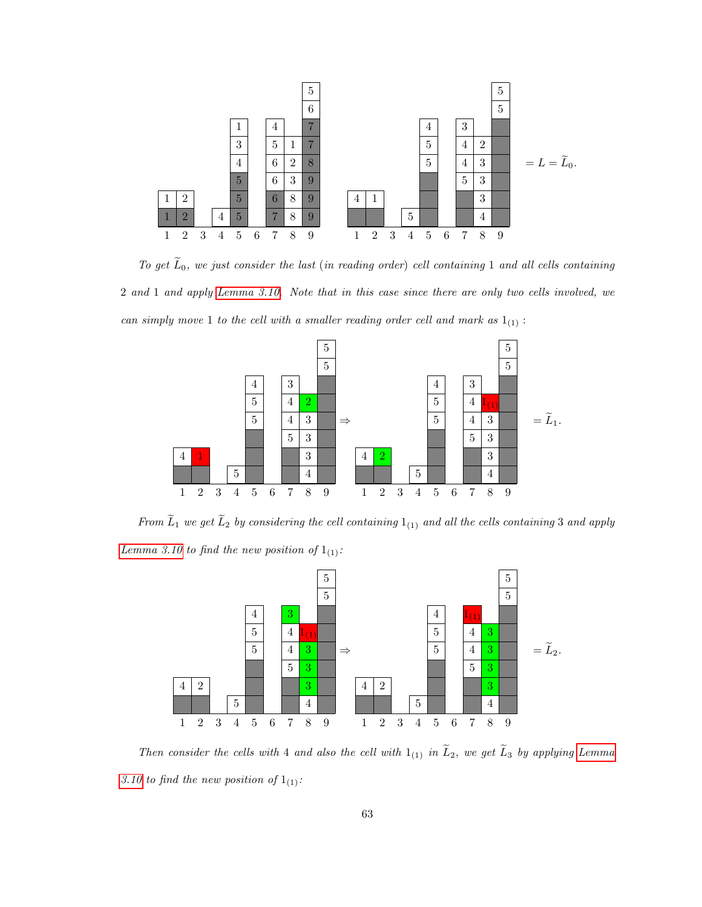$$= L = \widetilde{L}_0.$$

*To get $\widetilde{L}_0$, we just consider the last (in reading order) cell containing 1 and all cells containing 2 and 1 and apply Lemma 3.10. Note that in this case since there are only two cells involved, we can simply move 1 to the cell with a smaller reading order cell and mark as $1_{(1)}$ :*

$$\Rightarrow \quad = \widetilde{L}_1.$$

*From $\widetilde{L}_1$ we get $\widetilde{L}_2$ by considering the cell containing $1_{(1)}$ and all the cells containing 3 and apply Lemma 3.10 to find the new position of $1_{(1)}$:*

$$\Rightarrow \quad = \widetilde{L}_2.$$

*Then consider the cells with 4 and also the cell with $1_{(1)}$ in $\widetilde{L}_2$, we get $\widetilde{L}_3$ by applying Lemma 3.10 to find the new position of $1_{(1)}$:*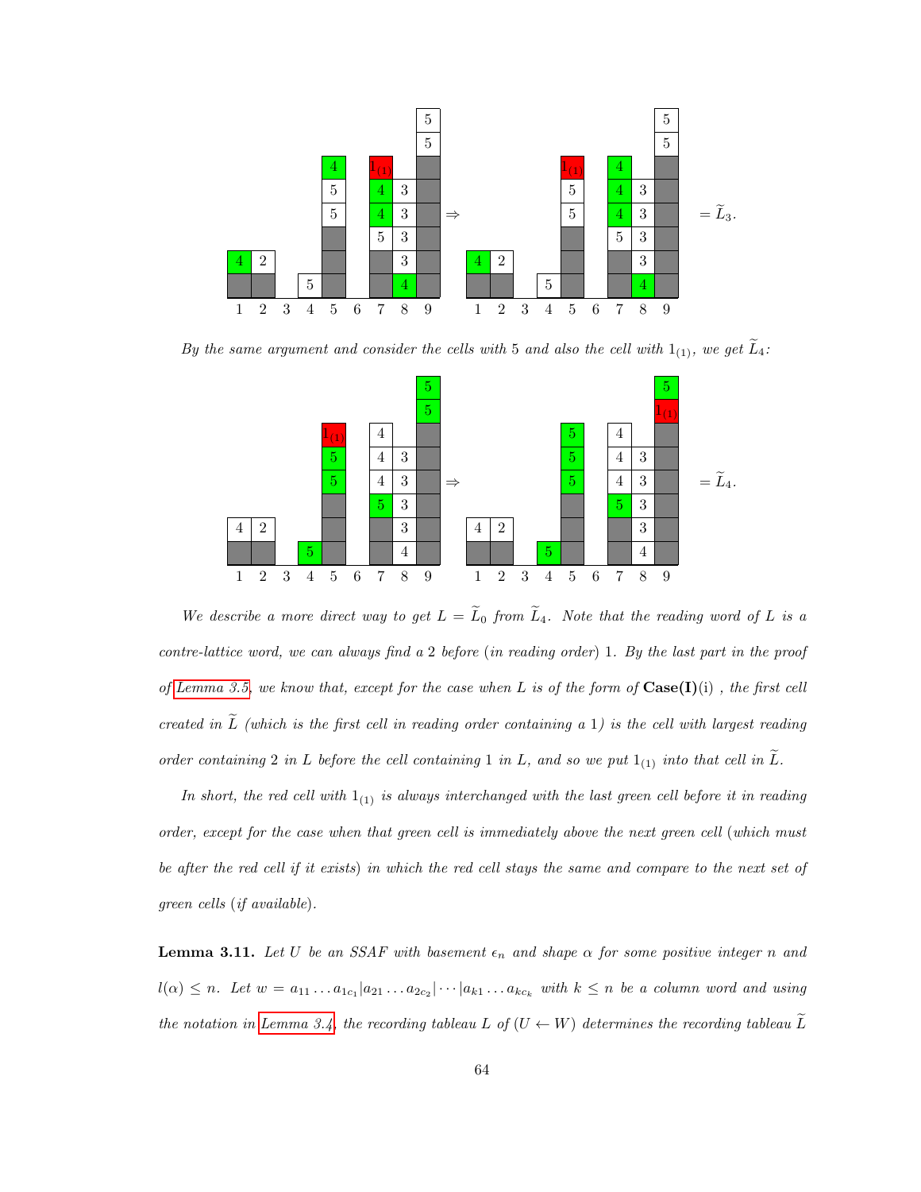$$\Rightarrow \quad = \widetilde{L}_3.$$

*By the same argument and consider the cells with 5 and also the cell with $1_{(1)}$, we get $\widetilde{L}_4$:*

$$\Rightarrow \quad = \widetilde{L}_4.$$

*We describe a more direct way to get $L = \widetilde{L}_0$ from $\widetilde{L}_4$. Note that the reading word of $L$ is a contre-lattice word, we can always find a 2 before (in reading order) 1. By the last part in the proof of Lemma 3.5, we know that, except for the case when $L$ is of the form of* **Case(I)**(i) *, the first cell created in $\widetilde{L}$ (which is the first cell in reading order containing a 1) is the cell with largest reading order containing 2 in $L$ before the cell containing 1 in $L$, and so we put $1_{(1)}$ into that cell in $\widetilde{L}$.*

*In short, the red cell with $1_{(1)}$ is always interchanged with the last green cell before it in reading order, except for the case when that green cell is immediately above the next green cell (which must be after the red cell if it exists) in which the red cell stays the same and compare to the next set of green cells (if available).*

**Lemma 3.11.** *Let $U$ be an SSAF with basement $\epsilon_n$ and shape $\alpha$ for some positive integer $n$ and $l(\alpha) \leq n$. Let $w = a_{11} \ldots a_{1c_1} | a_{21} \ldots a_{2c_2} | \cdots | a_{k1} \ldots a_{kc_k}$ with $k \leq n$ be a column word and using the notation in Lemma 3.4, the recording tableau $L$ of $(U \leftarrow W)$ determines the recording tableau $\widetilde{L}$*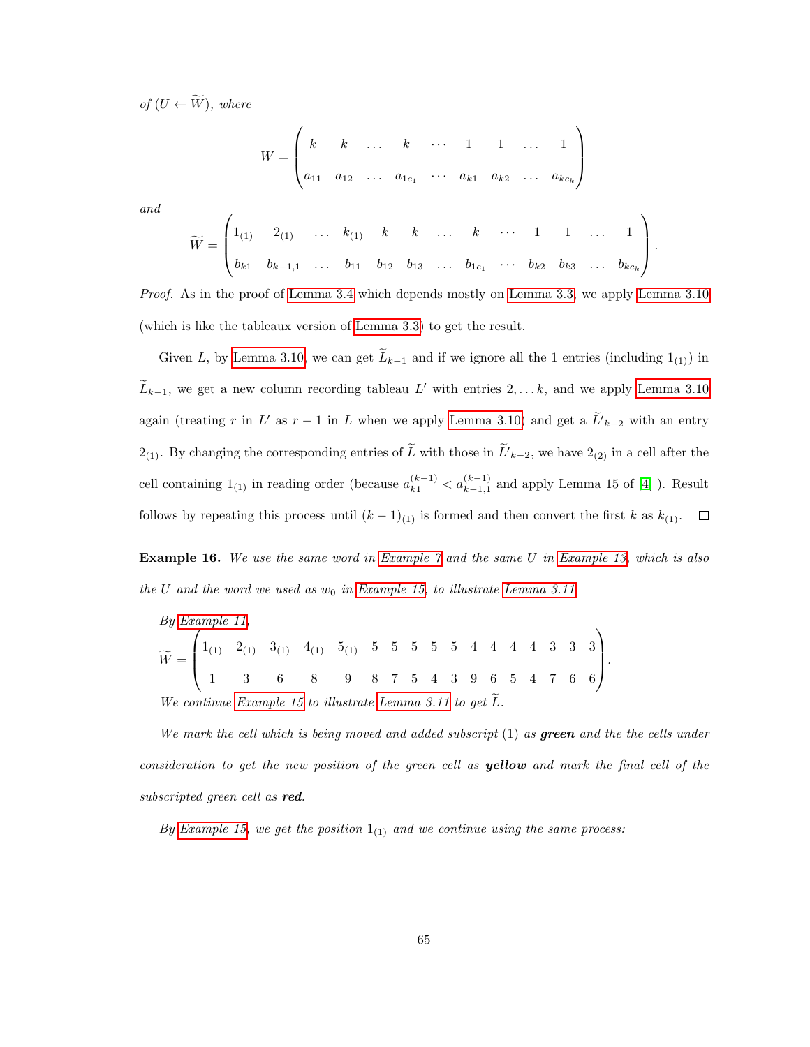*of* $(U \leftarrow \widetilde{W})$*, where*

$$W = \begin{pmatrix} k & k & \dots & k & \cdots & 1 & 1 & \dots & 1 \\ a_{11} & a_{12} & \dots & a_{1c_1} & \cdots & a_{k1} & a_{k2} & \dots & a_{kc_k} \end{pmatrix}$$

*and*

$$\widetilde{W} = \begin{pmatrix} 1_{(1)} & 2_{(1)} & \dots & k_{(1)} & k & k & \dots & k & \cdots & 1 & 1 & \dots & 1 \\ b_{k1} & b_{k-1,1} & \dots & b_{11} & b_{12} & b_{13} & \dots & b_{1c_1} & \cdots & b_{k2} & b_{k3} & \dots & b_{kc_k} \end{pmatrix}.$$

*Proof.* As in the proof of Lemma 3.4 which depends mostly on Lemma 3.3, we apply Lemma 3.10 (which is like the tableaux version of Lemma 3.3) to get the result.

Given $L$, by Lemma 3.10, we can get $\widetilde{L}_{k-1}$ and if we ignore all the 1 entries (including $1_{(1)}$) in $\widetilde{L}_{k-1}$, we get a new column recording tableau $L'$ with entries $2, \dots k$, and we apply Lemma 3.10 again (treating $r$ in $L'$ as $r-1$ in $L$ when we apply Lemma 3.10) and get a $\widetilde{L}'_{k-2}$ with an entry $2_{(1)}$. By changing the corresponding entries of $\widetilde{L}$ with those in $\widetilde{L}'_{k-2}$, we have $2_{(2)}$ in a cell after the cell containing $1_{(1)}$ in reading order (because $a_{k1}^{(k-1)} < a_{k-1,1}^{(k-1)}$ and apply Lemma 15 of [4] ). Result follows by repeating this process until $(k-1)_{(1)}$ is formed and then convert the first $k$ as $k_{(1)}$. □

**Example 16.** *We use the same word in Example 7 and the same U in Example 13, which is also the U and the word we used as* $w_0$ *in Example 15, to illustrate Lemma 3.11.*

*By Example 11,*

$$\widetilde{W} = \begin{pmatrix} 1_{(1)} & 2_{(1)} & 3_{(1)} & 4_{(1)} & 5_{(1)} & 5 & 5 & 5 & 5 & 5 & 4 & 4 & 4 & 4 & 3 & 3 & 3 \\ 1 & 3 & 6 & 8 & 9 & 8 & 7 & 5 & 4 & 3 & 9 & 6 & 5 & 4 & 7 & 6 & 6 \end{pmatrix}.$$

*We continue Example 15 to illustrate Lemma 3.11 to get* $\widetilde{L}$*.*

*We mark the cell which is being moved and added subscript* $(1)$ *as* ***green*** *and the the cells under consideration to get the new position of the green cell as* ***yellow*** *and mark the final cell of the subscripted green cell as* ***red****.*

*By Example 15, we get the position* $1_{(1)}$ *and we continue using the same process:*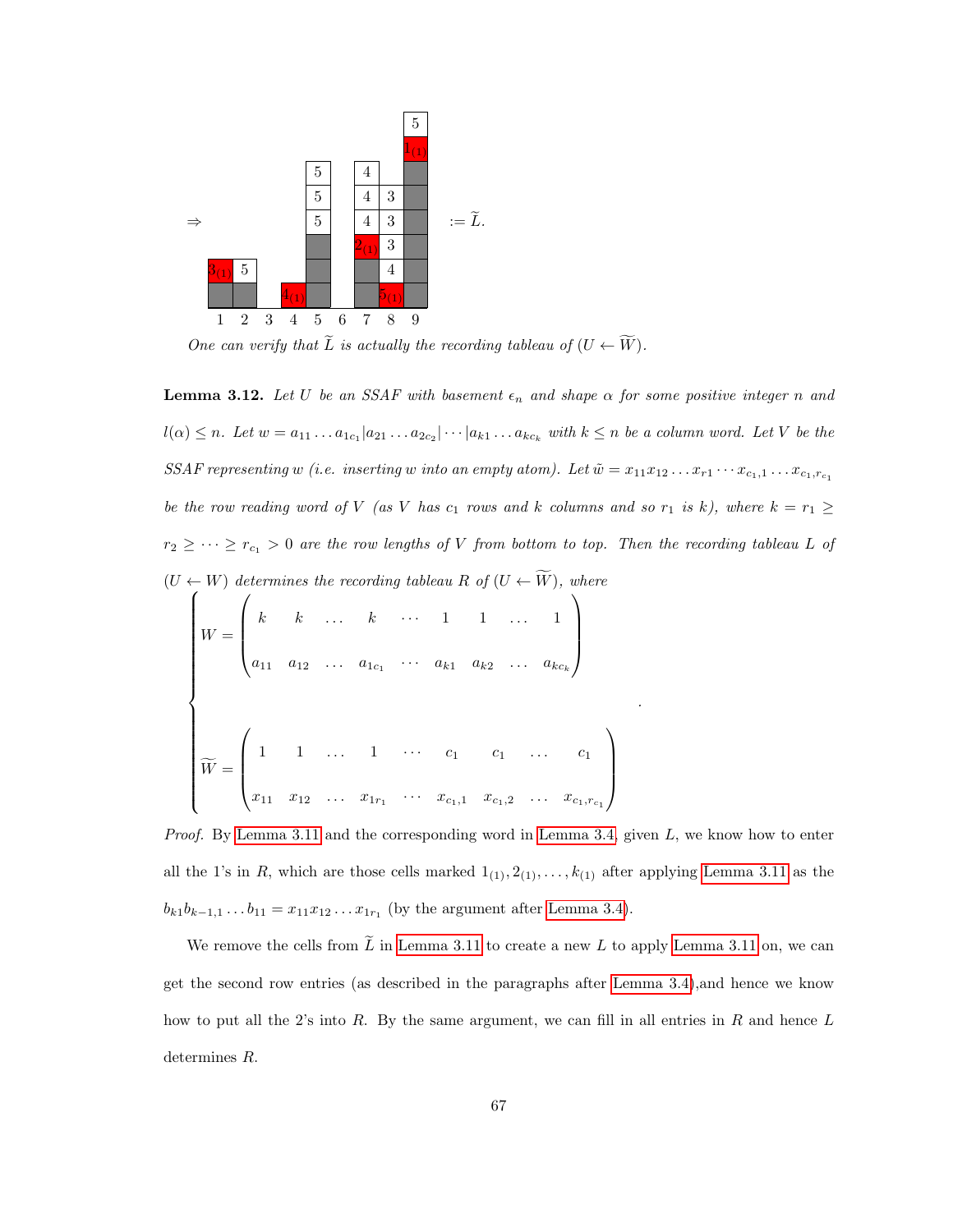$\Rightarrow$

|  |  |  |  |  |  |  |  |  |
|---|---|---|---|---|---|---|---|---|
|  |  |  |  |  |  |  |  | 5 |
|  |  |  |  |  |  |  |  | $1_{(1)}$ |
|  |  |  |  | 5 |  | 4 |  | ■ |
|  |  |  |  | 5 |  | 4 | 3 | ■ |
|  |  |  |  | 5 |  | 4 | 3 | ■ |
|  |  |  |  | ■ |  | $2_{(1)}$ | 3 | ■ |
| $3_{(1)}$ | 5 |  |  | ■ |  | ■ | 4 | ■ |
| ■ | ■ |  | $4_{(1)}$ | ■ |  | ■ | $5_{(1)}$ | ■ |
| 1 | 2 | 3 | 4 | 5 | 6 | 7 | 8 | 9 |

$:= \widetilde{L}$.

*One can verify that $\widetilde{L}$ is actually the recording tableau of $(U \leftarrow \widetilde{W})$.*

**Lemma 3.12.** *Let $U$ be an SSAF with basement $\epsilon_n$ and shape $\alpha$ for some positive integer $n$ and $l(\alpha) \leq n$. Let $w = a_{11} \ldots a_{1c_1} | a_{21} \ldots a_{2c_2} | \cdots | a_{k1} \ldots a_{kc_k}$ with $k \leq n$ be a column word. Let $V$ be the SSAF representing $w$ (i.e. inserting $w$ into an empty atom). Let $\tilde{w} = x_{11}x_{12} \ldots x_{r1} \cdots x_{c_1,1} \ldots x_{c_1,r_{c_1}}$ be the row reading word of $V$ (as $V$ has $c_1$ rows and $k$ columns and so $r_1$ is $k$), where $k = r_1 \geq r_2 \geq \cdots \geq r_{c_1} > 0$ are the row lengths of $V$ from bottom to top. Then the recording tableau $L$ of $(U \leftarrow W)$ determines the recording tableau $R$ of $(U \leftarrow \widetilde{W})$, where*

$$\begin{cases} W = \begin{pmatrix} k & k & \ldots & k & \cdots & 1 & 1 & \ldots & 1 \\ \\ a_{11} & a_{12} & \ldots & a_{1c_1} & \cdots & a_{k1} & a_{k2} & \ldots & a_{kc_k} \end{pmatrix} \\ \\ \\ \widetilde{W} = \begin{pmatrix} 1 & 1 & \ldots & 1 & \cdots & c_1 & c_1 & \ldots & c_1 \\ \\ x_{11} & x_{12} & \ldots & x_{1r_1} & \cdots & x_{c_1,1} & x_{c_1,2} & \ldots & x_{c_1,r_{c_1}} \end{pmatrix} \end{cases}.$$

*Proof.* By Lemma 3.11 and the corresponding word in Lemma 3.4, given $L$, we know how to enter all the 1's in $R$, which are those cells marked $1_{(1)}, 2_{(1)}, \ldots, k_{(1)}$ after applying Lemma 3.11 as the $b_{k1}b_{k-1,1} \ldots b_{11} = x_{11}x_{12} \ldots x_{1r_1}$ (by the argument after Lemma 3.4).

We remove the cells from $\widetilde{L}$ in Lemma 3.11 to create a new $L$ to apply Lemma 3.11 on, we can get the second row entries (as described in the paragraphs after Lemma 3.4),and hence we know how to put all the 2's into $R$. By the same argument, we can fill in all entries in $R$ and hence $L$ determines $R$.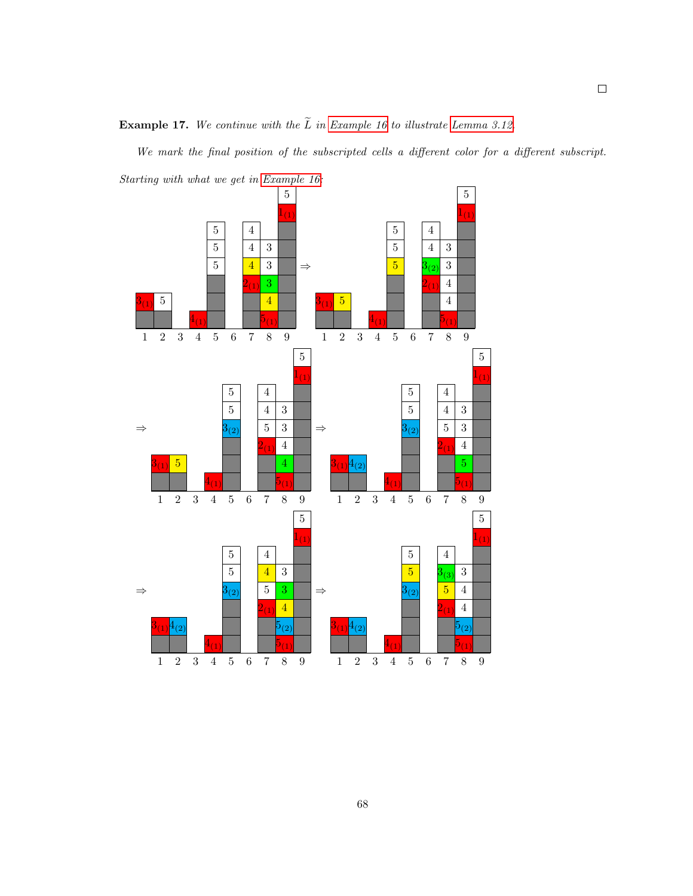□

**Example 17.** *We continue with the $\widetilde{L}$ in Example 16 to illustrate Lemma 3.12.*

*We mark the final position of the subscripted cells a different color for a different subscript. Starting with what we get in Example 16:*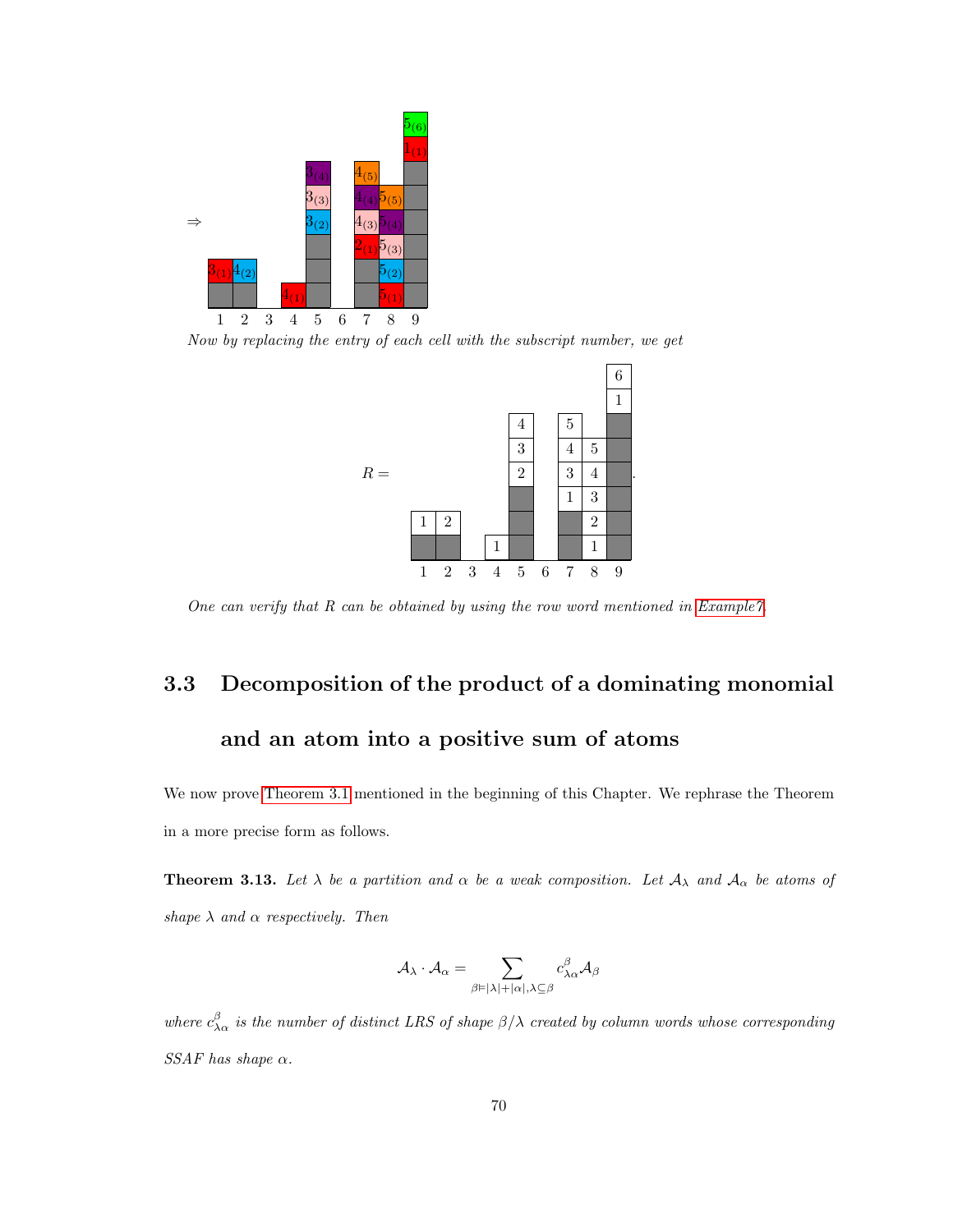⇒

*Now by replacing the entry of each cell with the subscript number, we get*

$R =$ .

*One can verify that R can be obtained by using the row word mentioned in Example7.*

## 3.3 Decomposition of the product of a dominating monomial and an atom into a positive sum of atoms

We now prove Theorem 3.1 mentioned in the beginning of this Chapter. We rephrase the Theorem in a more precise form as follows.

**Theorem 3.13.** *Let $\lambda$ be a partition and $\alpha$ be a weak composition. Let $\mathcal{A}_\lambda$ and $\mathcal{A}_\alpha$ be atoms of shape $\lambda$ and $\alpha$ respectively. Then*

$$\mathcal{A}_\lambda \cdot \mathcal{A}_\alpha = \sum_{\beta \vDash |\lambda|+|\alpha|, \lambda \subseteq \beta} c^{\beta}_{\lambda\alpha} \mathcal{A}_\beta$$

*where $c^{\beta}_{\lambda\alpha}$ is the number of distinct LRS of shape $\beta/\lambda$ created by column words whose corresponding SSAF has shape $\alpha$.*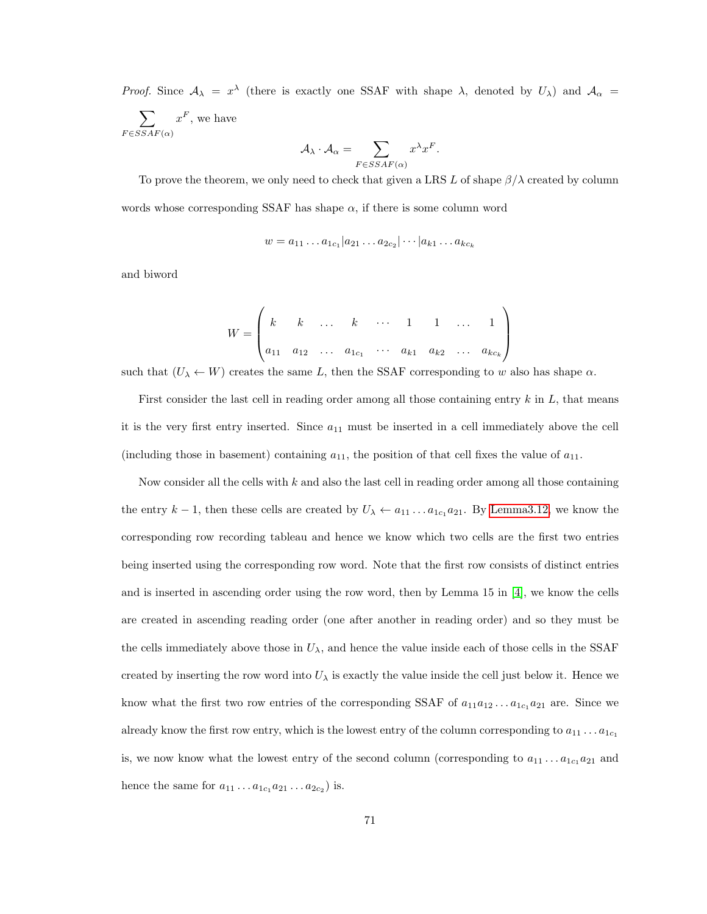*Proof.* Since $\mathcal{A}_\lambda = x^\lambda$ (there is exactly one SSAF with shape $\lambda$, denoted by $U_\lambda$) and $\mathcal{A}_\alpha = \sum_{F \in SSAF(\alpha)} x^F$, we have

$$\mathcal{A}_\lambda \cdot \mathcal{A}_\alpha = \sum_{F \in SSAF(\alpha)} x^\lambda x^F.$$

To prove the theorem, we only need to check that given a LRS $L$ of shape $\beta/\lambda$ created by column words whose corresponding SSAF has shape $\alpha$, if there is some column word

$$w = a_{11} \dots a_{1c_1} | a_{21} \dots a_{2c_2} | \cdots | a_{k1} \dots a_{kc_k}$$

and biword

$$W = \begin{pmatrix} k & k & \dots & k & \cdots & 1 & 1 & \dots & 1 \\ a_{11} & a_{12} & \dots & a_{1c_1} & \cdots & a_{k1} & a_{k2} & \dots & a_{kc_k} \end{pmatrix}$$

such that $(U_\lambda \leftarrow W)$ creates the same $L$, then the SSAF corresponding to $w$ also has shape $\alpha$.

First consider the last cell in reading order among all those containing entry $k$ in $L$, that means it is the very first entry inserted. Since $a_{11}$ must be inserted in a cell immediately above the cell (including those in basement) containing $a_{11}$, the position of that cell fixes the value of $a_{11}$.

Now consider all the cells with $k$ and also the last cell in reading order among all those containing the entry $k-1$, then these cells are created by $U_\lambda \leftarrow a_{11} \dots a_{1c_1} a_{21}$. By Lemma3.12, we know the corresponding row recording tableau and hence we know which two cells are the first two entries being inserted using the corresponding row word. Note that the first row consists of distinct entries and is inserted in ascending order using the row word, then by Lemma 15 in [4], we know the cells are created in ascending reading order (one after another in reading order) and so they must be the cells immediately above those in $U_\lambda$, and hence the value inside each of those cells in the SSAF created by inserting the row word into $U_\lambda$ is exactly the value inside the cell just below it. Hence we know what the first two row entries of the corresponding SSAF of $a_{11} a_{12} \dots a_{1c_1} a_{21}$ are. Since we already know the first row entry, which is the lowest entry of the column corresponding to $a_{11} \dots a_{1c_1}$ is, we now know what the lowest entry of the second column (corresponding to $a_{11} \dots a_{1c_1} a_{21}$ and hence the same for $a_{11} \dots a_{1c_1} a_{21} \dots a_{2c_2}$) is.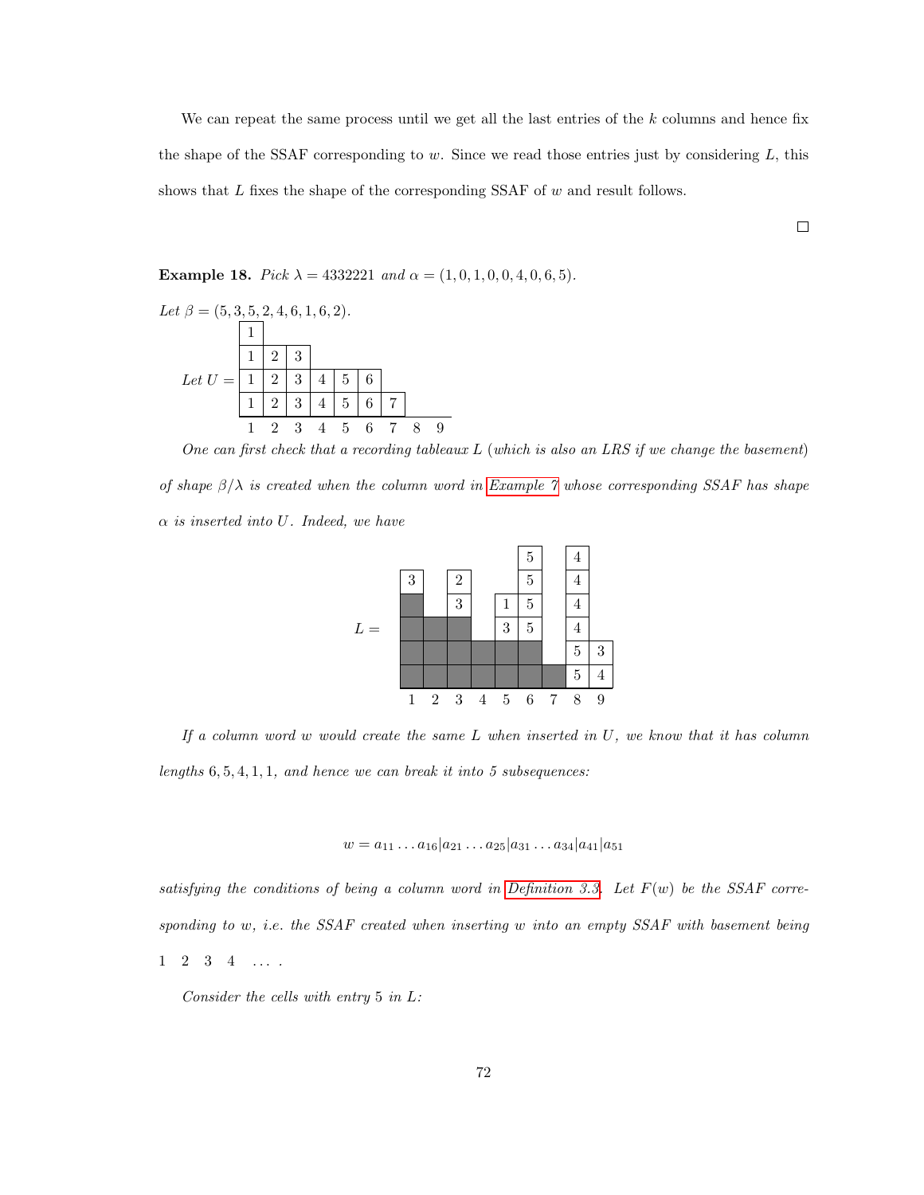We can repeat the same process until we get all the last entries of the $k$ columns and hence fix the shape of the SSAF corresponding to $w$. Since we read those entries just by considering $L$, this shows that $L$ fixes the shape of the corresponding SSAF of $w$ and result follows.

□

**Example 18.** *Pick $\lambda = 4332221$ and $\alpha = (1, 0, 1, 0, 0, 4, 0, 6, 5)$.*

*Let $\beta = (5, 3, 5, 2, 4, 6, 1, 6, 2)$.*

*Let $U =$*

| | | | | | | | | |
|---|---|---|---|---|---|---|---|---|
| 1 | | | | | | | | |
| 1 | 2 | 3 | | | | | | |
| 1 | 2 | 3 | 4 | 5 | 6 | | | |
| 1 | 2 | 3 | 4 | 5 | 6 | 7 | | |
| **1** | **2** | **3** | **4** | **5** | **6** | **7** | **8** | **9** |

*One can first check that a recording tableaux $L$ (which is also an LRS if we change the basement) of shape $\beta/\lambda$ is created when the column word in Example 7 whose corresponding SSAF has shape $\alpha$ is inserted into $U$. Indeed, we have*

$L =$ (shaded cells shown as ■)

| | | | | | | | | |
|---|---|---|---|---|---|---|---|---|
| | | | | | 5 | | 4 | |
| 3 | | 2 | | | 5 | | 4 | |
| ■ | | 3 | | 1 | 5 | | 4 | |
| ■ | ■ | ■ | | 3 | 5 | | 4 | |
| ■ | ■ | ■ | ■ | ■ | ■ | | 5 | 3 |
| ■ | ■ | ■ | ■ | ■ | ■ | ■ | 5 | 4 |
| **1** | **2** | **3** | **4** | **5** | **6** | **7** | **8** | **9** |

*If a column word $w$ would create the same $L$ when inserted in $U$, we know that it has column lengths $6, 5, 4, 1, 1$, and hence we can break it into 5 subsequences:*

$$w = a_{11} \dots a_{16} | a_{21} \dots a_{25} | a_{31} \dots a_{34} | a_{41} | a_{51}$$

*satisfying the conditions of being a column word in Definition 3.3. Let $F(w)$ be the SSAF corresponding to $w$, i.e. the SSAF created when inserting $w$ into an empty SSAF with basement being $1 \;\; 2 \;\; 3 \;\; 4 \;\; \dots$ .*

*Consider the cells with entry 5 in $L$:*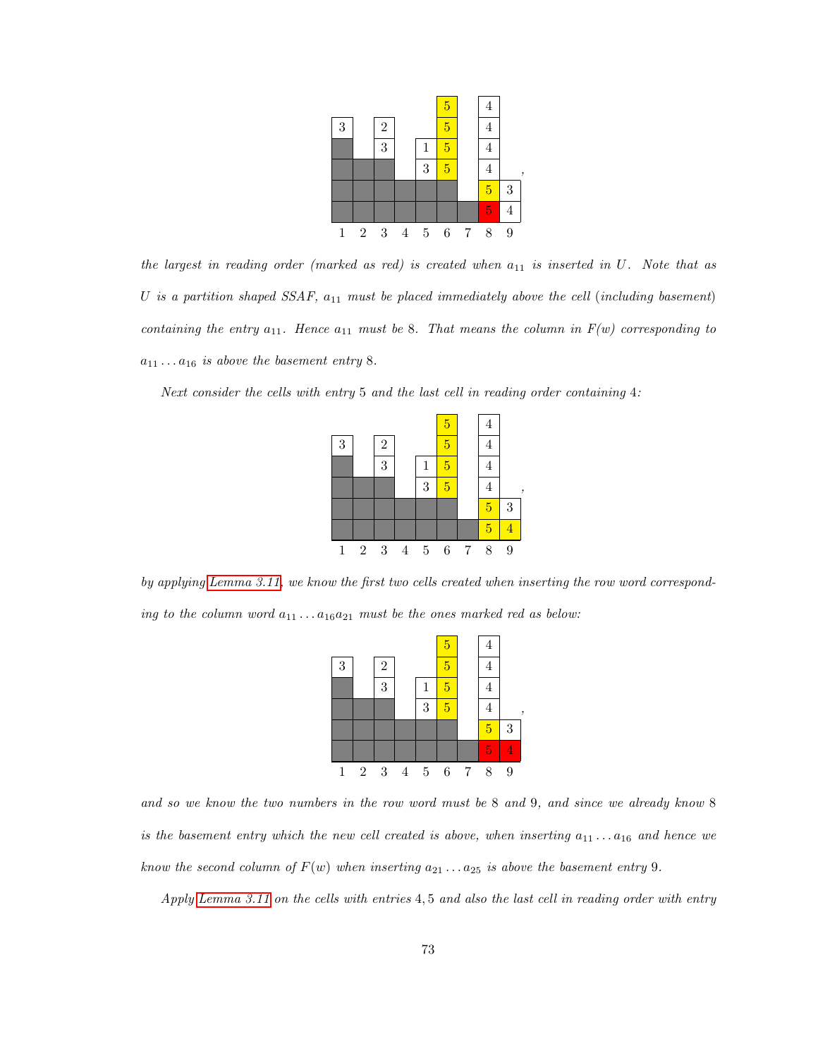*the largest in reading order (marked as red) is created when $a_{11}$ is inserted in $U$. Note that as $U$ is a partition shaped SSAF, $a_{11}$ must be placed immediately above the cell (including basement) containing the entry $a_{11}$. Hence $a_{11}$ must be 8. That means the column in $F(w)$ corresponding to $a_{11} \ldots a_{16}$ is above the basement entry 8.*

*Next consider the cells with entry 5 and the last cell in reading order containing 4:*

*by applying Lemma 3.11, we know the first two cells created when inserting the row word corresponding to the column word $a_{11} \ldots a_{16} a_{21}$ must be the ones marked red as below:*

*and so we know the two numbers in the row word must be 8 and 9, and since we already know 8 is the basement entry which the new cell created is above, when inserting $a_{11} \ldots a_{16}$ and hence we know the second column of $F(w)$ when inserting $a_{21} \ldots a_{25}$ is above the basement entry 9.*

*Apply Lemma 3.11 on the cells with entries 4, 5 and also the last cell in reading order with entry*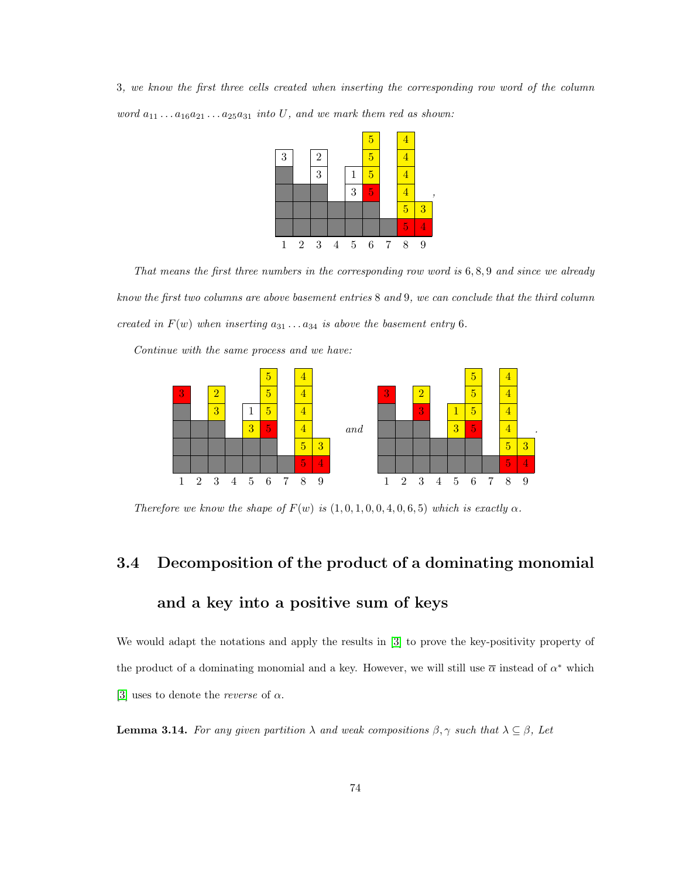*3, we know the first three cells created when inserting the corresponding row word of the column word $a_{11} \ldots a_{16} a_{21} \ldots a_{25} a_{31}$ into $U$, and we mark them red as shown:*

*That means the first three numbers in the corresponding row word is 6, 8, 9 and since we already know the first two columns are above basement entries 8 and 9, we can conclude that the third column created in $F(w)$ when inserting $a_{31} \ldots a_{34}$ is above the basement entry 6.*

*Continue with the same process and we have:*

*and*

*Therefore we know the shape of $F(w)$ is $(1, 0, 1, 0, 0, 4, 0, 6, 5)$ which is exactly $\alpha$.*

## 3.4 Decomposition of the product of a dominating monomial and a key into a positive sum of keys

We would adapt the notations and apply the results in [3] to prove the key-positivity property of the product of a dominating monomial and a key. However, we will still use $\overline{\alpha}$ instead of $\alpha^*$ which [3] uses to denote the *reverse* of $\alpha$.

**Lemma 3.14.** *For any given partition $\lambda$ and weak compositions $\beta, \gamma$ such that $\lambda \subseteq \beta$, Let*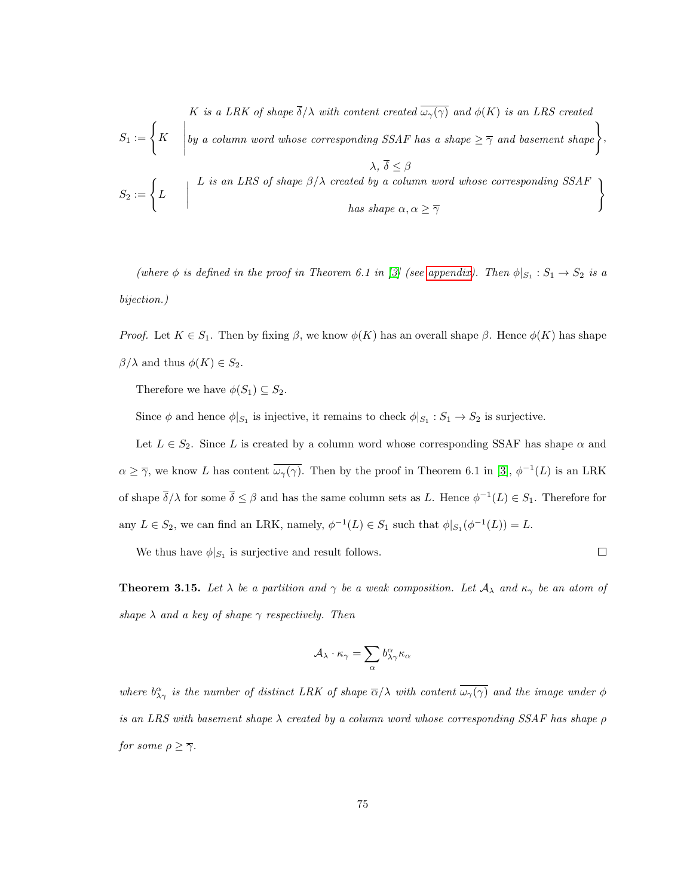$$S_1 := \left\{ K \;\middle|\; \begin{array}{c} K \textit{ is a LRK of shape } \overline{\delta}/\lambda \textit{ with content created } \overline{\omega_\gamma(\gamma)} \textit{ and } \phi(K) \textit{ is an LRS created} \\ \textit{by a column word whose corresponding SSAF has a shape} \geq \overline{\gamma} \textit{ and basement shape} \\ \lambda,\ \overline{\delta} \leq \beta \end{array} \right\},$$

$$S_2 := \left\{ L \;\middle|\; \begin{array}{c} L \textit{ is an LRS of shape } \beta/\lambda \textit{ created by a column word whose corresponding SSAF} \\ \textit{has shape } \alpha, \alpha \geq \overline{\gamma} \end{array} \right\}$$

*(where $\phi$ is defined in the proof in Theorem 6.1 in [3] (see appendix). Then $\phi|_{S_1} : S_1 \to S_2$ is a bijection.)*

*Proof.* Let $K \in S_1$. Then by fixing $\beta$, we know $\phi(K)$ has an overall shape $\beta$. Hence $\phi(K)$ has shape $\beta/\lambda$ and thus $\phi(K) \in S_2$.

Therefore we have $\phi(S_1) \subseteq S_2$.

Since $\phi$ and hence $\phi|_{S_1}$ is injective, it remains to check $\phi|_{S_1} : S_1 \to S_2$ is surjective.

Let $L \in S_2$. Since $L$ is created by a column word whose corresponding SSAF has shape $\alpha$ and $\alpha \geq \overline{\gamma}$, we know $L$ has content $\overline{\omega_\gamma(\gamma)}$. Then by the proof in Theorem 6.1 in [3], $\phi^{-1}(L)$ is an LRK of shape $\overline{\delta}/\lambda$ for some $\overline{\delta} \leq \beta$ and has the same column sets as $L$. Hence $\phi^{-1}(L) \in S_1$. Therefore for any $L \in S_2$, we can find an LRK, namely, $\phi^{-1}(L) \in S_1$ such that $\phi|_{S_1}(\phi^{-1}(L)) = L$.

We thus have $\phi|_{S_1}$ is surjective and result follows. □

**Theorem 3.15.** *Let $\lambda$ be a partition and $\gamma$ be a weak composition. Let $\mathcal{A}_\lambda$ and $\kappa_\gamma$ be an atom of shape $\lambda$ and a key of shape $\gamma$ respectively. Then*

$$\mathcal{A}_\lambda \cdot \kappa_\gamma = \sum_{\alpha} b^{\alpha}_{\lambda\gamma} \kappa_\alpha$$

*where $b^{\alpha}_{\lambda\gamma}$ is the number of distinct LRK of shape $\overline{\alpha}/\lambda$ with content $\overline{\omega_\gamma(\gamma)}$ and the image under $\phi$ is an LRS with basement shape $\lambda$ created by a column word whose corresponding SSAF has shape $\rho$ for some $\rho \geq \overline{\gamma}$.*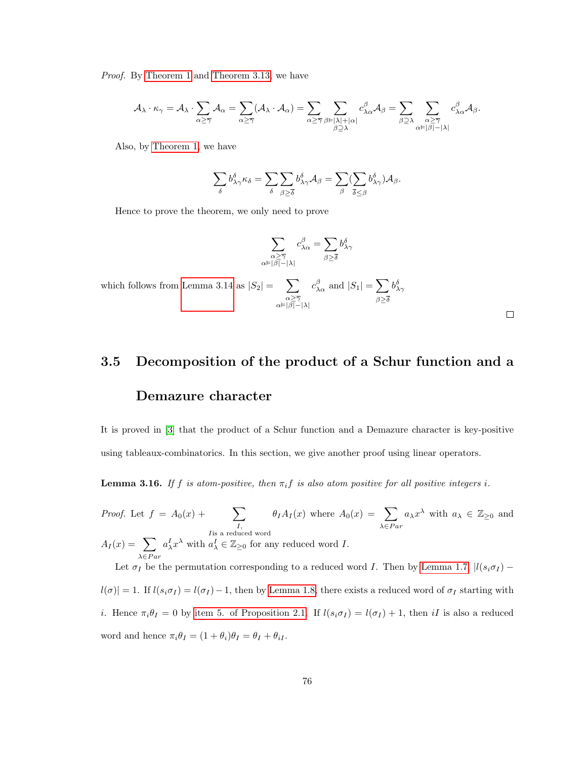*Proof.* By Theorem 1 and Theorem 3.13, we have

$$\mathcal{A}_\lambda \cdot \kappa_\gamma = \mathcal{A}_\lambda \cdot \sum_{\alpha \geq \overline{\gamma}} \mathcal{A}_\alpha = \sum_{\alpha \geq \overline{\gamma}} (\mathcal{A}_\lambda \cdot \mathcal{A}_\alpha) = \sum_{\alpha \geq \overline{\gamma}} \sum_{\substack{\beta \vDash |\lambda| + |\alpha| \\ \beta \supseteq \lambda}} c^\beta_{\lambda\alpha} \mathcal{A}_\beta = \sum_{\beta \supseteq \lambda} \sum_{\substack{\alpha \geq \overline{\gamma} \\ \alpha \vDash |\beta| - |\lambda|}} c^\beta_{\lambda\alpha} \mathcal{A}_\beta.$$

Also, by Theorem 1, we have

$$\sum_\delta b^\delta_{\lambda\gamma} \kappa_\delta = \sum_\delta \sum_{\beta \geq \overline{\delta}} b^\delta_{\lambda\gamma} \mathcal{A}_\beta = \sum_\beta (\sum_{\overline{\delta} \leq \beta} b^\delta_{\lambda\gamma}) \mathcal{A}_\beta.$$

Hence to prove the theorem, we only need to prove

$$\sum_{\substack{\alpha \geq \overline{\gamma} \\ \alpha \vDash |\beta| - |\lambda|}} c^\beta_{\lambda\alpha} = \sum_{\beta \geq \overline{\delta}} b^\delta_{\lambda\gamma}$$

which follows from Lemma 3.14 as $|S_2| = \sum_{\substack{\alpha \geq \overline{\gamma} \\ \alpha \vDash |\beta| - |\lambda|}} c^\beta_{\lambda\alpha}$ and $|S_1| = \sum_{\beta \geq \overline{\delta}} b^\delta_{\lambda\gamma}$ □

## 3.5 Decomposition of the product of a Schur function and a Demazure character

It is proved in [3] that the product of a Schur function and a Demazure character is key-positive using tableaux-combinatorics. In this section, we give another proof using linear operators.

**Lemma 3.16.** *If $f$ is atom-positive, then $\pi_i f$ is also atom positive for all positive integers $i$.*

*Proof.* Let $f = A_0(x) + \sum_{\substack{I, \\ I \text{is a reduced word}}} \theta_I A_I(x)$ where $A_0(x) = \sum_{\lambda \in Par} a_\lambda x^\lambda$ with $a_\lambda \in \mathbb{Z}_{\geq 0}$ and $A_I(x) = \sum_{\lambda \in Par} a^I_\lambda x^\lambda$ with $a^I_\lambda \in \mathbb{Z}_{\geq 0}$ for any reduced word $I$.

Let $\sigma_I$ be the permutation corresponding to a reduced word $I$. Then by Lemma 1.7, $|l(s_i\sigma_I) - l(\sigma)| = 1$. If $l(s_i\sigma_I) = l(\sigma_I) - 1$, then by Lemma 1.8, there exists a reduced word of $\sigma_I$ starting with $i$. Hence $\pi_i\theta_I = 0$ by item 5. of Proposition 2.1. If $l(s_i\sigma_I) = l(\sigma_I) + 1$, then $iI$ is also a reduced word and hence $\pi_i\theta_I = (1 + \theta_i)\theta_I = \theta_I + \theta_{iI}$.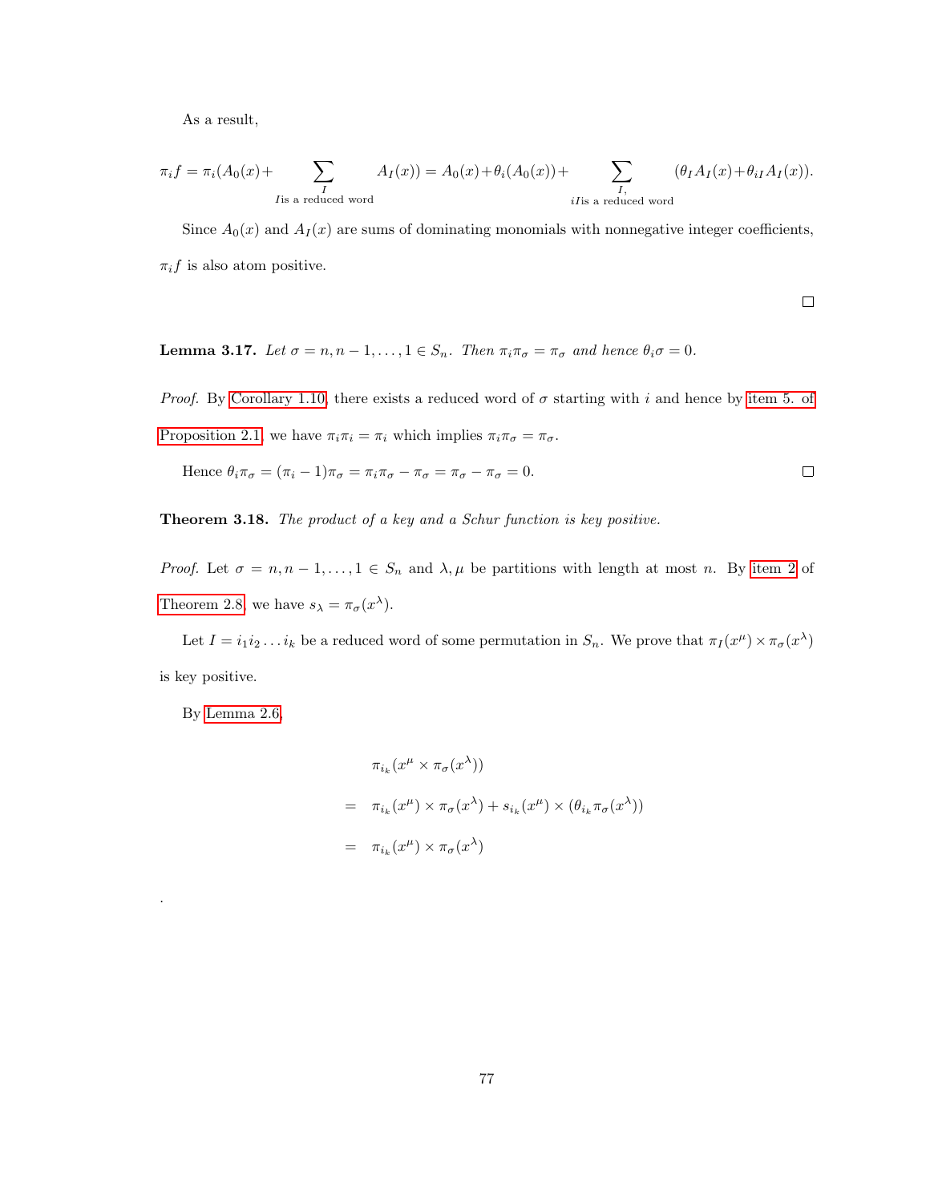As a result,

$$\pi_i f = \pi_i(A_0(x)+\sum_{I \text{ is a reduced word}} A_I(x)) = A_0(x)+\theta_i(A_0(x))+\sum_{I, \atop iI \text{ is a reduced word}} (\theta_I A_I(x)+\theta_{iI} A_I(x)).$$

Since $A_0(x)$ and $A_I(x)$ are sums of dominating monomials with nonnegative integer coefficients, $\pi_i f$ is also atom positive.

□

**Lemma 3.17.** *Let $\sigma = n, n-1, \ldots, 1 \in S_n$. Then $\pi_i \pi_\sigma = \pi_\sigma$ and hence $\theta_i \sigma = 0$.*

*Proof.* By Corollary 1.10, there exists a reduced word of $\sigma$ starting with $i$ and hence by item 5. of Proposition 2.1, we have $\pi_i \pi_i = \pi_i$ which implies $\pi_i \pi_\sigma = \pi_\sigma$.

Hence $\theta_i \pi_\sigma = (\pi_i - 1)\pi_\sigma = \pi_i \pi_\sigma - \pi_\sigma = \pi_\sigma - \pi_\sigma = 0$. □

**Theorem 3.18.** *The product of a key and a Schur function is key positive.*

*Proof.* Let $\sigma = n, n-1, \ldots, 1 \in S_n$ and $\lambda, \mu$ be partitions with length at most $n$. By item 2 of Theorem 2.8, we have $s_\lambda = \pi_\sigma(x^\lambda)$.

Let $I = i_1 i_2 \ldots i_k$ be a reduced word of some permutation in $S_n$. We prove that $\pi_I(x^\mu) \times \pi_\sigma(x^\lambda)$ is key positive.

By Lemma 2.6,

$$\begin{aligned}
& \pi_{i_k}(x^\mu \times \pi_\sigma(x^\lambda)) \\
= \; & \pi_{i_k}(x^\mu) \times \pi_\sigma(x^\lambda) + s_{i_k}(x^\mu) \times (\theta_{i_k} \pi_\sigma(x^\lambda)) \\
= \; & \pi_{i_k}(x^\mu) \times \pi_\sigma(x^\lambda)
\end{aligned}$$

.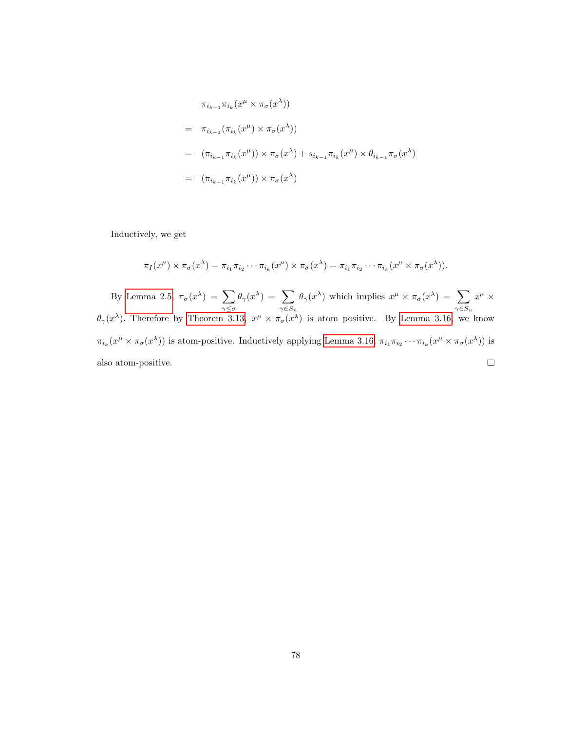$$
\begin{aligned}
& \pi_{i_{k-1}}\pi_{i_k}(x^\mu \times \pi_\sigma(x^\lambda)) \\
= \quad & \pi_{i_{k-1}}(\pi_{i_k}(x^\mu) \times \pi_\sigma(x^\lambda)) \\
= \quad & (\pi_{i_{k-1}}\pi_{i_k}(x^\mu)) \times \pi_\sigma(x^\lambda) + s_{i_{k-1}}\pi_{i_k}(x^\mu) \times \theta_{i_{k-1}}\pi_\sigma(x^\lambda) \\
= \quad & (\pi_{i_{k-1}}\pi_{i_k}(x^\mu)) \times \pi_\sigma(x^\lambda)
\end{aligned}
$$

Inductively, we get

$$
\pi_I(x^\mu) \times \pi_\sigma(x^\lambda) = \pi_{i_1}\pi_{i_2}\cdots\pi_{i_k}(x^\mu) \times \pi_\sigma(x^\lambda) = \pi_{i_1}\pi_{i_2}\cdots\pi_{i_k}(x^\mu \times \pi_\sigma(x^\lambda)).
$$

By Lemma 2.5, $\pi_\sigma(x^\lambda) = \sum_{\gamma \leq \sigma} \theta_\gamma(x^\lambda) = \sum_{\gamma \in S_n} \theta_\gamma(x^\lambda)$ which implies $x^\mu \times \pi_\sigma(x^\lambda) = \sum_{\gamma \in S_n} x^\mu \times \theta_\gamma(x^\lambda)$. Therefore by Theorem 3.13, $x^\mu \times \pi_\sigma(x^\lambda)$ is atom positive. By Lemma 3.16, we know $\pi_{i_k}(x^\mu \times \pi_\sigma(x^\lambda))$ is atom-positive. Inductively applying Lemma 3.16, $\pi_{i_1}\pi_{i_2}\cdots\pi_{i_k}(x^\mu \times \pi_\sigma(x^\lambda))$ is also atom-positive. □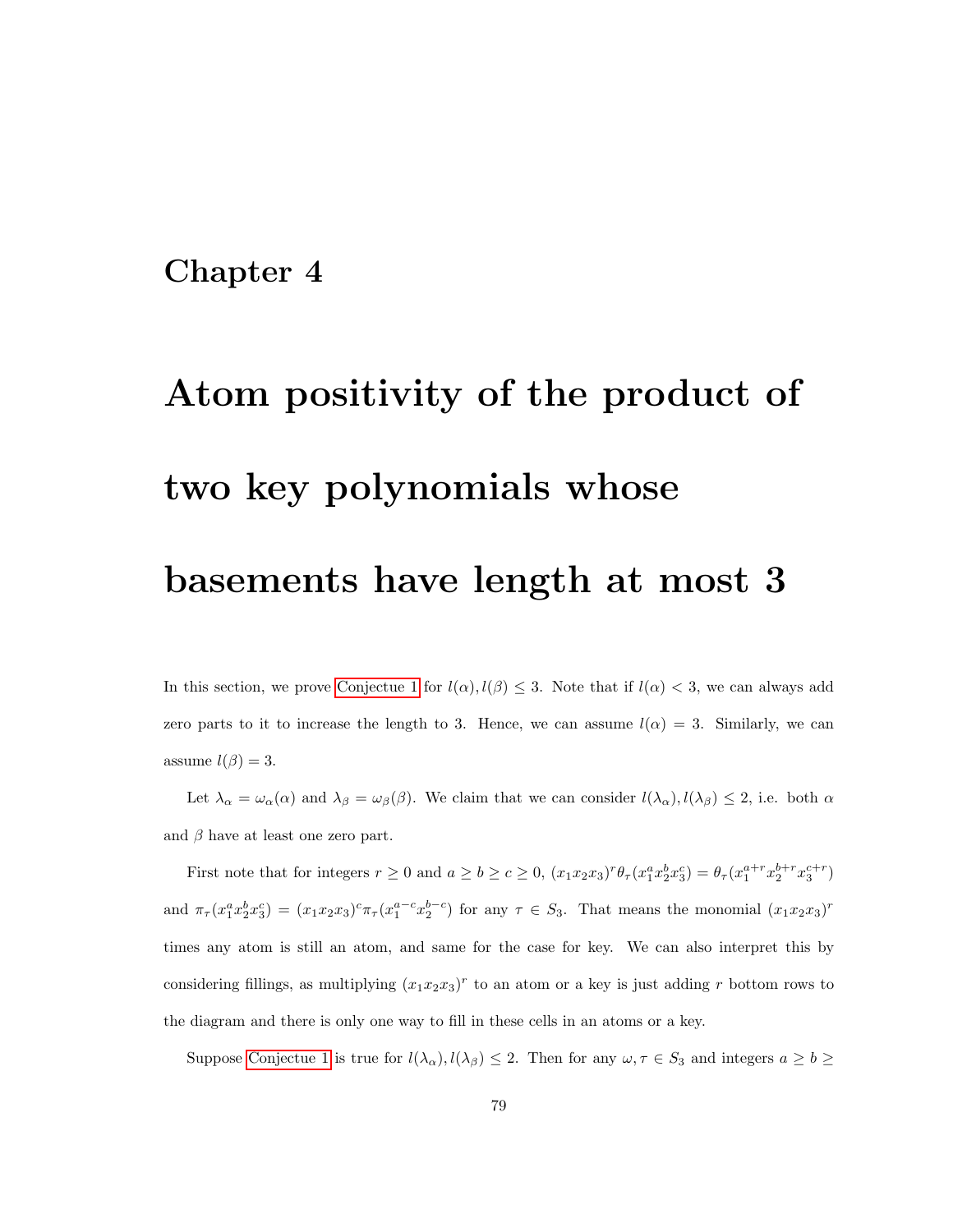# Chapter 4

# Atom positivity of the product of two key polynomials whose basements have length at most 3

In this section, we prove Conjectue 1 for $l(\alpha), l(\beta) \leq 3$. Note that if $l(\alpha) < 3$, we can always add zero parts to it to increase the length to 3. Hence, we can assume $l(\alpha) = 3$. Similarly, we can assume $l(\beta) = 3$.

Let $\lambda_\alpha = \omega_\alpha(\alpha)$ and $\lambda_\beta = \omega_\beta(\beta)$. We claim that we can consider $l(\lambda_\alpha), l(\lambda_\beta) \leq 2$, i.e. both $\alpha$ and $\beta$ have at least one zero part.

First note that for integers $r \geq 0$ and $a \geq b \geq c \geq 0$, $(x_1x_2x_3)^r\theta_\tau(x_1^a x_2^b x_3^c) = \theta_\tau(x_1^{a+r}x_2^{b+r}x_3^{c+r})$ and $\pi_\tau(x_1^a x_2^b x_3^c) = (x_1x_2x_3)^c\pi_\tau(x_1^{a-c}x_2^{b-c})$ for any $\tau \in S_3$. That means the monomial $(x_1x_2x_3)^r$ times any atom is still an atom, and same for the case for key. We can also interpret this by considering fillings, as multiplying $(x_1x_2x_3)^r$ to an atom or a key is just adding $r$ bottom rows to the diagram and there is only one way to fill in these cells in an atoms or a key.

Suppose Conjectue 1 is true for $l(\lambda_\alpha), l(\lambda_\beta) \leq 2$. Then for any $\omega, \tau \in S_3$ and integers $a \geq b \geq$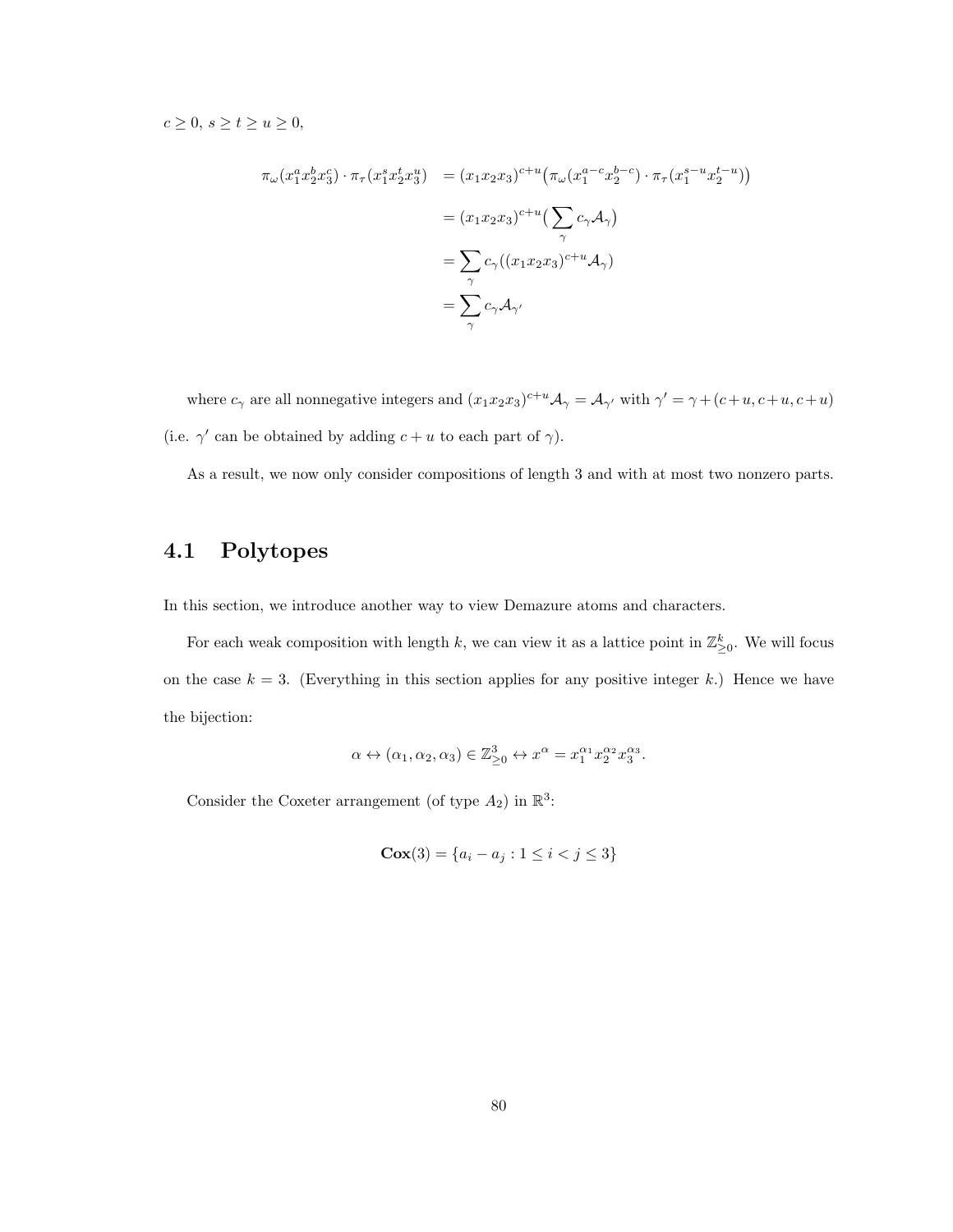$c \geq 0$, $s \geq t \geq u \geq 0$,

$$
\begin{aligned}
\pi_\omega(x_1^a x_2^b x_3^c) \cdot \pi_\tau(x_1^s x_2^t x_3^u) &= (x_1x_2x_3)^{c+u}\big(\pi_\omega(x_1^{a-c}x_2^{b-c}) \cdot \pi_\tau(x_1^{s-u}x_2^{t-u})\big) \\
&= (x_1x_2x_3)^{c+u}\big(\sum_\gamma c_\gamma \mathcal{A}_\gamma\big) \\
&= \sum_\gamma c_\gamma((x_1x_2x_3)^{c+u}\mathcal{A}_\gamma) \\
&= \sum_\gamma c_\gamma \mathcal{A}_{\gamma'}
\end{aligned}
$$

where $c_\gamma$ are all nonnegative integers and $(x_1x_2x_3)^{c+u}\mathcal{A}_\gamma = \mathcal{A}_{\gamma'}$ with $\gamma' = \gamma + (c+u, c+u, c+u)$ (i.e. $\gamma'$ can be obtained by adding $c+u$ to each part of $\gamma$).

As a result, we now only consider compositions of length 3 and with at most two nonzero parts.

## 4.1 Polytopes

In this section, we introduce another way to view Demazure atoms and characters.

For each weak composition with length $k$, we can view it as a lattice point in $\mathbb{Z}^k_{\geq 0}$. We will focus on the case $k = 3$. (Everything in this section applies for any positive integer $k$.) Hence we have the bijection:

$$\alpha \leftrightarrow (\alpha_1, \alpha_2, \alpha_3) \in \mathbb{Z}^3_{\geq 0} \leftrightarrow x^\alpha = x_1^{\alpha_1}x_2^{\alpha_2}x_3^{\alpha_3}.$$

Consider the Coxeter arrangement (of type $A_2$) in $\mathbb{R}^3$:

$$\mathbf{Cox}(3) = \{a_i - a_j : 1 \leq i < j \leq 3\}$$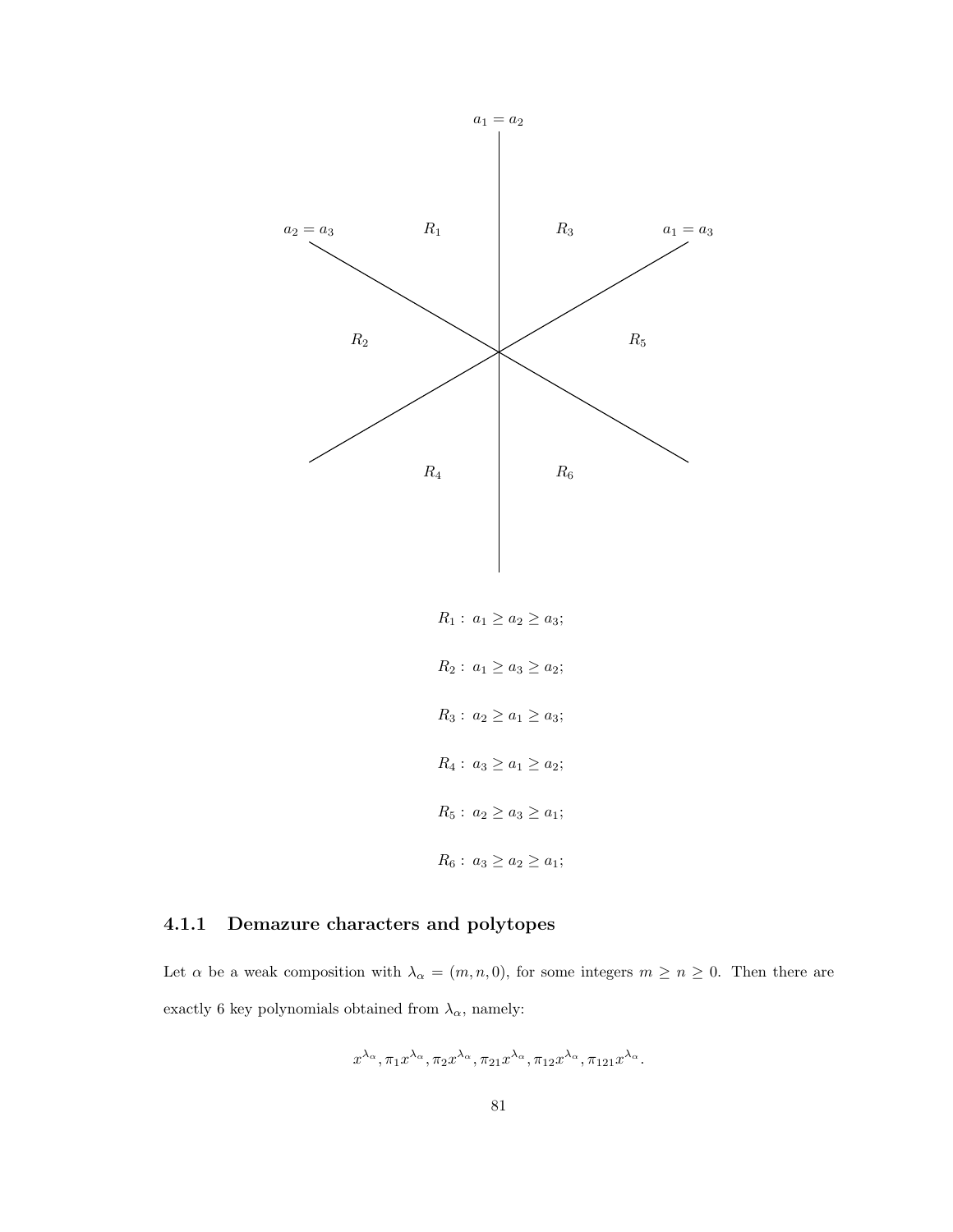$a_1 = a_2$

$a_2 = a_3$ $R_1$ $R_3$ $a_1 = a_3$

$R_2$ $R_5$

$R_4$ $R_6$

$R_1 :\ a_1 \geq a_2 \geq a_3;$

$R_2 :\ a_1 \geq a_3 \geq a_2;$

$R_3 :\ a_2 \geq a_1 \geq a_3;$

$R_4 :\ a_3 \geq a_1 \geq a_2;$

$R_5 :\ a_2 \geq a_3 \geq a_1;$

$R_6 :\ a_3 \geq a_2 \geq a_1;$

### 4.1.1 Demazure characters and polytopes

Let $\alpha$ be a weak composition with $\lambda_\alpha = (m, n, 0)$, for some integers $m \geq n \geq 0$. Then there are exactly 6 key polynomials obtained from $\lambda_\alpha$, namely:

$$x^{\lambda_\alpha}, \pi_1 x^{\lambda_\alpha}, \pi_2 x^{\lambda_\alpha}, \pi_{21} x^{\lambda_\alpha}, \pi_{12} x^{\lambda_\alpha}, \pi_{121} x^{\lambda_\alpha}.$$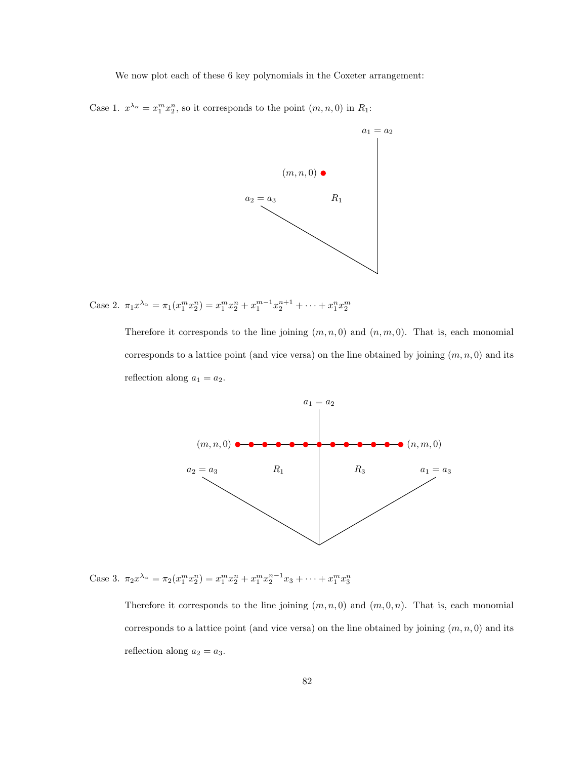We now plot each of these 6 key polynomials in the Coxeter arrangement:

Case 1. $x^{\lambda_\alpha} = x_1^m x_2^n$, so it corresponds to the point $(m, n, 0)$ in $R_1$:

Case 2. $\pi_1 x^{\lambda_\alpha} = \pi_1(x_1^m x_2^n) = x_1^m x_2^n + x_1^{m-1} x_2^{n+1} + \cdots + x_1^n x_2^m$

Therefore it corresponds to the line joining $(m, n, 0)$ and $(n, m, 0)$. That is, each monomial corresponds to a lattice point (and vice versa) on the line obtained by joining $(m, n, 0)$ and its reflection along $a_1 = a_2$.

Case 3. $\pi_2 x^{\lambda_\alpha} = \pi_2(x_1^m x_2^n) = x_1^m x_2^n + x_1^m x_2^{n-1} x_3 + \cdots + x_1^m x_3^n$

Therefore it corresponds to the line joining $(m, n, 0)$ and $(m, 0, n)$. That is, each monomial corresponds to a lattice point (and vice versa) on the line obtained by joining $(m, n, 0)$ and its reflection along $a_2 = a_3$.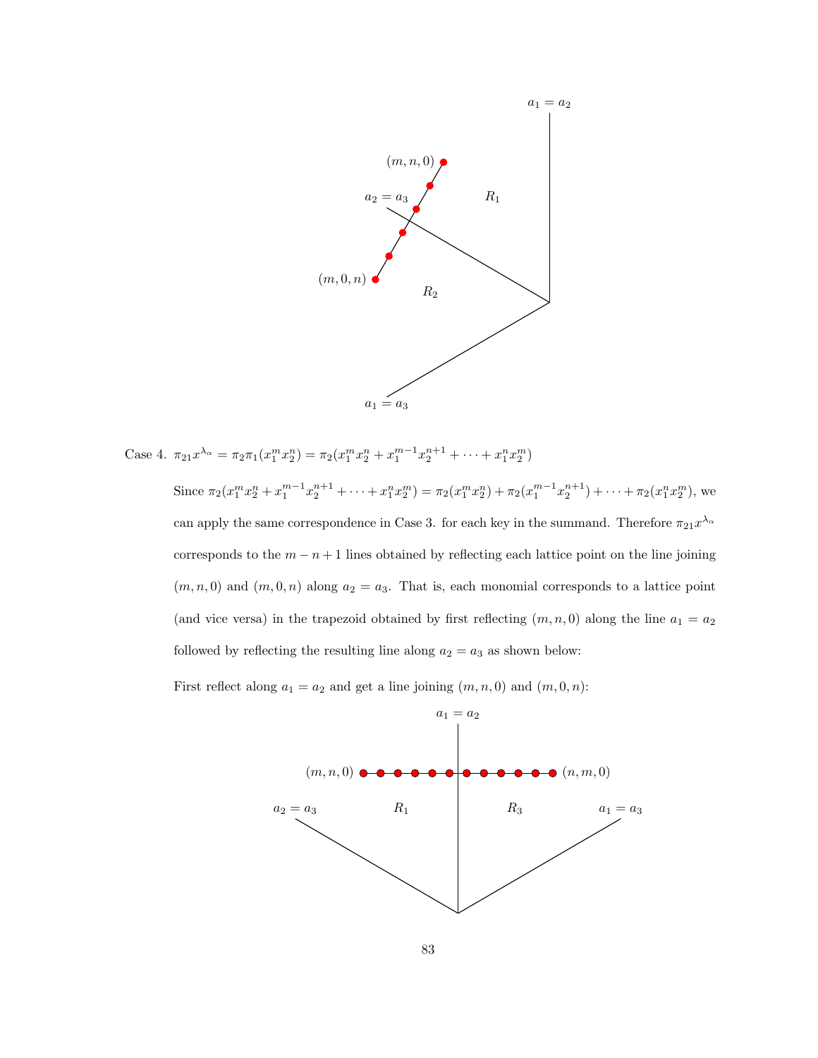Case 4. $\pi_{21} x^{\lambda_\alpha} = \pi_2 \pi_1 (x_1^m x_2^n) = \pi_2 (x_1^m x_2^n + x_1^{m-1} x_2^{n+1} + \cdots + x_1^n x_2^m)$

Since $\pi_2(x_1^m x_2^n + x_1^{m-1} x_2^{n+1} + \cdots + x_1^n x_2^m) = \pi_2(x_1^m x_2^n) + \pi_2(x_1^{m-1} x_2^{n+1}) + \cdots + \pi_2(x_1^n x_2^m)$, we can apply the same correspondence in Case 3. for each key in the summand. Therefore $\pi_{21} x^{\lambda_\alpha}$ corresponds to the $m - n + 1$ lines obtained by reflecting each lattice point on the line joining $(m, n, 0)$ and $(m, 0, n)$ along $a_2 = a_3$. That is, each monomial corresponds to a lattice point (and vice versa) in the trapezoid obtained by first reflecting $(m, n, 0)$ along the line $a_1 = a_2$ followed by reflecting the resulting line along $a_2 = a_3$ as shown below:

First reflect along $a_1 = a_2$ and get a line joining $(m, n, 0)$ and $(m, 0, n)$: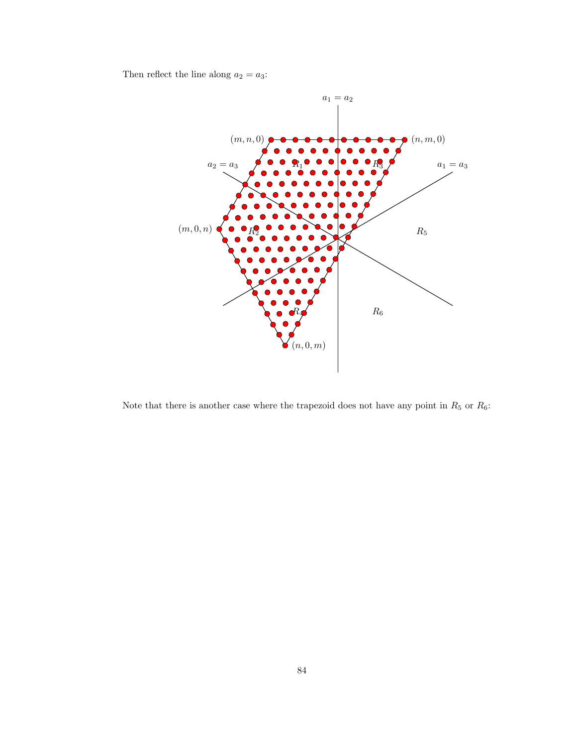Then reflect the line along $a_2 = a_3$:

Note that there is another case where the trapezoid does not have any point in $R_5$ or $R_6$: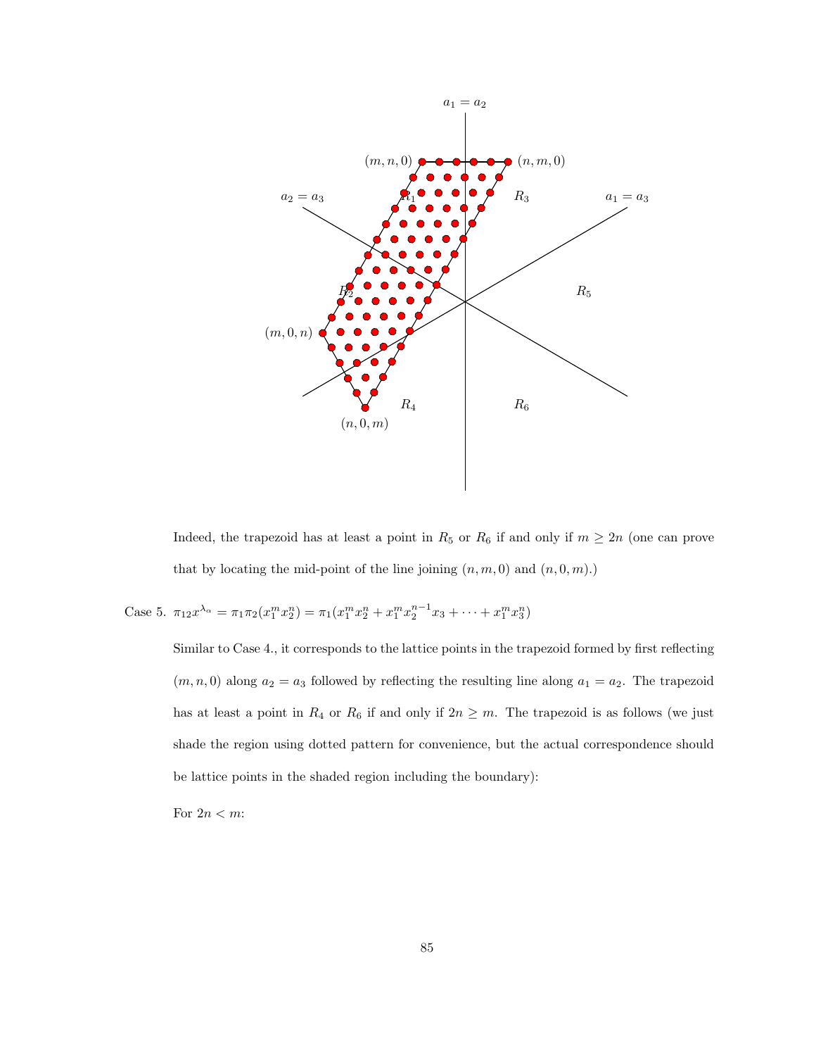Indeed, the trapezoid has at least a point in $R_5$ or $R_6$ if and only if $m \geq 2n$ (one can prove that by locating the mid-point of the line joining $(n, m, 0)$ and $(n, 0, m)$.)

Case 5. $\pi_{12}x^{\lambda_\alpha} = \pi_1\pi_2(x_1^m x_2^n) = \pi_1(x_1^m x_2^n + x_1^m x_2^{n-1}x_3 + \cdots + x_1^m x_3^n)$

Similar to Case 4., it corresponds to the lattice points in the trapezoid formed by first reflecting $(m, n, 0)$ along $a_2 = a_3$ followed by reflecting the resulting line along $a_1 = a_2$. The trapezoid has at least a point in $R_4$ or $R_6$ if and only if $2n \geq m$. The trapezoid is as follows (we just shade the region using dotted pattern for convenience, but the actual correspondence should be lattice points in the shaded region including the boundary):

For $2n < m$: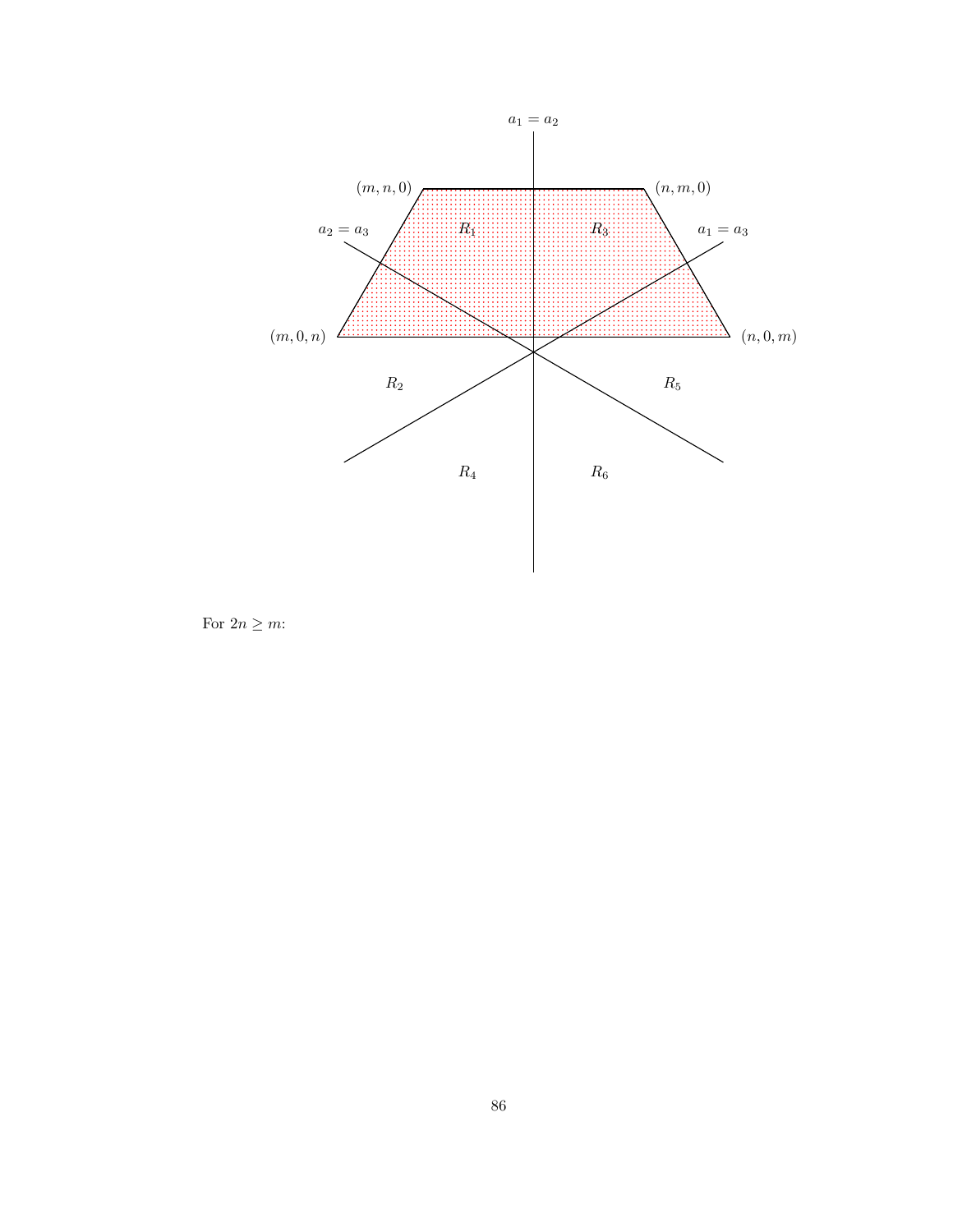For $2n \geq m$: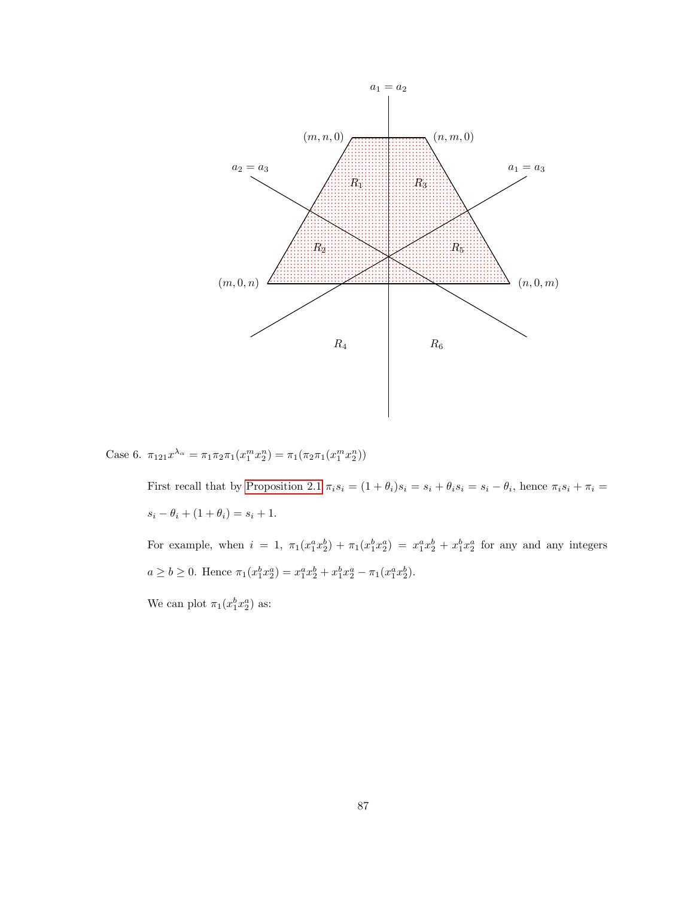Case 6. $\pi_{121}x^{\lambda_\alpha} = \pi_1\pi_2\pi_1(x_1^m x_2^n) = \pi_1(\pi_2\pi_1(x_1^m x_2^n))$

First recall that by Proposition 2.1 $\pi_i s_i = (1+\theta_i)s_i = s_i + \theta_i s_i = s_i - \theta_i$, hence $\pi_i s_i + \pi_i = s_i - \theta_i + (1+\theta_i) = s_i + 1$.

For example, when $i = 1$, $\pi_1(x_1^a x_2^b) + \pi_1(x_1^b x_2^a) = x_1^a x_2^b + x_1^b x_2^a$ for any and any integers $a \geq b \geq 0$. Hence $\pi_1(x_1^b x_2^a) = x_1^a x_2^b + x_1^b x_2^a - \pi_1(x_1^a x_2^b)$.

We can plot $\pi_1(x_1^b x_2^a)$ as: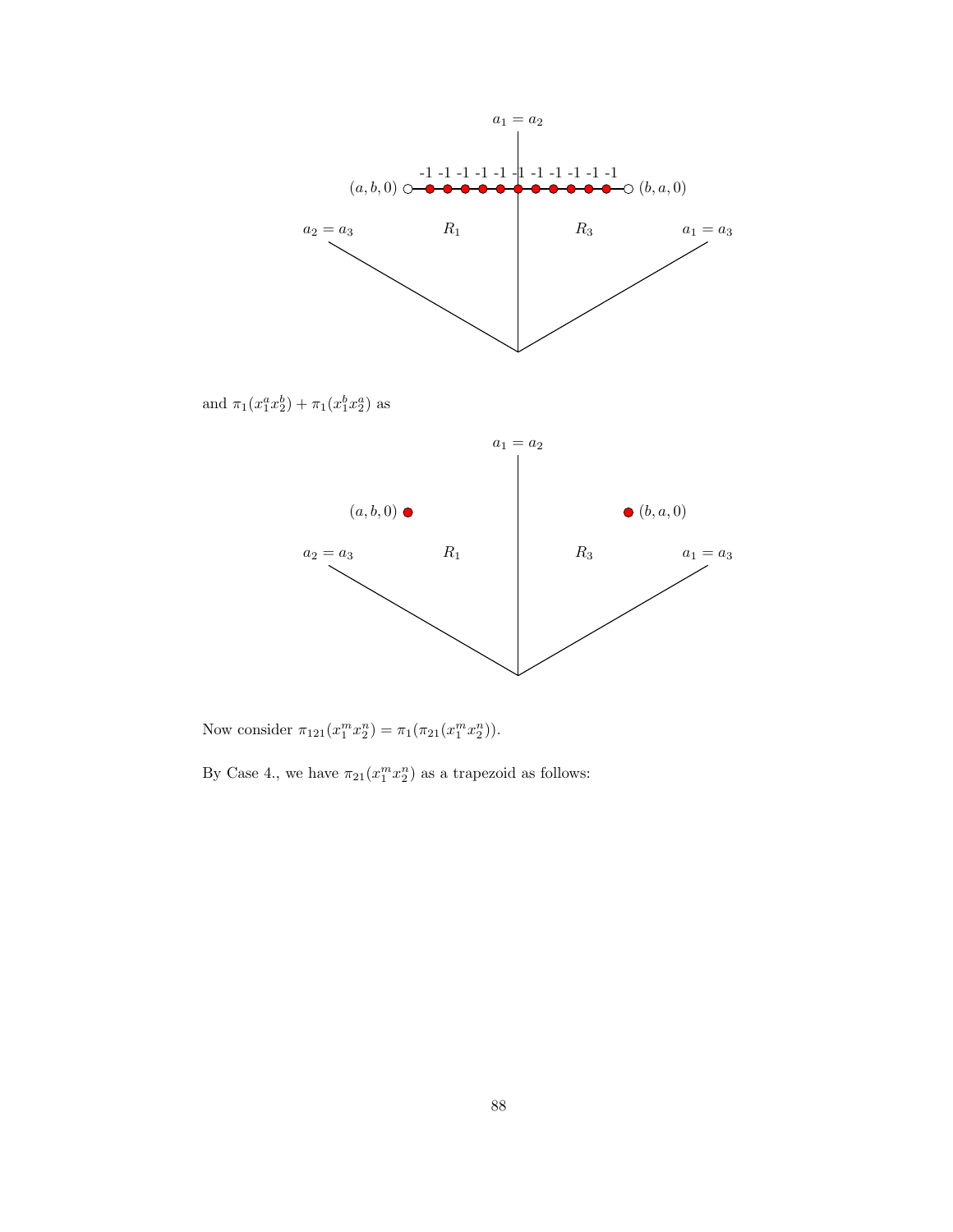and $\pi_1(x_1^a x_2^b) + \pi_1(x_1^b x_2^a)$ as

Now consider $\pi_{121}(x_1^m x_2^n) = \pi_1(\pi_{21}(x_1^m x_2^n))$.

By Case 4., we have $\pi_{21}(x_1^m x_2^n)$ as a trapezoid as follows: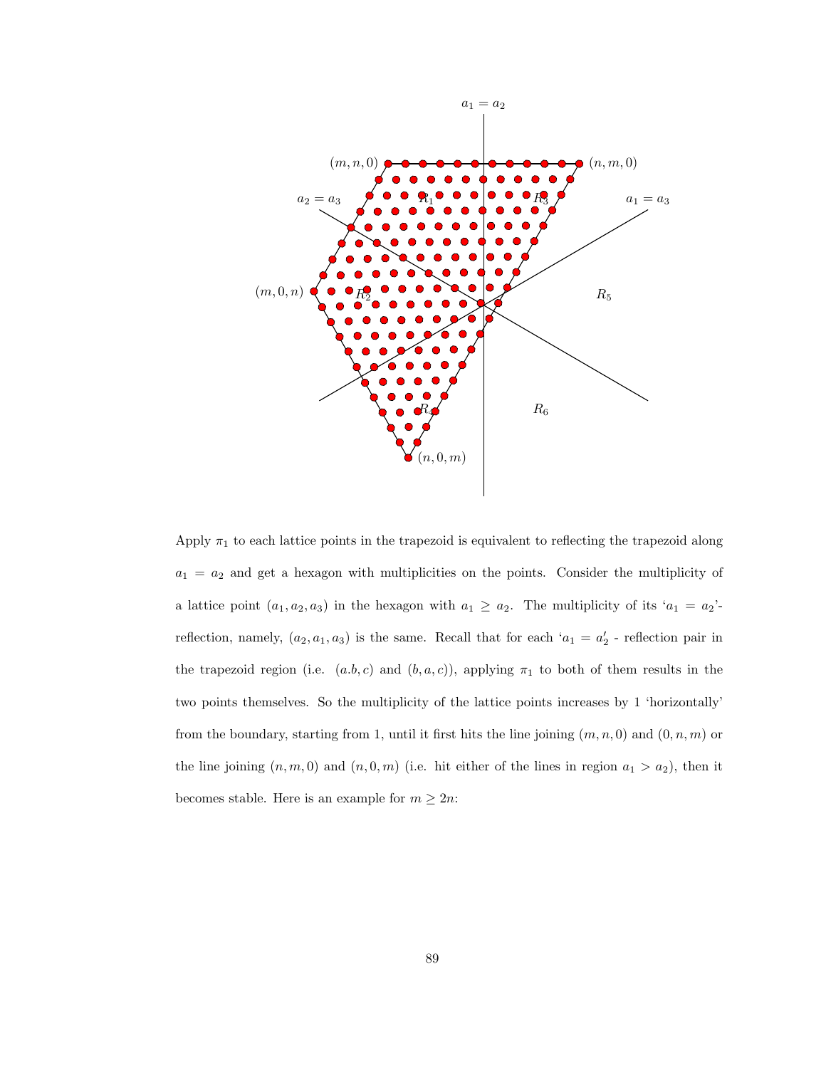Apply $\pi_1$ to each lattice points in the trapezoid is equivalent to reflecting the trapezoid along $a_1 = a_2$ and get a hexagon with multiplicities on the points. Consider the multiplicity of a lattice point $(a_1, a_2, a_3)$ in the hexagon with $a_1 \geq a_2$. The multiplicity of its '$a_1 = a_2$'-reflection, namely, $(a_2, a_1, a_3)$ is the same. Recall that for each '$a_1 = a_2'$ - reflection pair in the trapezoid region (i.e. $(a.b, c)$ and $(b, a, c)$), applying $\pi_1$ to both of them results in the two points themselves. So the multiplicity of the lattice points increases by 1 'horizontally' from the boundary, starting from 1, until it first hits the line joining $(m, n, 0)$ and $(0, n, m)$ or the line joining $(n, m, 0)$ and $(n, 0, m)$ (i.e. hit either of the lines in region $a_1 > a_2$), then it becomes stable. Here is an example for $m \geq 2n$: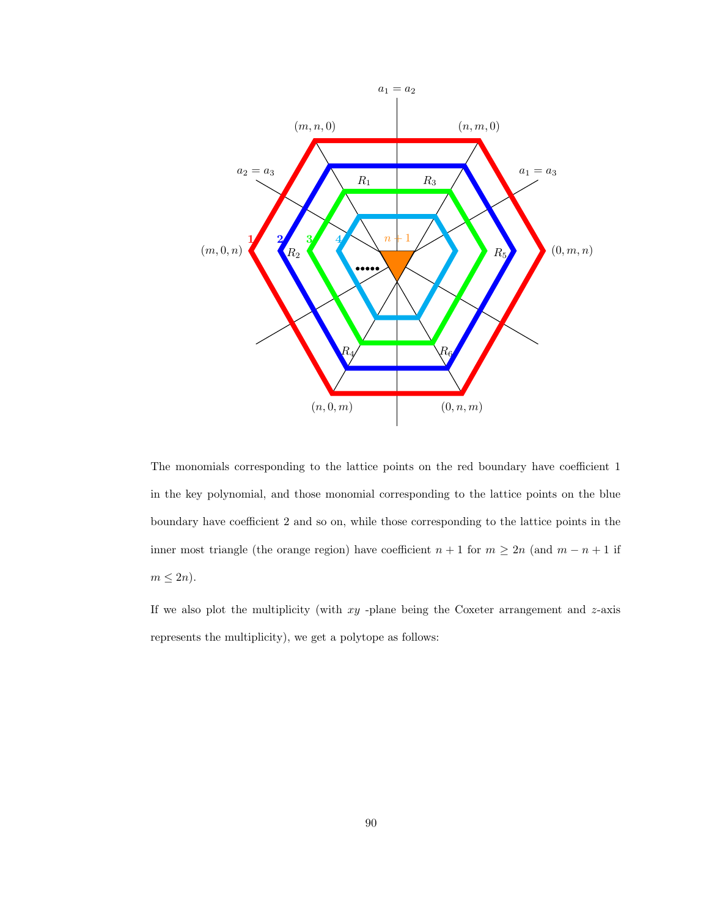The monomials corresponding to the lattice points on the red boundary have coefficient 1 in the key polynomial, and those monomial corresponding to the lattice points on the blue boundary have coefficient 2 and so on, while those corresponding to the lattice points in the inner most triangle (the orange region) have coefficient $n+1$ for $m \geq 2n$ (and $m-n+1$ if $m \leq 2n$).

If we also plot the multiplicity (with $xy$ -plane being the Coxeter arrangement and $z$-axis represents the multiplicity), we get a polytope as follows: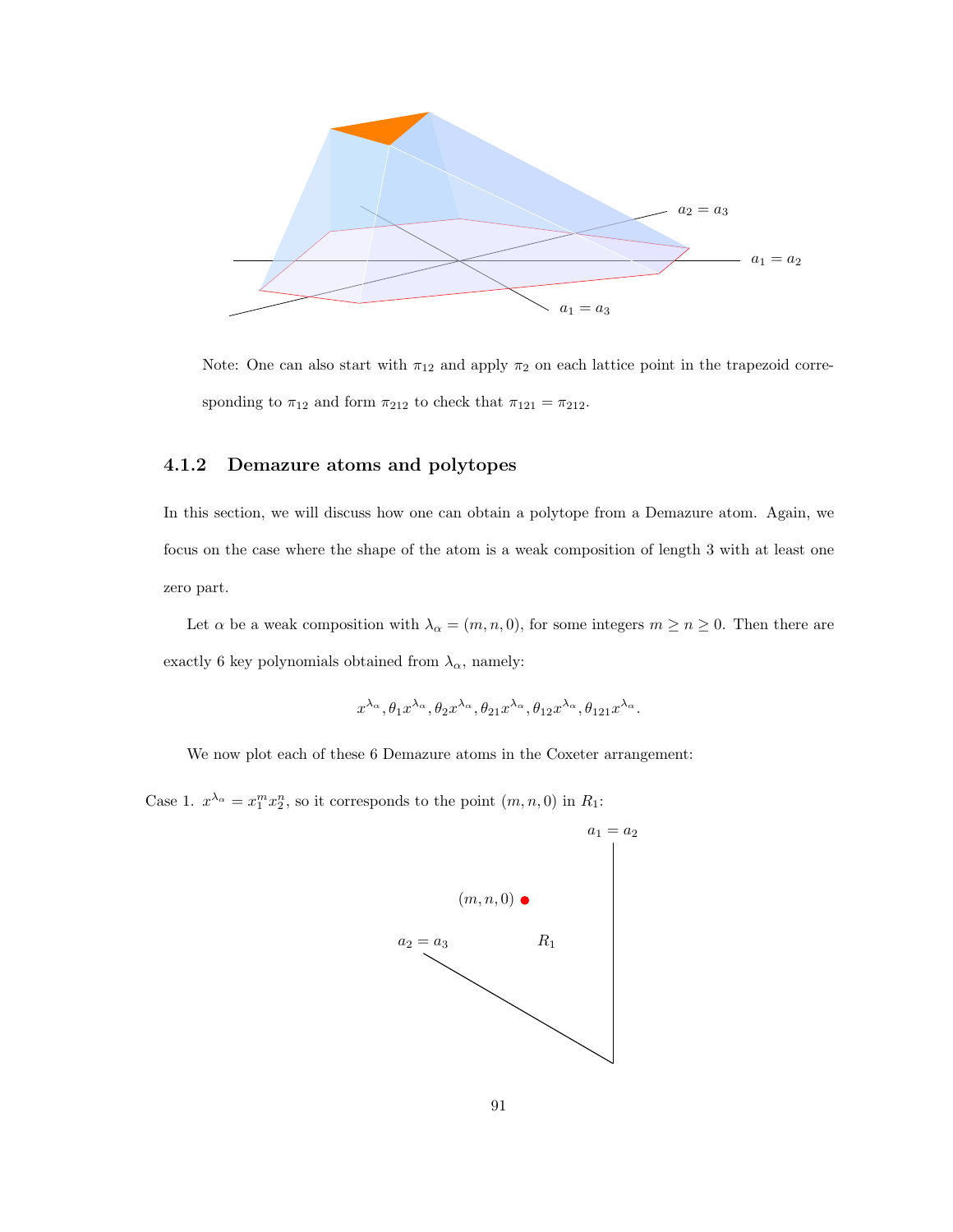Note: One can also start with $\pi_{12}$ and apply $\pi_2$ on each lattice point in the trapezoid corresponding to $\pi_{12}$ and form $\pi_{212}$ to check that $\pi_{121} = \pi_{212}$.

### 4.1.2 Demazure atoms and polytopes

In this section, we will discuss how one can obtain a polytope from a Demazure atom. Again, we focus on the case where the shape of the atom is a weak composition of length 3 with at least one zero part.

Let $\alpha$ be a weak composition with $\lambda_\alpha = (m, n, 0)$, for some integers $m \geq n \geq 0$. Then there are exactly 6 key polynomials obtained from $\lambda_\alpha$, namely:

$$x^{\lambda_\alpha}, \theta_1 x^{\lambda_\alpha}, \theta_2 x^{\lambda_\alpha}, \theta_{21} x^{\lambda_\alpha}, \theta_{12} x^{\lambda_\alpha}, \theta_{121} x^{\lambda_\alpha}.$$

We now plot each of these 6 Demazure atoms in the Coxeter arrangement:

Case 1. $x^{\lambda_\alpha} = x_1^m x_2^n$, so it corresponds to the point $(m, n, 0)$ in $R_1$: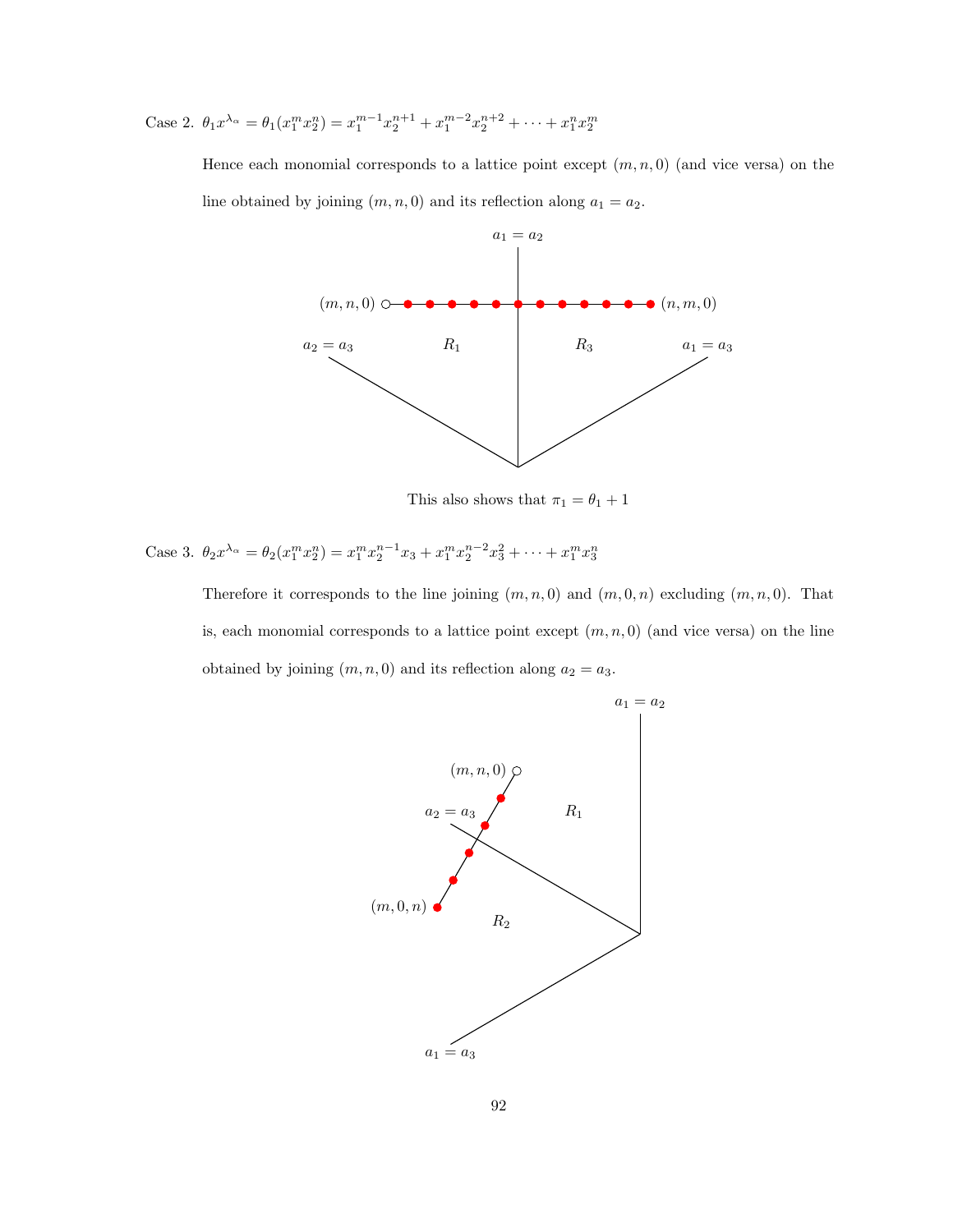Case 2. $\theta_1 x^{\lambda_\alpha} = \theta_1(x_1^m x_2^n) = x_1^{m-1}x_2^{n+1} + x_1^{m-2}x_2^{n+2} + \cdots + x_1^n x_2^m$

Hence each monomial corresponds to a lattice point except $(m, n, 0)$ (and vice versa) on the line obtained by joining $(m, n, 0)$ and its reflection along $a_1 = a_2$.

This also shows that $\pi_1 = \theta_1 + 1$

Case 3. $\theta_2 x^{\lambda_\alpha} = \theta_2(x_1^m x_2^n) = x_1^m x_2^{n-1} x_3 + x_1^m x_2^{n-2} x_3^2 + \cdots + x_1^m x_3^n$

Therefore it corresponds to the line joining $(m, n, 0)$ and $(m, 0, n)$ excluding $(m, n, 0)$. That is, each monomial corresponds to a lattice point except $(m, n, 0)$ (and vice versa) on the line obtained by joining $(m, n, 0)$ and its reflection along $a_2 = a_3$.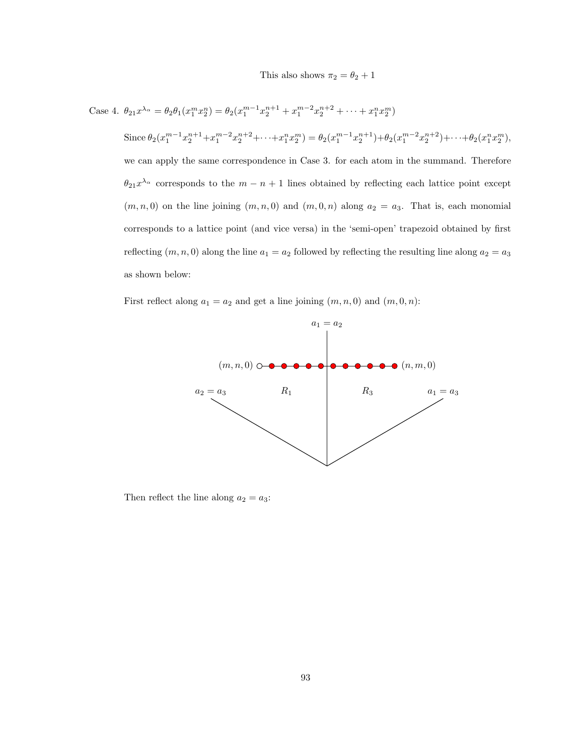This also shows $\pi_2 = \theta_2 + 1$

Case 4. $\theta_{21}x^{\lambda_\alpha} = \theta_2\theta_1(x_1^m x_2^n) = \theta_2(x_1^{m-1}x_2^{n+1} + x_1^{m-2}x_2^{n+2} + \cdots + x_1^n x_2^m)$

Since $\theta_2(x_1^{m-1}x_2^{n+1}+x_1^{m-2}x_2^{n+2}+\cdots+x_1^n x_2^m) = \theta_2(x_1^{m-1}x_2^{n+1})+\theta_2(x_1^{m-2}x_2^{n+2})+\cdots+\theta_2(x_1^n x_2^m)$, we can apply the same correspondence in Case 3. for each atom in the summand. Therefore $\theta_{21}x^{\lambda_\alpha}$ corresponds to the $m-n+1$ lines obtained by reflecting each lattice point except $(m, n, 0)$ on the line joining $(m, n, 0)$ and $(m, 0, n)$ along $a_2 = a_3$. That is, each monomial corresponds to a lattice point (and vice versa) in the 'semi-open' trapezoid obtained by first reflecting $(m, n, 0)$ along the line $a_1 = a_2$ followed by reflecting the resulting line along $a_2 = a_3$ as shown below:

First reflect along $a_1 = a_2$ and get a line joining $(m, n, 0)$ and $(m, 0, n)$:

Then reflect the line along $a_2 = a_3$: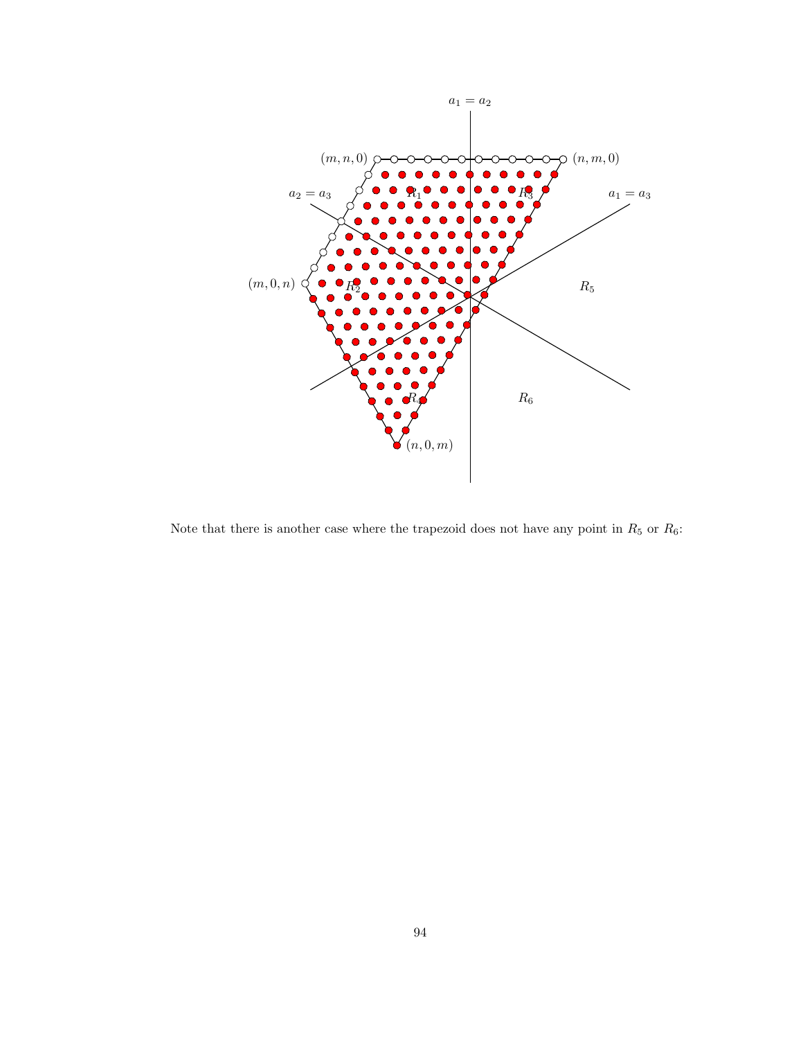Note that there is another case where the trapezoid does not have any point in $R_5$ or $R_6$: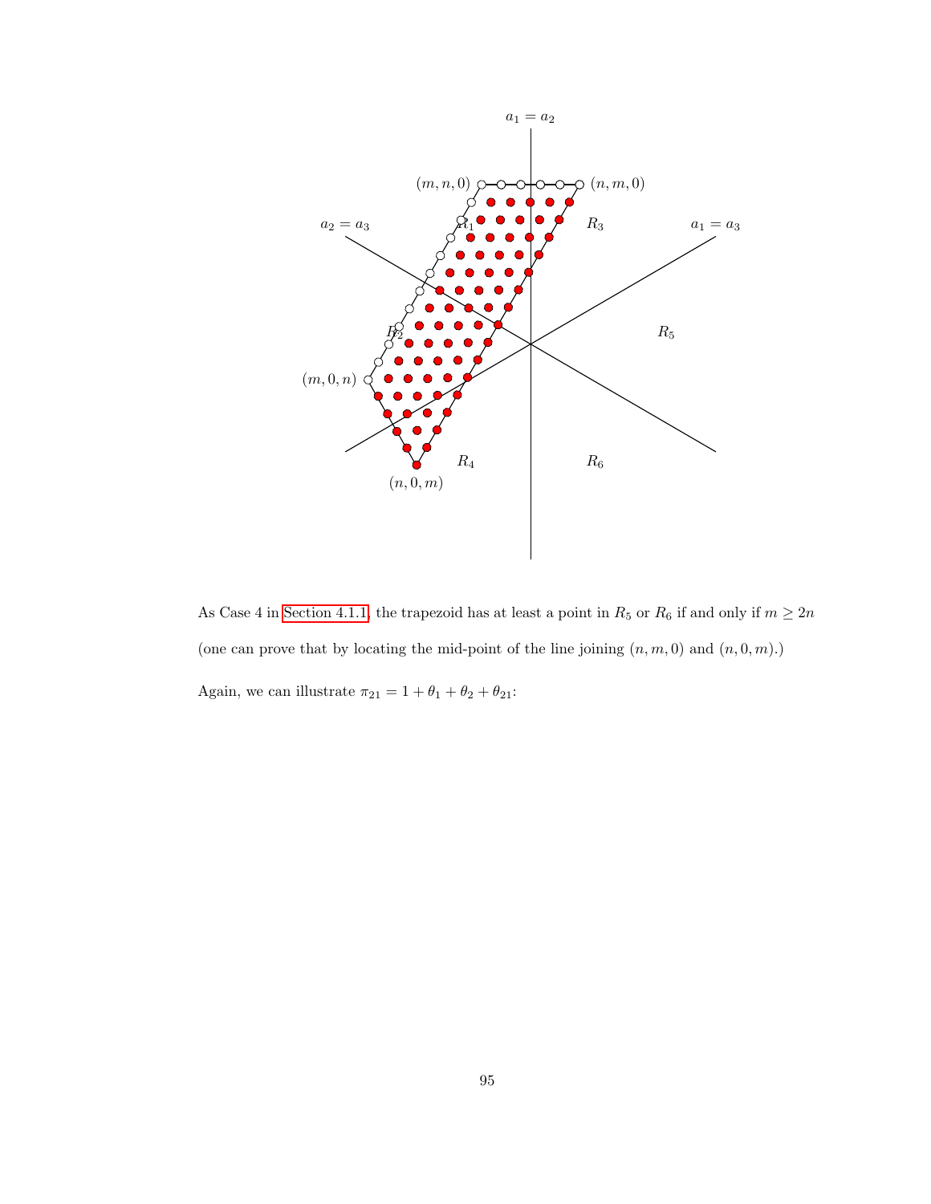As Case 4 in Section 4.1.1, the trapezoid has at least a point in $R_5$ or $R_6$ if and only if $m \geq 2n$ (one can prove that by locating the mid-point of the line joining $(n, m, 0)$ and $(n, 0, m)$.)

Again, we can illustrate $\pi_{21} = 1 + \theta_1 + \theta_2 + \theta_{21}$: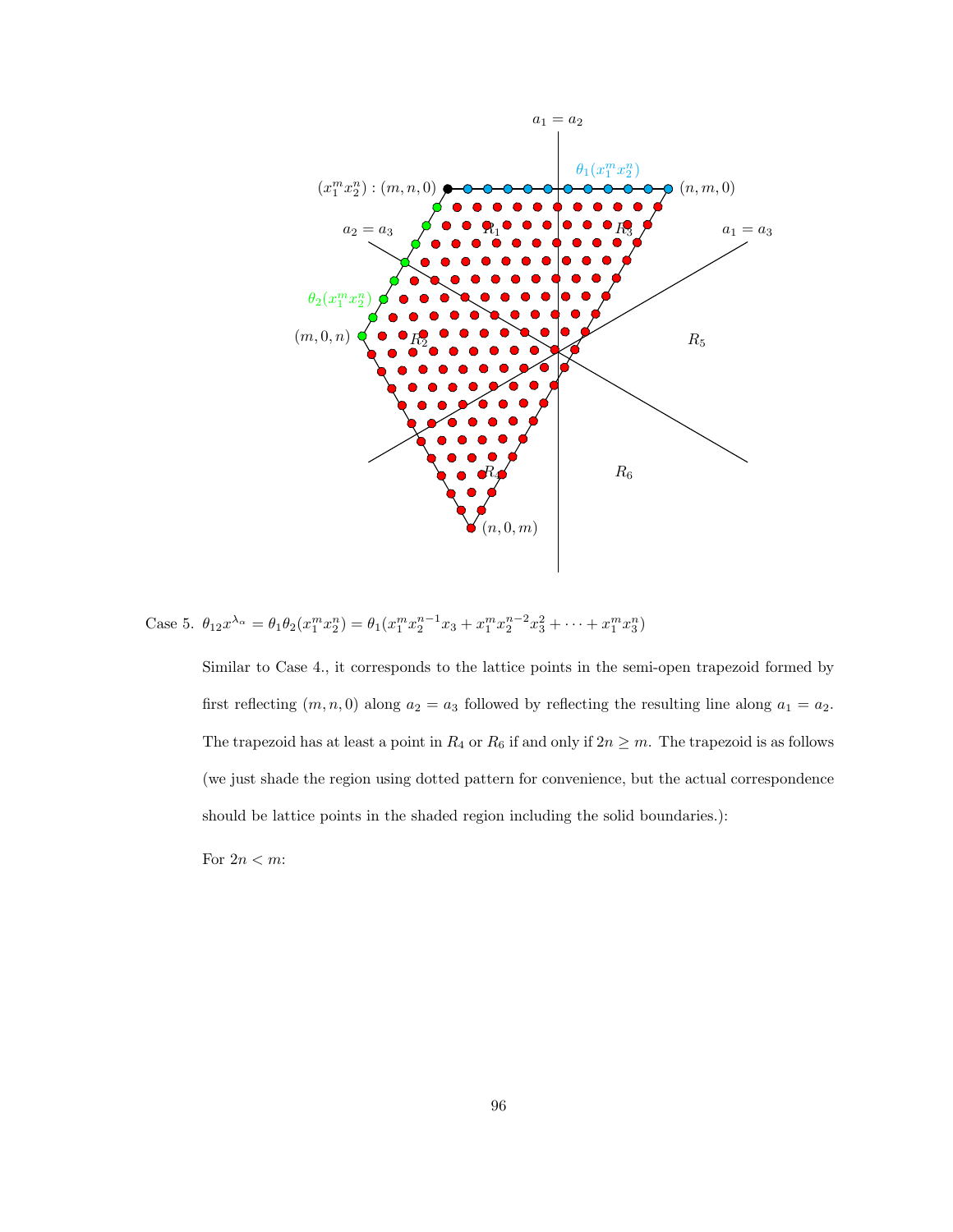Case 5. $\theta_{12}x^{\lambda_\alpha} = \theta_1\theta_2(x_1^m x_2^n) = \theta_1(x_1^m x_2^{n-1}x_3 + x_1^m x_2^{n-2}x_3^2 + \cdots + x_1^m x_3^n)$

Similar to Case 4., it corresponds to the lattice points in the semi-open trapezoid formed by first reflecting $(m, n, 0)$ along $a_2 = a_3$ followed by reflecting the resulting line along $a_1 = a_2$. The trapezoid has at least a point in $R_4$ or $R_6$ if and only if $2n \geq m$. The trapezoid is as follows (we just shade the region using dotted pattern for convenience, but the actual correspondence should be lattice points in the shaded region including the solid boundaries.):

For $2n < m$: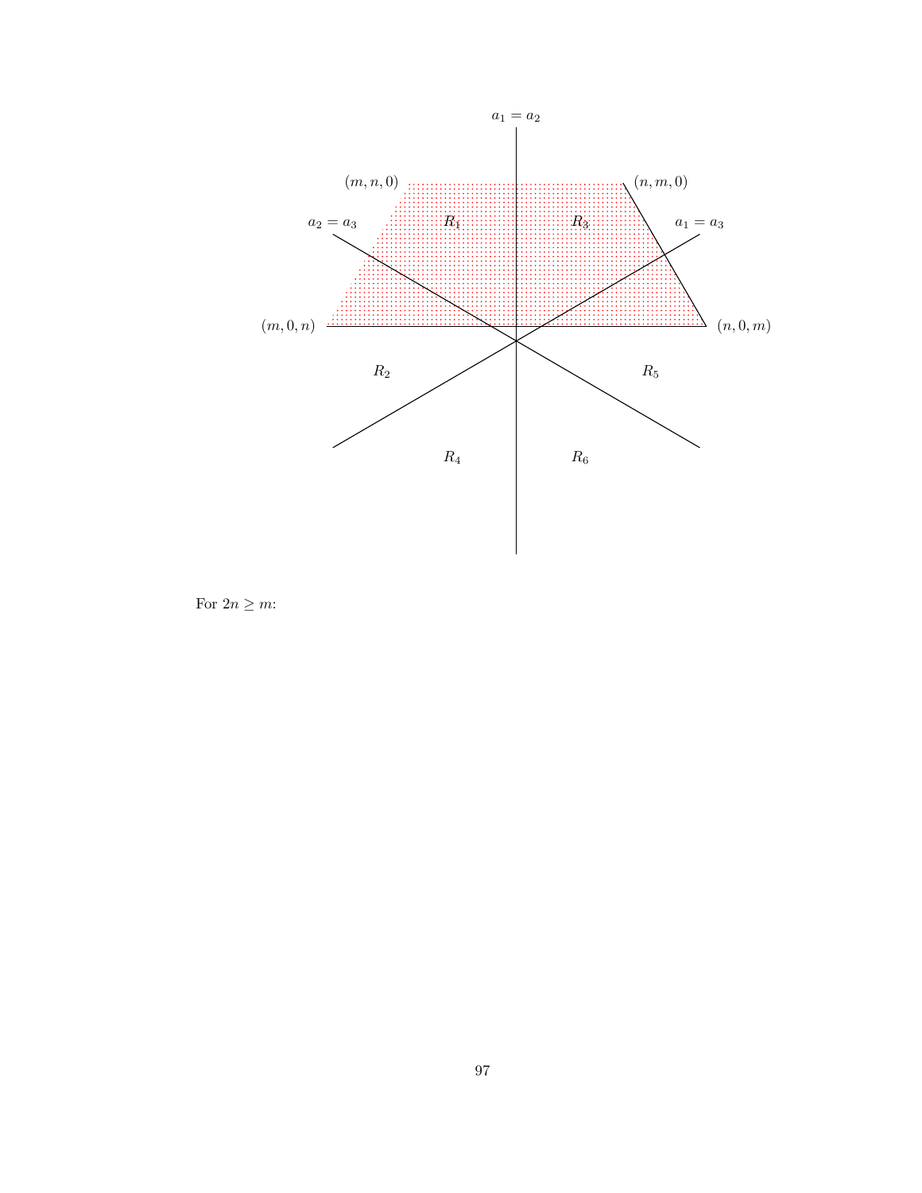$a_1 = a_2$

$(m, n, 0)$

$(n, m, 0)$

$a_2 = a_3$

$R_1$

$R_3$

$a_1 = a_3$

$(m, 0, n)$

$(n, 0, m)$

$R_2$

$R_5$

$R_4$

$R_6$

For $2n \geq m$: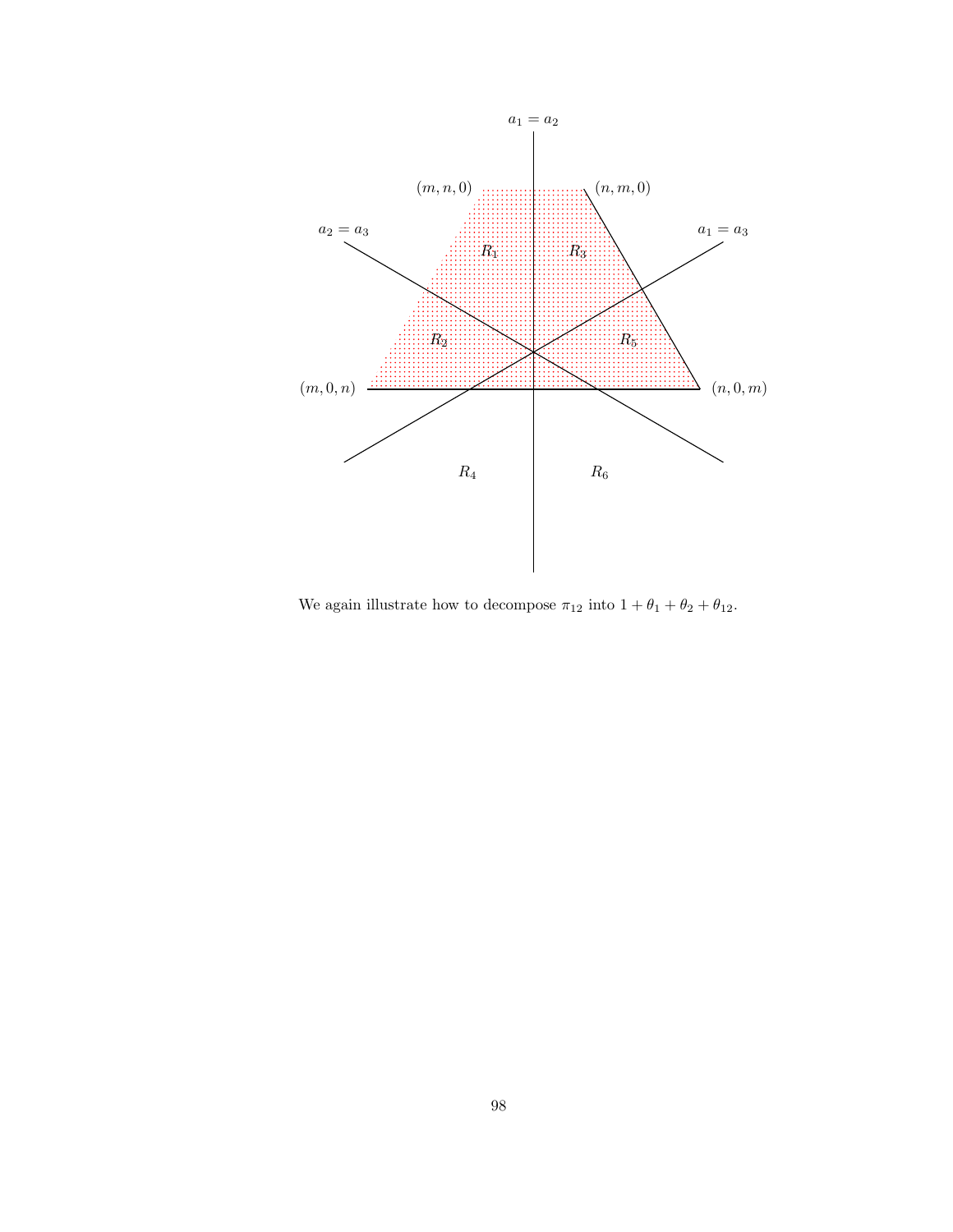We again illustrate how to decompose $\pi_{12}$ into $1 + \theta_1 + \theta_2 + \theta_{12}$.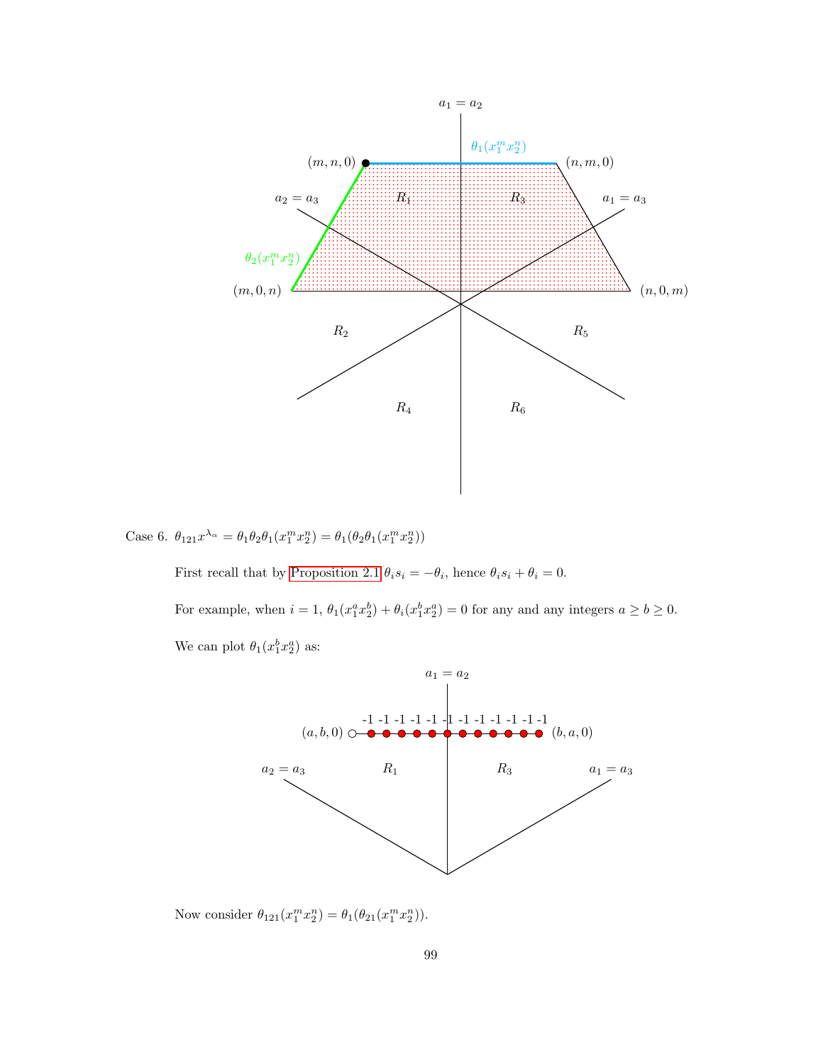Case 6. $\theta_{121}x^{\lambda_\alpha} = \theta_1\theta_2\theta_1(x_1^m x_2^n) = \theta_1(\theta_2\theta_1(x_1^m x_2^n))$

First recall that by Proposition 2.1 $\theta_i s_i = -\theta_i$, hence $\theta_i s_i + \theta_i = 0$.

For example, when $i = 1$, $\theta_1(x_1^a x_2^b) + \theta_i(x_1^b x_2^a) = 0$ for any and any integers $a \geq b \geq 0$.

We can plot $\theta_1(x_1^b x_2^a)$ as:

Now consider $\theta_{121}(x_1^m x_2^n) = \theta_1(\theta_{21}(x_1^m x_2^n))$.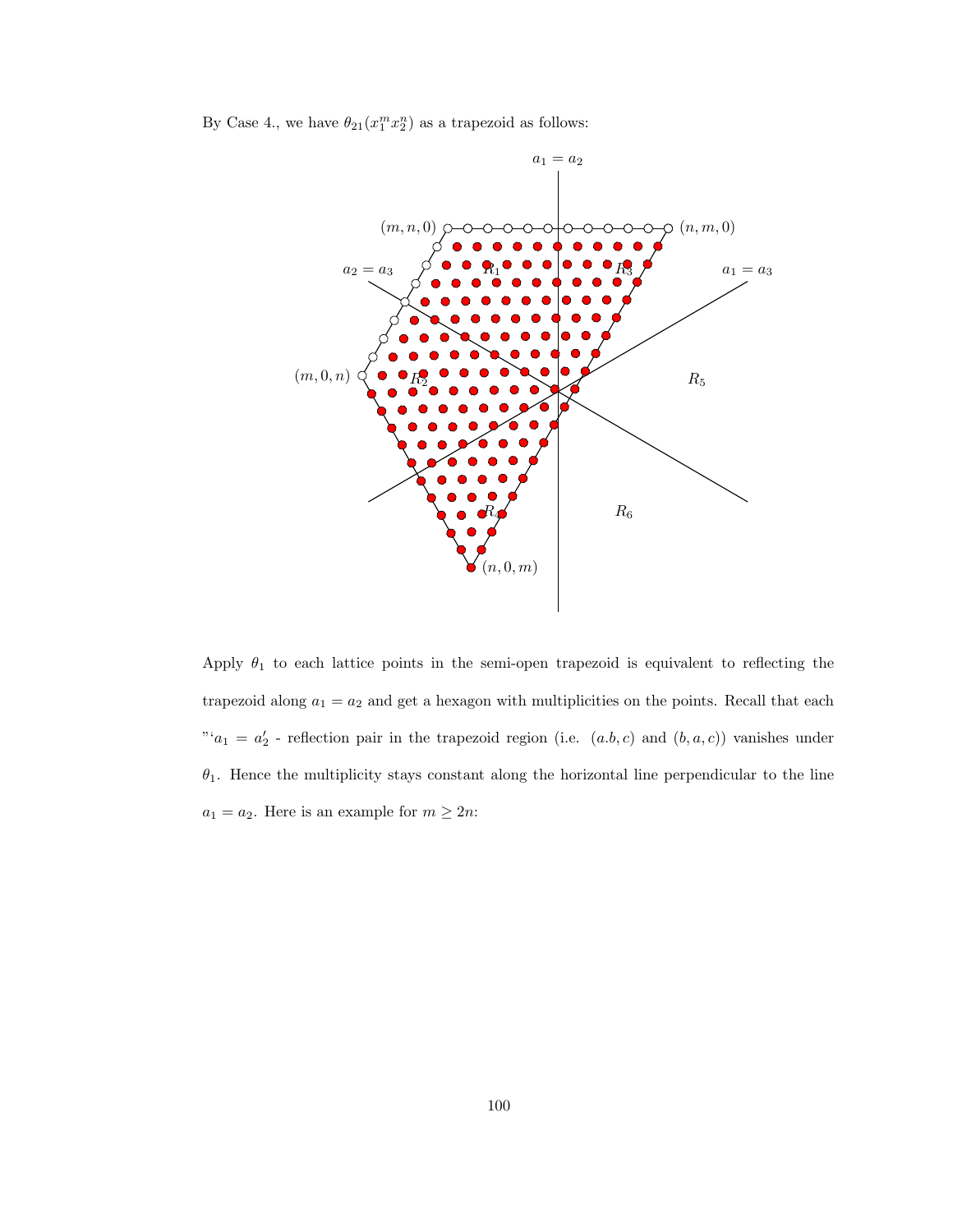By Case 4., we have $\theta_{21}(x_1^m x_2^n)$ as a trapezoid as follows:

Apply $\theta_1$ to each lattice points in the semi-open trapezoid is equivalent to reflecting the trapezoid along $a_1 = a_2$ and get a hexagon with multiplicities on the points. Recall that each "'$a_1 = a_2'$ - reflection pair in the trapezoid region (i.e. $(a.b, c)$ and $(b, a, c)$) vanishes under $\theta_1$. Hence the multiplicity stays constant along the horizontal line perpendicular to the line $a_1 = a_2$. Here is an example for $m \geq 2n$: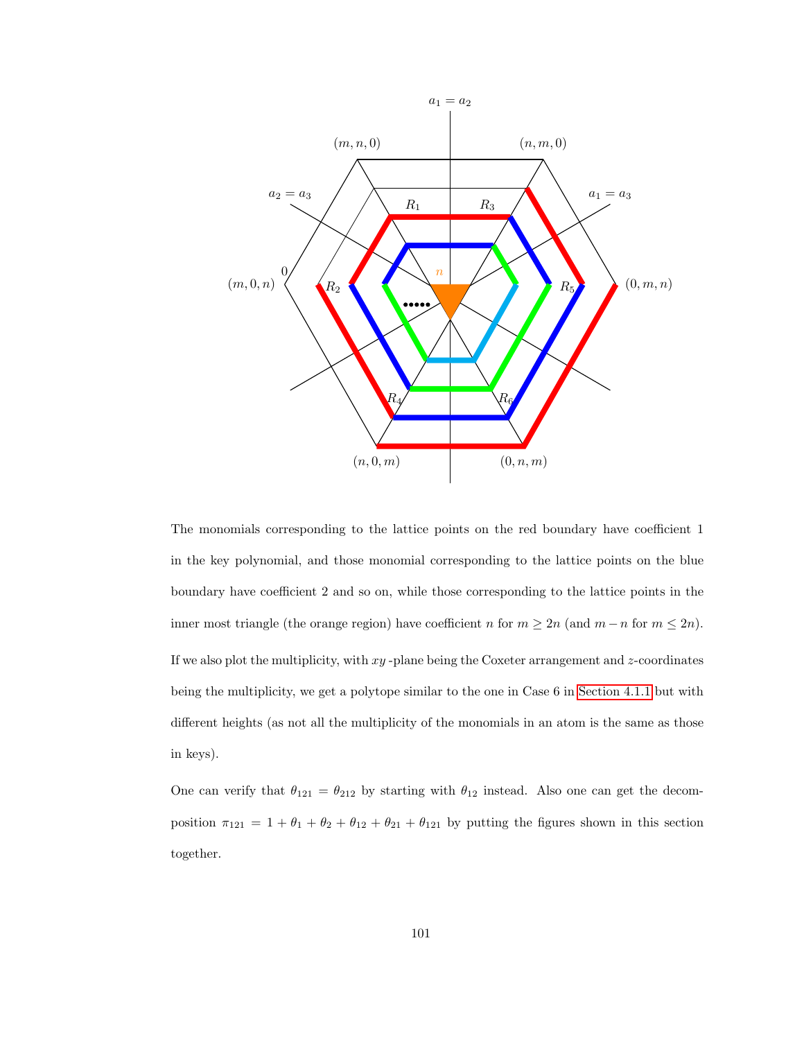The monomials corresponding to the lattice points on the red boundary have coefficient 1 in the key polynomial, and those monomial corresponding to the lattice points on the blue boundary have coefficient 2 and so on, while those corresponding to the lattice points in the inner most triangle (the orange region) have coefficient $n$ for $m \geq 2n$ (and $m-n$ for $m \leq 2n$).

If we also plot the multiplicity, with $xy$-plane being the Coxeter arrangement and $z$-coordinates being the multiplicity, we get a polytope similar to the one in Case 6 in Section 4.1.1 but with different heights (as not all the multiplicity of the monomials in an atom is the same as those in keys).

One can verify that $\theta_{121} = \theta_{212}$ by starting with $\theta_{12}$ instead. Also one can get the decomposition $\pi_{121} = 1 + \theta_1 + \theta_2 + \theta_{12} + \theta_{21} + \theta_{121}$ by putting the figures shown in this section together.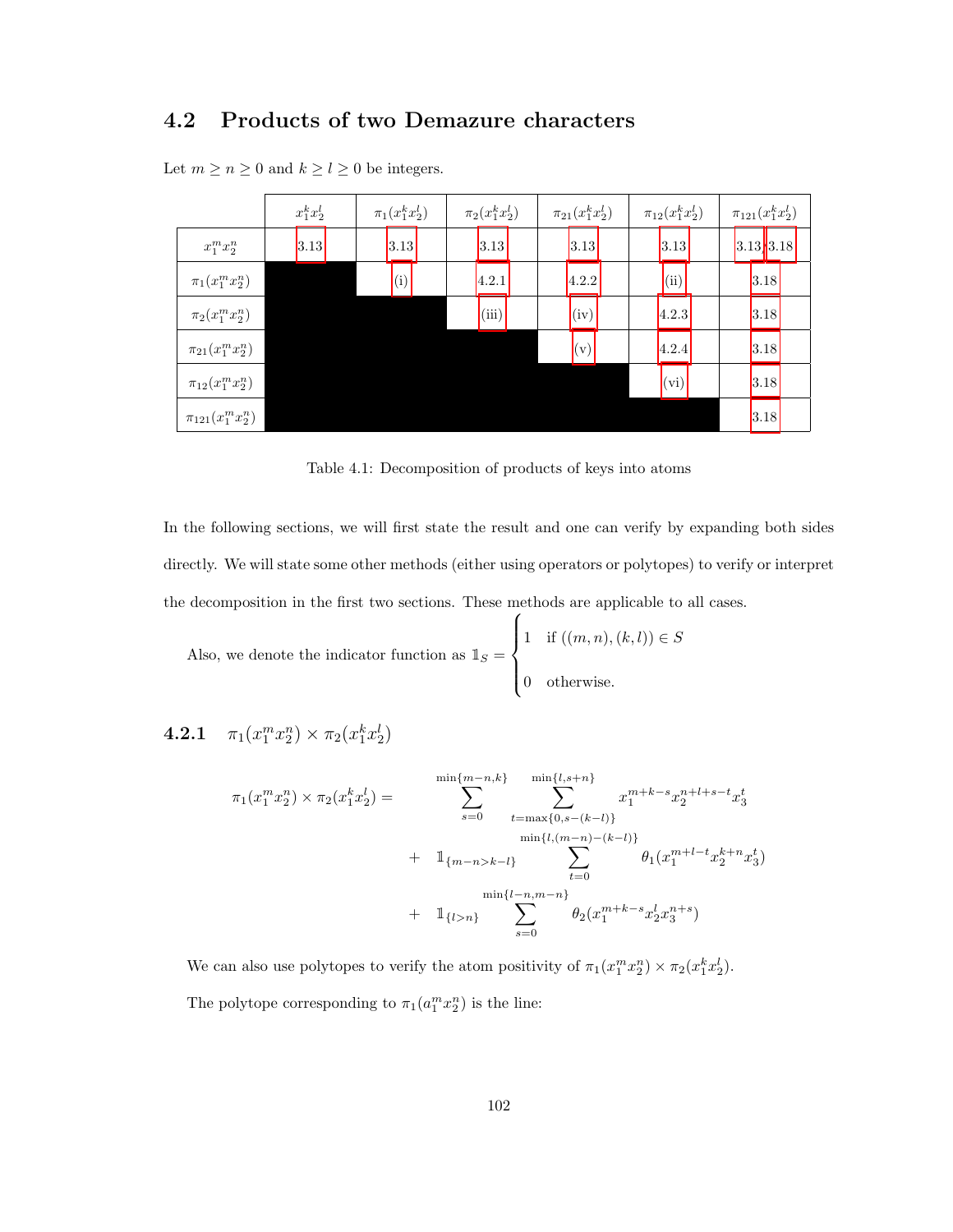## 4.2 Products of two Demazure characters

Let $m \geq n \geq 0$ and $k \geq l \geq 0$ be integers.

| | $x_1^k x_2^l$ | $\pi_1(x_1^k x_2^l)$ | $\pi_2(x_1^k x_2^l)$ | $\pi_{21}(x_1^k x_2^l)$ | $\pi_{12}(x_1^k x_2^l)$ | $\pi_{121}(x_1^k x_2^l)$ |
|---|---|---|---|---|---|---|
| $x_1^m x_2^n$ | 3.13 | 3.13 | 3.13 | 3.13 | 3.13 | 3.13, 3.18 |
| $\pi_1(x_1^m x_2^n)$ | | (i) | 4.2.1 | 4.2.2 | (ii) | 3.18 |
| $\pi_2(x_1^m x_2^n)$ | | | (iii) | (iv) | 4.2.3 | 3.18 |
| $\pi_{21}(x_1^m x_2^n)$ | | | | (v) | 4.2.4 | 3.18 |
| $\pi_{12}(x_1^m x_2^n)$ | | | | | (vi) | 3.18 |
| $\pi_{121}(x_1^m x_2^n)$ | | | | | | 3.18 |

Table 4.1: Decomposition of products of keys into atoms

In the following sections, we will first state the result and one can verify by expanding both sides directly. We will state some other methods (either using operators or polytopes) to verify or interpret the decomposition in the first two sections. These methods are applicable to all cases.

Also, we denote the indicator function as $\mathbb{1}_S = \begin{cases} 1 & \text{if } ((m,n),(k,l)) \in S \\ 0 & \text{otherwise.} \end{cases}$

### 4.2.1 $\pi_1(x_1^m x_2^n) \times \pi_2(x_1^k x_2^l)$

$$\begin{aligned}
\pi_1(x_1^m x_2^n) \times \pi_2(x_1^k x_2^l) = & \sum_{s=0}^{\min\{m-n,k\}} \sum_{t=\max\{0,s-(k-l)\}}^{\min\{l,s+n\}} x_1^{m+k-s} x_2^{n+l+s-t} x_3^t \\
& + \mathbb{1}_{\{m-n>k-l\}} \sum_{t=0}^{\min\{l,(m-n)-(k-l)\}} \theta_1(x_1^{m+l-t} x_2^{k+n} x_3^t) \\
& + \mathbb{1}_{\{l>n\}} \sum_{s=0}^{\min\{l-n,m-n\}} \theta_2(x_1^{m+k-s} x_2^l x_3^{n+s})
\end{aligned}$$

We can also use polytopes to verify the atom positivity of $\pi_1(x_1^m x_2^n) \times \pi_2(x_1^k x_2^l)$.

The polytope corresponding to $\pi_1(a_1^m x_2^n)$ is the line: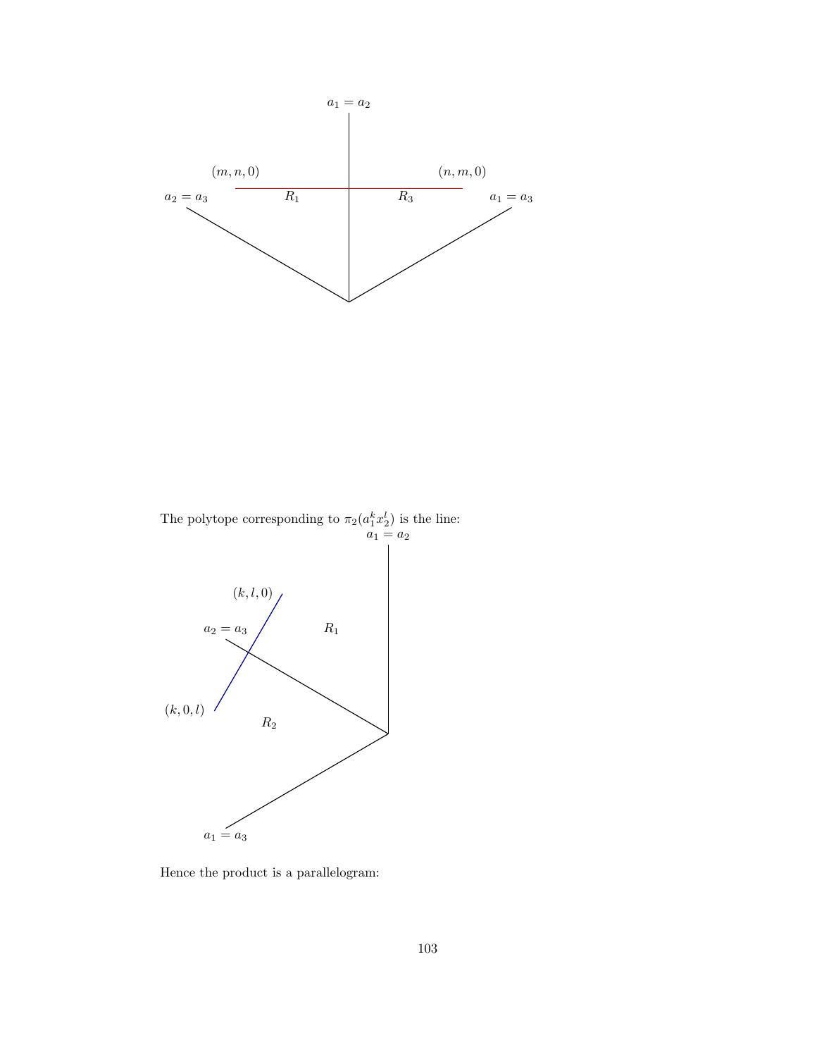The polytope corresponding to $\pi_2(a_1^k x_2^l)$ is the line:

Hence the product is a parallelogram: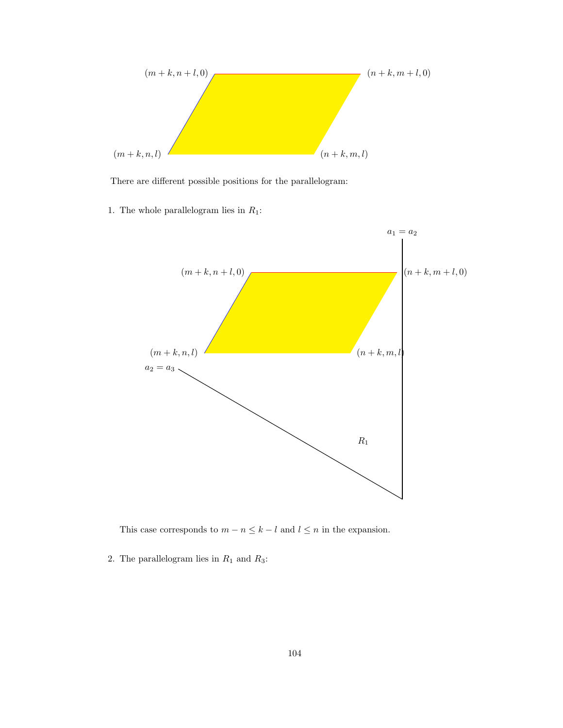$(m+k, n+l, 0)$ $(n+k, m+l, 0)$

$(m+k, n, l)$ $(n+k, m, l)$

There are different possible positions for the parallelogram:

1. The whole parallelogram lies in $R_1$:

$a_1 = a_2$

$(m+k, n+l, 0)$ $(n+k, m+l, 0)$

$(m+k, n, l)$ $(n+k, m, l)$

$a_2 = a_3$

$R_1$

This case corresponds to $m - n \leq k - l$ and $l \leq n$ in the expansion.

2. The parallelogram lies in $R_1$ and $R_3$: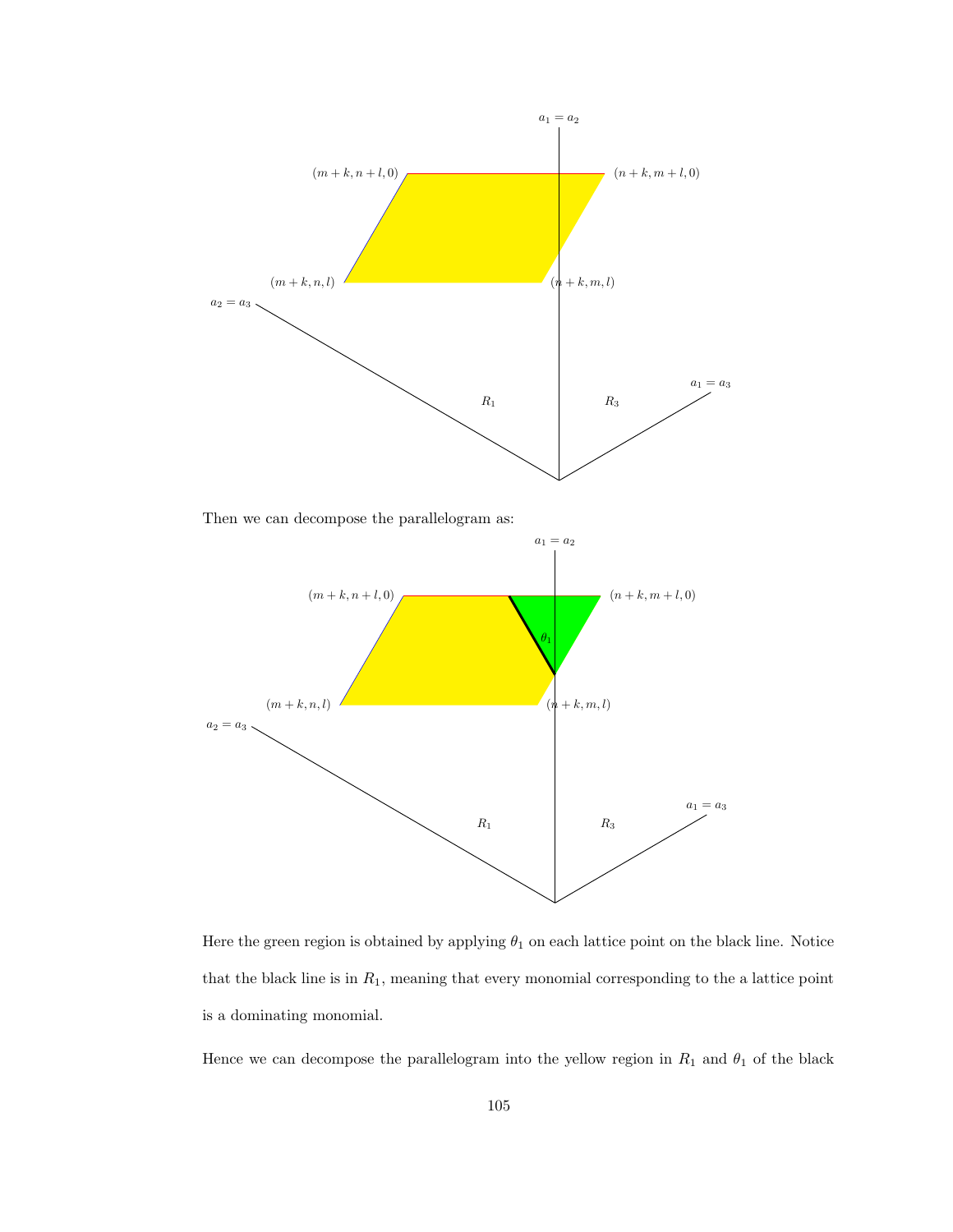Then we can decompose the parallelogram as:

Here the green region is obtained by applying $\theta_1$ on each lattice point on the black line. Notice that the black line is in $R_1$, meaning that every monomial corresponding to the a lattice point is a dominating monomial.

Hence we can decompose the parallelogram into the yellow region in $R_1$ and $\theta_1$ of the black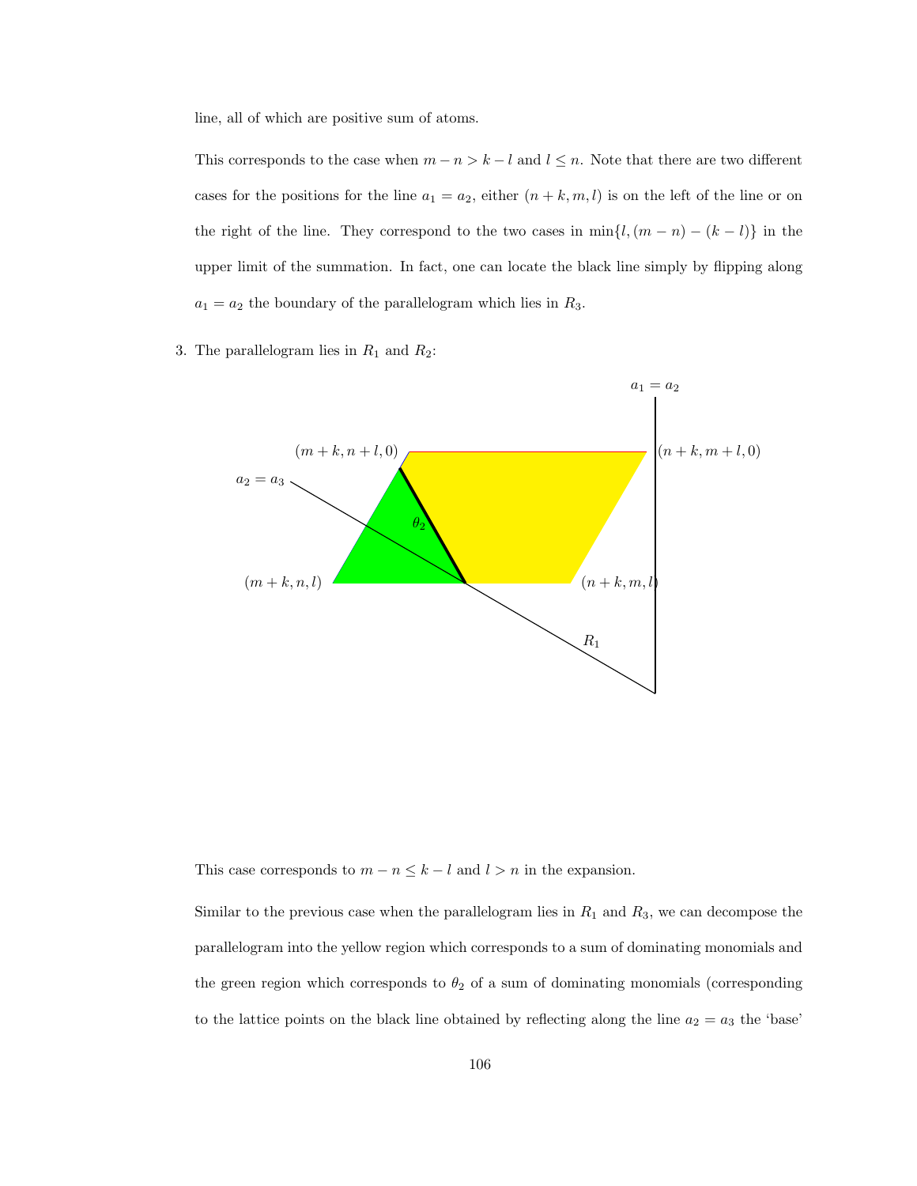line, all of which are positive sum of atoms.

This corresponds to the case when $m - n > k - l$ and $l \leq n$. Note that there are two different cases for the positions for the line $a_1 = a_2$, either $(n + k, m, l)$ is on the left of the line or on the right of the line. They correspond to the two cases in $\min\{l, (m - n) - (k - l)\}$ in the upper limit of the summation. In fact, one can locate the black line simply by flipping along $a_1 = a_2$ the boundary of the parallelogram which lies in $R_3$.

3. The parallelogram lies in $R_1$ and $R_2$:

This case corresponds to $m - n \leq k - l$ and $l > n$ in the expansion.

Similar to the previous case when the parallelogram lies in $R_1$ and $R_3$, we can decompose the parallelogram into the yellow region which corresponds to a sum of dominating monomials and the green region which corresponds to $\theta_2$ of a sum of dominating monomials (corresponding to the lattice points on the black line obtained by reflecting along the line $a_2 = a_3$ the 'base'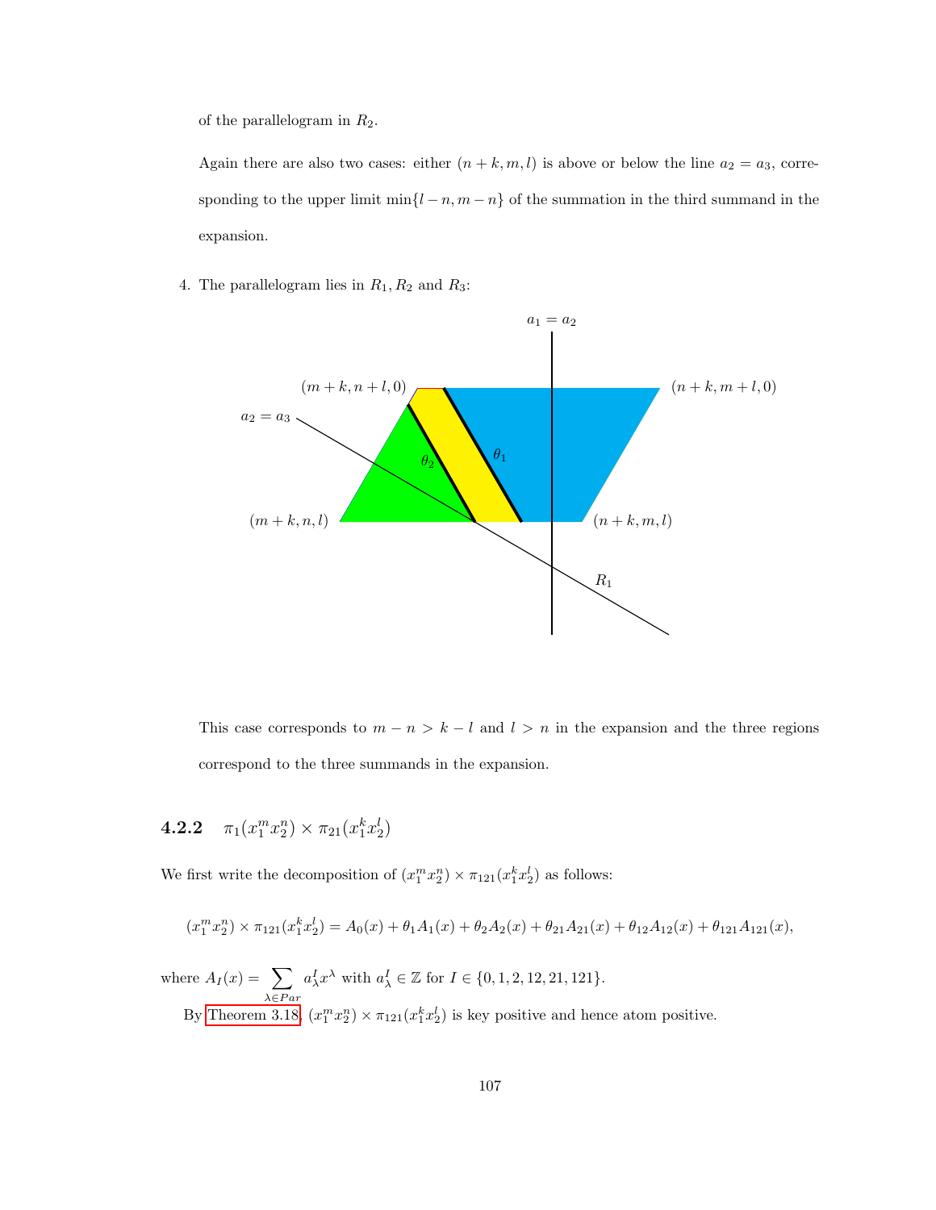of the parallelogram in $R_2$.

Again there are also two cases: either $(n+k, m, l)$ is above or below the line $a_2 = a_3$, corresponding to the upper limit $\min\{l-n, m-n\}$ of the summation in the third summand in the expansion.

4. The parallelogram lies in $R_1, R_2$ and $R_3$:

   This case corresponds to $m - n > k - l$ and $l > n$ in the expansion and the three regions correspond to the three summands in the expansion.

### 4.2.2 $\pi_1(x_1^m x_2^n) \times \pi_{21}(x_1^k x_2^l)$

We first write the decomposition of $(x_1^m x_2^n) \times \pi_{121}(x_1^k x_2^l)$ as follows:

$$(x_1^m x_2^n) \times \pi_{121}(x_1^k x_2^l) = A_0(x) + \theta_1 A_1(x) + \theta_2 A_2(x) + \theta_{21} A_{21}(x) + \theta_{12} A_{12}(x) + \theta_{121} A_{121}(x),$$

where $A_I(x) = \sum_{\lambda \in Par} a_\lambda^I x^\lambda$ with $a_\lambda^I \in \mathbb{Z}$ for $I \in \{0, 1, 2, 12, 21, 121\}$.

By Theorem 3.18, $(x_1^m x_2^n) \times \pi_{121}(x_1^k x_2^l)$ is key positive and hence atom positive.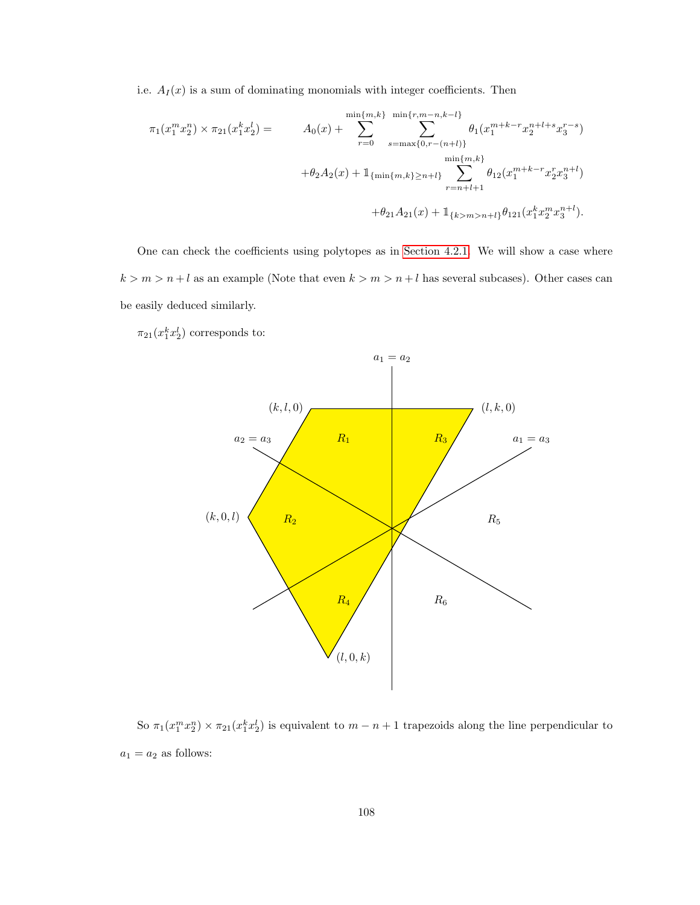i.e. $A_I(x)$ is a sum of dominating monomials with integer coefficients. Then

$$
\begin{aligned}
\pi_1(x_1^m x_2^n) \times \pi_{21}(x_1^k x_2^l) = \quad & A_0(x) + \sum_{r=0}^{\min\{m,k\}} \sum_{s=\max\{0,r-(n+l)\}}^{\min\{r,m-n,k-l\}} \theta_1(x_1^{m+k-r} x_2^{n+l+s} x_3^{r-s}) \\
& + \theta_2 A_2(x) + \mathbb{1}_{\{\min\{m,k\} \geq n+l\}} \sum_{r=n+l+1}^{\min\{m,k\}} \theta_{12}(x_1^{m+k-r} x_2^r x_3^{n+l}) \\
& + \theta_{21} A_{21}(x) + \mathbb{1}_{\{k>m>n+l\}} \theta_{121}(x_1^k x_2^m x_3^{n+l}).
\end{aligned}
$$

One can check the coefficients using polytopes as in Section 4.2.1. We will show a case where $k > m > n+l$ as an example (Note that even $k > m > n+l$ has several subcases). Other cases can be easily deduced similarly.

$\pi_{21}(x_1^k x_2^l)$ corresponds to:

So $\pi_1(x_1^m x_2^n) \times \pi_{21}(x_1^k x_2^l)$ is equivalent to $m - n + 1$ trapezoids along the line perpendicular to $a_1 = a_2$ as follows: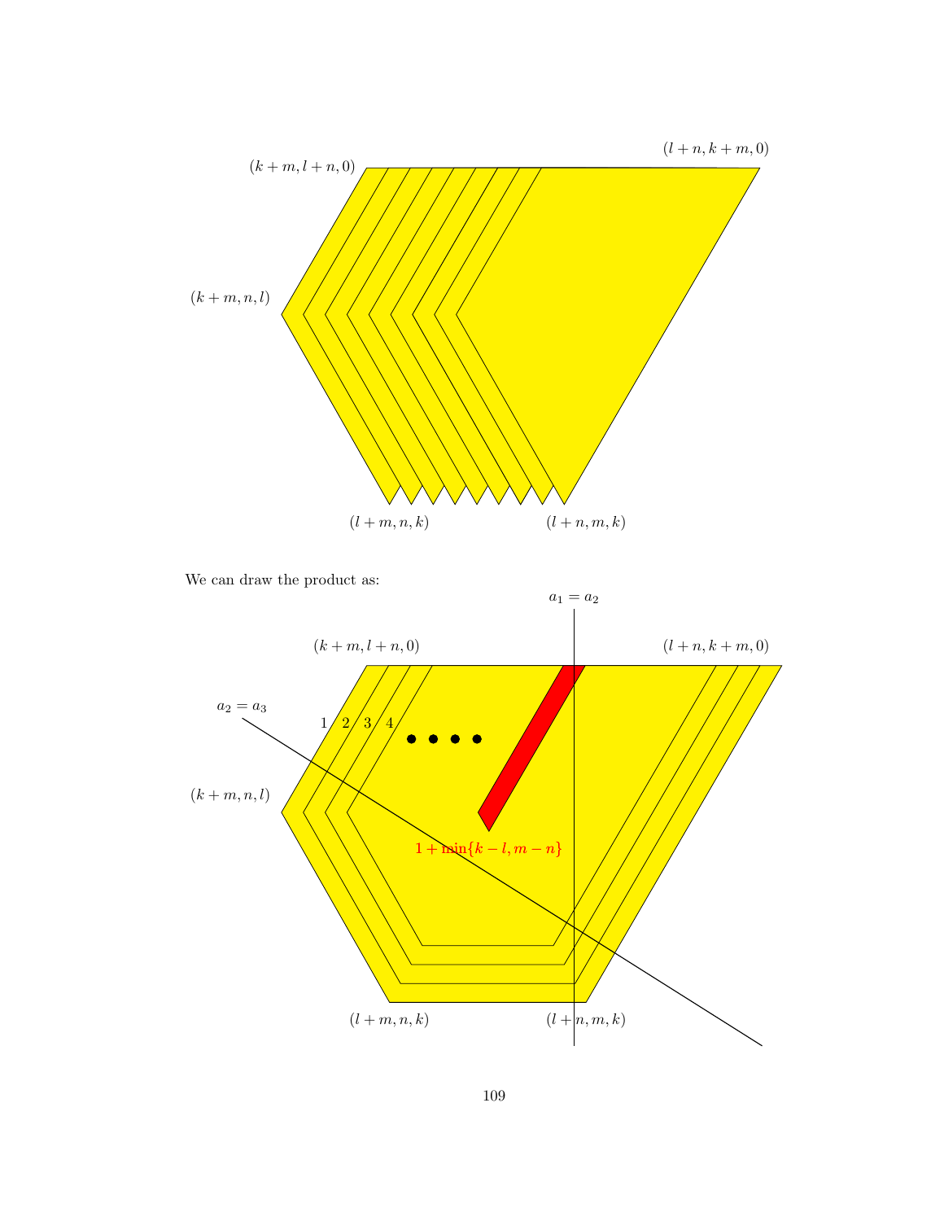$(k+m, l+n, 0)$ $(l+n, k+m, 0)$

$(k+m, n, l)$

$(l+m, n, k)$ $(l+n, m, k)$

We can draw the product as:

$a_1 = a_2$

$(k+m, l+n, 0)$ $(l+n, k+m, 0)$

$a_2 = a_3$

1 2 3 4

$(k+m, n, l)$

$1 + \min\{k-l, m-n\}$

$(l+m, n, k)$ $(l+n, m, k)$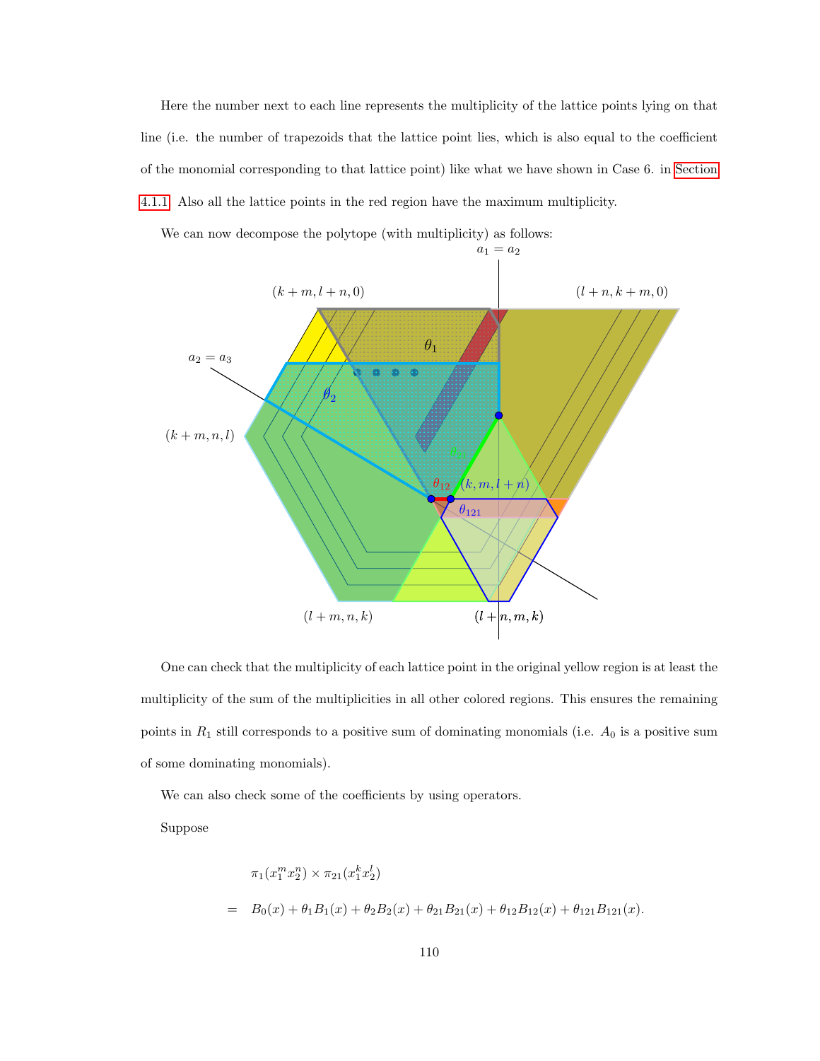Here the number next to each line represents the multiplicity of the lattice points lying on that line (i.e. the number of trapezoids that the lattice point lies, which is also equal to the coefficient of the monomial corresponding to that lattice point) like what we have shown in Case 6. in Section 4.1.1. Also all the lattice points in the red region have the maximum multiplicity.

We can now decompose the polytope (with multiplicity) as follows:

One can check that the multiplicity of each lattice point in the original yellow region is at least the multiplicity of the sum of the multiplicities in all other colored regions. This ensures the remaining points in $R_1$ still corresponds to a positive sum of dominating monomials (i.e. $A_0$ is a positive sum of some dominating monomials).

We can also check some of the coefficients by using operators.

Suppose

$$
\begin{aligned}
& \pi_1(x_1^m x_2^n) \times \pi_{21}(x_1^k x_2^l) \\
= \quad & B_0(x) + \theta_1 B_1(x) + \theta_2 B_2(x) + \theta_{21} B_{21}(x) + \theta_{12} B_{12}(x) + \theta_{121} B_{121}(x).
\end{aligned}
$$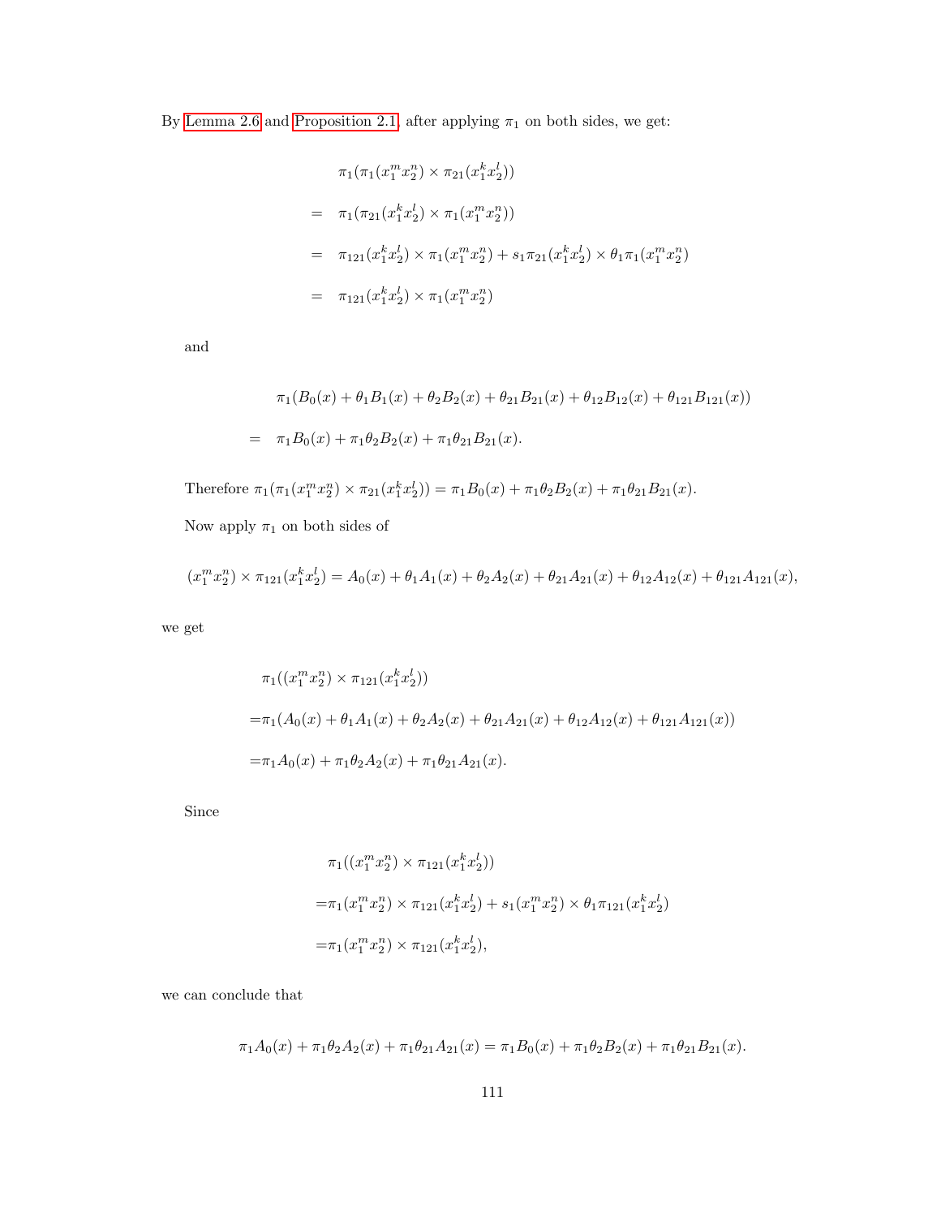By Lemma 2.6 and Proposition 2.1, after applying $\pi_1$ on both sides, we get:

$$
\begin{aligned}
& \pi_1(\pi_1(x_1^m x_2^n) \times \pi_{21}(x_1^k x_2^l)) \\
= \quad & \pi_1(\pi_{21}(x_1^k x_2^l) \times \pi_1(x_1^m x_2^n)) \\
= \quad & \pi_{121}(x_1^k x_2^l) \times \pi_1(x_1^m x_2^n) + s_1\pi_{21}(x_1^k x_2^l) \times \theta_1\pi_1(x_1^m x_2^n) \\
= \quad & \pi_{121}(x_1^k x_2^l) \times \pi_1(x_1^m x_2^n)
\end{aligned}
$$

and

$$
\begin{aligned}
& \pi_1(B_0(x) + \theta_1 B_1(x) + \theta_2 B_2(x) + \theta_{21} B_{21}(x) + \theta_{12} B_{12}(x) + \theta_{121} B_{121}(x)) \\
= \quad & \pi_1 B_0(x) + \pi_1\theta_2 B_2(x) + \pi_1\theta_{21} B_{21}(x).
\end{aligned}
$$

Therefore $\pi_1(\pi_1(x_1^m x_2^n) \times \pi_{21}(x_1^k x_2^l)) = \pi_1 B_0(x) + \pi_1\theta_2 B_2(x) + \pi_1\theta_{21} B_{21}(x)$.

Now apply $\pi_1$ on both sides of

$$
(x_1^m x_2^n) \times \pi_{121}(x_1^k x_2^l) = A_0(x) + \theta_1 A_1(x) + \theta_2 A_2(x) + \theta_{21} A_{21}(x) + \theta_{12} A_{12}(x) + \theta_{121} A_{121}(x),
$$

we get

$$
\begin{aligned}
& \pi_1((x_1^m x_2^n) \times \pi_{121}(x_1^k x_2^l)) \\
= & \pi_1(A_0(x) + \theta_1 A_1(x) + \theta_2 A_2(x) + \theta_{21} A_{21}(x) + \theta_{12} A_{12}(x) + \theta_{121} A_{121}(x)) \\
= & \pi_1 A_0(x) + \pi_1\theta_2 A_2(x) + \pi_1\theta_{21} A_{21}(x).
\end{aligned}
$$

Since

$$
\begin{aligned}
& \pi_1((x_1^m x_2^n) \times \pi_{121}(x_1^k x_2^l)) \\
= & \pi_1(x_1^m x_2^n) \times \pi_{121}(x_1^k x_2^l) + s_1(x_1^m x_2^n) \times \theta_1\pi_{121}(x_1^k x_2^l) \\
= & \pi_1(x_1^m x_2^n) \times \pi_{121}(x_1^k x_2^l),
\end{aligned}
$$

we can conclude that

$$
\pi_1 A_0(x) + \pi_1\theta_2 A_2(x) + \pi_1\theta_{21} A_{21}(x) = \pi_1 B_0(x) + \pi_1\theta_2 B_2(x) + \pi_1\theta_{21} B_{21}(x).
$$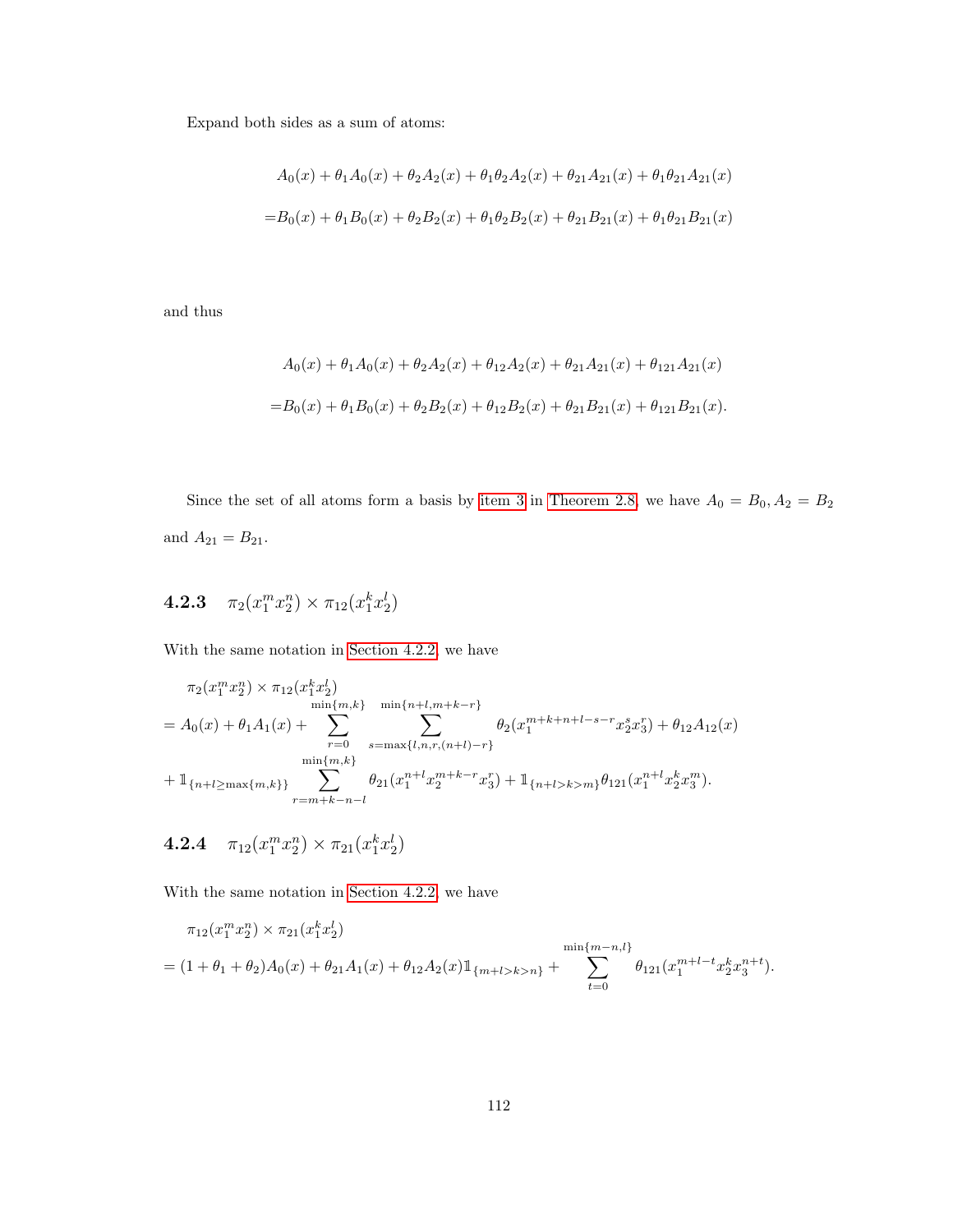Expand both sides as a sum of atoms:

$$
\begin{aligned}
&A_0(x) + \theta_1 A_0(x) + \theta_2 A_2(x) + \theta_1\theta_2 A_2(x) + \theta_{21} A_{21}(x) + \theta_1\theta_{21} A_{21}(x) \\
=&B_0(x) + \theta_1 B_0(x) + \theta_2 B_2(x) + \theta_1\theta_2 B_2(x) + \theta_{21} B_{21}(x) + \theta_1\theta_{21} B_{21}(x)
\end{aligned}
$$

and thus

$$
\begin{aligned}
&A_0(x) + \theta_1 A_0(x) + \theta_2 A_2(x) + \theta_{12} A_2(x) + \theta_{21} A_{21}(x) + \theta_{121} A_{21}(x) \\
=&B_0(x) + \theta_1 B_0(x) + \theta_2 B_2(x) + \theta_{12} B_2(x) + \theta_{21} B_{21}(x) + \theta_{121} B_{21}(x).
\end{aligned}
$$

Since the set of all atoms form a basis by item 3 in Theorem 2.8, we have $A_0 = B_0, A_2 = B_2$ and $A_{21} = B_{21}$.

### 4.2.3 $\pi_2(x_1^m x_2^n) \times \pi_{12}(x_1^k x_2^l)$

With the same notation in Section 4.2.2, we have

$$
\begin{aligned}
&\pi_2(x_1^m x_2^n) \times \pi_{12}(x_1^k x_2^l) \\
=& A_0(x) + \theta_1 A_1(x) + \sum_{r=0}^{\min\{m,k\}} \sum_{s=\max\{l,n,r,(n+l)-r\}}^{\min\{n+l,m+k-r\}} \theta_2(x_1^{m+k+n+l-s-r} x_2^s x_3^r) + \theta_{12} A_{12}(x) \\
&+ \mathbb{1}_{\{n+l \geq \max\{m,k\}\}} \sum_{r=m+k-n-l}^{\min\{m,k\}} \theta_{21}(x_1^{n+l} x_2^{m+k-r} x_3^r) + \mathbb{1}_{\{n+l>k>m\}} \theta_{121}(x_1^{n+l} x_2^k x_3^m).
\end{aligned}
$$

### 4.2.4 $\pi_{12}(x_1^m x_2^n) \times \pi_{21}(x_1^k x_2^l)$

With the same notation in Section 4.2.2, we have

$$
\begin{aligned}
&\pi_{12}(x_1^m x_2^n) \times \pi_{21}(x_1^k x_2^l) \\
=& (1 + \theta_1 + \theta_2) A_0(x) + \theta_{21} A_1(x) + \theta_{12} A_2(x) \mathbb{1}_{\{m+l>k>n\}} + \sum_{t=0}^{\min\{m-n,l\}} \theta_{121}(x_1^{m+l-t} x_2^k x_3^{n+t}).
\end{aligned}
$$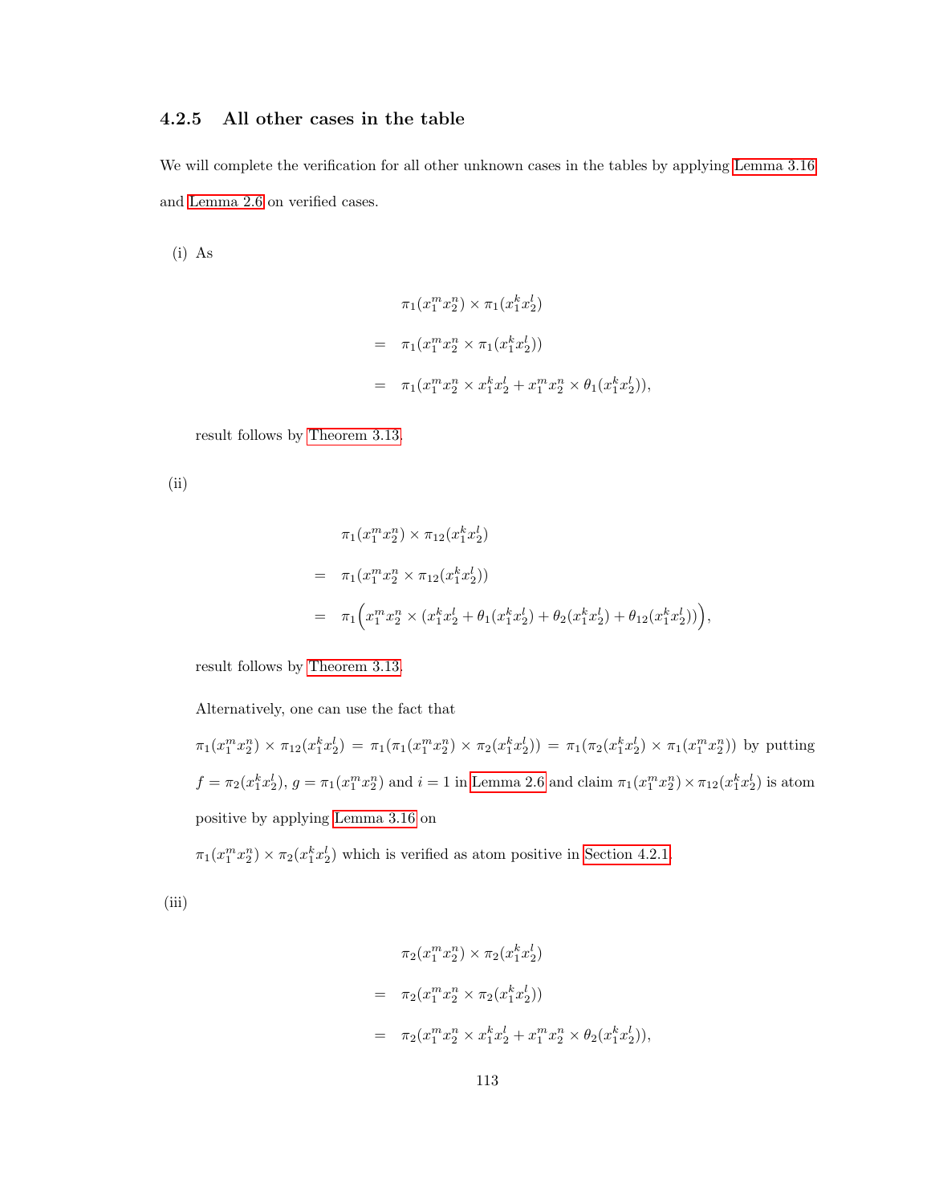### 4.2.5 All other cases in the table

We will complete the verification for all other unknown cases in the tables by applying Lemma 3.16 and Lemma 2.6 on verified cases.

(i) As

$$
\begin{aligned}
& \pi_1(x_1^m x_2^n) \times \pi_1(x_1^k x_2^l) \\
= \quad & \pi_1(x_1^m x_2^n \times \pi_1(x_1^k x_2^l)) \\
= \quad & \pi_1(x_1^m x_2^n \times x_1^k x_2^l + x_1^m x_2^n \times \theta_1(x_1^k x_2^l)),
\end{aligned}
$$

result follows by Theorem 3.13.

(ii)

$$
\begin{aligned}
& \pi_1(x_1^m x_2^n) \times \pi_{12}(x_1^k x_2^l) \\
= \quad & \pi_1(x_1^m x_2^n \times \pi_{12}(x_1^k x_2^l)) \\
= \quad & \pi_1\Big(x_1^m x_2^n \times (x_1^k x_2^l + \theta_1(x_1^k x_2^l) + \theta_2(x_1^k x_2^l) + \theta_{12}(x_1^k x_2^l))\Big),
\end{aligned}
$$

result follows by Theorem 3.13.

Alternatively, one can use the fact that $\pi_1(x_1^m x_2^n) \times \pi_{12}(x_1^k x_2^l) = \pi_1(\pi_1(x_1^m x_2^n) \times \pi_2(x_1^k x_2^l)) = \pi_1(\pi_2(x_1^k x_2^l) \times \pi_1(x_1^m x_2^n))$ by putting $f = \pi_2(x_1^k x_2^l)$, $g = \pi_1(x_1^m x_2^n)$ and $i = 1$ in Lemma 2.6 and claim $\pi_1(x_1^m x_2^n) \times \pi_{12}(x_1^k x_2^l)$ is atom positive by applying Lemma 3.16 on $\pi_1(x_1^m x_2^n) \times \pi_2(x_1^k x_2^l)$ which is verified as atom positive in Section 4.2.1.

(iii)

$$
\begin{aligned}
& \pi_2(x_1^m x_2^n) \times \pi_2(x_1^k x_2^l) \\
= \quad & \pi_2(x_1^m x_2^n \times \pi_2(x_1^k x_2^l)) \\
= \quad & \pi_2(x_1^m x_2^n \times x_1^k x_2^l + x_1^m x_2^n \times \theta_2(x_1^k x_2^l)),
\end{aligned}
$$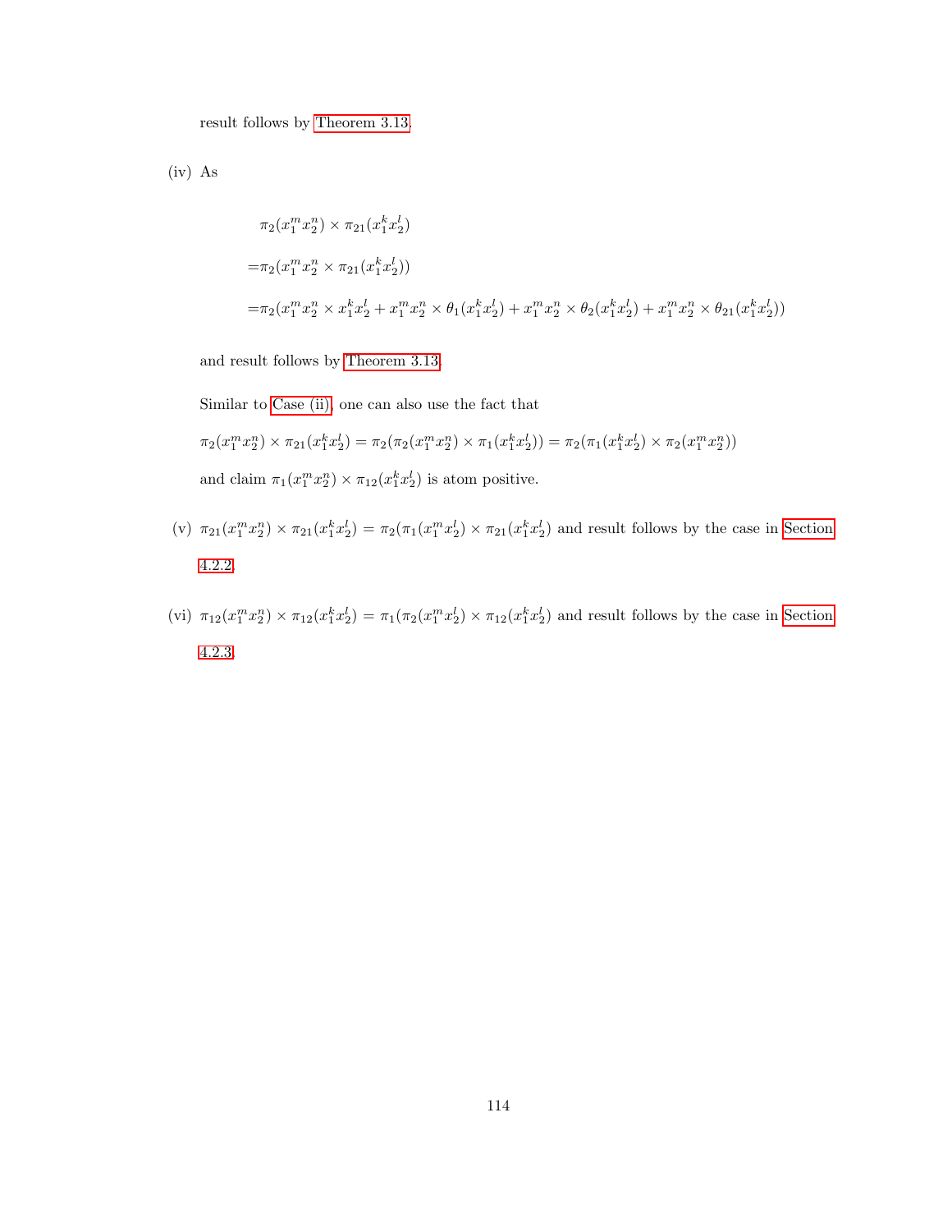result follows by Theorem 3.13.

(iv) As

$$
\begin{aligned}
&\pi_2(x_1^m x_2^n) \times \pi_{21}(x_1^k x_2^l) \\
=&\pi_2(x_1^m x_2^n \times \pi_{21}(x_1^k x_2^l)) \\
=&\pi_2(x_1^m x_2^n \times x_1^k x_2^l + x_1^m x_2^n \times \theta_1(x_1^k x_2^l) + x_1^m x_2^n \times \theta_2(x_1^k x_2^l) + x_1^m x_2^n \times \theta_{21}(x_1^k x_2^l))
\end{aligned}
$$

and result follows by Theorem 3.13.

Similar to Case (ii), one can also use the fact that

$\pi_2(x_1^m x_2^n) \times \pi_{21}(x_1^k x_2^l) = \pi_2(\pi_2(x_1^m x_2^n) \times \pi_1(x_1^k x_2^l)) = \pi_2(\pi_1(x_1^k x_2^l) \times \pi_2(x_1^m x_2^n))$

and claim $\pi_1(x_1^m x_2^n) \times \pi_{12}(x_1^k x_2^l)$ is atom positive.

(v) $\pi_{21}(x_1^m x_2^n) \times \pi_{21}(x_1^k x_2^l) = \pi_2(\pi_1(x_1^m x_2^l) \times \pi_{21}(x_1^k x_2^l)$ and result follows by the case in Section 4.2.2.

(vi) $\pi_{12}(x_1^m x_2^n) \times \pi_{12}(x_1^k x_2^l) = \pi_1(\pi_2(x_1^m x_2^l) \times \pi_{12}(x_1^k x_2^l)$ and result follows by the case in Section 4.2.3.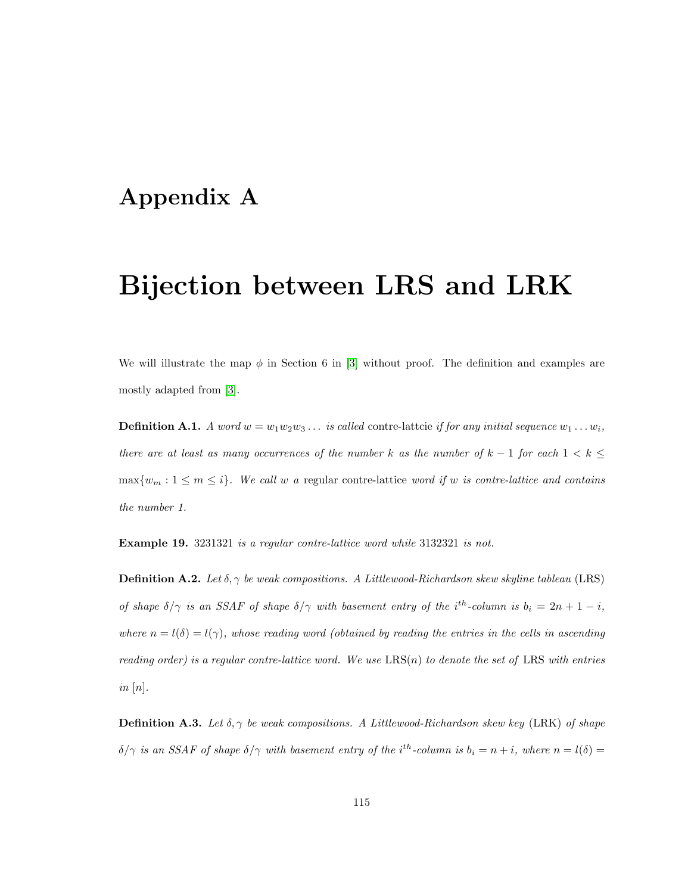# Appendix A

# Bijection between LRS and LRK

We will illustrate the map $\phi$ in Section 6 in [3] without proof. The definition and examples are mostly adapted from [3].

**Definition A.1.** *A word $w = w_1w_2w_3\ldots$ is called* contre-lattcie *if for any initial sequence $w_1 \ldots w_i$, there are at least as many occurrences of the number $k$ as the number of $k-1$ for each $1 < k \leq \max\{w_m : 1 \leq m \leq i\}$. We call $w$ a* regular contre-lattice *word if $w$ is contre-lattice and contains the number 1.*

**Example 19.** *3231321 is a regular contre-lattice word while 3132321 is not.*

**Definition A.2.** *Let $\delta, \gamma$ be weak compositions. A Littlewood-Richardson skew skyline tableau* (LRS) *of shape $\delta/\gamma$ is an SSAF of shape $\delta/\gamma$ with basement entry of the $i^{th}$-column is $b_i = 2n + 1 - i$, where $n = l(\delta) = l(\gamma)$, whose reading word (obtained by reading the entries in the cells in ascending reading order) is a regular contre-lattice word. We use* LRS$(n)$ *to denote the set of* LRS *with entries in $[n]$.*

**Definition A.3.** *Let $\delta, \gamma$ be weak compositions. A Littlewood-Richardson skew key* (LRK) *of shape $\delta/\gamma$ is an SSAF of shape $\delta/\gamma$ with basement entry of the $i^{th}$-column is $b_i = n + i$, where $n = l(\delta) =$*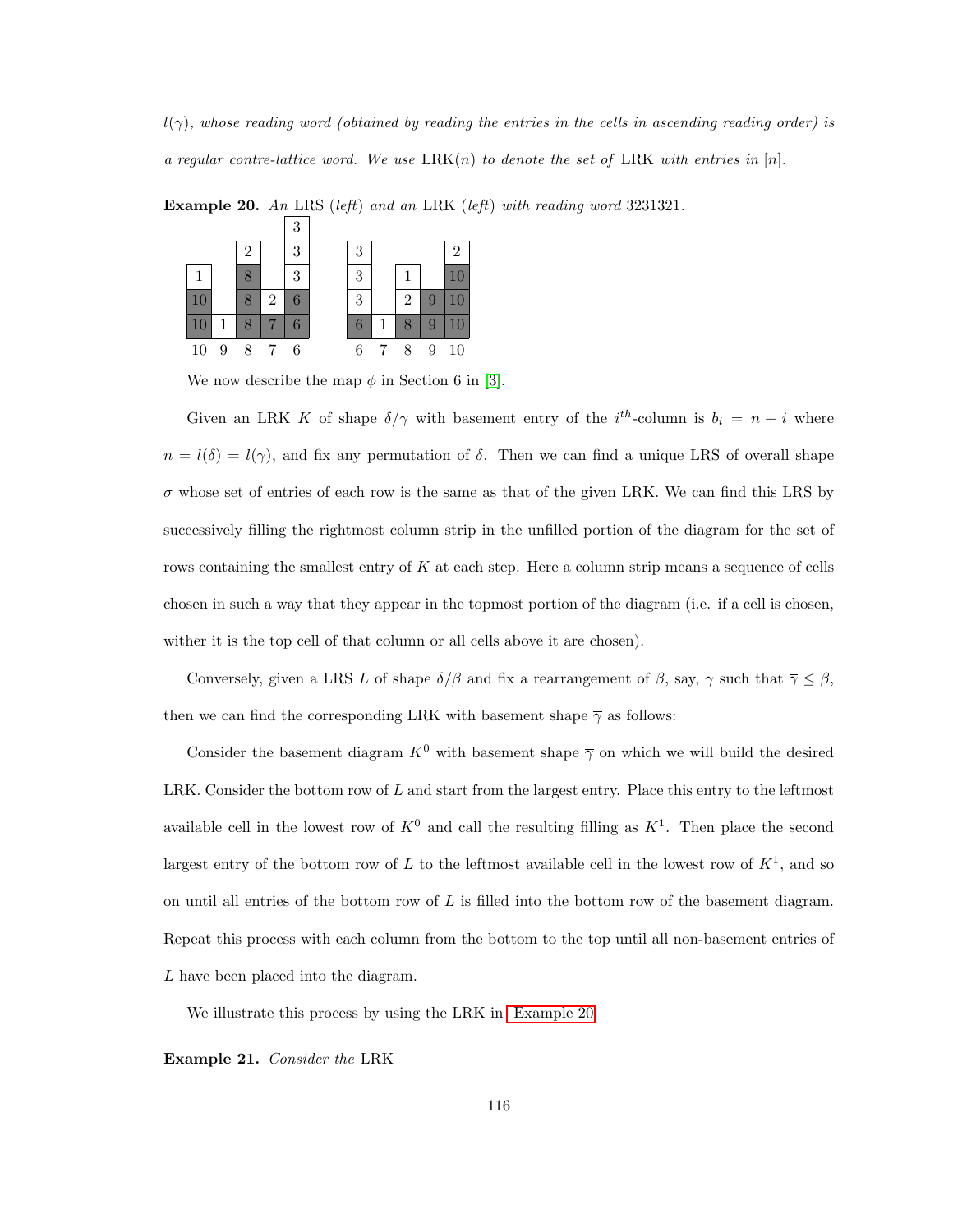$l(\gamma)$*, whose reading word (obtained by reading the entries in the cells in ascending reading order) is a regular contre-lattice word. We use* $\mathrm{LRK}(n)$ *to denote the set of* LRK *with entries in* $[n]$.

**Example 20.** *An* LRS *(left) and an* LRK *(left) with reading word* 3231321.

|  |  |  |  | 3 |
|---|---|---|---|---|
|  |  | 2 |  | 3 |
| 1 |  | 8 |  | 3 |
| 10 |  | 8 | 2 | 6 |
| 10 | 1 | 8 | 7 | 6 |
| 10 | 9 | 8 | 7 | 6 |

| 3 |  |  |  | 2 |
|---|---|---|---|---|
| 3 |  | 1 |  | 10 |
| 3 |  | 2 | 9 | 10 |
| 6 | 1 | 8 | 9 | 10 |
| 6 | 7 | 8 | 9 | 10 |

We now describe the map $\phi$ in Section 6 in [3].

Given an LRK $K$ of shape $\delta/\gamma$ with basement entry of the $i^{th}$-column is $b_i = n + i$ where $n = l(\delta) = l(\gamma)$, and fix any permutation of $\delta$. Then we can find a unique LRS of overall shape $\sigma$ whose set of entries of each row is the same as that of the given LRK. We can find this LRS by successively filling the rightmost column strip in the unfilled portion of the diagram for the set of rows containing the smallest entry of $K$ at each step. Here a column strip means a sequence of cells chosen in such a way that they appear in the topmost portion of the diagram (i.e. if a cell is chosen, wither it is the top cell of that column or all cells above it are chosen).

Conversely, given a LRS $L$ of shape $\delta/\beta$ and fix a rearrangement of $\beta$, say, $\gamma$ such that $\overline{\gamma} \leq \beta$, then we can find the corresponding LRK with basement shape $\overline{\gamma}$ as follows:

Consider the basement diagram $K^0$ with basement shape $\overline{\gamma}$ on which we will build the desired LRK. Consider the bottom row of $L$ and start from the largest entry. Place this entry to the leftmost available cell in the lowest row of $K^0$ and call the resulting filling as $K^1$. Then place the second largest entry of the bottom row of $L$ to the leftmost available cell in the lowest row of $K^1$, and so on until all entries of the bottom row of $L$ is filled into the bottom row of the basement diagram. Repeat this process with each column from the bottom to the top until all non-basement entries of $L$ have been placed into the diagram.

We illustrate this process by using the LRK in Example 20.

**Example 21.** *Consider the* LRK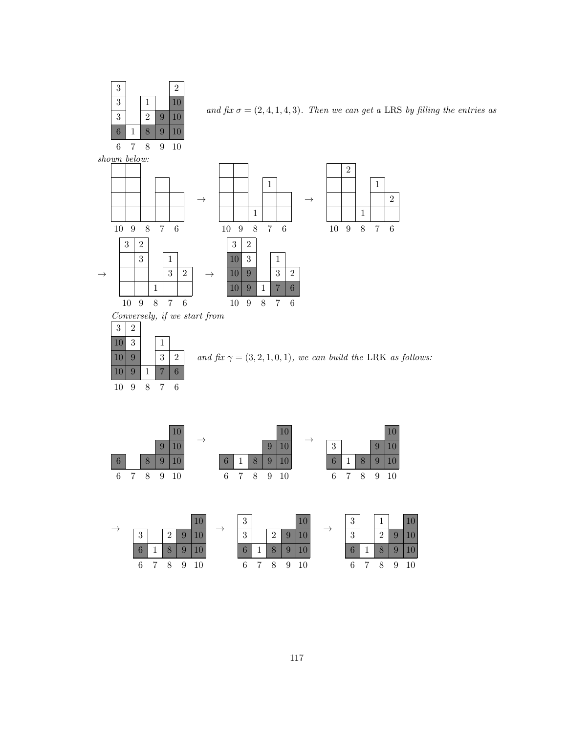| 3 | | | | 2 |
|---|---|---|---|---|
| 3 | | 1 | | 10 |
| 3 | | 2 | 9 | 10 |
| 6 | 1 | 8 | 9 | 10 |
| 6 | 7 | 8 | 9 | 10 |

*and fix* $\sigma = (2, 4, 1, 4, 3)$. *Then we can get a* LRS *by filling the entries as shown below:*

| | | | | |
|---|---|---|---|---|
| | | | | |
| | | | | |
| | | | | |
| | | | | |
| 10 | 9 | 8 | 7 | 6 |

$\rightarrow$

| | | | | |
|---|---|---|---|---|
| | | | | |
| | | | 1 | |
| | | | | |
| | | 1 | | |
| 10 | 9 | 8 | 7 | 6 |

$\rightarrow$

| | | | | |
|---|---|---|---|---|
| | 2 | | | |
| | | | 1 | |
| | | | | 2 |
| | | 1 | | |
| 10 | 9 | 8 | 7 | 6 |

$\rightarrow$

| | | | | |
|---|---|---|---|---|
| 3 | 2 | | | |
| | 3 | | 1 | |
| | | | 3 | 2 |
| | | 1 | | |
| 10 | 9 | 8 | 7 | 6 |

$\rightarrow$

| | | | | |
|---|---|---|---|---|
| 3 | 2 | | | |
| 10 | 3 | | 1 | |
| 10 | 9 | | 3 | 2 |
| 10 | 9 | 1 | 7 | 6 |
| 10 | 9 | 8 | 7 | 6 |

*Conversely, if we start from*

| | | | | |
|---|---|---|---|---|
| 3 | 2 | | | |
| 10 | 3 | | 1 | |
| 10 | 9 | | 3 | 2 |
| 10 | 9 | 1 | 7 | 6 |
| 10 | 9 | 8 | 7 | 6 |

*and fix* $\gamma = (3, 2, 1, 0, 1)$, *we can build the* LRK *as follows:*

| | | | | |
|---|---|---|---|---|
| | | | | 10 |
| | | | 9 | 10 |
| 6 | | 8 | 9 | 10 |
| 6 | 7 | 8 | 9 | 10 |

$\rightarrow$

| | | | | |
|---|---|---|---|---|
| | | | | 10 |
| | | | 9 | 10 |
| 6 | 1 | 8 | 9 | 10 |
| 6 | 7 | 8 | 9 | 10 |

$\rightarrow$

| | | | | |
|---|---|---|---|---|
| | | | | 10 |
| 3 | | | 9 | 10 |
| 6 | 1 | 8 | 9 | 10 |
| 6 | 7 | 8 | 9 | 10 |

$\rightarrow$

| | | | | |
|---|---|---|---|---|
| | | | | 10 |
| 3 | | 2 | 9 | 10 |
| 6 | 1 | 8 | 9 | 10 |
| 6 | 7 | 8 | 9 | 10 |

$\rightarrow$

| | | | | |
|---|---|---|---|---|
| 3 | | | | 10 |
| 3 | | 2 | 9 | 10 |
| 6 | 1 | 8 | 9 | 10 |
| 6 | 7 | 8 | 9 | 10 |

$\rightarrow$

| | | | | |
|---|---|---|---|---|
| 3 | | 1 | | 10 |
| 3 | | 2 | 9 | 10 |
| 6 | 1 | 8 | 9 | 10 |
| 6 | 7 | 8 | 9 | 10 |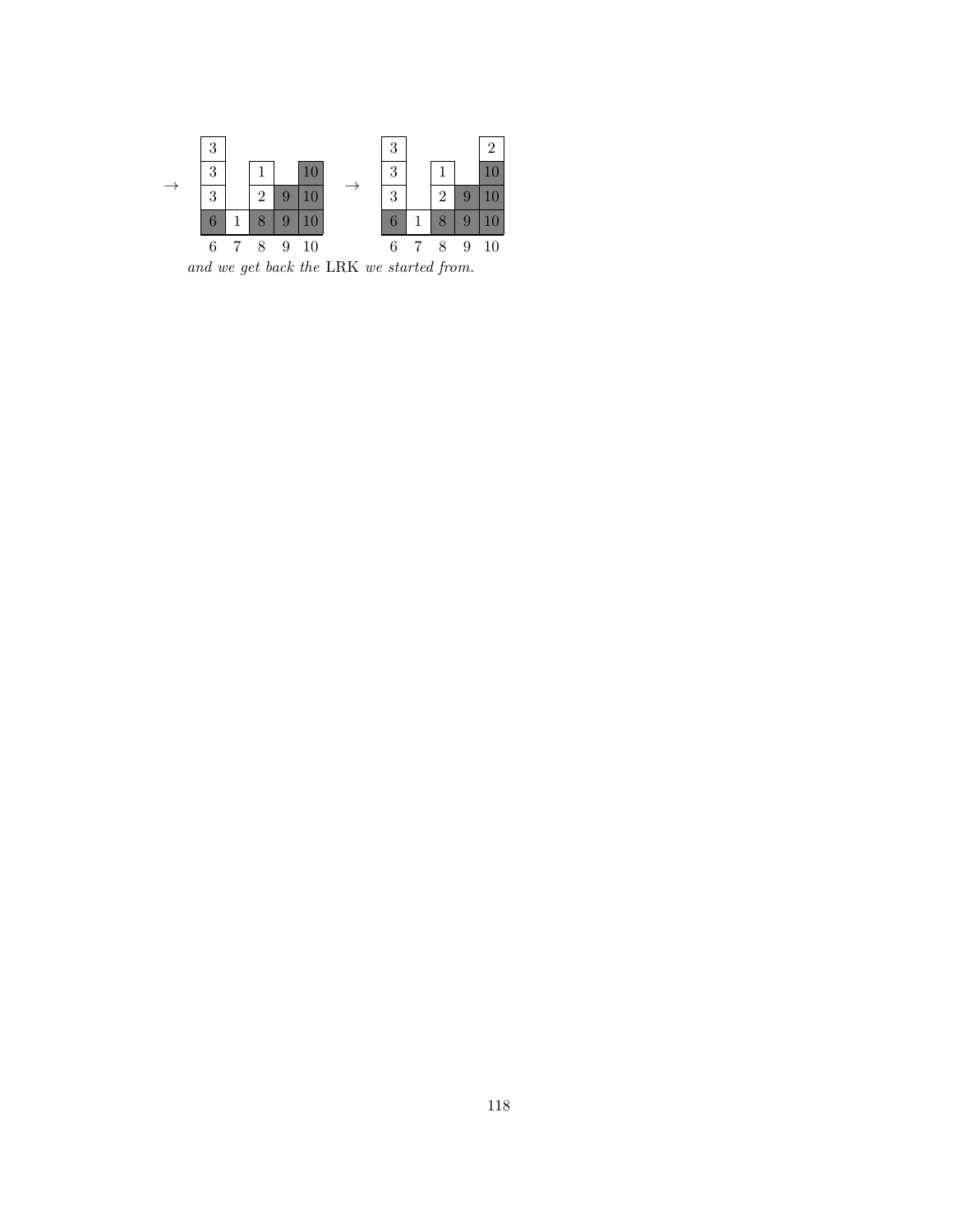→

|   |   |   |   |   |
|---|---|---|---|---|
| 3 |   |   |   |   |
| 3 |   | 1 |   | 10 |
| 3 |   | 2 | 9 | 10 |
| 6 | 1 | 8 | 9 | 10 |
| 6 | 7 | 8 | 9 | 10 |

→

|   |   |   |   |   |
|---|---|---|---|---|
| 3 |   |   |   | 2 |
| 3 |   | 1 |   | 10 |
| 3 |   | 2 | 9 | 10 |
| 6 | 1 | 8 | 9 | 10 |
| 6 | 7 | 8 | 9 | 10 |

*and we get back the* LRK *we started from.*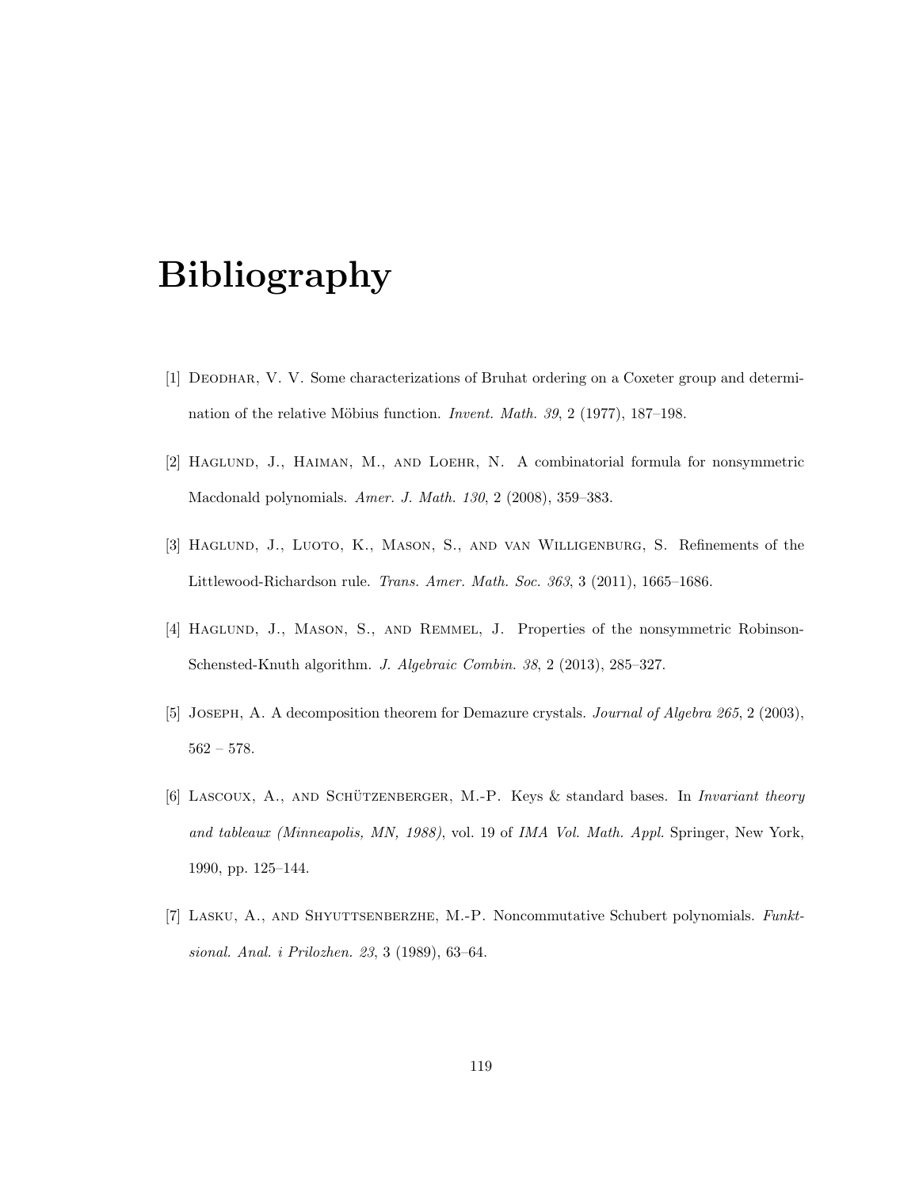# Bibliography

[1] Deodhar, V. V. Some characterizations of Bruhat ordering on a Coxeter group and determination of the relative Möbius function. *Invent. Math. 39*, 2 (1977), 187–198.

[2] Haglund, J., Haiman, M., and Loehr, N. A combinatorial formula for nonsymmetric Macdonald polynomials. *Amer. J. Math. 130*, 2 (2008), 359–383.

[3] Haglund, J., Luoto, K., Mason, S., and van Willigenburg, S. Refinements of the Littlewood-Richardson rule. *Trans. Amer. Math. Soc. 363*, 3 (2011), 1665–1686.

[4] Haglund, J., Mason, S., and Remmel, J. Properties of the nonsymmetric Robinson-Schensted-Knuth algorithm. *J. Algebraic Combin. 38*, 2 (2013), 285–327.

[5] Joseph, A. A decomposition theorem for Demazure crystals. *Journal of Algebra 265*, 2 (2003), 562 – 578.

[6] Lascoux, A., and Schützenberger, M.-P. Keys & standard bases. In *Invariant theory and tableaux (Minneapolis, MN, 1988)*, vol. 19 of *IMA Vol. Math. Appl.* Springer, New York, 1990, pp. 125–144.

[7] Lasku, A., and Shyuttsenberzhe, M.-P. Noncommutative Schubert polynomials. *Funktsional. Anal. i Prilozhen. 23*, 3 (1989), 63–64.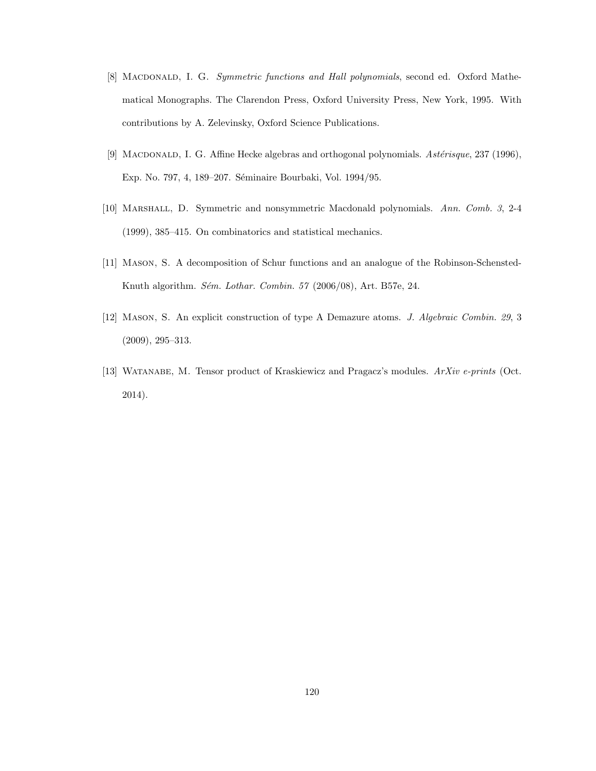[8] Macdonald, I. G. *Symmetric functions and Hall polynomials*, second ed. Oxford Mathematical Monographs. The Clarendon Press, Oxford University Press, New York, 1995. With contributions by A. Zelevinsky, Oxford Science Publications.

[9] Macdonald, I. G. Affine Hecke algebras and orthogonal polynomials. *Astérisque*, 237 (1996), Exp. No. 797, 4, 189–207. Séminaire Bourbaki, Vol. 1994/95.

[10] Marshall, D. Symmetric and nonsymmetric Macdonald polynomials. *Ann. Comb. 3*, 2-4 (1999), 385–415. On combinatorics and statistical mechanics.

[11] Mason, S. A decomposition of Schur functions and an analogue of the Robinson-Schensted-Knuth algorithm. *Sém. Lothar. Combin. 57* (2006/08), Art. B57e, 24.

[12] Mason, S. An explicit construction of type A Demazure atoms. *J. Algebraic Combin. 29*, 3 (2009), 295–313.

[13] Watanabe, M. Tensor product of Kraskiewicz and Pragacz's modules. *ArXiv e-prints* (Oct. 2014).